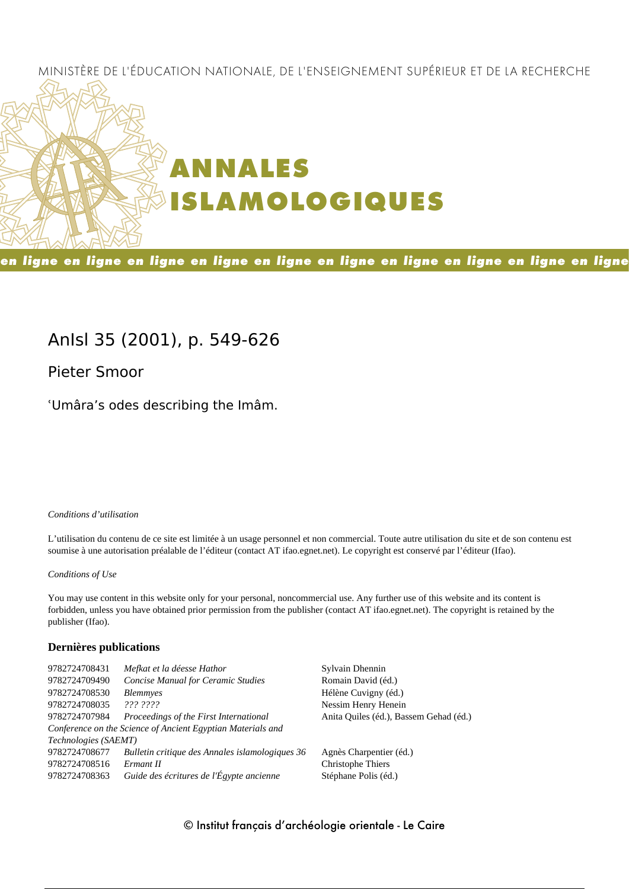MINISTÈRE DE L'ÉDUCATION NATIONALE, DE L'ENSEIGNEMENT SUPÉRIEUR ET DE LA RECHERCHE

# ANNALES ISLAMOLOGIQUES

en ligne en ligne en ligne en ligne en ligne en ligne en ligne en ligne en ligne en ligne

## AnIsl 35 (2001), p. 549-626

Pieter Smoor

ʿUmâra's odes describing the Imâm.

*Conditions d'utilisation*

L'utilisation du contenu de ce site est limitée à un usage personnel et non commercial. Toute autre utilisation du site et de son contenu est soumise à une autorisation préalable de l'éditeur (contact AT ifao.egnet.net). Le copyright est conservé par l'éditeur (Ifao).

*Conditions of Use*

You may use content in this website only for your personal, noncommercial use. Any further use of this website and its content is forbidden, unless you have obtained prior permission from the publisher (contact AT ifao.egnet.net). The copyright is retained by the publisher (Ifao).

**Dernières publications**

| | | |
|---|---|---|
| 9782724708431 | *Mefkat et la déesse Hathor* | Sylvain Dhennin |
| 9782724709490 | *Concise Manual for Ceramic Studies* | Romain David (éd.) |
| 9782724708530 | *Blemmyes* | Hélène Cuvigny (éd.) |
| 9782724708035 | *??? ????* | Nessim Henry Henein |
| 9782724707984 | *Proceedings of the First International Conference on the Science of Ancient Egyptian Materials and Technologies (SAEMT)* | Anita Quiles (éd.), Bassem Gehad (éd.) |
| 9782724708677 | *Bulletin critique des Annales islamologiques 36* | Agnès Charpentier (éd.) |
| 9782724708516 | *Ermant II* | Christophe Thiers |
| 9782724708363 | *Guide des écritures de l'Égypte ancienne* | Stéphane Polis (éd.) |

© Institut français d'archéologie orientale - Le Caire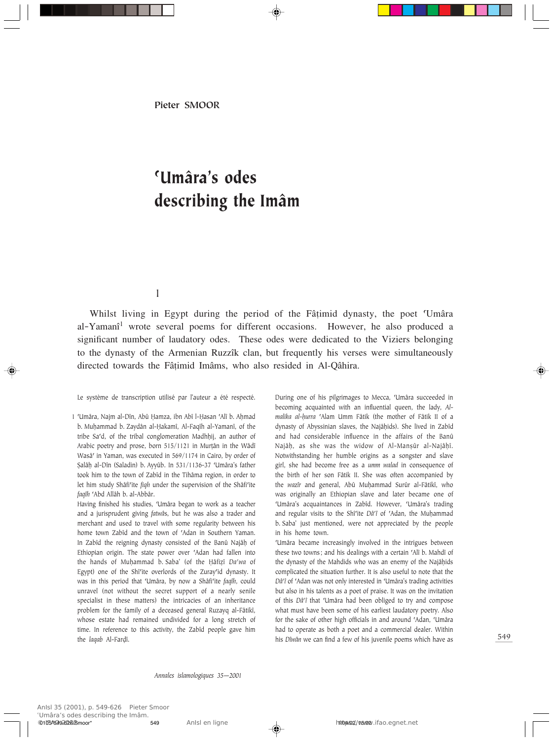Pieter SMOOR

# ʿUmâra's odes describing the Imâm

## 1

Whilst living in Egypt during the period of the Fâṭimid dynasty, the poet ʿUmâra al-Yamanî[1] wrote several poems for different occasions. However, he also produced a significant number of laudatory odes. These odes were dedicated to the Viziers belonging to the dynasty of the Armenian Ruzzîk clan, but frequently his verses were simultaneously directed towards the Fâṭimid Imâms, who also resided in Al-Qâhira.

Le système de transcription utilisé par l'auteur a été respecté.

1 ʿUmâra, Najm al-Dîn, Abû Ḥamza, ibn Abî l-Ḥasan ʿAlî b. Aḥmad b. Muḥammad b. Zaydân al-Ḥakamî, Al-Faqîh al-Yamanî, of the tribe Saʿd, of the tribal conglomeration Madhḥij, an author of Arabic poetry and prose, born 515/1121 in Murṭân in the Wâdî Wasâʿ in Yaman, was executed in 569/1174 in Cairo, by order of Ṣalâḥ al-Dîn (Saladin) b. Ayyûb. In 531/1136-37 ʿUmâra's father took him to the town of Zabîd in the Tihâma region, in order to let him study Shâfiʿite *fiqh* under the supervision of the Shâfiʿite *faqîh* ʿAbd Allâh b. al-Abbâr.

Having finished his studies, ʿUmâra began to work as a teacher and a jurisprudent giving *fatwâs*, but he was also a trader and merchant and used to travel with some regularity between his home town Zabîd and the town of ʿAdan in Southern Yaman. In Zabîd the reigning dynasty consisted of the Banû Najâḥ of Ethiopian origin. The state power over ʿAdan had fallen into the hands of Muḥammad b. Sabaʾ (of the Ḥâfiẓî *Daʿwa* of Egypt) one of the Shîʿite overlords of the Zurayʿid dynasty. It was in this period that ʿUmâra, by now a Shâfiʿite *faqîh*, could unravel (not without the secret support of a nearly senile specialist in these matters) the intricacies of an inheritance problem for the family of a deceased general Ruzayq al-Fâtikî, whose estate had remained undivided for a long stretch of time. In reference to this activity, the Zabîd people gave him the *laqab* Al-Farḍî.

During one of his pilgrimages to Mecca, ʿUmâra succeeded in becoming acquainted with an influential queen, the lady, *Al-malika al-ḥurra* ʿAlam Umm Fâtik (the mother of Fâtik II of a dynasty of Abyssinian slaves, the Najâḥids). She lived in Zabîd and had considerable influence in the affairs of the Banû Najâḥ, as she was the widow of Al-Manṣûr al-Najâḥî. Notwithstanding her humble origins as a songster and slave girl, she had become free as a *umm walad* in consequence of the birth of her son Fâtik II. She was often accompanied by the *wazîr* and general, Abû Muḥammad Surûr al-Fâtikî, who was originally an Ethiopian slave and later became one of ʿUmâra's acquaintances in Zabîd. However, ʿUmâra's trading and regular visits to the Shîʿite *Dâʿî* of ʿAdan, the Muḥammad b. Sabaʾ just mentioned, were not appreciated by the people in his home town.

ʿUmâra became increasingly involved in the intrigues between these two towns; and his dealings with a certain ʿAlî b. Mahdî of the dynasty of the Mahdids who was an enemy of the Najâḥids complicated the situation further. It is also useful to note that the *Dâʿî* of ʿAdan was not only interested in ʿUmâra's trading activities but also in his talents as a poet of praise. It was on the invitation of this *Dâʿî* that ʿUmâra had been obliged to try and compose what must have been some of his earliest laudatory poetry. Also for the sake of other high officials in and around ʿAdan, ʿUmâra had to operate as both a poet and a commercial dealer. Within his *Dîwân* we can find a few of his juvenile poems which have as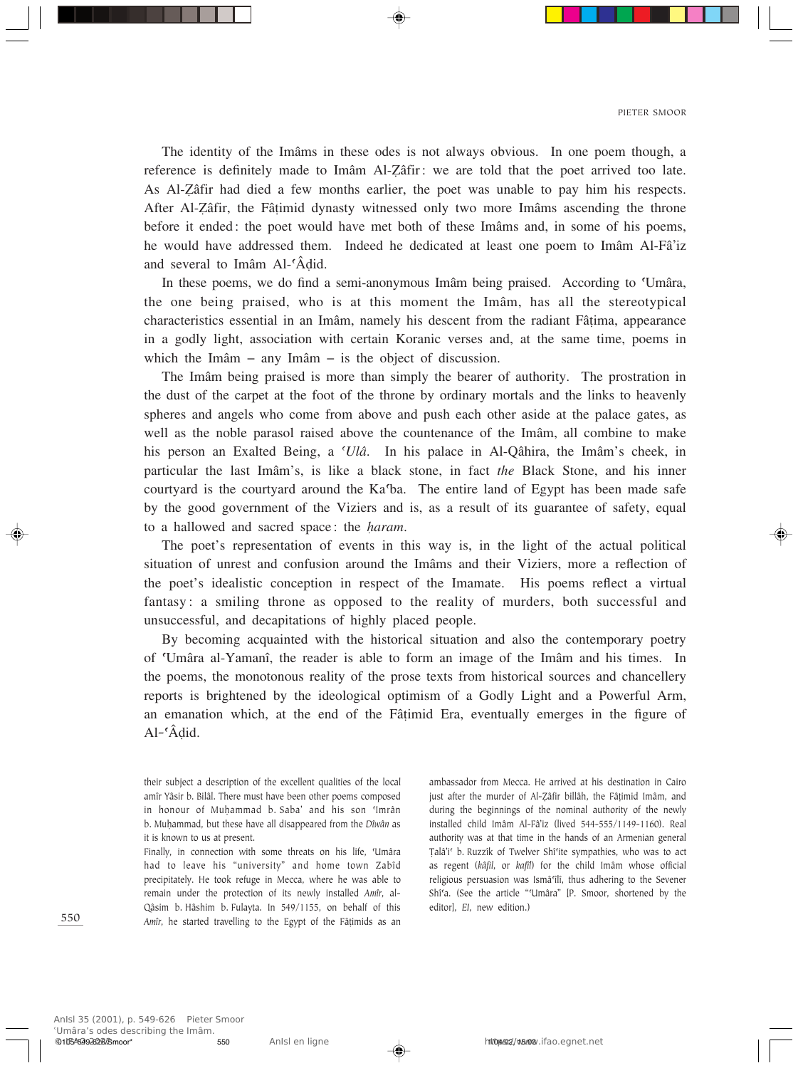The identity of the Imâms in these odes is not always obvious. In one poem though, a reference is definitely made to Imâm Al-Ẓâfir: we are told that the poet arrived too late. As Al-Ẓâfir had died a few months earlier, the poet was unable to pay him his respects. After Al-Ẓâfir, the Fâṭimid dynasty witnessed only two more Imâms ascending the throne before it ended: the poet would have met both of these Imâms and, in some of his poems, he would have addressed them. Indeed he dedicated at least one poem to Imâm Al-Fâ'iz and several to Imâm Al-ʿÂḍid.

In these poems, we do find a semi-anonymous Imâm being praised. According to ʿUmâra, the one being praised, who is at this moment the Imâm, has all the stereotypical characteristics essential in an Imâm, namely his descent from the radiant Fâṭima, appearance in a godly light, association with certain Koranic verses and, at the same time, poems in which the Imâm – any Imâm – is the object of discussion.

The Imâm being praised is more than simply the bearer of authority. The prostration in the dust of the carpet at the foot of the throne by ordinary mortals and the links to heavenly spheres and angels who come from above and push each other aside at the palace gates, as well as the noble parasol raised above the countenance of the Imâm, all combine to make his person an Exalted Being, a *ʿUlâ*. In his palace in Al-Qâhira, the Imâm's cheek, in particular the last Imâm's, is like a black stone, in fact *the* Black Stone, and his inner courtyard is the courtyard around the Kaʿba. The entire land of Egypt has been made safe by the good government of the Viziers and is, as a result of its guarantee of safety, equal to a hallowed and sacred space: the *ḥaram*.

The poet's representation of events in this way is, in the light of the actual political situation of unrest and confusion around the Imâms and their Viziers, more a reflection of the poet's idealistic conception in respect of the Imamate. His poems reflect a virtual fantasy: a smiling throne as opposed to the reality of murders, both successful and unsuccessful, and decapitations of highly placed people.

By becoming acquainted with the historical situation and also the contemporary poetry of ʿUmâra al-Yamanî, the reader is able to form an image of the Imâm and his times. In the poems, the monotonous reality of the prose texts from historical sources and chancellery reports is brightened by the ideological optimism of a Godly Light and a Powerful Arm, an emanation which, at the end of the Fâṭimid Era, eventually emerges in the figure of Al-ʿÂḍid.

their subject a description of the excellent qualities of the local amîr Yâsir b. Bilâl. There must have been other poems composed in honour of Muḥammad b. Saba' and his son ʿImrân b. Muḥammad, but these have all disappeared from the *Dîwân* as it is known to us at present.

Finally, in connection with some threats on his life, ʿUmâra had to leave his "university" and home town Zabîd precipitately. He took refuge in Mecca, where he was able to remain under the protection of its newly installed *Amîr*, al-Qâsim b. Hâshim b. Fulayta. In 549/1155, on behalf of this *Amîr*, he started travelling to the Egypt of the Fâṭimids as an ambassador from Mecca. He arrived at his destination in Cairo just after the murder of Al-Ẓâfir billâh, the Fâṭimid Imâm, and during the beginnings of the nominal authority of the newly installed child Imâm Al-Fâ'iz (lived 544-555/1149-1160). Real authority was at that time in the hands of an Armenian general Ṭalâ'iʿ b. Ruzzîk of Twelver Shîʿite sympathies, who was to act as regent (*kâfil*, or *kafîl*) for the child Imâm whose official religious persuasion was Ismâʿîlî, thus adhering to the Sevener Shîʿa. (See the article "ʿUmâra" [P. Smoor, shortened by the editor], *EI*, new edition.)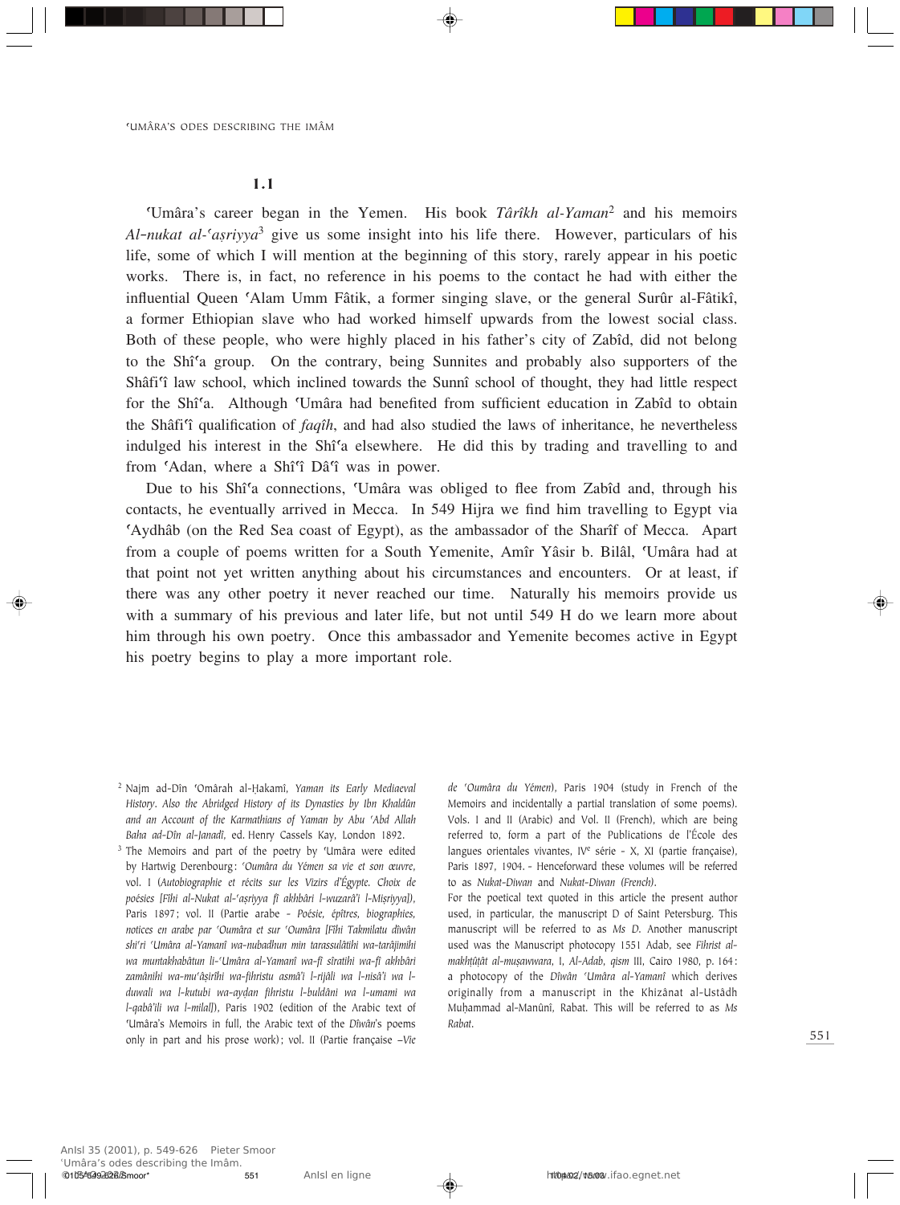### 1.1

ʿUmâra's career began in the Yemen. His book *Târîkh al-Yaman*[2] and his memoirs *Al-nukat al-ʿaṣriyya*[3] give us some insight into his life there. However, particulars of his life, some of which I will mention at the beginning of this story, rarely appear in his poetic works. There is, in fact, no reference in his poems to the contact he had with either the influential Queen ʿAlam Umm Fâtik, a former singing slave, or the general Surûr al-Fâtikî, a former Ethiopian slave who had worked himself upwards from the lowest social class. Both of these people, who were highly placed in his father's city of Zabîd, did not belong to the Shîʿa group. On the contrary, being Sunnites and probably also supporters of the Shâfiʿî law school, which inclined towards the Sunnî school of thought, they had little respect for the Shîʿa. Although ʿUmâra had benefited from sufficient education in Zabîd to obtain the Shâfiʿî qualification of *faqîh*, and had also studied the laws of inheritance, he nevertheless indulged his interest in the Shîʿa elsewhere. He did this by trading and travelling to and from ʿAdan, where a Shîʿî Dâʿî was in power.

Due to his Shîʿa connections, ʿUmâra was obliged to flee from Zabîd and, through his contacts, he eventually arrived in Mecca. In 549 Hijra we find him travelling to Egypt via ʿAydhâb (on the Red Sea coast of Egypt), as the ambassador of the Sharîf of Mecca. Apart from a couple of poems written for a South Yemenite, Amîr Yâsir b. Bilâl, ʿUmâra had at that point not yet written anything about his circumstances and encounters. Or at least, if there was any other poetry it never reached our time. Naturally his memoirs provide us with a summary of his previous and later life, but not until 549 H do we learn more about him through his own poetry. Once this ambassador and Yemenite becomes active in Egypt his poetry begins to play a more important role.

---

[2] Najm ad-Dîn ʿOmârah al-Ḥakamî, *Yaman its Early Mediaeval History. Also the Abridged History of its Dynasties by Ibn Khaldûn and an Account of the Karmathians of Yaman by Abu ʿAbd Allah Baha ad-Dîn al-Janadî*, ed. Henry Cassels Kay, London 1892.

[3] The Memoirs and part of the poetry by ʿUmâra were edited by Hartwig Derenbourg: *ʿOumâra du Yémen sa vie et son œuvre*, vol. I (*Autobiographie et récits sur les Vizirs d'Égypte. Choix de poésies [Fîhi al-Nukat al-ʿaṣriyya fî akhbâri l-wuzarâʾi l-Miṣriyya]*), Paris 1897; vol. II (Partie arabe – *Poésie, épîtres, biographies, notices en arabe par ʿOumâra et sur ʿOumâra [Fîhi Takmilatu dîwân shiʿri ʿUmâra al-Yamanî wa-nubadhun min tarassulâtihi wa-tarâjimihi wa muntakhabâtun li-ʿUmâra al-Yamanî wa-fî sîratihi wa-fî akhbâri zamânihi wa-muʿâṣirîhi wa-fihristu asmâʾi l-rijâli wa l-nisâʾi wa l-duwali wa l-kutubi wa-ayḍan fihristu l-buldâni wa l-umami wa l-qabâʾili wa l-milal]*), Paris 1902 (edition of the Arabic text of ʿUmâra's Memoirs in full, the Arabic text of the *Dîwân*'s poems only in part and his prose work); vol. II (Partie française –*Vie de ʿOumâra du Yémen*), Paris 1904 (study in French of the Memoirs and incidentally a partial translation of some poems). Vols. I and II (Arabic) and Vol. II (French), which are being referred to, form a part of the Publications de l'École des langues orientales vivantes, IV^e série - X, XI (partie française), Paris 1897, 1904. - Henceforward these volumes will be referred to as *Nukat-Diwan* and *Nukat-Diwan (French)*.

For the poetical text quoted in this article the present author used, in particular, the manuscript D of Saint Petersburg. This manuscript will be referred to as *Ms D*. Another manuscript used was the Manuscript photocopy 1551 Adab, see *Fihrist al-makhṭûṭât al-muṣawwara*, I, *Al-Adab*, *qism* III, Cairo 1980, p. 164: a photocopy of the *Dîwân ʿUmâra al-Yamanî* which derives originally from a manuscript in the Khizânat al-Ustâdh Muḥammad al-Manûnî, Rabat. This will be referred to as *Ms Rabat*.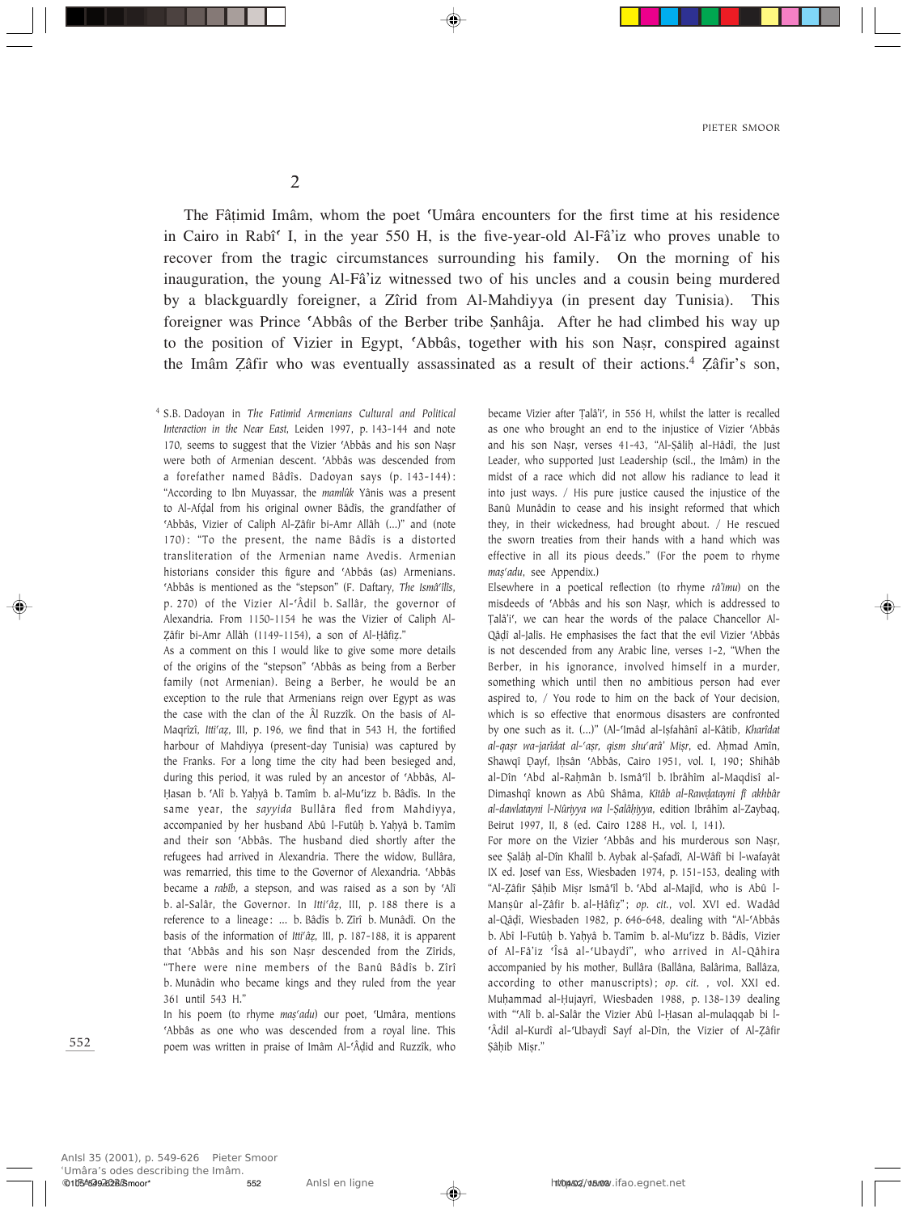## 2

The Fâṭimid Imâm, whom the poet ʿUmâra encounters for the first time at his residence in Cairo in Rabîʿ I, in the year 550 H, is the five-year-old Al-Fâʾiz who proves unable to recover from the tragic circumstances surrounding his family. On the morning of his inauguration, the young Al-Fâʾiz witnessed two of his uncles and a cousin being murdered by a blackguardly foreigner, a Zîrid from Al-Mahdiyya (in present day Tunisia). This foreigner was Prince ʿAbbâs of the Berber tribe Ṣanhâja. After he had climbed his way up to the position of Vizier in Egypt, ʿAbbâs, together with his son Naṣr, conspired against the Imâm Ẓâfir who was eventually assassinated as a result of their actions.[4] Ẓâfir's son,

[4] S.B. Dadoyan in *The Fatimid Armenians Cultural and Political Interaction in the Near East*, Leiden 1997, p. 143-144 and note 170, seems to suggest that the Vizier ʿAbbâs and his son Naṣr were both of Armenian descent. ʿAbbâs was descended from a forefather named Bâdîs. Dadoyan says (p. 143-144): "According to Ibn Muyassar, the *mamlûk* Yânis was a present to Al-Afḍal from his original owner Bâdîs, the grandfather of ʿAbbâs, Vizier of Caliph Al-Ẓâfir bi-Amr Allâh (...)" and (note 170): "To the present, the name Bâdîs is a distorted transliteration of the Armenian name Avedis. Armenian historians consider this figure and ʿAbbâs (as) Armenians. ʿAbbâs is mentioned as the "stepson" (F. Daftary, *The Ismâʿîlîs*, p. 270) of the Vizier Al-ʿÂdil b. Sallâr, the governor of Alexandria. From 1150-1154 he was the Vizier of Caliph Al-Ẓâfir bi-Amr Allâh (1149-1154), a son of Al-Ḥâfiẓ."

As a comment on this I would like to give some more details of the origins of the "stepson" ʿAbbâs as being from a Berber family (not Armenian). Being a Berber, he would be an exception to the rule that Armenians reign over Egypt as was the case with the clan of the Âl Ruzzîk. On the basis of Al-Maqrîzî, *Ittiʿaẓ*, III, p. 196, we find that in 543 H, the fortified harbour of Mahdiyya (present-day Tunisia) was captured by the Franks. For a long time the city had been besieged and, during this period, it was ruled by an ancestor of ʿAbbâs, Al-Ḥasan b. ʿAlî b. Yaḥyâ b. Tamîm b. al-Muʿizz b. Bâdîs. In the same year, the *sayyida* Bullâra fled from Mahdiyya, accompanied by her husband Abû l-Futûḥ b. Yaḥyâ b. Tamîm and their son ʿAbbâs. The husband died shortly after the refugees had arrived in Alexandria. There the widow, Bullâra, was remarried, this time to the Governor of Alexandria. ʿAbbâs became a *rabîb*, a stepson, and was raised as a son by ʿAlî b. al-Salâr, the Governor. In *Ittiʿâẓ*, III, p. 188 there is a reference to a lineage: ... b. Bâdîs b. Zîrî b. Munâdî. On the basis of the information of *Ittiʿâẓ*, III, p. 187-188, it is apparent that ʿAbbâs and his son Naṣr descended from the Zîrids, "There were nine members of the Banû Bâdîs b. Zîrî b. Munâdin who became kings and they ruled from the year 361 until 543 H."

In his poem (to rhyme *maṣʿadu*) our poet, ʿUmâra, mentions ʿAbbâs as one who was descended from a royal line. This poem was written in praise of Imâm Al-ʿÂḍid and Ruzzîk, who became Vizier after Ṭalâʾiʿ, in 556 H, whilst the latter is recalled as one who brought an end to the injustice of Vizier ʿAbbâs and his son Naṣr, verses 41-43, "Al-Ṣâliḥ al-Hâdî, the Just Leader, who supported Just Leadership (scil., the Imâm) in the midst of a race which did not allow his radiance to lead it into just ways. / His pure justice caused the injustice of the Banû Munâdin to cease and his insight reformed that which they, in their wickedness, had brought about. / He rescued the sworn treaties from their hands with a hand which was effective in all its pious deeds." (For the poem to rhyme *maṣʿadu*, see Appendix.)

Elsewhere in a poetical reflection (to rhyme *râʾimu*) on the misdeeds of ʿAbbâs and his son Naṣr, which is addressed to Ṭalâʾiʿ, we can hear the words of the palace Chancellor Al-Qâḍî al-Jalîs. He emphasises the fact that the evil Vizier ʿAbbâs is not descended from any Arabic line, verses 1-2, "When the Berber, in his ignorance, involved himself in a murder, something which until then no ambitious person had ever aspired to, / You rode to him on the back of Your decision, which is so effective that enormous disasters are confronted by one such as it. (...)" (Al-ʿImâd al-Iṣfahânî al-Kâtib, *Kharîdat al-qaṣr wa-jarîdat al-ʿaṣr, qism shuʿarâʾ Miṣr*, ed. Aḥmad Amîn, Shawqî Ḍayf, Iḥsân ʿAbbâs, Cairo 1951, vol. I, 190; Shihâb al-Dîn ʿAbd al-Raḥmân b. Ismâʿîl b. Ibrâhîm al-Maqdisî al-Dimashqî known as Abû Shâma, *Kitâb al-Rawḍatayni fî akhbâr al-dawlatayni l-Nûriyya wa l-Ṣalâḥiyya*, edition Ibrâhîm al-Zaybaq, Beirut 1997, II, 8 (ed. Cairo 1288 H., vol. I, 141).

For more on the Vizier ʿAbbâs and his murderous son Naṣr, see Ṣalâḥ al-Dîn Khalîl b. Aybak al-Ṣafadî, Al-Wâfî bi l-wafayât IX ed. Josef van Ess, Wiesbaden 1974, p. 151-153, dealing with "Al-Ẓâfir Ṣâḥib Miṣr Ismâʿîl b. ʿAbd al-Majîd, who is Abû l-Manṣûr al-Ẓâfir b. al-Ḥâfiẓ"; *op. cit.*, vol. XVI ed. Wadâd al-Qâḍî, Wiesbaden 1982, p. 646-648, dealing with "Al-ʿAbbâs b. Abî l-Futûḥ b. Yaḥyâ b. Tamîm b. al-Muʿizz b. Bâdîs, Vizier of Al-Fâʾiz ʿÎsâ al-ʿUbaydî", who arrived in Al-Qâhira accompanied by his mother, Bullâra (Ballâna, Balârima, Ballâza, according to other manuscripts); *op. cit.* , vol. XXI ed. Muḥammad al-Ḥujayrî, Wiesbaden 1988, p. 138-139 dealing with "ʿAlî b. al-Salâr the Vizier Abû l-Ḥasan al-mulaqqab bi l-ʿÂdil al-Kurdî al-ʿUbaydî Sayf al-Dîn, the Vizier of Al-Ẓâfir Ṣâḥib Miṣr."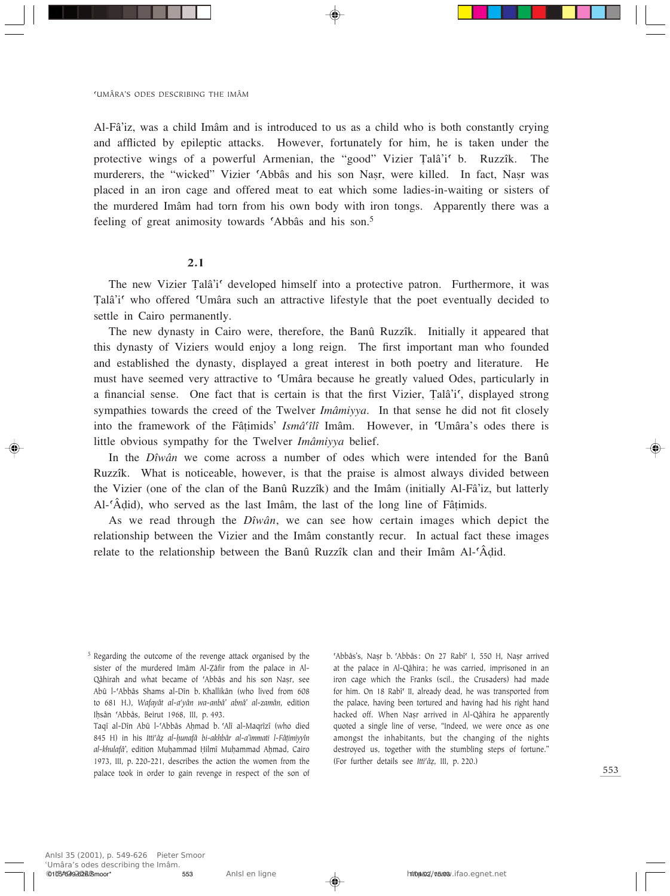Al-Fâ'iz, was a child Imâm and is introduced to us as a child who is both constantly crying and afflicted by epileptic attacks. However, fortunately for him, he is taken under the protective wings of a powerful Armenian, the "good" Vizier Ṭalâ'iʿ b. Ruzzîk. The murderers, the "wicked" Vizier ʿAbbâs and his son Naṣr, were killed. In fact, Naṣr was placed in an iron cage and offered meat to eat which some ladies-in-waiting or sisters of the murdered Imâm had torn from his own body with iron tongs. Apparently there was a feeling of great animosity towards ʿAbbâs and his son.[5]

## 2.1

The new Vizier Ṭalâ'iʿ developed himself into a protective patron. Furthermore, it was Ṭalâ'iʿ who offered ʿUmâra such an attractive lifestyle that the poet eventually decided to settle in Cairo permanently.

The new dynasty in Cairo were, therefore, the Banû Ruzzîk. Initially it appeared that this dynasty of Viziers would enjoy a long reign. The first important man who founded and established the dynasty, displayed a great interest in both poetry and literature. He must have seemed very attractive to ʿUmâra because he greatly valued Odes, particularly in a financial sense. One fact that is certain is that the first Vizier, Ṭalâ'iʿ, displayed strong sympathies towards the creed of the Twelver *Imâmiyya*. In that sense he did not fit closely into the framework of the Fâṭimids' *Ismâʿîlî* Imâm. However, in ʿUmâra's odes there is little obvious sympathy for the Twelver *Imâmiyya* belief.

In the *Dîwân* we come across a number of odes which were intended for the Banû Ruzzîk. What is noticeable, however, is that the praise is almost always divided between the Vizier (one of the clan of the Banû Ruzzîk) and the Imâm (initially Al-Fâ'iz, but latterly Al-ʿÂḍid), who served as the last Imâm, the last of the long line of Fâṭimids.

As we read through the *Dîwân*, we can see how certain images which depict the relationship between the Vizier and the Imâm constantly recur. In actual fact these images relate to the relationship between the Banû Ruzzîk clan and their Imâm Al-ʿÂḍid.

---

[5] Regarding the outcome of the revenge attack organised by the sister of the murdered Imâm Al-Ẓâfir from the palace in Al-Qâhirah and what became of ʿAbbâs and his son Naṣr, see Abû l-ʿAbbâs Shams al-Dîn b. Khallikân (who lived from 608 to 681 H.), *Wafayât al-aʿyân wa-anbâ' abnâ' al-zamân*, edition Iḥsân ʿAbbâs, Beirut 1968, III, p. 493.
Taqî al-Dîn Abû l-ʿAbbâs Aḥmad b. ʿAlî al-Maqrîzî (who died 845 H) in his *Ittiʿâẓ al-ḥunafâ bi-akhbâr al-a'immati l-Fâṭimiyyîn al-khulafâ'*, edition Muḥammad Ḥilmî Muḥammad Aḥmad, Cairo 1973, III, p. 220-221, describes the action the women from the palace took in order to gain revenge in respect of the son of ʿAbbâs's, Naṣr b. ʿAbbâs: On 27 Rabîʿ I, 550 H, Naṣr arrived at the palace in Al-Qâhira; he was carried, imprisoned in an iron cage which the Franks (scil., the Crusaders) had made for him. On 18 Rabîʿ II, already dead, he was transported from the palace, having been tortured and having had his right hand hacked off. When Naṣr arrived in Al-Qâhira he apparently quoted a single line of verse, "Indeed, we were once as one amongst the inhabitants, but the changing of the nights destroyed us, together with the stumbling steps of fortune." (For further details see *Ittiʿâẓ*, III, p. 220.)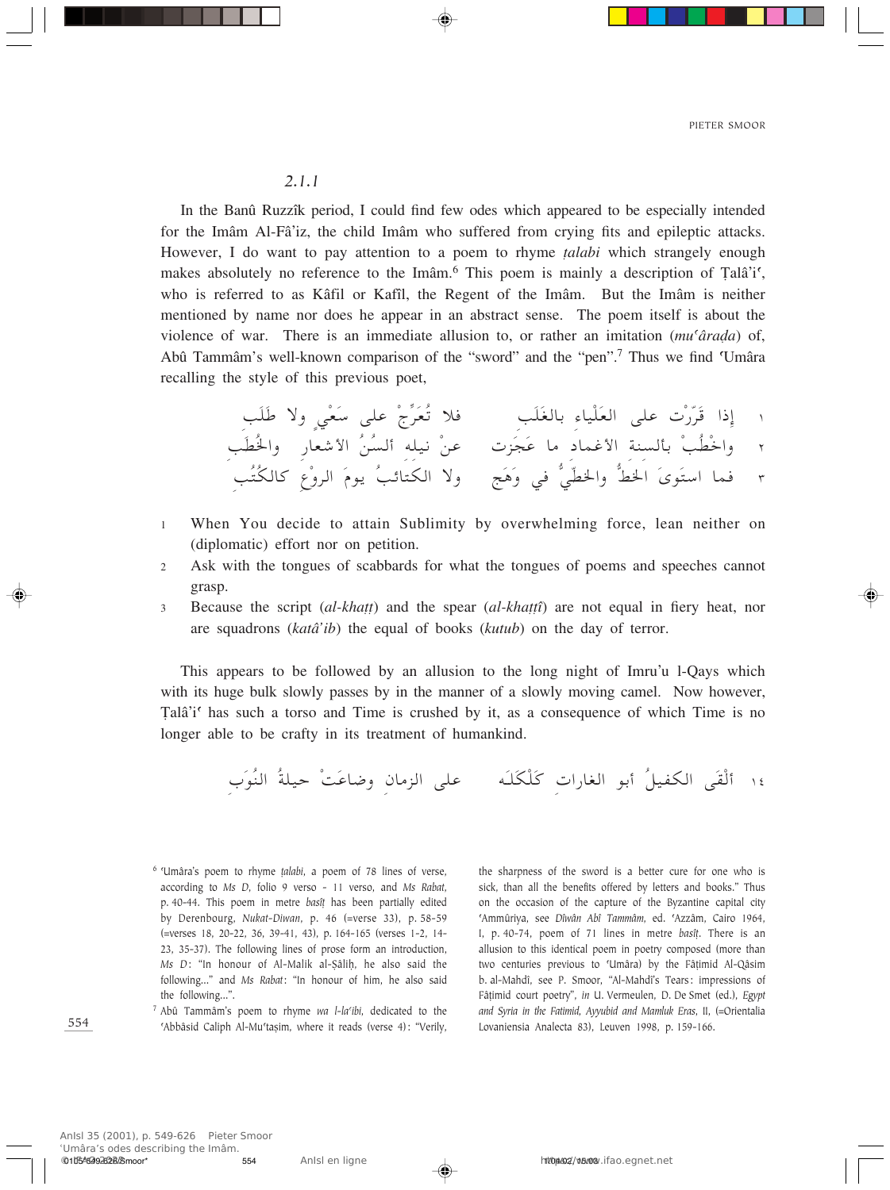*2.1.1*

In the Banû Ruzzîk period, I could find few odes which appeared to be especially intended for the Imâm Al-Fâ'iz, the child Imâm who suffered from crying fits and epileptic attacks. However, I do want to pay attention to a poem to rhyme *ṭalabi* which strangely enough makes absolutely no reference to the Imâm.[6] This poem is mainly a description of Ṭalâ'iʿ, who is referred to as Kâfil or Kafîl, the Regent of the Imâm. But the Imâm is neither mentioned by name nor does he appear in an abstract sense. The poem itself is about the violence of war. There is an immediate allusion to, or rather an imitation (*muʿâraḍa*) of, Abû Tammâm's well-known comparison of the "sword" and the "pen".[7] Thus we find ʿUmâra recalling the style of this previous poet,

١ إذا قَرّرْت على العَلْياء بالغَلَبِ     فلا تُعَرِّجْ على سَعْيٍ ولا طَلَبِ

٢ واخْطُبْ بألسنة الأغماد ما عَجَزَت     عنْ نيله ألسُنُ الأشعارِ والخُطَبِ

٣ فما استوى الخَطُّ والخطّيُّ في وَهَجٍ     ولا الكتائبُ يومَ الرَوْعِ كالكُتُبِ

1. When You decide to attain Sublimity by overwhelming force, lean neither on (diplomatic) effort nor on petition.
2. Ask with the tongues of scabbards for what the tongues of poems and speeches cannot grasp.
3. Because the script (*al-khaṭṭ*) and the spear (*al-khaṭṭî*) are not equal in fiery heat, nor are squadrons (*katâ'ib*) the equal of books (*kutub*) on the day of terror.

This appears to be followed by an allusion to the long night of Imru'u l-Qays which with its huge bulk slowly passes by in the manner of a slowly moving camel. Now however, Ṭalâ'iʿ has such a torso and Time is crushed by it, as a consequence of which Time is no longer able to be crafty in its treatment of humankind.

١٤ ألْقَى الكفيلُ أبو الغارات كَلْكَلَه     على الزمانِ وضاعَتْ حيلةُ النُوَبِ

---

[6] ʿUmâra's poem to rhyme *ṭalabi*, a poem of 78 lines of verse, according to *Ms D*, folio 9 verso - 11 verso, and *Ms Rabat*, p. 40-44. This poem in metre *basîṭ* has been partially edited by Derenbourg, *Nukat-Diwan*, p. 46 (=verse 33), p. 58-59 (=verses 18, 20-22, 36, 39-41, 43), p. 164-165 (verses 1-2, 14-23, 35-37). The following lines of prose form an introduction, *Ms D*: "In honour of Al-Malik al-Ṣâliḥ, he also said the following..." and *Ms Rabat*: "In honour of him, he also said the following...".

[7] Abû Tammâm's poem to rhyme *wa l-laʿibi*, dedicated to the ʿAbbâsid Caliph Al-Muʿtaṣim, where it reads (verse 4): "Verily, the sharpness of the sword is a better cure for one who is sick, than all the benefits offered by letters and books." Thus on the occasion of the capture of the Byzantine capital city ʿAmmûriya, see *Dîwân Abî Tammâm*, ed. ʿAzzâm, Cairo 1964, I, p. 40-74, poem of 71 lines in metre *basîṭ*. There is an allusion to this identical poem in poetry composed (more than two centuries previous to ʿUmâra) by the Fâṭimid Al-Qâsim b. al-Mahdî, see P. Smoor, "Al-Mahdî's Tears: impressions of Fâṭimid court poetry", *in* U. Vermeulen, D. De Smet (ed.), *Egypt and Syria in the Fatimid, Ayyubid and Mamluk Eras*, II, (=Orientalia Lovaniensia Analecta 83), Leuven 1998, p. 159-166.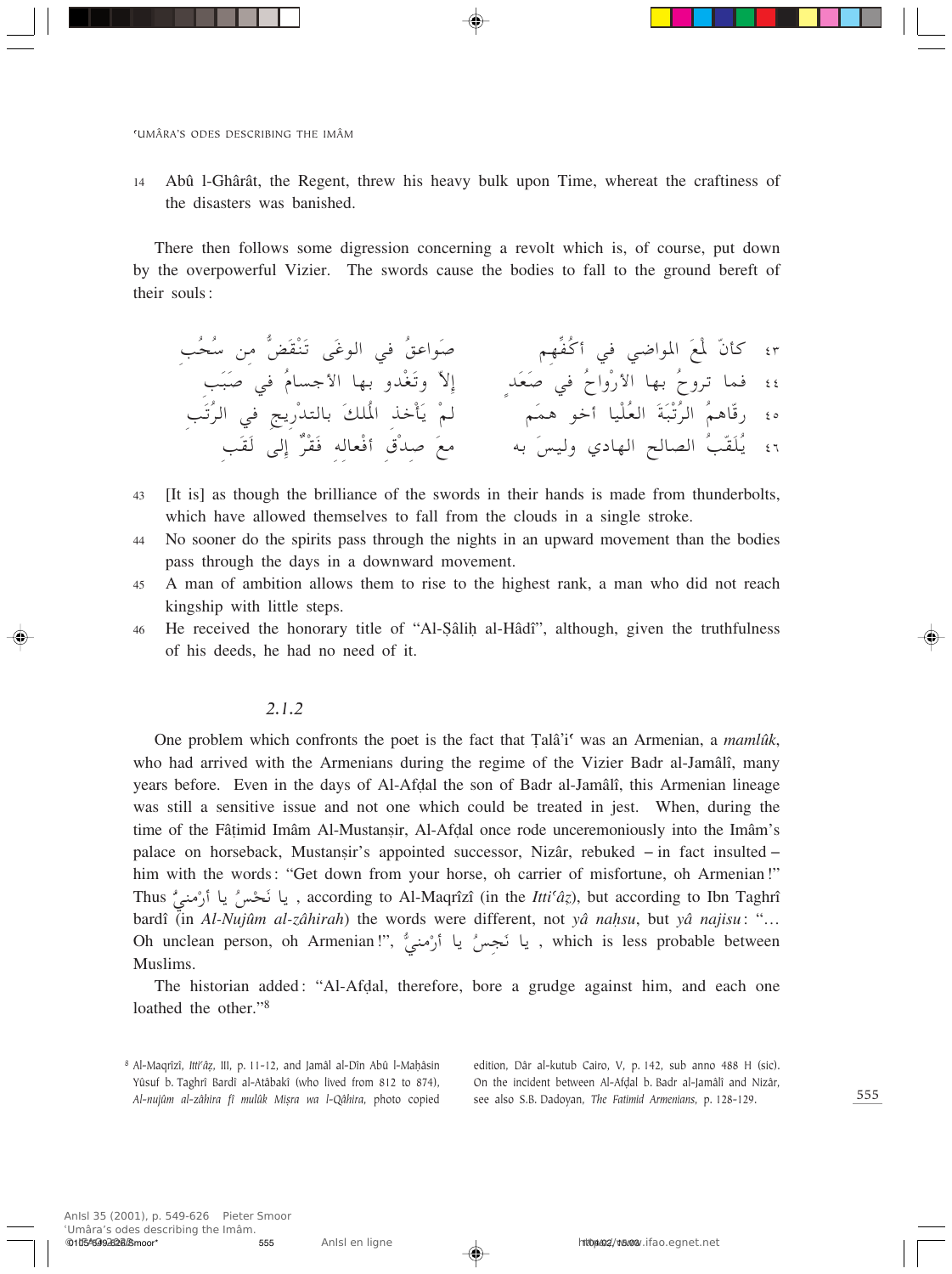14 Abû l-Ghârât, the Regent, threw his heavy bulk upon Time, whereat the craftiness of the disasters was banished.

There then follows some digression concerning a revolt which is, of course, put down by the overpowerful Vizier. The swords cause the bodies to fall to the ground bereft of their souls:

٤٣ كأنّ لَمْعَ المواضي في أكُفِّهِم صَواعِقُ في الوغَى تَنْقَضُّ من سُحُبِ

٤٤ فما تروحُ بها الأرْواحُ في صَعَدٍ إلاّ وتَغْدو بها الأجسامُ في صَبَبِ

٤٥ رقّاهمُ الرُتْبَةَ العُلْيا أخو همَمٍ لمْ يَأْخذِ المُلكَ بالتدْريجِ في الرُتَبِ

٤٦ يُلَقّبُ الصالحِ الهادي وليسَ به معَ صِدْقِ أفْعاله فَقْرٌ إلى لَقَبِ

43 [It is] as though the brilliance of the swords in their hands is made from thunderbolts, which have allowed themselves to fall from the clouds in a single stroke.

44 No sooner do the spirits pass through the nights in an upward movement than the bodies pass through the days in a downward movement.

45 A man of ambition allows them to rise to the highest rank, a man who did not reach kingship with little steps.

46 He received the honorary title of "Al-Ṣâliḥ al-Hâdî", although, given the truthfulness of his deeds, he had no need of it.

### 2.1.2

One problem which confronts the poet is the fact that Ṭalâ'iʿ was an Armenian, a *mamlûk*, who had arrived with the Armenians during the regime of the Vizier Badr al-Jamâlî, many years before. Even in the days of Al-Afḍal the son of Badr al-Jamâlî, this Armenian lineage was still a sensitive issue and not one which could be treated in jest. When, during the time of the Fâṭimid Imâm Al-Mustanṣir, Al-Afḍal once rode unceremoniously into the Imâm's palace on horseback, Mustanṣir's appointed successor, Nizâr, rebuked – in fact insulted – him with the words: "Get down from your horse, oh carrier of misfortune, oh Armenian!" Thus يا نَحْسُ يا أرْمنيُّ , according to Al-Maqrîzî (in the *Ittiʿâẓ*), but according to Ibn Taghrî bardî (in *Al-Nujûm al-zâhirah*) the words were different, not *yâ naḥsu*, but *yâ najisu*: "… Oh unclean person, oh Armenian!", يا نَجِسُ يا أرْمنيُّ , which is less probable between Muslims.

The historian added: "Al-Afḍal, therefore, bore a grudge against him, and each one loathed the other."[8]

[8] Al-Maqrîzî, *Ittiʿâẓ*, III, p. 11-12, and Jamâl al-Dîn Abû l-Maḥâsin Yûsuf b. Taghrî Bardî al-Atâbakî (who lived from 812 to 874), *Al-nujûm al-zâhira fî mulûk Miṣra wa l-Qâhira*, photo copied edition, Dâr al-kutub Cairo, V, p. 142, sub anno 488 H (sic). On the incident between Al-Afḍal b. Badr al-Jamâlî and Nizâr, see also S.B. Dadoyan, *The Fatimid Armenians*, p. 128-129.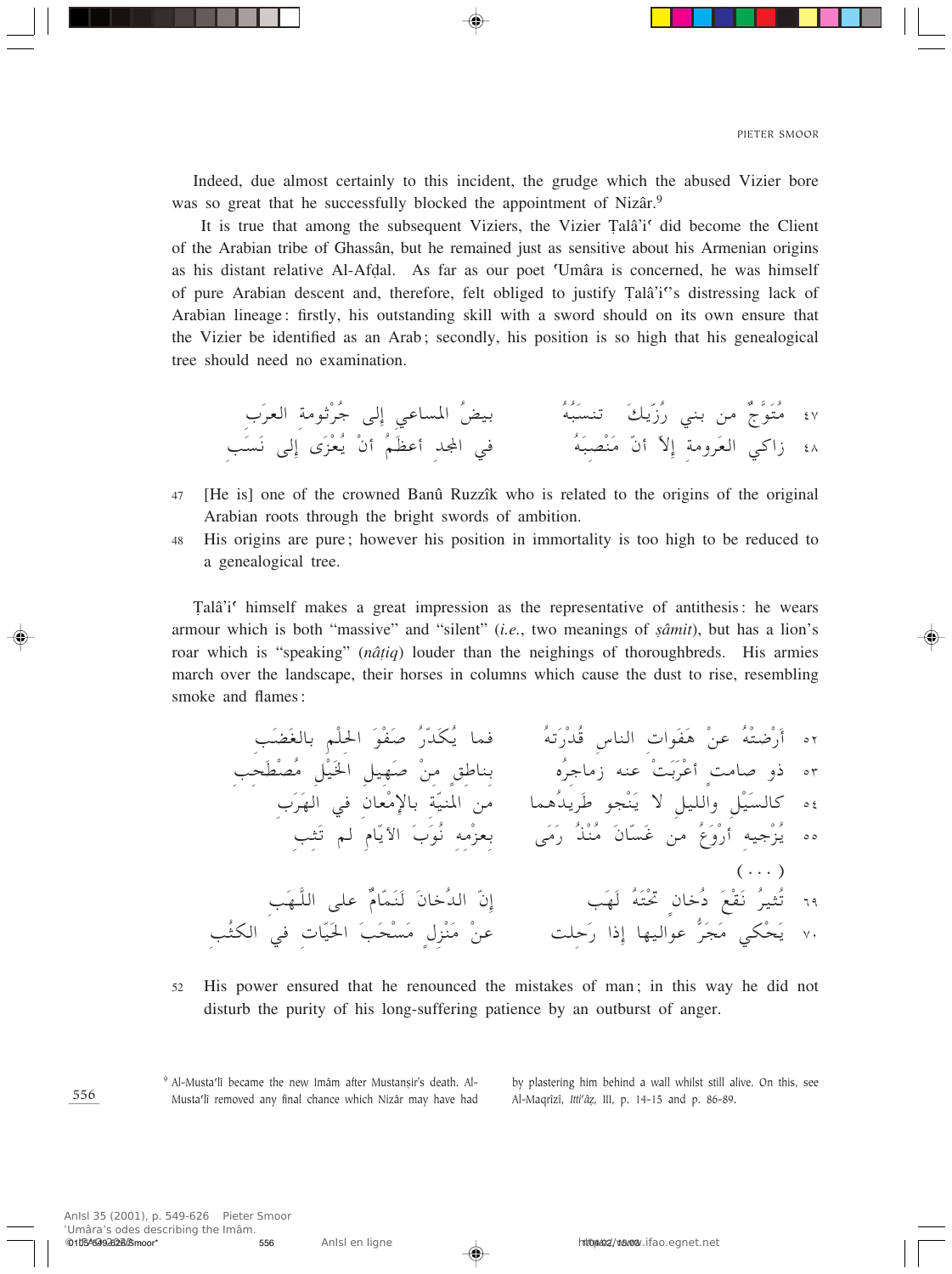Indeed, due almost certainly to this incident, the grudge which the abused Vizier bore was so great that he successfully blocked the appointment of Nizâr.[9]

It is true that among the subsequent Viziers, the Vizier Ṭalâ'iʿ did become the Client of the Arabian tribe of Ghassân, but he remained just as sensitive about his Armenian origins as his distant relative Al-Afḍal. As far as our poet ʿUmâra is concerned, he was himself of pure Arabian descent and, therefore, felt obliged to justify Ṭalâ'iʿ's distressing lack of Arabian lineage: firstly, his outstanding skill with a sword should on its own ensure that the Vizier be identified as an Arab; secondly, his position is so high that his genealogical tree should need no examination.

٤٧ مُتَوَّجٌ من بني رُزّيكَ تنسبُهُ — بيضُ المساعي إلى جُرْثومة العرَب

٤٨ زاكي العَرومة إلاّ أنّ مَنْصِبَهُ — في المجد أعظَمُ أنْ يُعْزَى إلى نَسَب

47 [He is] one of the crowned Banû Ruzzîk who is related to the origins of the original Arabian roots through the bright swords of ambition.

48 His origins are pure; however his position in immortality is too high to be reduced to a genealogical tree.

Ṭalâ'iʿ himself makes a great impression as the representative of antithesis: he wears armour which is both "massive" and "silent" (*i.e.*, two meanings of *ṣâmit*), but has a lion's roar which is "speaking" (*nâṭiq*) louder than the neighings of thoroughbreds. His armies march over the landscape, their horses in columns which cause the dust to rise, resembling smoke and flames:

٥٢ أَرْضتْهُ عنْ هَفَوات الناس قُدْرَتُهُ — فما يُكَدِّرُ صَفْوَ الحِلْمِ بالغَضَب

٥٣ ذو صامت أعْرَبَتْ عنه زماجرُه — بناطقٍ منْ صَهيل الخَيْل مُصْطَحِب

٥٤ كالسَيْلِ والليلِ لا يَنْجو طَريدُهما — من المَنيّة بالإمْعان في الهَرَب

٥٥ يُزْجيه أرْوَعُ من غَسّانَ مُنْذُ رَمَى — بعزمِه نُوَبَ الأيّام لم تَثِب

( . . . )

٦٩ تُثيرُ نَقْعَ دُخانٍ تحْتَهُ لَهَب — إنّ الدُخانَ لَنَمّامٌ على اللَّهَب

٧٠ يَحْكي مَجَرُّ عواليها إذا رَحلت — عنْ مَنْزِلٍ مَسْحَبَ الحَيّاتِ في الكثُب

52 His power ensured that he renounced the mistakes of man; in this way he did not disturb the purity of his long-suffering patience by an outburst of anger.

[9] Al-Mustaʿlî became the new Imâm after Mustanṣir's death. Al-Mustaʿlî removed any final chance which Nizâr may have had by plastering him behind a wall whilst still alive. On this, see Al-Maqrîzî, *Ittiʿâẓ*, III, p. 14-15 and p. 86-89.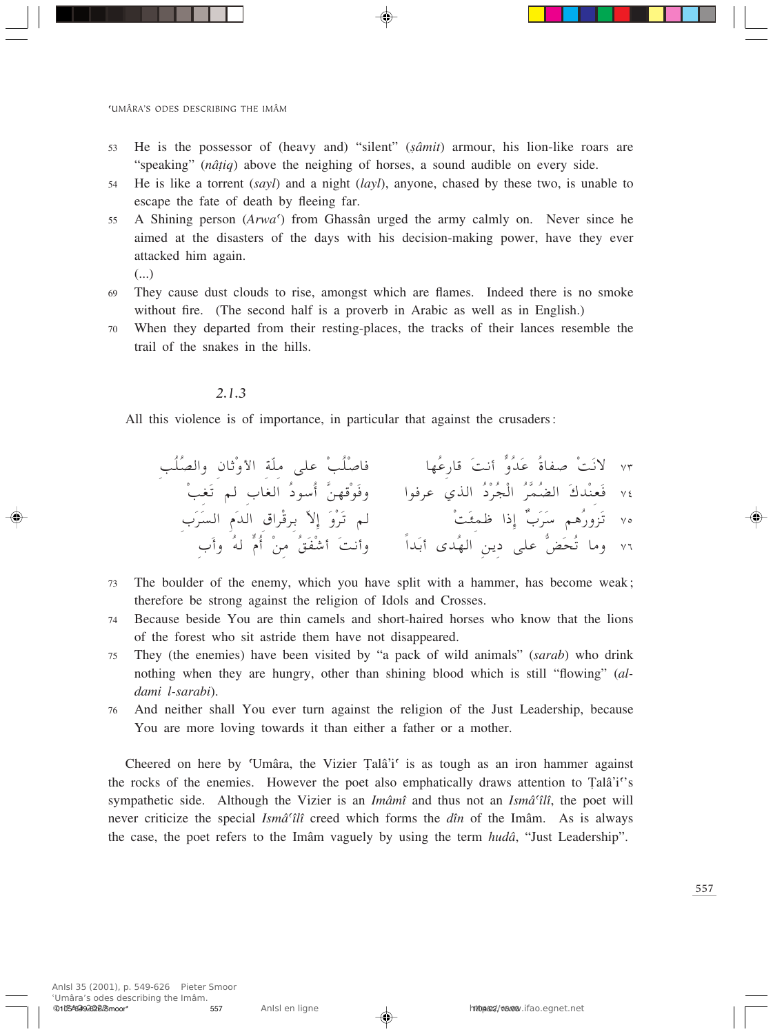53 He is the possessor of (heavy and) "silent" (*ṣâmit*) armour, his lion-like roars are "speaking" (*nâṭiq*) above the neighing of horses, a sound audible on every side.

54 He is like a torrent (*sayl*) and a night (*layl*), anyone, chased by these two, is unable to escape the fate of death by fleeing far.

55 A Shining person (*Arwaʿ*) from Ghassân urged the army calmly on. Never since he aimed at the disasters of the days with his decision-making power, have they ever attacked him again.

(...)

69 They cause dust clouds to rise, amongst which are flames. Indeed there is no smoke without fire. (The second half is a proverb in Arabic as well as in English.)

70 When they departed from their resting-places, the tracks of their lances resemble the trail of the snakes in the hills.

### 2.1.3

All this violence is of importance, in particular that against the crusaders:

٧٣ لانَتْ صفاةُ عَدُوٍّ أنتَ قارِعُها &emsp; فاصْلُبْ على مِلّة الأوْثان والصُلُب

٧٤ فَعنْدكَ الضُمَّرُ الْجُرْدُ الذي عرفوا &emsp; وفَوْقهنَّ أُسودُ الغاب لم تَغِبْ

٧٥ تَزورُهم سَرَبٌ إذا ظمِئَتْ &emsp; لم تَرْوَ إلاّ برقْراق الدَمِ السَرَبِ

٧٦ وما تُحَضُّ على دِينِ الهُدى أبَداً &emsp; وأنتَ أشْفَقُ مِنْ أُمٍّ له وأَبِ

73 The boulder of the enemy, which you have split with a hammer, has become weak; therefore be strong against the religion of Idols and Crosses.

74 Because beside You are thin camels and short-haired horses who know that the lions of the forest who sit astride them have not disappeared.

75 They (the enemies) have been visited by "a pack of wild animals" (*sarab*) who drink nothing when they are hungry, other than shining blood which is still "flowing" (*al-dami l-sarabi*).

76 And neither shall You ever turn against the religion of the Just Leadership, because You are more loving towards it than either a father or a mother.

Cheered on here by ʿUmâra, the Vizier Ṭalâʾiʿ is as tough as an iron hammer against the rocks of the enemies. However the poet also emphatically draws attention to Ṭalâʾiʿ's sympathetic side. Although the Vizier is an *Imâmî* and thus not an *Ismâʿîlî*, the poet will never criticize the special *Ismâʿîlî* creed which forms the *dîn* of the Imâm. As is always the case, the poet refers to the Imâm vaguely by using the term *hudâ*, "Just Leadership".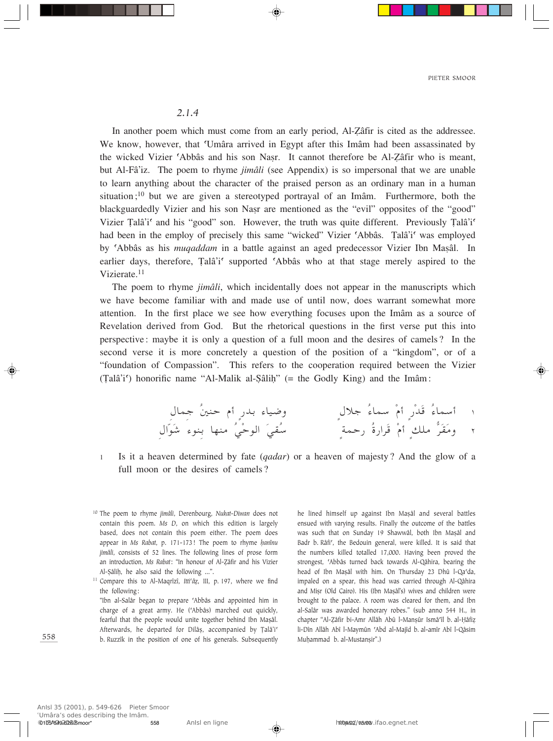### 2.1.4

In another poem which must come from an early period, Al-Ẓâfir is cited as the addressee. We know, however, that ʿUmâra arrived in Egypt after this Imâm had been assassinated by the wicked Vizier ʿAbbâs and his son Naṣr. It cannot therefore be Al-Ẓâfir who is meant, but Al-Fâ'iz. The poem to rhyme *jimâli* (see Appendix) is so impersonal that we are unable to learn anything about the character of the praised person as an ordinary man in a human situation;[10] but we are given a stereotyped portrayal of an Imâm. Furthermore, both the blackguardedly Vizier and his son Naṣr are mentioned as the "evil" opposites of the "good" Vizier Ṭalâ'iʿ and his "good" son. However, the truth was quite different. Previously Ṭalâ'iʿ had been in the employ of precisely this same "wicked" Vizier ʿAbbâs. Ṭalâ'iʿ was employed by ʿAbbâs as his *muqaddam* in a battle against an aged predecessor Vizier Ibn Maṣâl. In earlier days, therefore, Ṭalâ'iʿ supported ʿAbbâs who at that stage merely aspired to the Vizierate.[11]

The poem to rhyme *jimâli*, which incidentally does not appear in the manuscripts which we have become familiar with and made use of until now, does warrant somewhat more attention. In the first place we see how everything focuses upon the Imâm as a source of Revelation derived from God. But the rhetorical questions in the first verse put this into perspective: maybe it is only a question of a full moon and the desires of camels? In the second verse it is more concretely a question of the position of a "kingdom", or of a "foundation of Compassion". This refers to the cooperation required between the Vizier (Ṭalâ'iʿ) honorific name "Al-Malik al-Ṣâliḥ" (= the Godly King) and the Imâm:

١ أسماءُ قَدْرٍ أمْ سماءُ جلالٍ ... وضياء بدرٍ أم حنينُ جمالِ

٢ ومَقَرُّ ملكٍ أمْ قَرارةُ رحمةٍ ... سُقِيَ الوحْيُ منها بنوءِ شَوّالِ

1 Is it a heaven determined by fate (*qadar*) or a heaven of majesty? And the glow of a full moon or the desires of camels?

---

[10] The poem to rhyme *jimâli*, Derenbourg, *Nukat-Diwan* does not contain this poem. *Ms D*, on which this edition is largely based, does not contain this poem either. The poem does appear in *Ms Rabat*, p. 171-173! The poem to rhyme *ḥanînu jimâli*, consists of 52 lines. The following lines of prose form an introduction, *Ms Rabat*: "In honour of Al-Ẓâfir and his Vizier Al-Ṣâliḥ, he also said the following ...".

[11] Compare this to Al-Maqrîzî, *Ittiʿâẓ*, III, p. 197, where we find the following:
"Ibn al-Salâr began to prepare ʿAbbâs and appointed him in charge of a great army. He (ʿAbbâs) marched out quickly, fearful that the people would unite together behind Ibn Maṣâl. Afterwards, he departed for Dilâṣ, accompanied by Ṭalâ'iʿ b. Ruzzîk in the position of one of his generals. Subsequently he lined himself up against Ibn Maṣâl and several battles ensued with varying results. Finally the outcome of the battles was such that on Sunday 19 Shawwâl, both Ibn Maṣâl and Badr b. Râfiʿ, the Bedouin general, were killed. It is said that the numbers killed totalled 17,000. Having been proved the strongest, ʿAbbâs turned back towards Al-Qâhira, bearing the head of Ibn Maṣâl with him. On Thursday 23 Dhû l-Qaʿda, impaled on a spear, this head was carried through Al-Qâhira and Miṣr (Old Cairo). His (Ibn Maṣâl's) wives and children were brought to the palace. A room was cleared for them, and Ibn al-Salâr was awarded honorary robes." (sub anno 544 H., in chapter "Al-Ẓâfir bi-Amr Allâh Abû l-Manṣûr Ismâʿîl b. al-Ḥâfiẓ li-Dîn Allâh Abî l-Maymûn ʿAbd al-Majîd b. al-amîr Abî l-Qâsim Muḥammad b. al-Mustanṣir".)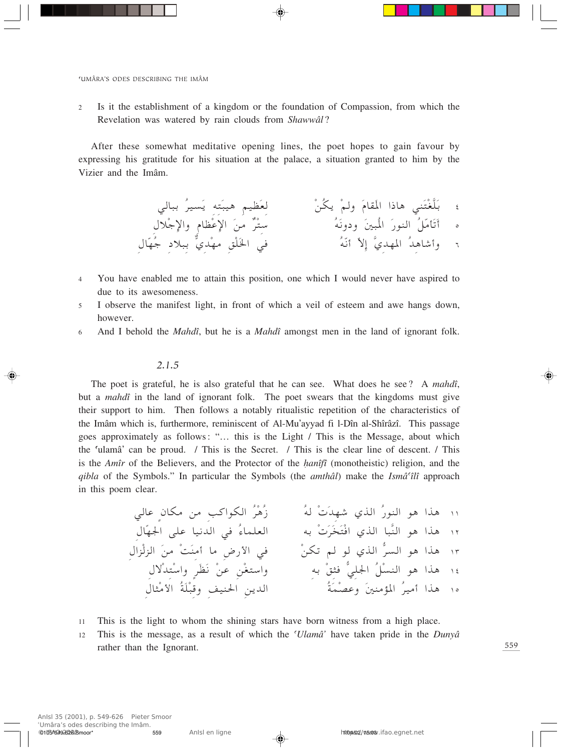2 Is it the establishment of a kingdom or the foundation of Compassion, from which the Revelation was watered by rain clouds from *Shawwâl*?

After these somewhat meditative opening lines, the poet hopes to gain favour by expressing his gratitude for his situation at the palace, a situation granted to him by the Vizier and the Imâm.

٤ بَلَّغْتَني هاذا المَقامَ ولمْ يكُنْ — لعَظيمِ هيبَتِه يَسيرُ ببالي

٥ أتَأمّلُ النورَ المُبينَ ودونَهُ — سِتْرٌ منَ الإعْظامِ والإجْلال

٦ وأشاهِدُ المهديَّ إلاّ أنّهُ — في الخَلْقِ مهْديٌّ بِبلادِ جُهّالِ

4 You have enabled me to attain this position, one which I would never have aspired to due to its awesomeness.

5 I observe the manifest light, in front of which a veil of esteem and awe hangs down, however.

6 And I behold the *Mahdî*, but he is a *Mahdî* amongst men in the land of ignorant folk.

*2.1.5*

The poet is grateful, he is also grateful that he can see. What does he see? A *mahdî*, but a *mahdî* in the land of ignorant folk. The poet swears that the kingdoms must give their support to him. Then follows a notably ritualistic repetition of the characteristics of the Imâm which is, furthermore, reminiscent of Al-Mu'ayyad fi l-Dîn al-Shîrâzî. This passage goes approximately as follows: "... this is the Light / This is the Message, about which the ʿulamâ' can be proud. / This is the Secret. / This is the clear line of descent. / This is the *Amîr* of the Believers, and the Protector of the *ḥanîfî* (monotheistic) religion, and the *qibla* of the Symbols." In particular the Symbols (the *amthâl*) make the *Ismâʿîlî* approach in this poem clear.

١١ هذا هو النورُ الذي شهِدَتْ لهُ — زُهْرُ الكواكِبِ من مكانٍ عالي

١٢ هذا هو النَّبا الذي افْتَخَرَتْ به — العلماءُ في الدنيا على الجهّالِ

١٣ هذا هو السرُّ الذي لو لم تكنْ — في الأرضِ ما أمنَتْ منَ الزلْزالِ

١٤ هذا هو النسْلُ الجليُّ فثقْ به — واستغْنِ عنْ نظَرٍ واسْتدْلالِ

١٥ هذا أميرُ المؤمنينَ وعصْمَةُ — الدينِ الحنيفِ وقِبْلَةُ الأمْثالِ

11 This is the light to whom the shining stars have born witness from a high place.

12 This is the message, as a result of which the *ʿUlamâ'* have taken pride in the *Dunyâ* rather than the Ignorant.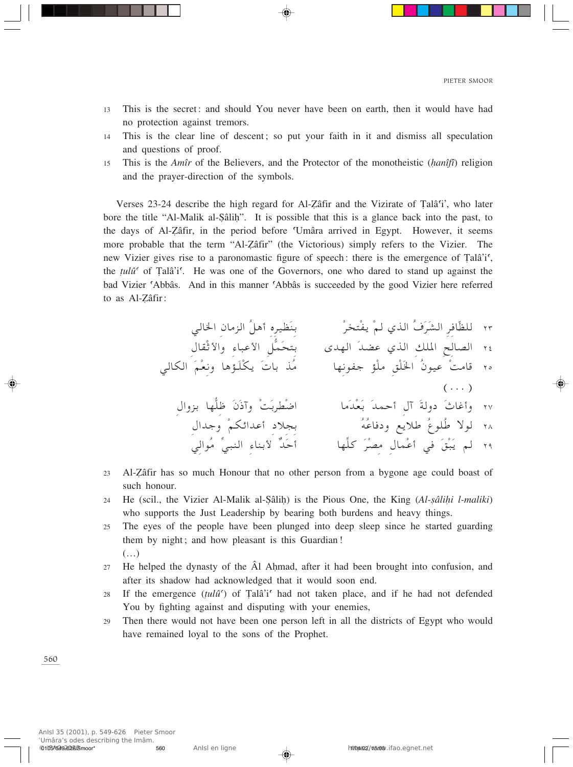13 This is the secret: and should You never have been on earth, then it would have had no protection against tremors.

14 This is the clear line of descent; so put your faith in it and dismiss all speculation and questions of proof.

15 This is the *Amîr* of the Believers, and the Protector of the monotheistic (*ḥanîfî*) religion and the prayer-direction of the symbols.

Verses 23-24 describe the high regard for Al-Ẓâfir and the Vizirate of Ṭalâʿi', who later bore the title "Al-Malik al-Ṣâliḥ". It is possible that this is a glance back into the past, to the days of Al-Ẓâfir, in the period before ʿUmâra arrived in Egypt. However, it seems more probable that the term "Al-Ẓâfir" (the Victorious) simply refers to the Vizier. The new Vizier gives rise to a paronomastic figure of speech: there is the emergence of Ṭalâʿiʿ, the *ṭulûʿ* of Ṭalâ'iʿ. He was one of the Governors, one who dared to stand up against the bad Vizier ʿAbbâs. And in this manner ʿAbbâs is succeeded by the good Vizier here referred to as Al-Ẓâfir:

٢٣ للظّافِرِ الشَرَفُ الذي لمْ يفْتخرْ — بنَظيرِه أهلُ الزمانِ الخالي

٢٤ الصالحِ الملكِ الذي عضدَ الهدى — بتحمُّلِ الأعباءِ والأثْقالِ

٢٥ قامتْ عيونُ الخَلْقِ ملْؤَ جفونِها — مُذ باتَ يكْلَؤها ونِعْمَ الكالي

(...)

٢٧ وأغاثَ دولةَ آلِ أحمدَ بَعْدَما — اضْطربَتْ وآذَنَ ظلُّها بزوالِ

٢٨ لولا طُلوعُ طلايعٍ ودفاعُهُ — بجلادِ أعدائكمْ وجدالِ

٢٩ لم يَبْقَ في أعْمالِ مصْرَ كلِّها — أحَدٌ لأبناءِ النبيِّ مُوالي

23 Al-Ẓâfir has so much Honour that no other person from a bygone age could boast of such honour.

24 He (scil., the Vizier Al-Malik al-Ṣâliḥ) is the Pious One, the King (*Al-ṣâliḥi l-maliki*) who supports the Just Leadership by bearing both burdens and heavy things.

25 The eyes of the people have been plunged into deep sleep since he started guarding them by night; and how pleasant is this Guardian!

(...)

27 He helped the dynasty of the Âl Aḥmad, after it had been brought into confusion, and after its shadow had acknowledged that it would soon end.

28 If the emergence (*ṭulûʿ*) of Ṭalâ'iʿ had not taken place, and if he had not defended You by fighting against and disputing with your enemies,

29 Then there would not have been one person left in all the districts of Egypt who would have remained loyal to the sons of the Prophet.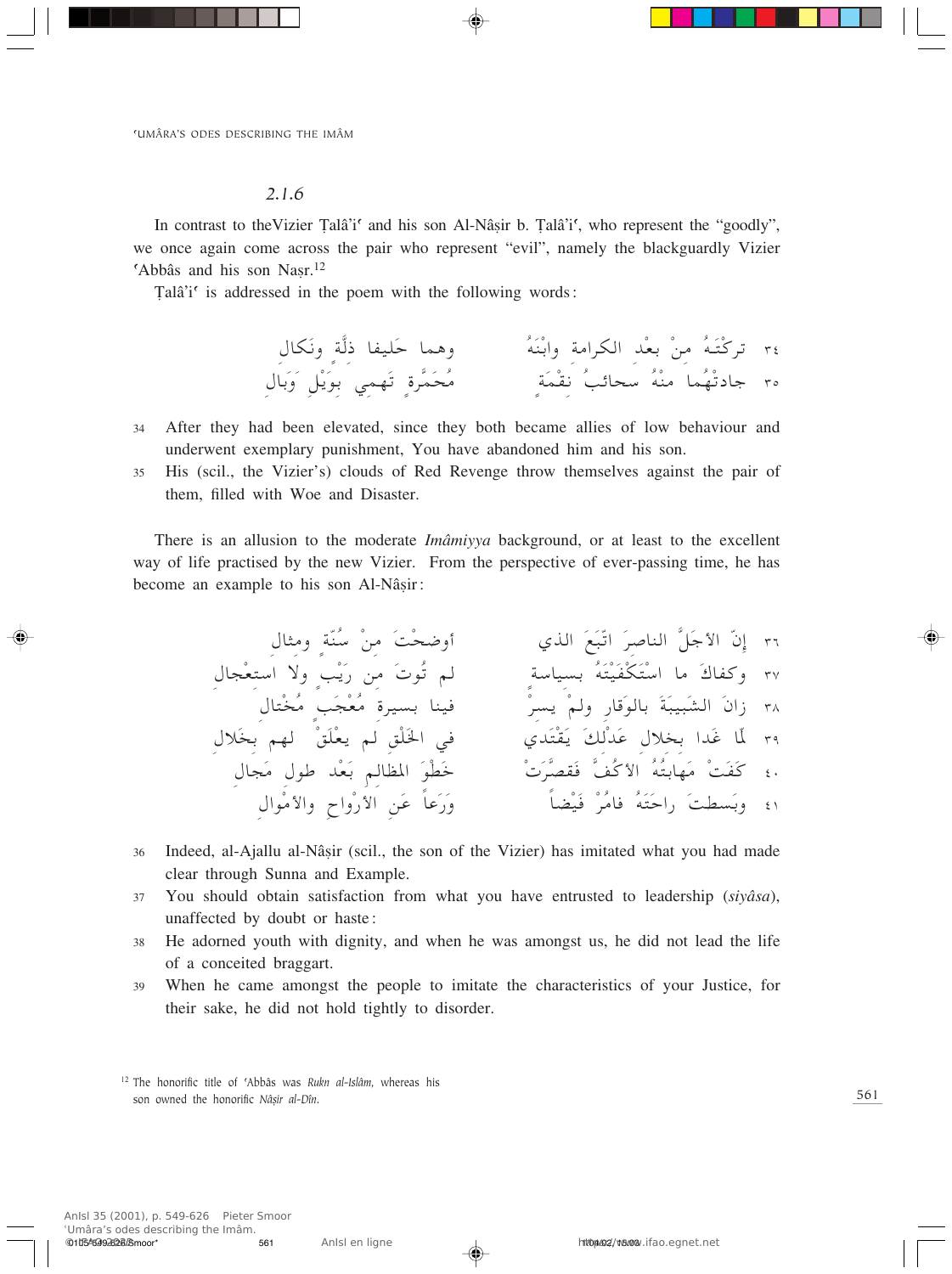*2.1.6*

In contrast to theVizier Ṭalâ'iʿ and his son Al-Nâṣir b. Ṭalâ'iʿ, who represent the "goodly", we once again come across the pair who represent "evil", namely the blackguardly Vizier ʿAbbâs and his son Naṣr.[12]

Ṭalâ'iʿ is addressed in the poem with the following words:

٣٤ تركْتَهُ منْ بعْد الكرامة وابْنَهُ &nbsp;&nbsp;&nbsp; وهما حَليفا ذِلَّة ونَكال
٣٥ جادتْهُما منْهُ سحائبُ نَقْمَةٍ &nbsp;&nbsp;&nbsp; مُحَمَّرةٍ تَهمي بوَيْلٍ وَبال

34 After they had been elevated, since they both became allies of low behaviour and underwent exemplary punishment, You have abandoned him and his son.
35 His (scil., the Vizier's) clouds of Red Revenge throw themselves against the pair of them, filled with Woe and Disaster.

There is an allusion to the moderate *Imâmiyya* background, or at least to the excellent way of life practised by the new Vizier. From the perspective of ever-passing time, he has become an example to his son Al-Nâṣir:

٣٦ إنّ الأجَلَّ الناصرَ اتَّبعَ الذي &nbsp;&nbsp;&nbsp; أوضحْتَ منْ سُنّة ومثال
٣٧ وكفاكَ ما استَكْفَيْتَهُ بسياسة &nbsp;&nbsp;&nbsp; لم تُوتَ من رَيْبٍ ولا استعْجال
٣٨ زانَ الشَبيبَةَ بالوَقار ولمْ يسرْ &nbsp;&nbsp;&nbsp; فينا بسيرة مُعْجَبٍ مُخْتال
٣٩ لَمّا غدا بخلال عَدْلكَ يَقْتَدي &nbsp;&nbsp;&nbsp; في الخَلْق لم يعْلَقْ لهم بخَلال
٤٠ كَفَتْ مَهابَتُهُ الأكُفَّ فقصَّرَتْ &nbsp;&nbsp;&nbsp; خَطْوَ المظالم بَعْد طول مَجال
٤١ وبَسطتَ راحَتَهُ فامْرُ فَيْضاً &nbsp;&nbsp;&nbsp; وَرَعاً عَنِ الأرْواح والأمْوال

36 Indeed, al-Ajallu al-Nâṣir (scil., the son of the Vizier) has imitated what you had made clear through Sunna and Example.
37 You should obtain satisfaction from what you have entrusted to leadership (*siyâsa*), unaffected by doubt or haste:
38 He adorned youth with dignity, and when he was amongst us, he did not lead the life of a conceited braggart.
39 When he came amongst the people to imitate the characteristics of your Justice, for their sake, he did not hold tightly to disorder.

[12] The honorific title of ʿAbbâs was *Rukn al-Islâm*, whereas his son owned the honorific *Nâṣir al-Dîn*.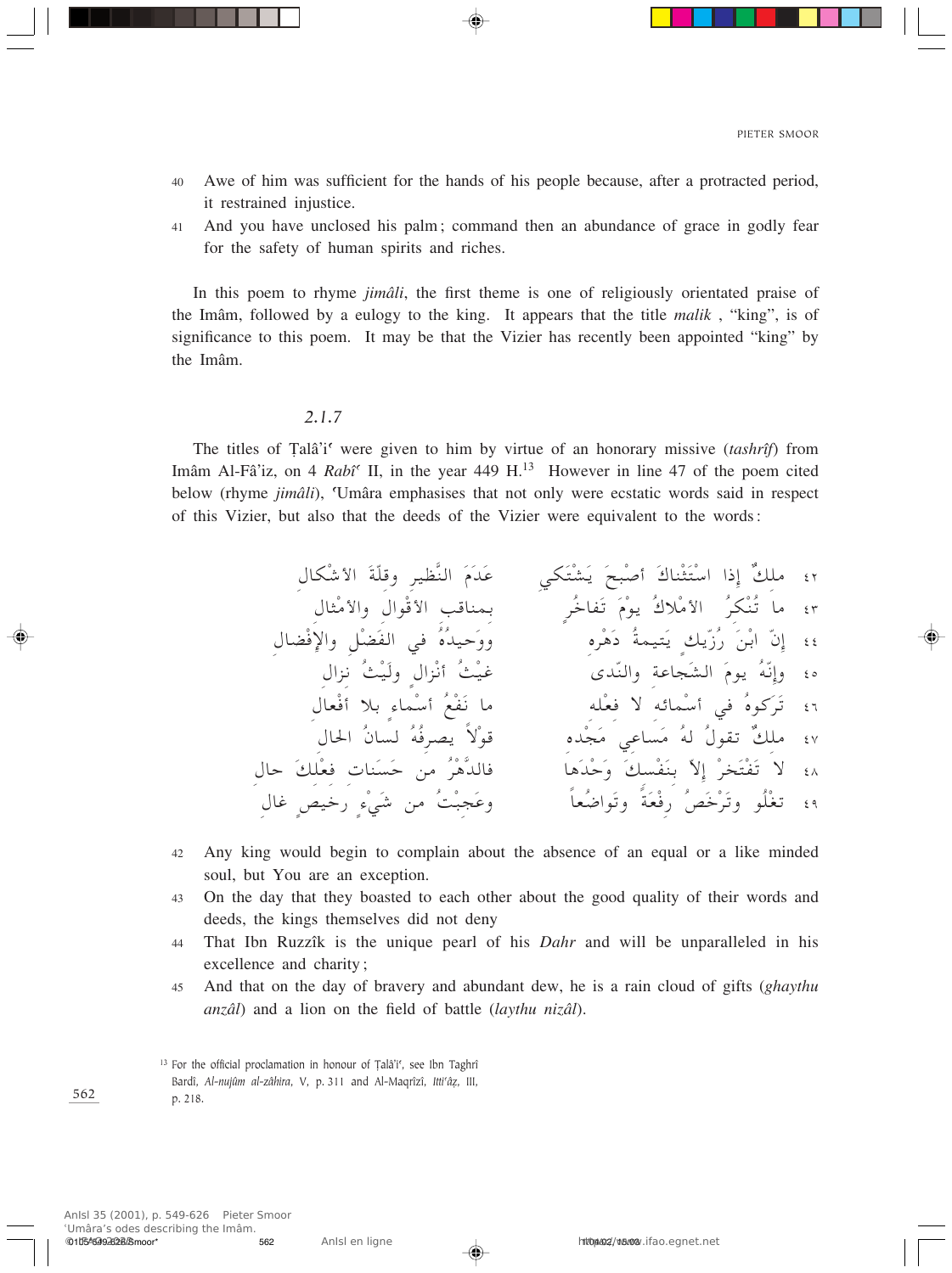40 Awe of him was sufficient for the hands of his people because, after a protracted period, it restrained injustice.

41 And you have unclosed his palm; command then an abundance of grace in godly fear for the safety of human spirits and riches.

In this poem to rhyme *jimâli*, the first theme is one of religiously orientated praise of the Imâm, followed by a eulogy to the king. It appears that the title *malik* , "king", is of significance to this poem. It may be that the Vizier has recently been appointed "king" by the Imâm.

### *2.1.7*

The titles of Ṭalâ'iʿ were given to him by virtue of an honorary missive (*tashrîf*) from Imâm Al-Fâ'iz, on 4 *Rabîʿ* II, in the year 449 H.[13] However in line 47 of the poem cited below (rhyme *jimâli*), ʿUmâra emphasises that not only were ecstatic words said in respect of this Vizier, but also that the deeds of the Vizier were equivalent to the words:

٤٢ ملكٌ إذا اسْتَثْناكَ أصْبحَ يَشْتَكي　　عَدَمَ النَّظيرِ وقلّةَ الأشْكالِ

٤٣ ما تُنْكِرُ الأمْلاكُ يومَ تَفاخُرٍ　　بمناقبِ الأقْوالِ والأمْثالِ

٤٤ إنّ ابْنَ رُزّيكٍ يَتيمةُ دَهْرِهِ　　ووَحيدُهُ في الفَضْلِ والإفْضالِ

٤٥ وإنّهُ يومَ الشَجاعةِ والنّدى　　غيْثُ أنْزالٍ ولَيْثُ نزالِ

٤٦ تَرَكوهُ في أسْمائه لا فعْلِه　　ما نَفْعُ أسْماءٍ بلا أفْعالِ

٤٧ ملكٌ تقولُ لهُ مَساعي مَجْدِه　　قوْلاً يصرفُهُ لسانُ الحالِ

٤٨ لا تَفْتَخِرْ إلاّ بنَفْسِكَ وَحْدَها　　فالدَّهْرُ من حَسَناتِ فعْلِكَ حالِ

٤٩ تغْلُو وتَرْخَصُ رِفْعَةً وتَواضُعاً　　وعَجِبْتُ من شَيْءٍ رَخيصٍ غالِ

42 Any king would begin to complain about the absence of an equal or a like minded soul, but You are an exception.

43 On the day that they boasted to each other about the good quality of their words and deeds, the kings themselves did not deny

44 That Ibn Ruzzîk is the unique pearl of his *Dahr* and will be unparalleled in his excellence and charity;

45 And that on the day of bravery and abundant dew, he is a rain cloud of gifts (*ghaythu anzâl*) and a lion on the field of battle (*laythu nizâl*).

[13] For the official proclamation in honour of Ṭalâ'iʿ, see Ibn Taghrî Bardî, *Al-nujûm al-zâhira*, V, p. 311 and Al-Maqrîzî, *Ittiʿâẓ*, III, p. 218.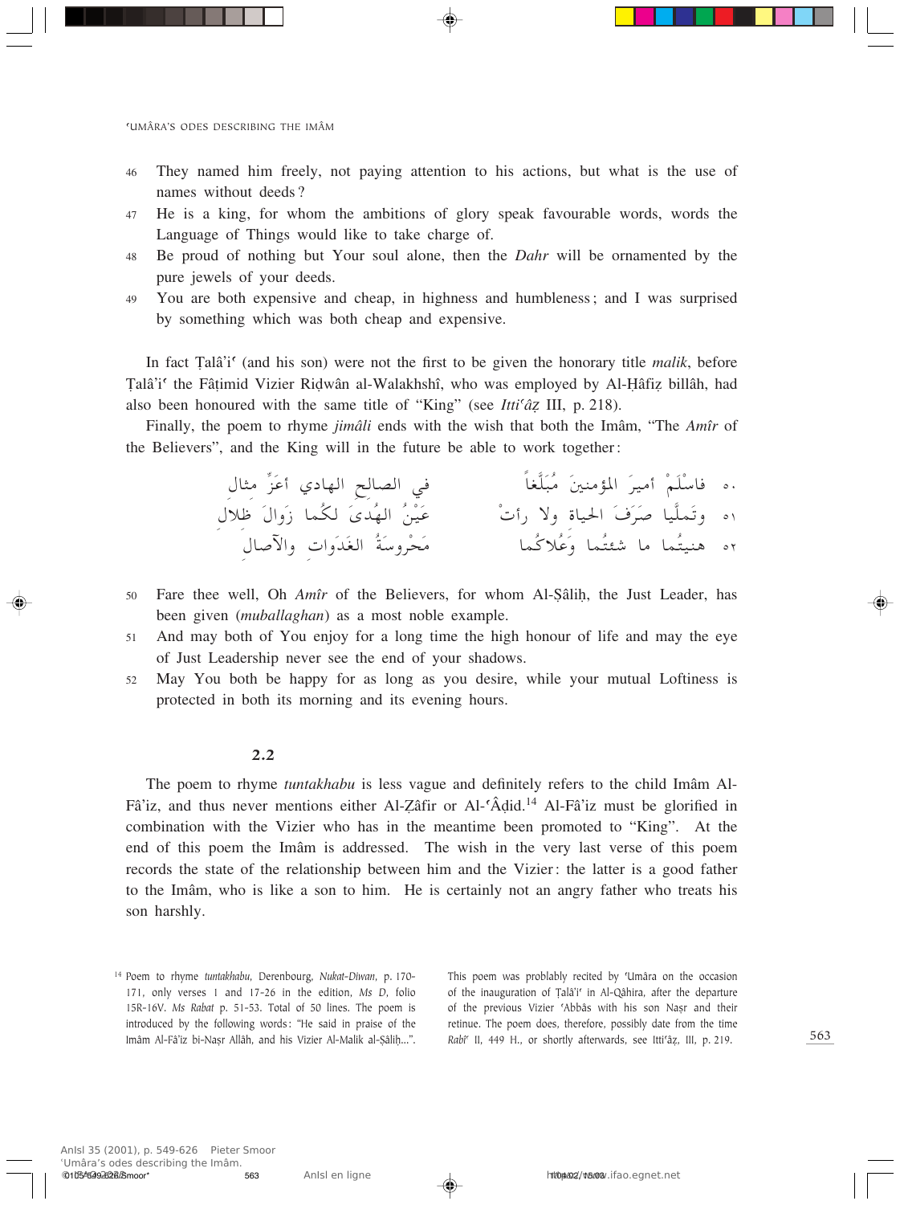46 They named him freely, not paying attention to his actions, but what is the use of names without deeds?

47 He is a king, for whom the ambitions of glory speak favourable words, words the Language of Things would like to take charge of.

48 Be proud of nothing but Your soul alone, then the *Dahr* will be ornamented by the pure jewels of your deeds.

49 You are both expensive and cheap, in highness and humbleness; and I was surprised by something which was both cheap and expensive.

In fact Ṭalâ'iʿ (and his son) were not the first to be given the honorary title *malik*, before Ṭalâ'iʿ the Fâṭimid Vizier Riḍwân al-Walakhshî, who was employed by Al-Ḥâfiẓ billâh, had also been honoured with the same title of "King" (see *Ittiʿâẓ* III, p. 218).

Finally, the poem to rhyme *jimâli* ends with the wish that both the Imâm, "The *Amîr* of the Believers", and the King will in the future be able to work together:

٥٠ فاسْلَمْ أميرَ المؤمنينَ مُبَلَّغاً　　في الصالحِ الهادي أعزِّ مثالِ

٥١ وتَملَّيا صَرَفَ الحياة ولا رأتْ　　عَيْنُ الهُدَى لكُما زوالَ ظلالِ

٥٢ هنيتُما ما شئتُما وَعُلاكُما　　مَحْروسَةُ الغَدَوات والآصالِ

50 Fare thee well, Oh *Amîr* of the Believers, for whom Al-Ṣâliḥ, the Just Leader, has been given (*muballaghan*) as a most noble example.

51 And may both of You enjoy for a long time the high honour of life and may the eye of Just Leadership never see the end of your shadows.

52 May You both be happy for as long as you desire, while your mutual Loftiness is protected in both its morning and its evening hours.

### 2.2

The poem to rhyme *tuntakhabu* is less vague and definitely refers to the child Imâm Al-Fâ'iz, and thus never mentions either Al-Ẓâfir or Al-ʿÂḍid.[14] Al-Fâ'iz must be glorified in combination with the Vizier who has in the meantime been promoted to "King". At the end of this poem the Imâm is addressed. The wish in the very last verse of this poem records the state of the relationship between him and the Vizier: the latter is a good father to the Imâm, who is like a son to him. He is certainly not an angry father who treats his son harshly.

[14] Poem to rhyme *tuntakhabu*, Derenbourg, *Nukat-Diwan*, p. 170-171, only verses 1 and 17-26 in the edition, *Ms D*, folio 15R-16V. *Ms Rabat* p. 51-53. Total of 50 lines. The poem is introduced by the following words: "He said in praise of the Imâm Al-Fâ'iz bi-Naṣr Allâh, and his Vizier Al-Malik al-Ṣâliḥ...". This poem was problably recited by ʿUmâra on the occasion of the inauguration of Ṭalâ'iʿ in Al-Qâhira, after the departure of the previous Vizier ʿAbbâs with his son Naṣr and their retinue. The poem does, therefore, possibly date from the time *Rabîʿ* II, 449 H., or shortly afterwards, see Ittiʿâẓ, III, p. 219.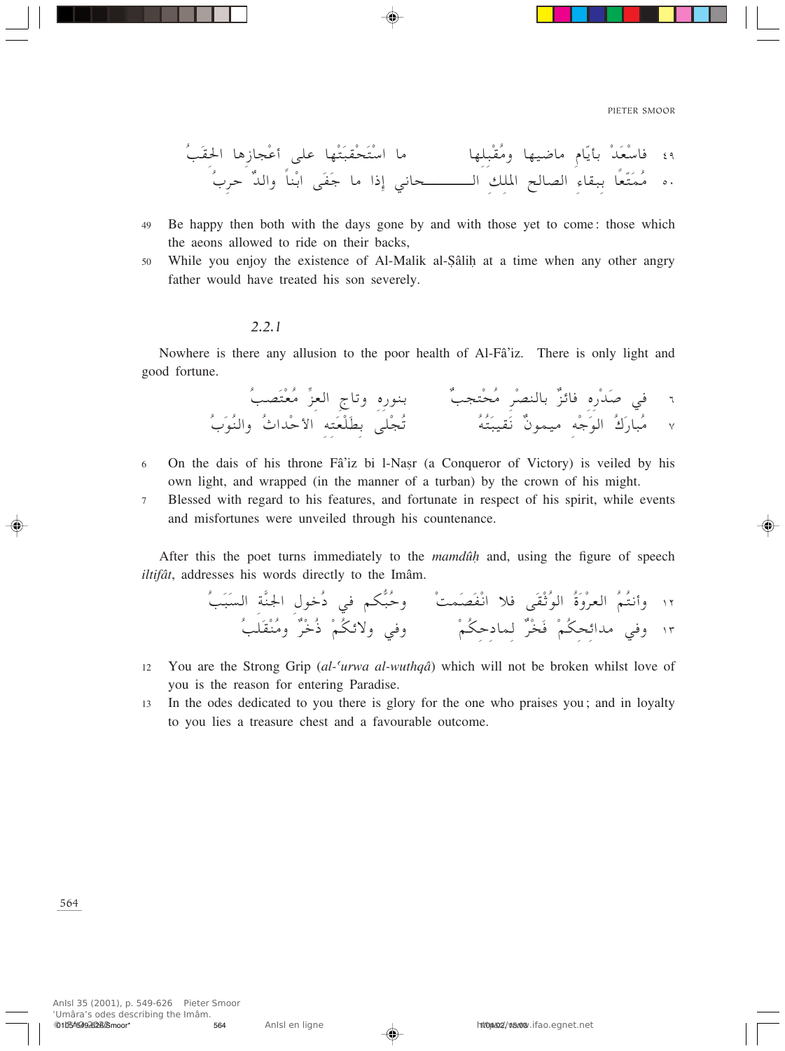٤٩ فاسْعَدْ بأيّامِ ماضيها ومُقْبِلِها ما اسْتَحْقَبَتْها على أعْجازِها الحِقَبُ
٥٠ مُمَتَّعًا بِبقاءِ الصالحِ الملِكِ الـــــحاني إذا ما جَفَى ابْناً والدٌ حرِبُ

49 Be happy then both with the days gone by and with those yet to come: those which the aeons allowed to ride on their backs,

50 While you enjoy the existence of Al-Malik al-Ṣâliḥ at a time when any other angry father would have treated his son severely.

### 2.2.1

Nowhere is there any allusion to the poor health of Al-Fâ'iz. There is only light and good fortune.

٦ في صَدْرِه فائزٌ بالنصرِ مُحْتجِبٌ بنوره وتاجِ العزِّ مُعْتَصِبُ
٧ مُبارَكُ الوَجْهِ ميمونٌ نَقيبَتُهُ تُجْلَى بِطَلْعَتِه الأحْداثُ والنُوَبُ

6 On the dais of his throne Fâ'iz bi l-Naṣr (a Conqueror of Victory) is veiled by his own light, and wrapped (in the manner of a turban) by the crown of his might.

7 Blessed with regard to his features, and fortunate in respect of his spirit, while events and misfortunes were unveiled through his countenance.

After this the poet turns immediately to the *mamdûḥ* and, using the figure of speech *iltifât*, addresses his words directly to the Imâm.

١٢ وأنتُمُ العرْوَةُ الوُثْقَى فلا انْفَصَمتْ وحُبُّكم في دُخولِ الجنَّةِ السبَبُ
١٣ وفي مدائحِكُمْ فَخْرٌ لمادحِكُمْ وفي ولائكُمْ ذُخْرٌ ومُنْقَلَبُ

12 You are the Strong Grip (*al-ʿurwa al-wuthqâ*) which will not be broken whilst love of you is the reason for entering Paradise.

13 In the odes dedicated to you there is glory for the one who praises you; and in loyalty to you lies a treasure chest and a favourable outcome.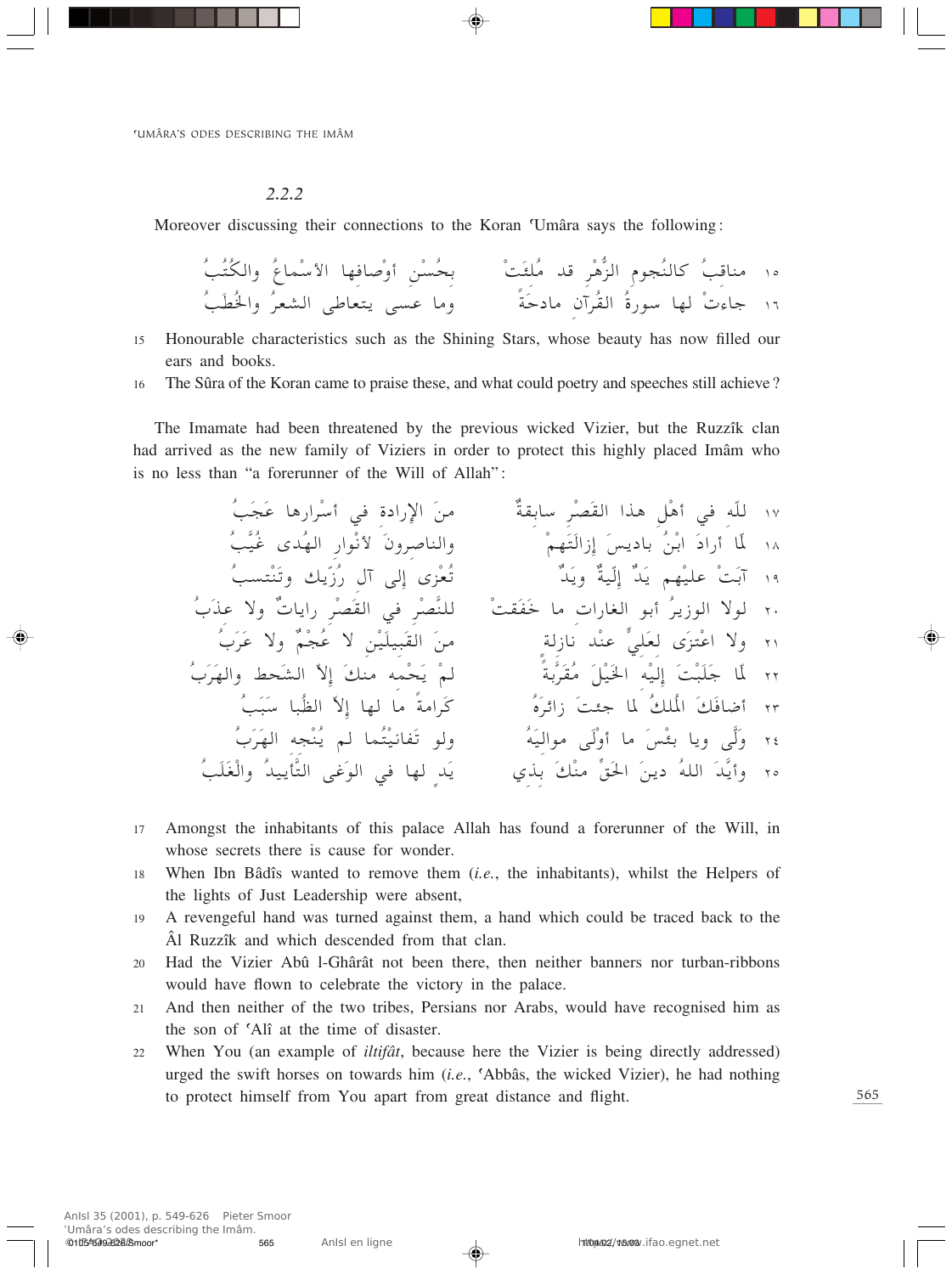*2.2.2*

Moreover discussing their connections to the Koran ʿUmâra says the following:

١٥ مناقبُ كالنُجومِ الزُهْرِ قد مُلِئَتْ ... بحُسْنِ أوْصافِها الأسْماعُ والكُتُبُ

١٦ جاءتْ لها سورةُ القُرآنِ مادحَةً ... وما عسى يتعاطى الشعرُ والخُطَبُ

15 Honourable characteristics such as the Shining Stars, whose beauty has now filled our ears and books.

16 The Sûra of the Koran came to praise these, and what could poetry and speeches still achieve?

The Imamate had been threatened by the previous wicked Vizier, but the Ruzzîk clan had arrived as the new family of Viziers in order to protect this highly placed Imâm who is no less than "a forerunner of the Will of Allah":

١٧ للّه في أهْلِ هذا القَصْرِ سابِقةٌ ... منَ الإرادة في أسْرارِها عَجَبُ

١٨ لّما أرادَ ابْنُ باديسَ إزالَتَهمْ ... والناصِرونَ لأنْوارِ الهُدى غُيَّبُ

١٩ آبَتْ عليْهِم يَدٌ إلّيةٌ ويَدٌ ... تُعْزى إلى آلِ رُزّيك وتَنْتسِبُ

٢٠ لولا الوزيرُ أبو الغاراتِ ما خَفَقَتْ ... للنَّصْرِ في القَصْرِ راياتٌ ولا عذَبُ

٢١ ولا اعْتَزى لعَلِيٍّ عنْد نازلة ... منَ القَبيلَيْنِ لا عُجْمٌ ولا عَرَبُ

٢٢ لّما جَلَبْتَ إليْه الخَيْلَ مُقَرَّبةً ... لمْ يَحْمِه منكَ إلاّ الشحط والهَرَبُ

٢٣ أضافَكَ المُلْكُ لما جئتَ زائرَهُ ... كَرامةً ما لها إلاّ الظُبا سَبَبُ

٢٤ وَلّى ويا بئْسَ ما أوْلَى مواليَهُ ... ولو تَفانيْتُما لم يُنْجِه الهَرَبُ

٢٥ وأيَّدَ اللهُ دينَ الحَقِّ منْكَ بِذي ... يَدٍ لها في الوَغى التَّأييدُ والْغَلَبُ

17 Amongst the inhabitants of this palace Allah has found a forerunner of the Will, in whose secrets there is cause for wonder.

18 When Ibn Bâdîs wanted to remove them (*i.e.*, the inhabitants), whilst the Helpers of the lights of Just Leadership were absent,

19 A revengeful hand was turned against them, a hand which could be traced back to the Âl Ruzzîk and which descended from that clan.

20 Had the Vizier Abû l-Ghârât not been there, then neither banners nor turban-ribbons would have flown to celebrate the victory in the palace.

21 And then neither of the two tribes, Persians nor Arabs, would have recognised him as the son of ʿAlî at the time of disaster.

22 When You (an example of *iltifât*, because here the Vizier is being directly addressed) urged the swift horses on towards him (*i.e.*, ʿAbbâs, the wicked Vizier), he had nothing to protect himself from You apart from great distance and flight.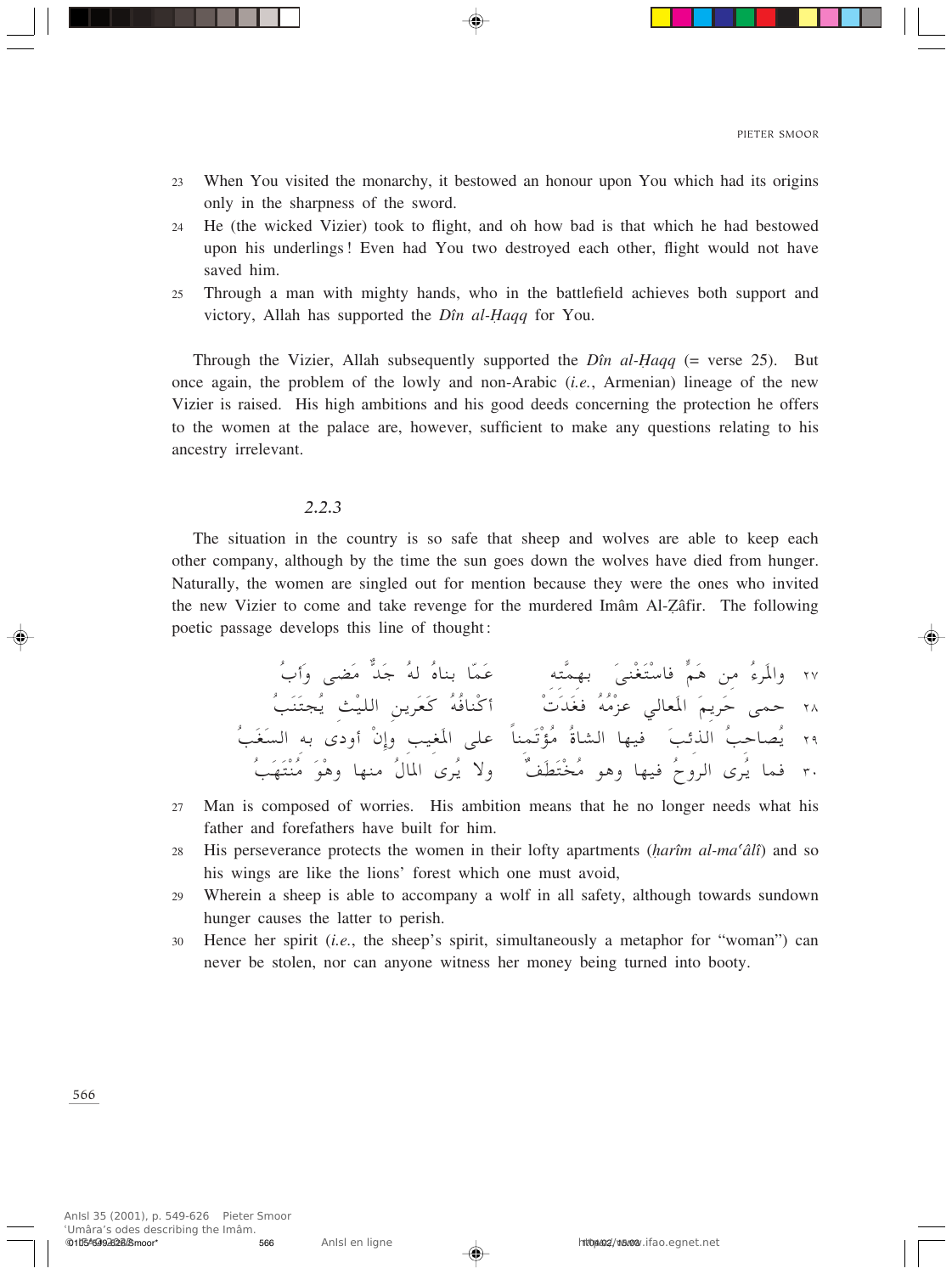23 When You visited the monarchy, it bestowed an honour upon You which had its origins only in the sharpness of the sword.

24 He (the wicked Vizier) took to flight, and oh how bad is that which he had bestowed upon his underlings! Even had You two destroyed each other, flight would not have saved him.

25 Through a man with mighty hands, who in the battlefield achieves both support and victory, Allah has supported the *Dîn al-Ḥaqq* for You.

Through the Vizier, Allah subsequently supported the *Dîn al-Ḥaqq* (= verse 25). But once again, the problem of the lowly and non-Arabic (*i.e.*, Armenian) lineage of the new Vizier is raised. His high ambitions and his good deeds concerning the protection he offers to the women at the palace are, however, sufficient to make any questions relating to his ancestry irrelevant.

*2.2.3*

The situation in the country is so safe that sheep and wolves are able to keep each other company, although by the time the sun goes down the wolves have died from hunger. Naturally, the women are singled out for mention because they were the ones who invited the new Vizier to come and take revenge for the murdered Imâm Al-Ẓâfir. The following poetic passage develops this line of thought:

٢٧ والمَرءُ من هَمٍّ فاستَغْنَى بهمَّته عَمّا بناهُ لهُ جَدٌّ مَضى وأَبُ

٢٨ حمى حَريمَ المَعالي عزْمُهُ فغَدَتْ أكْنافُهُ كَعَرين اللَيْث يُجتَنَبُ

٢٩ يُصاحبُ الذئبَ فيها الشاةُ مُؤْتَمناً على المَغيب وإنْ أودى به السَغَبُ

٣٠ فما يُرى الروحُ فيها وهو مُختَطَفٌ ولا يُرى المالُ منها وهْوَ مُنْتَهَبُ

27 Man is composed of worries. His ambition means that he no longer needs what his father and forefathers have built for him.

28 His perseverance protects the women in their lofty apartments (*ḥarîm al-maʿâlî*) and so his wings are like the lions' forest which one must avoid,

29 Wherein a sheep is able to accompany a wolf in all safety, although towards sundown hunger causes the latter to perish.

30 Hence her spirit (*i.e.*, the sheep's spirit, simultaneously a metaphor for "woman") can never be stolen, nor can anyone witness her money being turned into booty.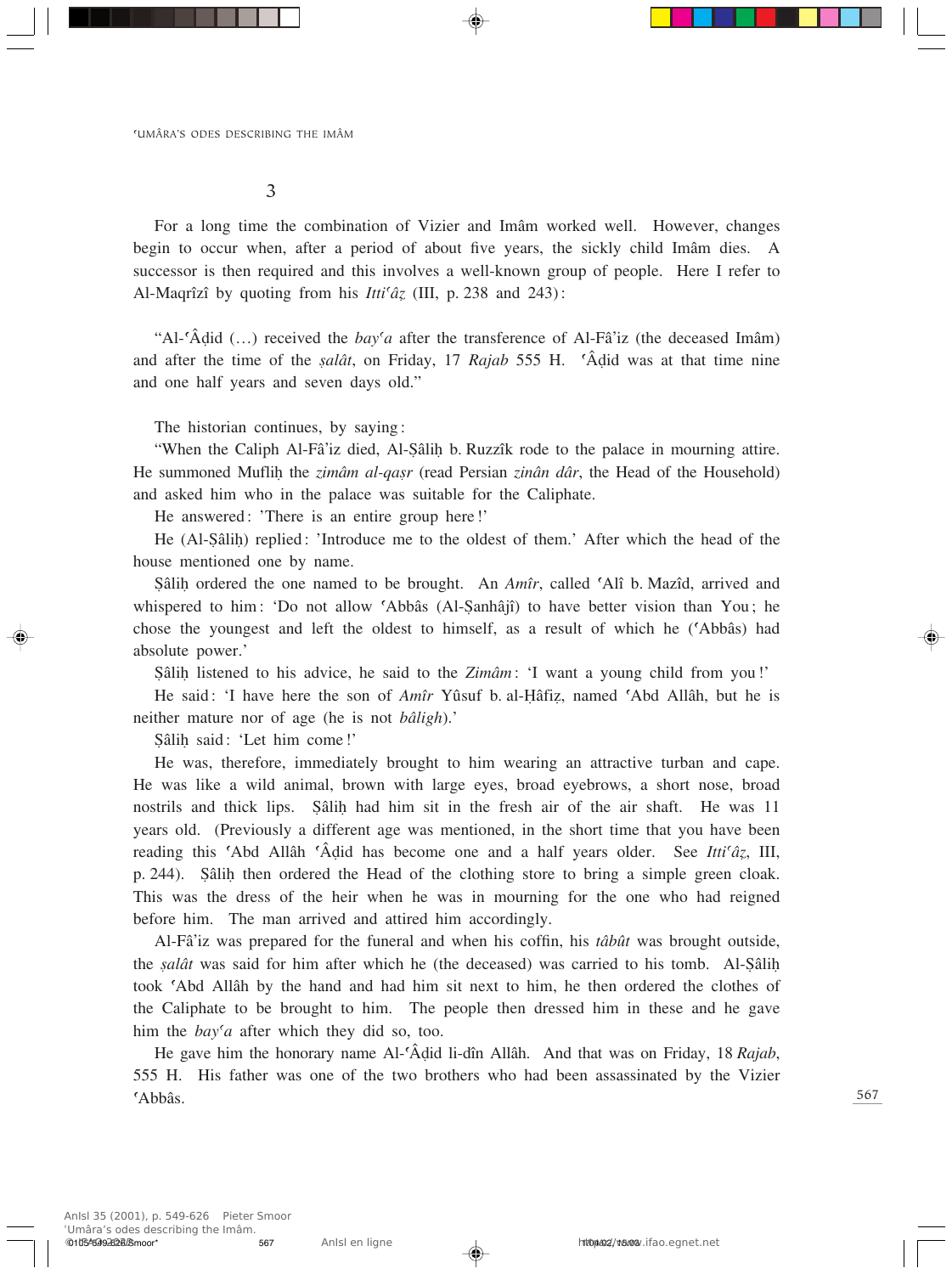3

For a long time the combination of Vizier and Imâm worked well. However, changes begin to occur when, after a period of about five years, the sickly child Imâm dies. A successor is then required and this involves a well-known group of people. Here I refer to Al-Maqrîzî by quoting from his *Itti'âẓ* (III, p. 238 and 243):

"Al-'Âḍid (…) received the *bay'a* after the transference of Al-Fâ'iz (the deceased Imâm) and after the time of the *ṣalât*, on Friday, 17 *Rajab* 555 H. 'Âḍid was at that time nine and one half years and seven days old."

The historian continues, by saying:

"When the Caliph Al-Fâ'iz died, Al-Ṣâliḥ b. Ruzzîk rode to the palace in mourning attire. He summoned Mufliḥ the *zimâm al-qaṣr* (read Persian *zinân dâr*, the Head of the Household) and asked him who in the palace was suitable for the Caliphate.

He answered: 'There is an entire group here!'

He (Al-Ṣâliḥ) replied: 'Introduce me to the oldest of them.' After which the head of the house mentioned one by name.

Ṣâliḥ ordered the one named to be brought. An *Amîr*, called 'Alî b. Mazîd, arrived and whispered to him: 'Do not allow 'Abbâs (Al-Ṣanhâjî) to have better vision than You; he chose the youngest and left the oldest to himself, as a result of which he ('Abbâs) had absolute power.'

Ṣâliḥ listened to his advice, he said to the *Zimâm*: 'I want a young child from you!'

He said: 'I have here the son of *Amîr* Yûsuf b. al-Ḥâfiẓ, named 'Abd Allâh, but he is neither mature nor of age (he is not *bâligh*).'

Ṣâliḥ said: 'Let him come!'

He was, therefore, immediately brought to him wearing an attractive turban and cape. He was like a wild animal, brown with large eyes, broad eyebrows, a short nose, broad nostrils and thick lips. Ṣâliḥ had him sit in the fresh air of the air shaft. He was 11 years old. (Previously a different age was mentioned, in the short time that you have been reading this 'Abd Allâh 'Âḍid has become one and a half years older. See *Itti'âẓ*, III, p. 244). Ṣâliḥ then ordered the Head of the clothing store to bring a simple green cloak. This was the dress of the heir when he was in mourning for the one who had reigned before him. The man arrived and attired him accordingly.

Al-Fâ'iz was prepared for the funeral and when his coffin, his *tâbût* was brought outside, the *ṣalât* was said for him after which he (the deceased) was carried to his tomb. Al-Ṣâliḥ took 'Abd Allâh by the hand and had him sit next to him, he then ordered the clothes of the Caliphate to be brought to him. The people then dressed him in these and he gave him the *bay'a* after which they did so, too.

He gave him the honorary name Al-'Âḍid li-dîn Allâh. And that was on Friday, 18 *Rajab*, 555 H. His father was one of the two brothers who had been assassinated by the Vizier 'Abbâs.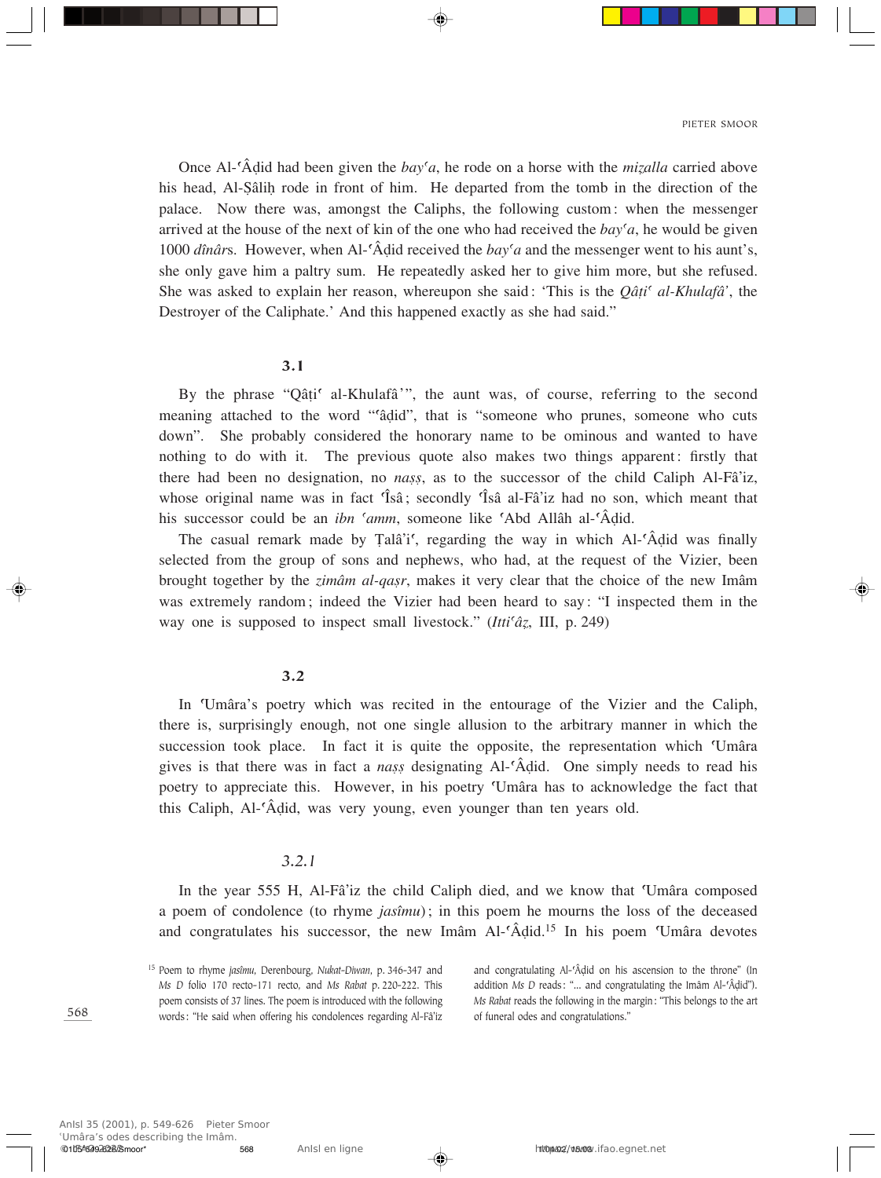Once Al-ʿÂḍid had been given the *bayʿa*, he rode on a horse with the *miẓalla* carried above his head, Al-Ṣâliḥ rode in front of him. He departed from the tomb in the direction of the palace. Now there was, amongst the Caliphs, the following custom: when the messenger arrived at the house of the next of kin of the one who had received the *bayʿa*, he would be given 1000 *dînâr*s. However, when Al-ʿÂḍid received the *bayʿa* and the messenger went to his aunt's, she only gave him a paltry sum. He repeatedly asked her to give him more, but she refused. She was asked to explain her reason, whereupon she said: 'This is the *Qâṭiʿ al-Khulafâ'*, the Destroyer of the Caliphate.' And this happened exactly as she had said."

### 3.1

By the phrase "Qâṭiʿ al-Khulafâ'", the aunt was, of course, referring to the second meaning attached to the word "ʿâḍid", that is "someone who prunes, someone who cuts down". She probably considered the honorary name to be ominous and wanted to have nothing to do with it. The previous quote also makes two things apparent: firstly that there had been no designation, no *naṣṣ*, as to the successor of the child Caliph Al-Fâ'iz, whose original name was in fact ʿÎsâ; secondly ʿÎsâ al-Fâ'iz had no son, which meant that his successor could be an *ibn ʿamm*, someone like ʿAbd Allâh al-ʿÂḍid.

The casual remark made by Ṭalâ'iʿ, regarding the way in which Al-ʿÂḍid was finally selected from the group of sons and nephews, who had, at the request of the Vizier, been brought together by the *zimâm al-qaṣr*, makes it very clear that the choice of the new Imâm was extremely random; indeed the Vizier had been heard to say: "I inspected them in the way one is supposed to inspect small livestock." (*Ittiʿâẓ*, III, p. 249)

### 3.2

In ʿUmâra's poetry which was recited in the entourage of the Vizier and the Caliph, there is, surprisingly enough, not one single allusion to the arbitrary manner in which the succession took place. In fact it is quite the opposite, the representation which ʿUmâra gives is that there was in fact a *naṣṣ* designating Al-ʿÂḍid. One simply needs to read his poetry to appreciate this. However, in his poetry ʿUmâra has to acknowledge the fact that this Caliph, Al-ʿÂḍid, was very young, even younger than ten years old.

#### *3.2.1*

In the year 555 H, Al-Fâ'iz the child Caliph died, and we know that ʿUmâra composed a poem of condolence (to rhyme *jasîmu*); in this poem he mourns the loss of the deceased and congratulates his successor, the new Imâm Al-ʿÂḍid.[15] In his poem ʿUmâra devotes

[15] Poem to rhyme *jasîmu*, Derenbourg, *Nukat-Diwan*, p. 346-347 and *Ms D* folio 170 recto-171 recto, and *Ms Rabat* p. 220-222. This poem consists of 37 lines. The poem is introduced with the following words: "He said when offering his condolences regarding Al-Fâ'iz and congratulating Al-ʿÂḍid on his ascension to the throne" (In addition *Ms D* reads: "... and congratulating the Imâm Al-ʿÂḍid"). *Ms Rabat* reads the following in the margin: "This belongs to the art of funeral odes and congratulations."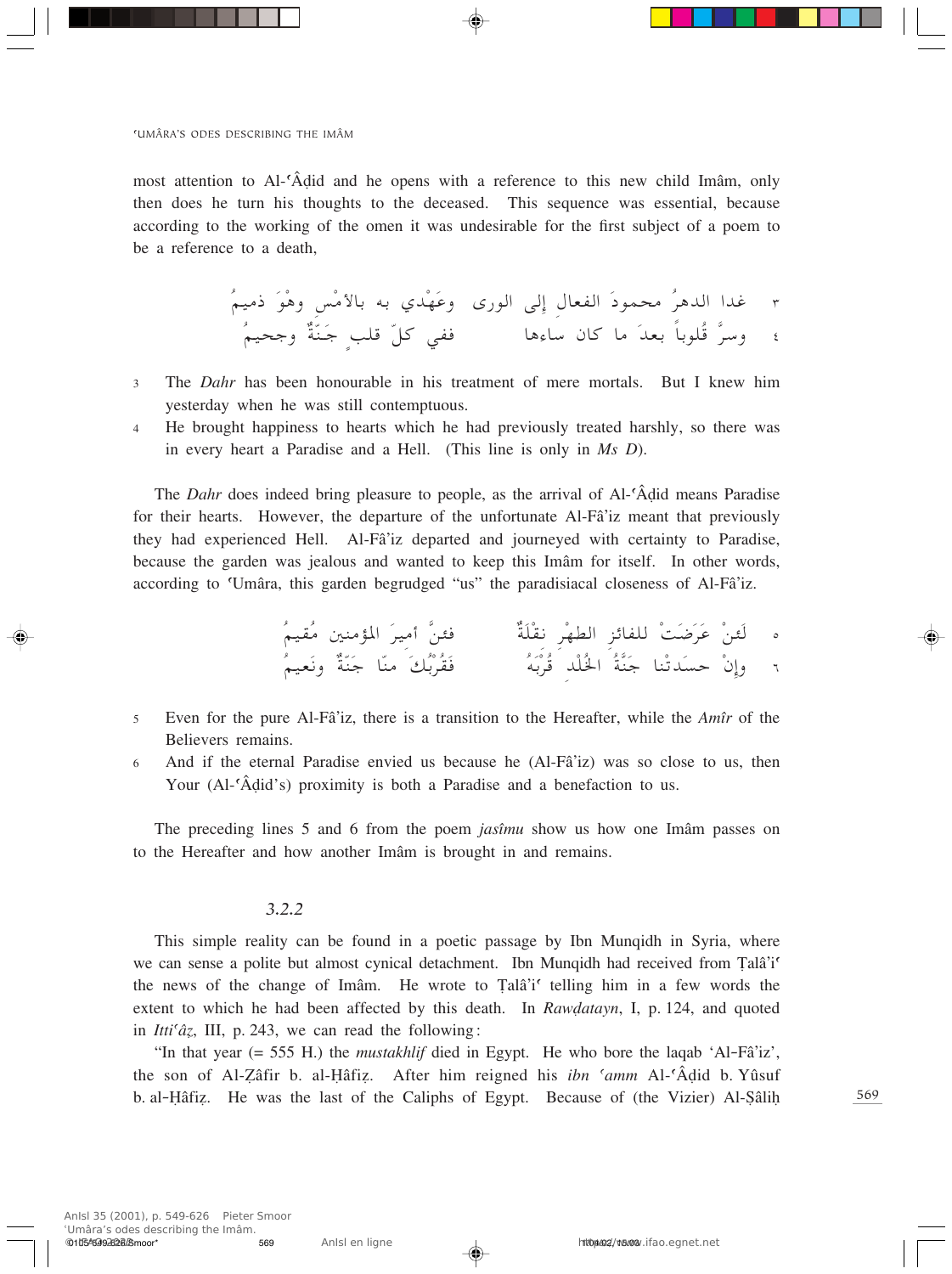most attention to Al-ʿÂḍid and he opens with a reference to this new child Imâm, only then does he turn his thoughts to the deceased. This sequence was essential, because according to the working of the omen it was undesirable for the first subject of a poem to be a reference to a death,

٣ غدا الدهرُ محمودَ الفعال إلى الورى   وعَهْدي به بالأمْسِ وهْوَ ذميمُ
٤ وسرَّ قُلوباً بعدَ ما كان ساءها   ففي كلّ قلبٍ جَنّةٌ وجحيمُ

3 The *Dahr* has been honourable in his treatment of mere mortals. But I knew him yesterday when he was still contemptuous.

4 He brought happiness to hearts which he had previously treated harshly, so there was in every heart a Paradise and a Hell. (This line is only in *Ms D*).

The *Dahr* does indeed bring pleasure to people, as the arrival of Al-ʿÂḍid means Paradise for their hearts. However, the departure of the unfortunate Al-Fâ'iz meant that previously they had experienced Hell. Al-Fâ'iz departed and journeyed with certainty to Paradise, because the garden was jealous and wanted to keep this Imâm for itself. In other words, according to ʿUmâra, this garden begrudged "us" the paradisiacal closeness of Al-Fâ'iz.

٥ لَئِنْ عَرَضَتْ للفائزِ الطهْرِ نقْلَةٌ   فئنَّ أميرَ المؤمنين مُقيمُ
٦ وإنْ حسَدتْنا جَنّةُ الخُلْدِ قُرْبَهُ   فَقُرْبُكَ منّا جنّةٌ ونَعيمُ

5 Even for the pure Al-Fâ'iz, there is a transition to the Hereafter, while the *Amîr* of the Believers remains.

6 And if the eternal Paradise envied us because he (Al-Fâ'iz) was so close to us, then Your (Al-ʿÂḍid's) proximity is both a Paradise and a benefaction to us.

The preceding lines 5 and 6 from the poem *jasîmu* show us how one Imâm passes on to the Hereafter and how another Imâm is brought in and remains.

### 3.2.2

This simple reality can be found in a poetic passage by Ibn Munqidh in Syria, where we can sense a polite but almost cynical detachment. Ibn Munqidh had received from Ṭalâ'iʿ the news of the change of Imâm. He wrote to Ṭalâ'iʿ telling him in a few words the extent to which he had been affected by this death. In *Rawḍatayn*, I, p. 124, and quoted in *Ittiʿâẓ*, III, p. 243, we can read the following:

"In that year (= 555 H.) the *mustakhlif* died in Egypt. He who bore the laqab 'Al-Fâ'iz', the son of Al-Ẓâfir b. al-Ḥâfiẓ. After him reigned his *ibn ʿamm* Al-ʿÂḍid b. Yûsuf b. al-Ḥâfiẓ. He was the last of the Caliphs of Egypt. Because of (the Vizier) Al-Ṣâliḥ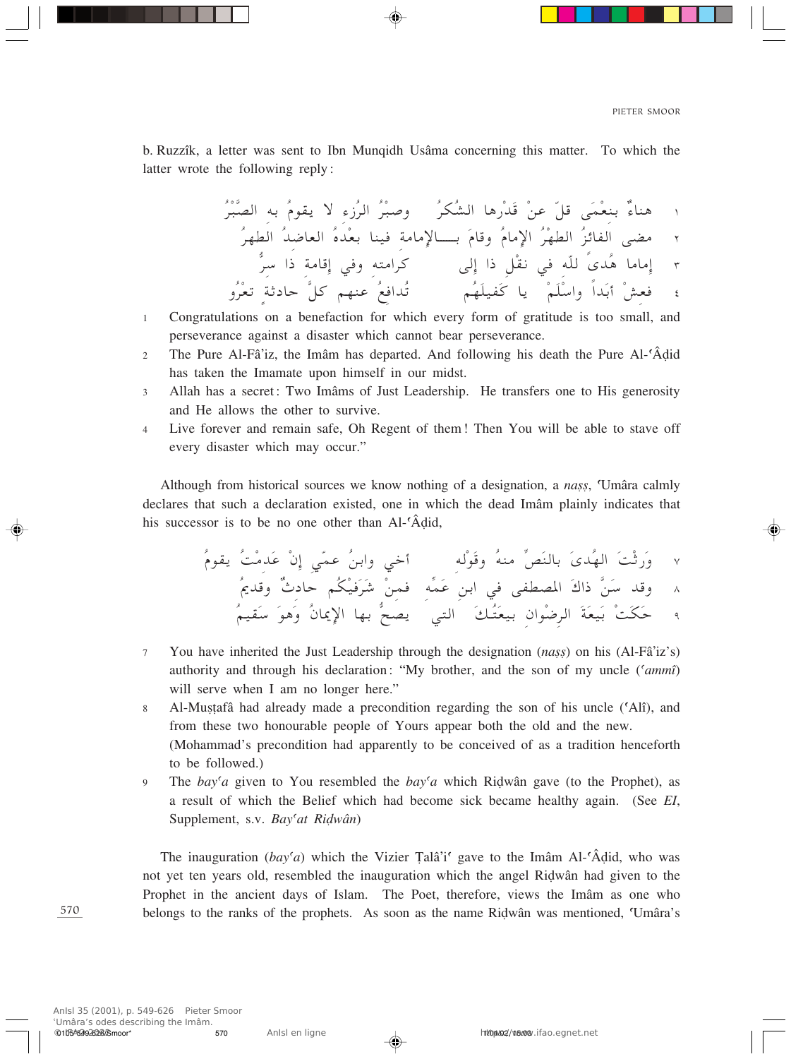b. Ruzzîk, a letter was sent to Ibn Munqidh Usâma concerning this matter. To which the latter wrote the following reply:

١ هناءٌ بنعْمَى قلّ عنْ قَدْرها الشُكرُ وصبْرُ الرُزء لا يقومُ به الصَّبْرُ
٢ مضى الفائزُ الطهْرُ الإمامُ وقامَ بـــالإمامة فينا بعْدَهُ العاضدُ الطَهرُ
٣ إماما هُدىً للّه في نقْلِ ذا إلى كرامته وفي إقامة ذا سِرُّ
٤ فعشْ أبَداً واسْلَمْ يا كَفيلَهُم تُدافِعُ عنهم كلَّ حادثة تعْرُو

1. Congratulations on a benefaction for which every form of gratitude is too small, and perseverance against a disaster which cannot bear perseverance.
2. The Pure Al-Fâ'iz, the Imâm has departed. And following his death the Pure Al-ʿÂḍid has taken the Imamate upon himself in our midst.
3. Allah has a secret: Two Imâms of Just Leadership. He transfers one to His generosity and He allows the other to survive.
4. Live forever and remain safe, Oh Regent of them! Then You will be able to stave off every disaster which may occur."

Although from historical sources we know nothing of a designation, a *naṣṣ*, ʿUmâra calmly declares that such a declaration existed, one in which the dead Imâm plainly indicates that his successor is to be no one other than Al-ʿÂḍid,

٧ وَرِثْتَ الهُدَى بالنَصّ منهُ وقَوْله أخي وابنُ عمّي إنْ عَدمْتُ يقومُ
٨ وقد سَنَّ ذاكَ المصطفى في ابنِ عَمِّهِ فمنْ شَرَفيْكُم حادثٌ وقديمُ
٩ حَكَتْ بَيعَةَ الرِضْوان بيعتُكَ التي يصحُّ بها الإيمانُ وَهوَ سَقيمُ

7. You have inherited the Just Leadership through the designation (*naṣṣ*) on his (Al-Fâ'iz's) authority and through his declaration: "My brother, and the son of my uncle (*ʿammî*) will serve when I am no longer here."
8. Al-Muṣṭafâ had already made a precondition regarding the son of his uncle (ʿAlî), and from these two honourable people of Yours appear both the old and the new. (Mohammad's precondition had apparently to be conceived of as a tradition henceforth to be followed.)
9. The *bayʿa* given to You resembled the *bayʿa* which Riḍwân gave (to the Prophet), as a result of which the Belief which had become sick became healthy again. (See *EI*, Supplement, s.v. *Bayʿat Riḍwân*)

The inauguration (*bayʿa*) which the Vizier Ṭalâ'iʿ gave to the Imâm Al-ʿÂḍid, who was not yet ten years old, resembled the inauguration which the angel Riḍwân had given to the Prophet in the ancient days of Islam. The Poet, therefore, views the Imâm as one who belongs to the ranks of the prophets. As soon as the name Riḍwân was mentioned, ʿUmâra's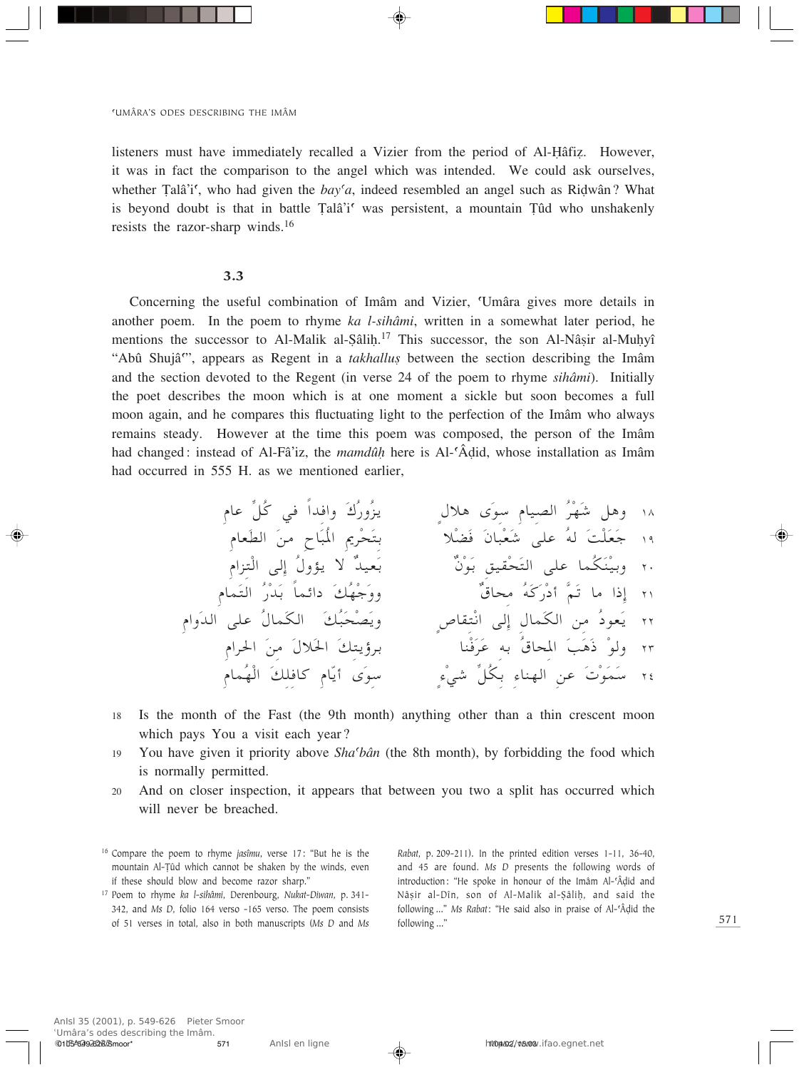listeners must have immediately recalled a Vizier from the period of Al-Ḥâfiẓ. However, it was in fact the comparison to the angel which was intended. We could ask ourselves, whether Ṭalâ'iʿ, who had given the *bayʿa*, indeed resembled an angel such as Riḍwân? What is beyond doubt is that in battle Ṭalâ'iʿ was persistent, a mountain Ṭûd who unshakenly resists the razor-sharp winds.[16]

### 3.3

Concerning the useful combination of Imâm and Vizier, ʿUmâra gives more details in another poem. In the poem to rhyme *ka l-sihâmi*, written in a somewhat later period, he mentions the successor to Al-Malik al-Ṣâliḥ.[17] This successor, the son Al-Nâṣir al-Muḥyî "Abû Shujâʿ", appears as Regent in a *takhalluṣ* between the section describing the Imâm and the section devoted to the Regent (in verse 24 of the poem to rhyme *sihâmi*). Initially the poet describes the moon which is at one moment a sickle but soon becomes a full moon again, and he compares this fluctuating light to the perfection of the Imâm who always remains steady. However at the time this poem was composed, the person of the Imâm had changed: instead of Al-Fâ'iz, the *mamdûḥ* here is Al-ʿÂḍid, whose installation as Imâm had occurred in 555 H. as we mentioned earlier,

| | | |
|---|---|---|
| ١٨ | وهل شَهْرُ الصيامِ سوى هلالٍ | يزُورُكَ وافداً في كُلِّ عامِ |
| ١٩ | جَعَلْتَ لهُ على شَعْبانَ فَضْلا | بتَحْرِيمِ المُبَاحِ منَ الطَعامِ |
| ٢٠ | وبيْنَكُما على التَحْقيقِ بَوْنٌ | بَعيدٌ لا يؤولُ إلى الْتِزامِ |
| ٢١ | إذا ما تَمَّ أدْرَكَهُ مِحاقٌ | ووَجْهُكَ دائماً بَدْرُ التَمامِ |
| ٢٢ | يَعودُ من الكَمالِ إلى انْتِقاصٍ | ويَصْحَبُكَ الكَمالُ على الدَوامِ |
| ٢٣ | ولوْ ذَهَبَ المِحاقُ به عَرَفْنا | برؤيتِكَ الحَلالَ مِنَ الحَرامِ |
| ٢٤ | سَمَوْتَ عنِ الهَناءِ بِكُلِّ شيءٍ | سِوَى أيّامِ كافِلِكَ الْهُمامِ |

18 Is the month of the Fast (the 9th month) anything other than a thin crescent moon which pays You a visit each year?

19 You have given it priority above *Shaʿbân* (the 8th month), by forbidding the food which is normally permitted.

20 And on closer inspection, it appears that between you two a split has occurred which will never be breached.

---

[16] Compare the poem to rhyme *jasîmu*, verse 17: "But he is the mountain Al-Ṭûd which cannot be shaken by the winds, even if these should blow and become razor sharp."

[17] Poem to rhyme *ka l-sihâmi*, Derenbourg, *Nukat-Diwan*, p. 341-342, and *Ms D*, folio 164 verso -165 verso. The poem consists of 51 verses in total, also in both manuscripts (*Ms D* and *Ms Rabat*, p. 209-211). In the printed edition verses 1-11, 36-40, and 45 are found. *Ms D* presents the following words of introduction: "He spoke in honour of the Imâm Al-ʿÂḍid and Nâṣir al-Dîn, son of Al-Malik al-Ṣâliḥ, and said the following ..." *Ms Rabat*: "He said also in praise of Al-ʿÂḍid the following ..."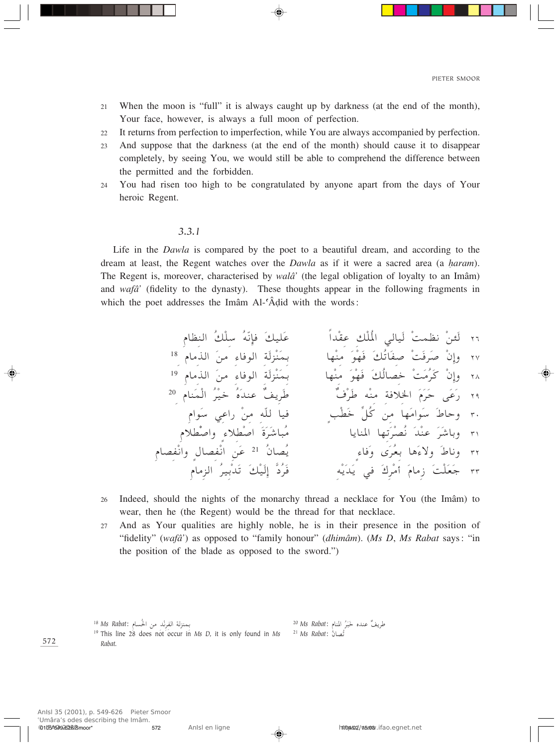21 When the moon is "full" it is always caught up by darkness (at the end of the month), Your face, however, is always a full moon of perfection.

22 It returns from perfection to imperfection, while You are always accompanied by perfection.

23 And suppose that the darkness (at the end of the month) should cause it to disappear completely, by seeing You, we would still be able to comprehend the difference between the permitted and the forbidden.

24 You had risen too high to be congratulated by anyone apart from the days of Your heroic Regent.

### 3.3.1

Life in the *Dawla* is compared by the poet to a beautiful dream, and according to the dream at least, the Regent watches over the *Dawla* as if it were a sacred area (a *ḥaram*). The Regent is, moreover, characterised by *walâ'* (the legal obligation of loyalty to an Imâm) and *wafâ'* (fidelity to the dynasty). These thoughts appear in the following fragments in which the poet addresses the Imâm Al-ʿÂḍid with the words:

٢٦ لَئنْ نظمتْ لَيالي المُلْك عِقْداً — عَليكَ فإنّهُ سلْكُ النظامِ

٢٧ وإنْ صَرفَتْ صِفَاتُكَ فَهْوَ منْها — بمَنْزلَةِ الوفاءِ منَ الذمامِ [18]

٢٨ وإنْ كَرُمَتْ خِصالُكَ فَهْوَ منْها — بمَنْزلَةِ الوفاءِ منَ الذمامِ [19]

٢٩ رَعَى حَرَمَ الخلافة منْه طَرْفٌ — طَرِيفٌ عندَهُ خيْرُ الْمَنامِ [20]

٣٠ وحاطَ سَوامَها من كُلِّ خَطْبٍ — فيا للّه منْ راعِي سَوامِ

٣١ وباشَرَ عنْدَ نُصْرَتِها المنايا — مُباشَرَةَ اصْطلاءٍ واصْطلامِ

٣٢ وناطَ ولاءَها بعُرَى وَفاءٍ — يُصانُ [21] عَنِ انْفصالٍ وانْفصامِ

٣٣ جَعَلْتَ زِمامَ أمْرِكَ في يَدَيْهِ — فَرُدَّ إلَيْكَ تَدْبيرُ الزِمامِ

26 Indeed, should the nights of the monarchy thread a necklace for You (the Imâm) to wear, then he (the Regent) would be the thread for that necklace.

27 And as Your qualities are highly noble, he is in their presence in the position of "fidelity" (*wafâ'*) as opposed to "family honour" (*dhimâm*). (*Ms D*, *Ms Rabat* says: "in the position of the blade as opposed to the sword.")

---

[18] *Ms Rabat*: بمنزلة الفرنْد من الحُسام

[19] This line 28 does not occur in *Ms D*, it is only found in *Ms Rabat*.

[20] *Ms Rabat*: طريفٌ عنده خَيْرُ المنام

[21] *Ms Rabat*: تُصانُ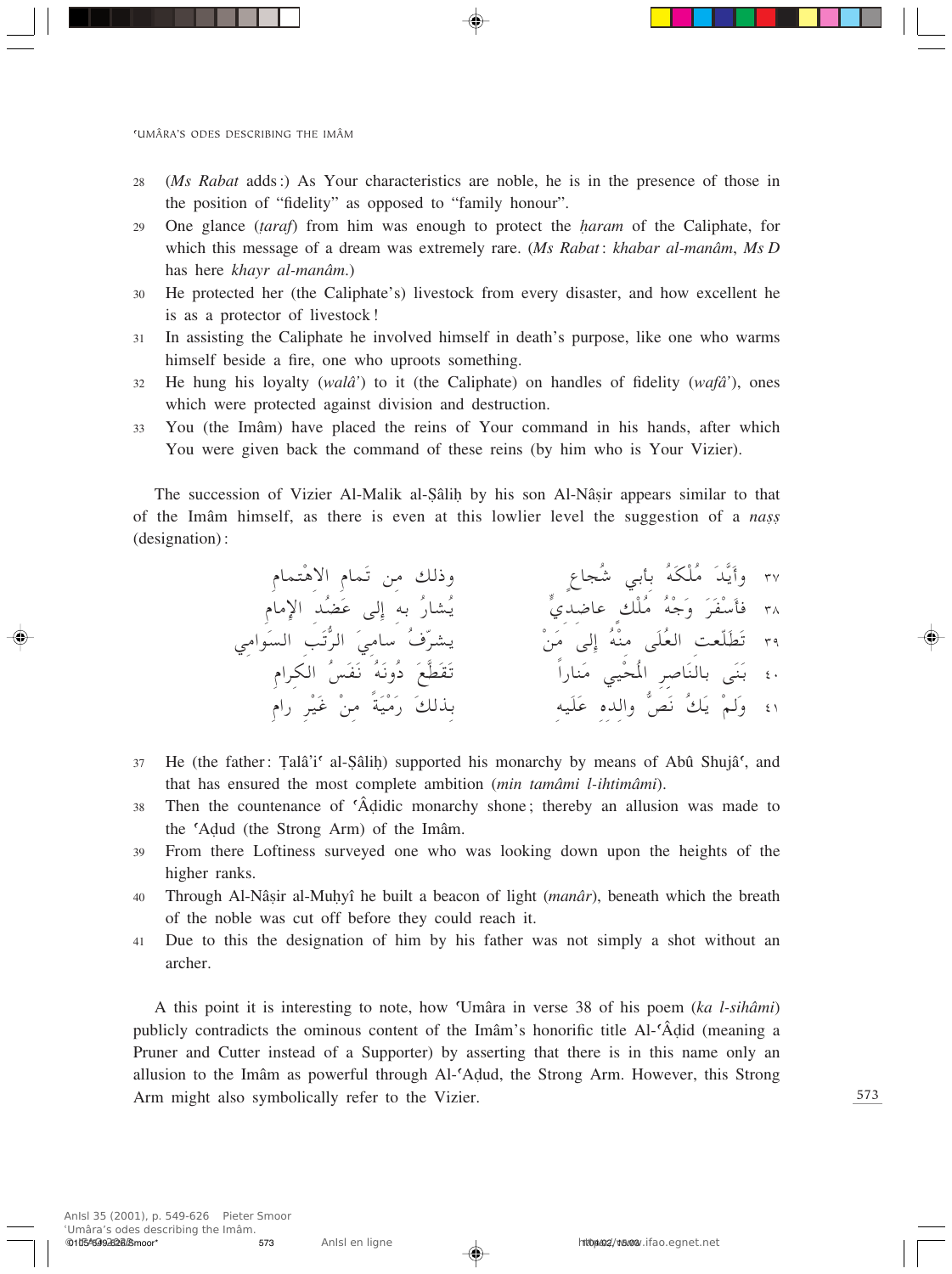28 (*Ms Rabat* adds:) As Your characteristics are noble, he is in the presence of those in the position of "fidelity" as opposed to "family honour".

29 One glance (*ṭaraf*) from him was enough to protect the *ḥaram* of the Caliphate, for which this message of a dream was extremely rare. (*Ms Rabat*: *khabar al-manâm*, *Ms D* has here *khayr al-manâm*.)

30 He protected her (the Caliphate's) livestock from every disaster, and how excellent he is as a protector of livestock!

31 In assisting the Caliphate he involved himself in death's purpose, like one who warms himself beside a fire, one who uproots something.

32 He hung his loyalty (*walâ'*) to it (the Caliphate) on handles of fidelity (*wafâ'*), ones which were protected against division and destruction.

33 You (the Imâm) have placed the reins of Your command in his hands, after which You were given back the command of these reins (by him who is Your Vizier).

The succession of Vizier Al-Malik al-Ṣâliḥ by his son Al-Nâṣir appears similar to that of the Imâm himself, as there is even at this lowlier level the suggestion of a *naṣṣ* (designation):

٣٧ وأَيَّدَ مُلْكَهُ بأبي شُجاعٍ وذلك من تَمامِ الاهْتمامِ

٣٨ فأَسْفَرَ وَجْهُ مُلْكٍ عاضِديٍّ يُشارُ به إلى عَضُدِ الإمامِ

٣٩ تَطَلَّعتِ العُلَى منْهُ إلى مَنْ يشرِّفُ ساميَ الرُّتَبِ السَوامي

٤٠ بَنَى بالناصِرِ المُحْيِي مَناراً تَقَطَّعَ دُونَهُ نَفَسُ الكِرامِ

٤١ ولَمْ يَكُ نَصُّ والِدِهِ عَلَيهِ بذلكَ رَمْيَةً مِنْ غَيْرِ رامِ

37 He (the father: Ṭalâ'iʿ al-Ṣâliḥ) supported his monarchy by means of Abû Shujâʿ, and that has ensured the most complete ambition (*min tamâmi l-ihtimâmi*).

38 Then the countenance of ʿÂḍidic monarchy shone; thereby an allusion was made to the ʿAḍud (the Strong Arm) of the Imâm.

39 From there Loftiness surveyed one who was looking down upon the heights of the higher ranks.

40 Through Al-Nâṣir al-Muḥyî he built a beacon of light (*manâr*), beneath which the breath of the noble was cut off before they could reach it.

41 Due to this the designation of him by his father was not simply a shot without an archer.

A this point it is interesting to note, how ʿUmâra in verse 38 of his poem (*ka l-sihâmi*) publicly contradicts the ominous content of the Imâm's honorific title Al-ʿÂḍid (meaning a Pruner and Cutter instead of a Supporter) by asserting that there is in this name only an allusion to the Imâm as powerful through Al-ʿAḍud, the Strong Arm. However, this Strong Arm might also symbolically refer to the Vizier.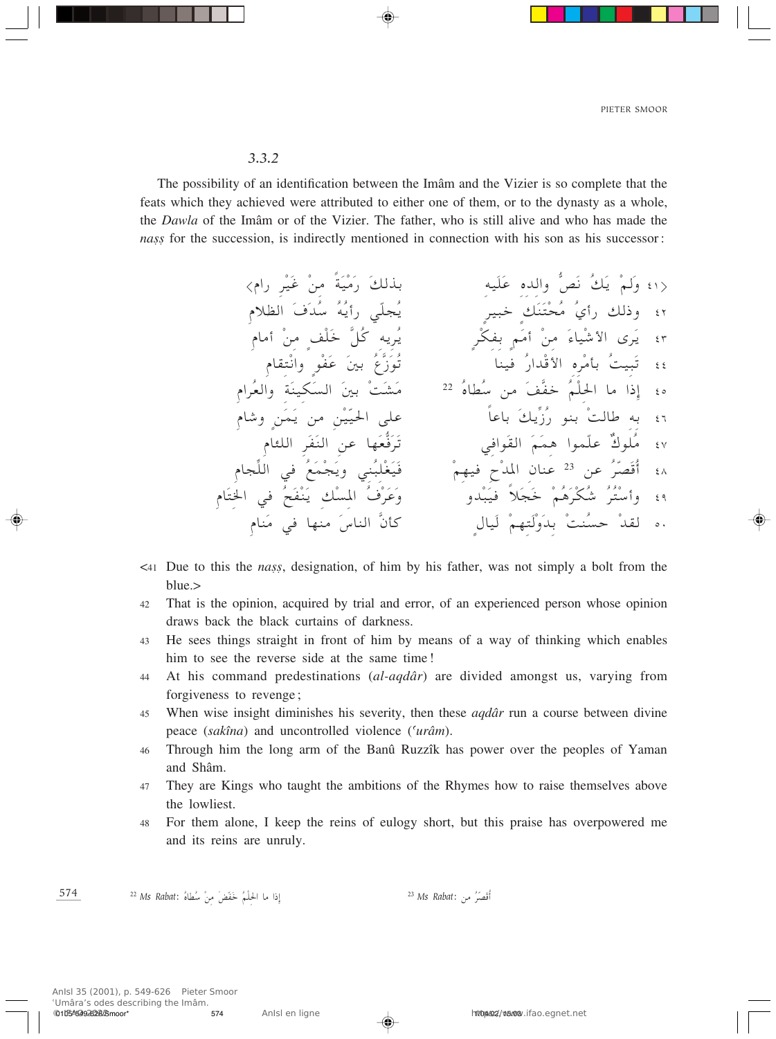### 3.3.2

The possibility of an identification between the Imâm and the Vizier is so complete that the feats which they achieved were attributed to either one of them, or to the dynasty as a whole, the *Dawla* of the Imâm or of the Vizier. The father, who is still alive and who has made the *naṣṣ* for the succession, is indirectly mentioned in connection with his son as his successor:

| | |
|---|---|
| ٤١> ولَمْ يَكُ نَصُّ والده عَلَيه | بذلكَ رَمْيَةً منْ غَيْرِ رام< |
| ٤٢ وذلك رأيُ مُحْتَنَكٍ خبيرٍ | يُجلّي رأيُهُ سُدَفَ الظلامِ |
| ٤٣ يَرى الأشْياءَ منْ أمَمٍ بفِكْرٍ | يُريه كُلَّ خَلْفٍ منْ أمامِ |
| ٤٤ تَبيتُ بأمْرِه الأقْدارُ فينا | تُوَزَّعُ بينَ عَفْوٍ وانْتِقامِ |
| ٤٥ إذا ما الحِلْمُ خفَّفَ من سُطاهُ [22] | مَشَتْ بينَ السَكينةِ والعُرامِ |
| ٤٦ به طالتْ بنو رُزِّيكَ باعاً | على الحيّينِ من يَمَنٍ وشامِ |
| ٤٧ مُلوكٌ علّموا هِمَمَ القَوافي | تَرَفُّعَها عن النَفَرِ اللئامِ |
| ٤٨ أُقَصِّرُ عن [23] عِنانِ المدْحِ فيهمْ | فَيَغْلِبُني ويَجْمَعُ في اللِّجامِ |
| ٤٩ وأسْتُرُ شُكْرَهُمْ خَجَلاً فيَبْدو | وَعَرْفُ المِسْكِ يَنْفَحُ في الخِتامِ |
| ٥٠ لقدْ حسُنتْ بدَوْلَتِهِمْ لَيالٍ | كأنَّ الناسَ منها في مَنامِ |

<41 Due to this the *naṣṣ*, designation, of him by his father, was not simply a bolt from the blue.>

42 That is the opinion, acquired by trial and error, of an experienced person whose opinion draws back the black curtains of darkness.

43 He sees things straight in front of him by means of a way of thinking which enables him to see the reverse side at the same time!

44 At his command predestinations (*al-aqdâr*) are divided amongst us, varying from forgiveness to revenge;

45 When wise insight diminishes his severity, then these *aqdâr* run a course between divine peace (*sakîna*) and uncontrolled violence (*ʿurâm*).

46 Through him the long arm of the Banû Ruzzîk has power over the peoples of Yaman and Shâm.

47 They are Kings who taught the ambitions of the Rhymes how to raise themselves above the lowliest.

48 For them alone, I keep the reins of eulogy short, but this praise has overpowered me and its reins are unruly.

[22] *Ms Rabat*: إذا ما الحِلْمُ خَفَضَ منْ سُطاهُ

[23] *Ms Rabat*: أُقَصِّرُ من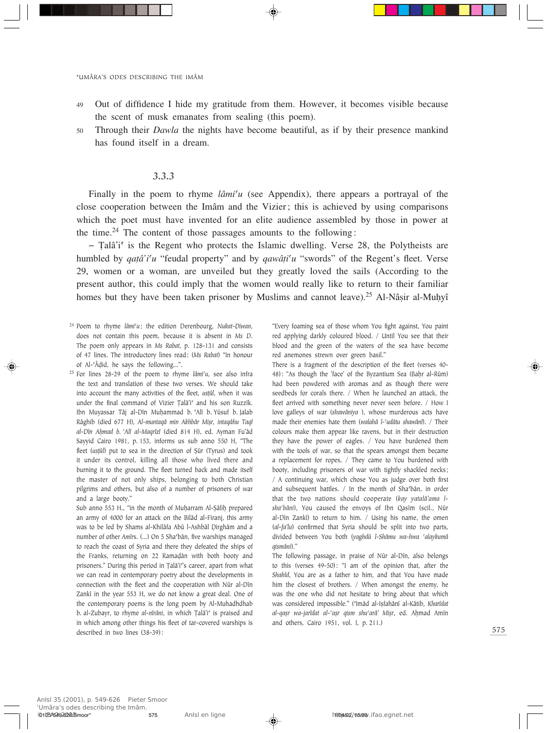49 Out of diffidence I hide my gratitude from them. However, it becomes visible because the scent of musk emanates from sealing (this poem).

50 Through their *Dawla* the nights have become beautiful, as if by their presence mankind has found itself in a dream.

### 3.3.3

Finally in the poem to rhyme *lâmiʿu* (see Appendix), there appears a portrayal of the close cooperation between the Imâm and the Vizier; this is achieved by using comparisons which the poet must have invented for an elite audience assembled by those in power at the time.[24] The content of those passages amounts to the following:

– Ṭalâ'iʿ is the Regent who protects the Islamic dwelling. Verse 28, the Polytheists are humbled by *qaṭâ'iʿu* "feudal property" and by *qawâṭiʿu* "swords" of the Regent's fleet. Verse 29, women or a woman, are unveiled but they greatly loved the sails (According to the present author, this could imply that the women would really like to return to their familiar homes but they have been taken prisoner by Muslims and cannot leave).[25] Al-Nâṣir al-Muḥyî

[24] Poem to rhyme *lâmiʿu*; the edition Derenbourg, *Nukat-Diwan*, does not contain this poem, because it is absent in *Ms D*. The poem only appears in *Ms Rabat*, p. 128-131 and consists of 47 lines. The introductory lines read: (*Ms Rabat*) "In honour of Al-ʿÂḍid, he says the following...".

[25] For lines 28-29 of the poem to rhyme *lâmiʿu*, see also infra the text and translation of these two verses. We should take into account the many activities of the fleet, *usṭûl*, when it was under the final command of Vizier Ṭalâ'iʿ and his son Ruzzîk. Ibn Muyassar Tâj al-Dîn Muḥammad b. ʿAlî b. Yûsuf b. Jalab Râghib (died 677 H), *Al-muntaqâ min Akhbâr Miṣr, intaqâhu Taqî al-Dîn Aḥmad b. ʿAlî al-Maqrîzî* (died 814 H), ed. Ayman Fu'âd Sayyid Cairo 1981, p. 153, informs us sub anno 550 H, "The fleet (*usṭûl*) put to sea in the direction of Ṣûr (Tyrus) and took it under its control, killing all those who lived there and burning it to the ground. The fleet turned back and made itself the master of not only ships, belonging to both Christian pilgrims and others, but also of a number of prisoners of war and a large booty."

Sub anno 553 H., "in the month of Muḥarram Al-Ṣâliḥ prepared an army of 4000 for an attack on the Bilâd al-Firanj, this army was to be led by Shams al-Khilâfa Abû l-Ashbâl Ḍirghâm and a number of other *Amîrs*. (...) On 5 Shaʿbân, five warships managed to reach the coast of Syria and there they defeated the ships of the Franks, returning on 22 Ramaḍân with both booty and prisoners." During this period in Ṭalâ'iʿ's career, apart from what we can read in contemporary poetry about the developments in connection with the fleet and the cooperation with Nûr al-Dîn Zankî in the year 553 H, we do not know a great deal. One of the contemporary poems is the long poem by Al-Muhadhdhab b. al-Zubayr, to rhyme *al-nîrâni*, in which Ṭalâ'iʿ is praised and in which among other things his fleet of tar-covered warships is described in two lines (38-39):

"Every foaming sea of those whom You fight against, You paint red applying darkly coloured blood. / Until You see that their blood and the green of the waters of the sea have become red anemones strewn over green basil."

There is a fragment of the description of the fleet (verses 40-48): "As though the 'face' of the Byzantium Sea (Baḥr al-Rûm) had been powdered with aromas and as though there were seedbeds for corals there. / When he launched an attack, the fleet arrived with something never never seen before. / How I love galleys of war (*shawâniya* ), whose murderous acts have made their enemies hate them (*walahâ l-ʿudâtu shawânî*). / Their colours make them appear like ravens, but in their destruction they have the power of eagles. / You have burdened them with the tools of war, so that the spears amongst them became a replacement for ropes, / They came to You burdened with booty, including prisoners of war with tightly shackled necks; / A continuing war, which chose You as judge over both first and subsequent battles. / In the month of Shaʿbân, in order that the two nations should cooperate (*kay yatalâ'ama l-shaʿbâni*), You caused the envoys of Ibn Qasîm (scil., Nûr al-Dîn Zankî) to return to him. / Using his name, the omen (*al-fa'lu*) confirmed that Syria should be split into two parts, divided between You both (*yaghdû l-Shâmu wa-hwa ʿalaykumâ qismâni*)."

The following passage, in praise of Nûr al-Dîn, also belongs to this (verses 49-50): "I am of the opinion that, after the *Shahîd*, You are as a father to him, and that You have made him the closest of brothers. / When amongst the enemy, he was the one who did not hesitate to bring about that which was considered impossible." (ʿImâd al-Iṣfahânî al-Kâtib, *Kharîdat al-qaṣr wa-jarîdat al-ʿaṣr qism shuʿarâ' Miṣr*, ed. Aḥmad Amîn and others, Cairo 1951, vol. I, p. 211.)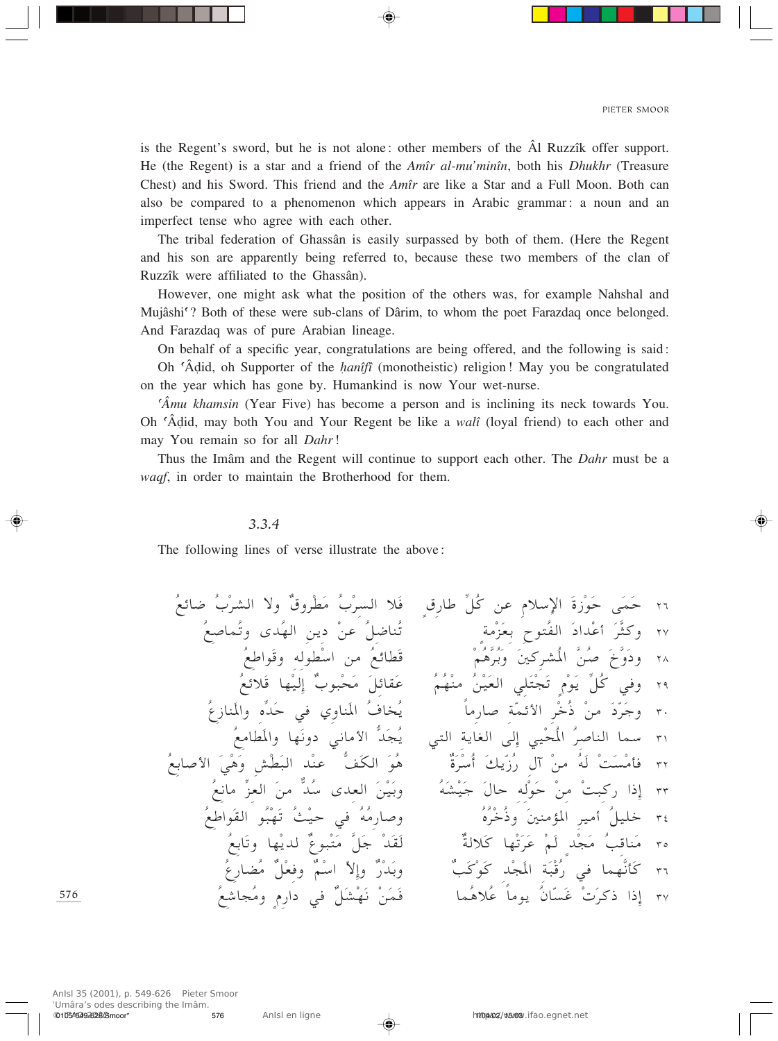is the Regent's sword, but he is not alone: other members of the Âl Ruzzîk offer support. He (the Regent) is a star and a friend of the *Amîr al-mu'minîn*, both his *Dhukhr* (Treasure Chest) and his Sword. This friend and the *Amîr* are like a Star and a Full Moon. Both can also be compared to a phenomenon which appears in Arabic grammar: a noun and an imperfect tense who agree with each other.

The tribal federation of Ghassân is easily surpassed by both of them. (Here the Regent and his son are apparently being referred to, because these two members of the clan of Ruzzîk were affiliated to the Ghassân).

However, one might ask what the position of the others was, for example Nahshal and Mujâshiʿ? Both of these were sub-clans of Dârim, to whom the poet Farazdaq once belonged. And Farazdaq was of pure Arabian lineage.

On behalf of a specific year, congratulations are being offered, and the following is said: Oh ʿÂḍid, oh Supporter of the *ḥanîfî* (monotheistic) religion! May you be congratulated on the year which has gone by. Humankind is now Your wet-nurse.

*ʿÂmu khamsin* (Year Five) has become a person and is inclining its neck towards You. Oh ʿÂḍid, may both You and Your Regent be like a *walî* (loyal friend) to each other and may You remain so for all *Dahr*!

Thus the Imâm and the Regent will continue to support each other. The *Dahr* must be a *waqf*, in order to maintain the Brotherhood for them.

### *3.3.4*

The following lines of verse illustrate the above:

٢٦ حَمَى حَوْزَةَ الإسلامِ عن كُلِّ طارِقٍ فَلا السِّرْبُ مَطْروقٌ ولا الشِّرْبُ ضائعُ

٢٧ وكَثَّرَ أعْدادَ الفُتوحِ بعَزْمَةٍ تُناضِلُ عَنْ دينِ الهُدى وتُماصِعُ

٢٨ ودَوَّخَ صُنَّ المُشْركينَ وبُرَّهُمْ قَطائعُ من اسْطولِه وقَواطعُ

٢٩ وفي كُلِّ يَوْمٍ تَجْتَلي العَيْنُ منْهُمُ عَقائلَ مَحْبوبٌ إلَيْها قَلائعُ

٣٠ وجَرَّدَ من ذُخْرِ الأئمّةِ صارِماً يُخافُ المَناوي في حَدِّهِ والمَنازِعُ

٣١ سما الناصرُ المُحْيِي إلى الغايةِ التي يُجَدُّ الأماني دونَها والمَطامِعُ

٣٢ فأمْسَتْ لَهُ مِنْ آلِ رُزّيكَ أُسْرَةٌ هُوَ الكَفُّ عِنْدَ البَطْشِ وَهْيَ الأصابعُ

٣٣ إذا ركِبتْ مِنْ حَوْلِه حالَ جَيْشَهُ وبَيْنَ العدى سُدٌّ مِنَ العِزِّ مانعُ

٣٤ خليلُ أميرِ المؤمنينَ وذُخْرُهُ وصارِمُهُ في حَيْثُ تَهْبو القَواطعُ

٣٥ مَناقِبُ مَجْدٍ لَمْ عَرَتْها كَلالةٌ لَقَدْ جَلَّ مَتْبوعٌ لديْها وتابعُ

٣٦ كَأنَّهما في رُقْبَةِ المَجْدِ كَوْكَبٌ وبَدْرٌ وإلاّ اسْمٌ وفعْلٌ مُضارِعُ

٣٧ إذا ذكرَتْ غَسّانُ يوماً عُلاهُما فَمَنْ نَهْشَلٌ في دارِمٍ ومُجاشِعُ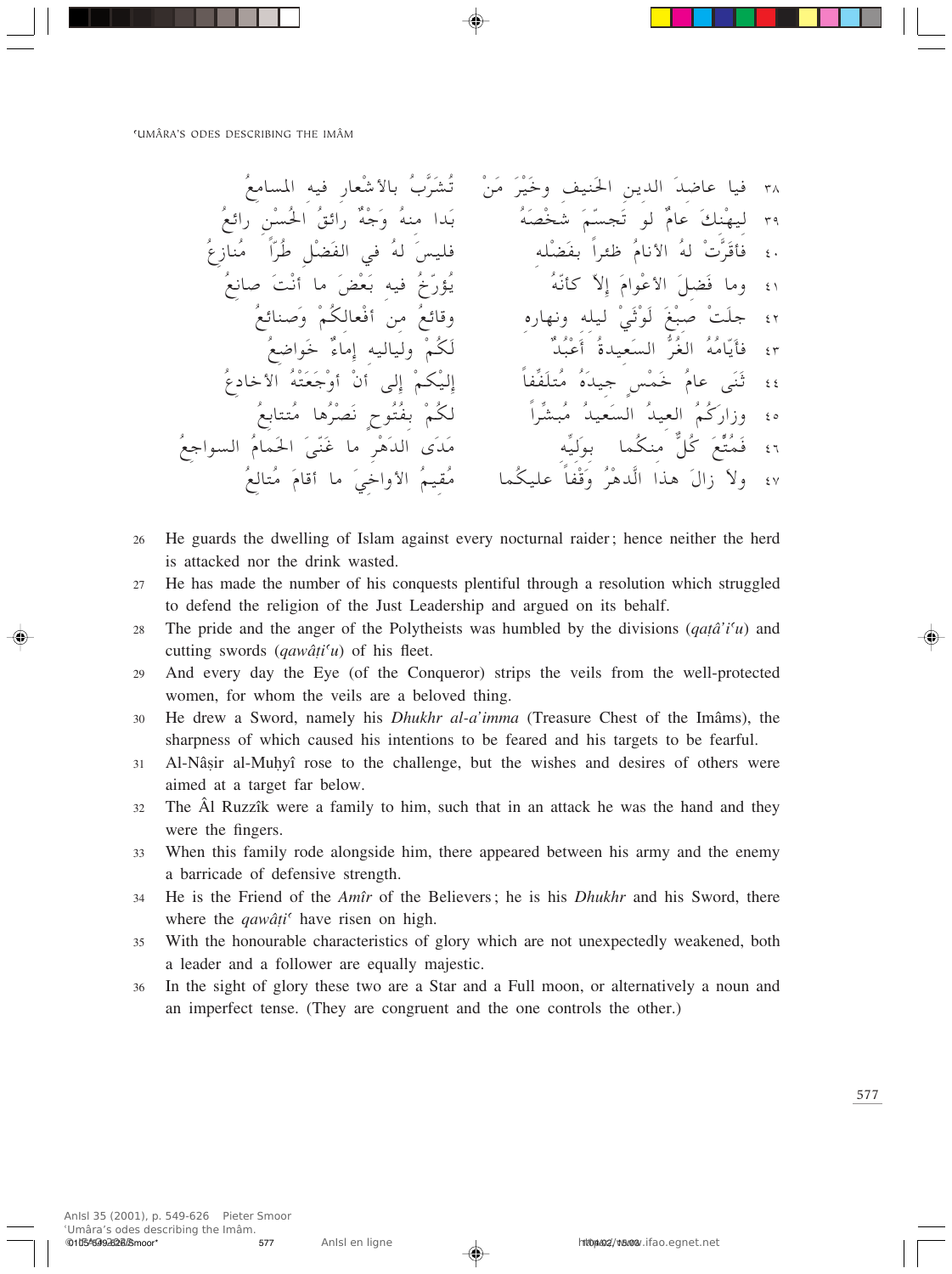٣٨ فيا عاضدَ الدينِ الحَنيفِ وخَيْرَ مَنْ     تُشَرَّبُ بالأشْعارِ فيه المسامعُ

٣٩ ليهْنِكَ عامٌ لو تَجسَّمَ شخْصَهُ     بَدا منهُ وَجْهٌ رائقُ الحُسْنِ رائعُ

٤٠ فأقَرَّتْ لهُ الأنامُ طُرّاً بفضْلِه     فليسَ لهُ في الفَضْلِ طُرّاً مُنازِعُ

٤١ وما فَضِلَ الأعْوامَ إلاّ كأنَّهُ     يُؤرِّخُ فيه بَعْضَ ما أنْتَ صانِعُ

٤٢ جلَتْ صِبْغَ لَوْنَيْ ليلِه ونهارِه     وقائعُ من أفْعالِكُمْ وصنائعُ

٤٣ فأيّامُهُ الغُرُّ السَعيدةُ أعْبُدٌ     لَكُمْ ولياليه إماءٌ خَواضِعُ

٤٤ ثَنَى عامُ خَمْسٍ جيدَهُ مُتلَفِّتاً     إليْكُمْ إلى أنْ أوْجعَتْهُ الأخادعُ

٤٥ وزارَكُمُ العيدُ السَعيدُ مُبشِّراً     لكُمْ بفُتُوحٍ نَصْرُها مُتتابعُ

٤٦ فَمُتِّعَ كُلٌّ منكُما بوَلِيِّه     مَدَى الدَهْرِ ما غَنّى الحَمامُ السواجعُ

٤٧ ولاَ زالَ هذا الدَّهْرُ وَقْفاً عليكُما     مُقيمُ الأواخِيَ ما أقامَ مُتالِعُ

26 He guards the dwelling of Islam against every nocturnal raider; hence neither the herd is attacked nor the drink wasted.

27 He has made the number of his conquests plentiful through a resolution which struggled to defend the religion of the Just Leadership and argued on its behalf.

28 The pride and the anger of the Polytheists was humbled by the divisions (*qaṭâ'iʿu*) and cutting swords (*qawâṭiʿu*) of his fleet.

29 And every day the Eye (of the Conqueror) strips the veils from the well-protected women, for whom the veils are a beloved thing.

30 He drew a Sword, namely his *Dhukhr al-a'imma* (Treasure Chest of the Imâms), the sharpness of which caused his intentions to be feared and his targets to be fearful.

31 Al-Nâṣir al-Muḥyî rose to the challenge, but the wishes and desires of others were aimed at a target far below.

32 The Âl Ruzzîk were a family to him, such that in an attack he was the hand and they were the fingers.

33 When this family rode alongside him, there appeared between his army and the enemy a barricade of defensive strength.

34 He is the Friend of the *Amîr* of the Believers; he is his *Dhukhr* and his Sword, there where the *qawâṭiʿ* have risen on high.

35 With the honourable characteristics of glory which are not unexpectedly weakened, both a leader and a follower are equally majestic.

36 In the sight of glory these two are a Star and a Full moon, or alternatively a noun and an imperfect tense. (They are congruent and the one controls the other.)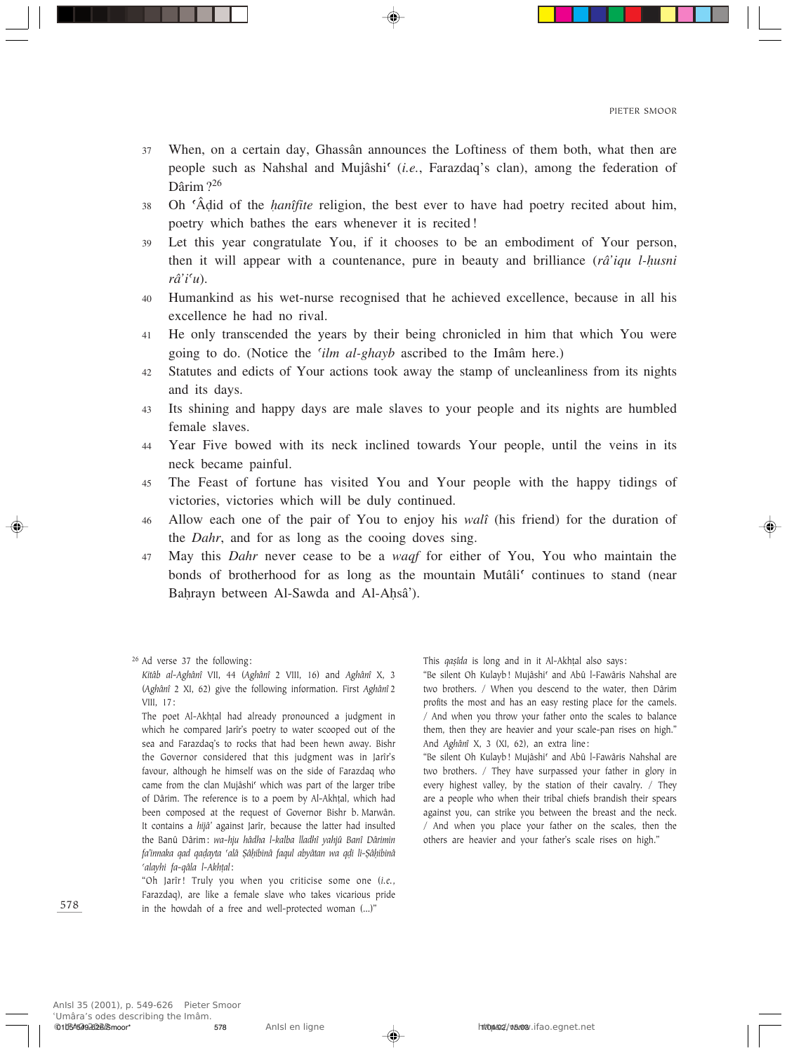37 When, on a certain day, Ghassân announces the Loftiness of them both, what then are people such as Nahshal and Mujâshiʿ (*i.e.*, Farazdaq's clan), among the federation of Dârim ?[26]

38 Oh ʿÂḍid of the *ḥanîfite* religion, the best ever to have had poetry recited about him, poetry which bathes the ears whenever it is recited !

39 Let this year congratulate You, if it chooses to be an embodiment of Your person, then it will appear with a countenance, pure in beauty and brilliance (*râʾiqu l-ḥusni râʾiʿu*).

40 Humankind as his wet-nurse recognised that he achieved excellence, because in all his excellence he had no rival.

41 He only transcended the years by their being chronicled in him that which You were going to do. (Notice the *ʿilm al-ghayb* ascribed to the Imâm here.)

42 Statutes and edicts of Your actions took away the stamp of uncleanliness from its nights and its days.

43 Its shining and happy days are male slaves to your people and its nights are humbled female slaves.

44 Year Five bowed with its neck inclined towards Your people, until the veins in its neck became painful.

45 The Feast of fortune has visited You and Your people with the happy tidings of victories, victories which will be duly continued.

46 Allow each one of the pair of You to enjoy his *walî* (his friend) for the duration of the *Dahr*, and for as long as the cooing doves sing.

47 May this *Dahr* never cease to be a *waqf* for either of You, You who maintain the bonds of brotherhood for as long as the mountain Mutâliʿ continues to stand (near Baḥrayn between Al-Sawda and Al-Aḥsâʾ).

---

[26] Ad verse 37 the following:

*Kitâb al-Aghânî* VII, 44 (*Aghânî* 2 VIII, 16) and *Aghânî* X, 3 (*Aghânî* 2 XI, 62) give the following information. First *Aghânî* 2 VIII, 17:

The poet Al-Akhṭal had already pronounced a judgment in which he compared Jarîr's poetry to water scooped out of the sea and Farazdaq's to rocks that had been hewn away. Bishr the Governor considered that this judgment was in Jarîr's favour, although he himself was on the side of Farazdaq who came from the clan Mujâshiʿ which was part of the larger tribe of Dârim. The reference is to a poem by Al-Akhṭal, which had been composed at the request of Governor Bishr b. Marwân. It contains a *hijâʾ* against Jarîr, because the latter had insulted the Banû Dârim: *wa-hju hâdha l-kalba lladhî yahjû Banî Dârimin fa'innaka qad qaḍayta ʿalâ Ṣâḥibinâ faqul abyâtan wa qḍi li-Ṣâḥibinâ ʿalayhi fa-qâla l-Akhṭal*:

"Oh Jarîr! Truly you when you criticise some one (*i.e.*, Farazdaq), are like a female slave who takes vicarious pride in the howdah of a free and well-protected woman (...)"

This *qaṣîda* is long and in it Al-Akhṭal also says:

"Be silent Oh Kulayb! Mujâshiʿ and Abû l-Fawâris Nahshal are two brothers. / When you descend to the water, then Dârim profits the most and has an easy resting place for the camels. / And when you throw your father onto the scales to balance them, then they are heavier and your scale-pan rises on high."

And *Aghânî* X, 3 (XI, 62), an extra line:

"Be silent Oh Kulayb! Mujâshiʿ and Abû l-Fawâris Nahshal are two brothers. / They have surpassed your father in glory in every highest valley, by the station of their cavalry. / They are a people who when their tribal chiefs brandish their spears against you, can strike you between the breast and the neck. / And when you place your father on the scales, then the others are heavier and your father's scale rises on high."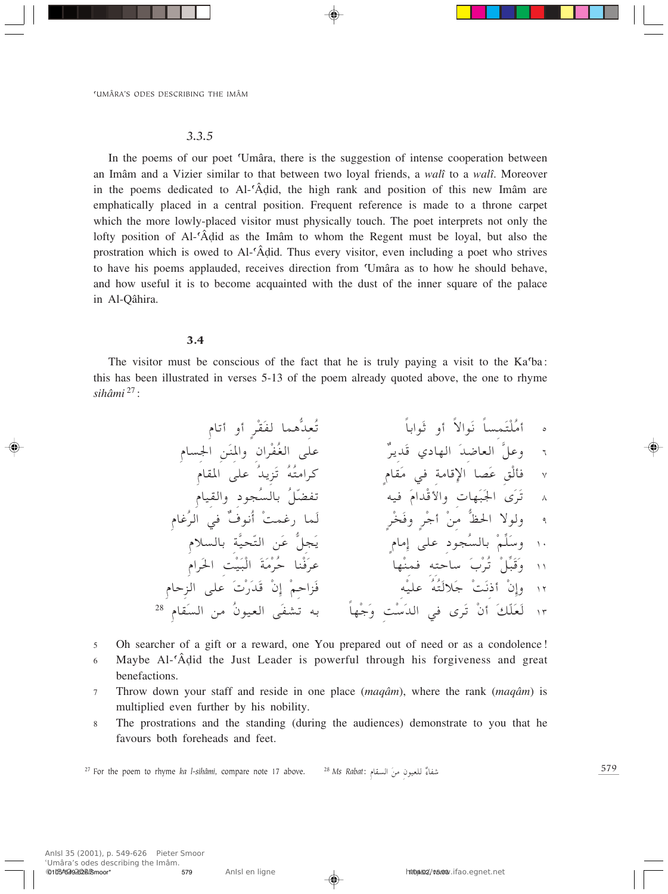### 3.3.5

In the poems of our poet ʿUmâra, there is the suggestion of intense cooperation between an Imâm and a Vizier similar to that between two loyal friends, a *walî* to a *walî*. Moreover in the poems dedicated to Al-ʿÂḍid, the high rank and position of this new Imâm are emphatically placed in a central position. Frequent reference is made to a throne carpet which the more lowly-placed visitor must physically touch. The poet interprets not only the lofty position of Al-ʿÂḍid as the Imâm to whom the Regent must be loyal, but also the prostration which is owed to Al-ʿÂḍid. Thus every visitor, even including a poet who strives to have his poems applauded, receives direction from ʿUmâra as to how he should behave, and how useful it is to become acquainted with the dust of the inner square of the palace in Al-Qâhira.

### 3.4

The visitor must be conscious of the fact that he is truly paying a visit to the Kaʿba: this has been illustrated in verses 5-13 of the poem already quoted above, the one to rhyme *sihâmi*[27]:

| | | |
|---|---|---|
| ٥ | أمُلْتَمِساً نَوالاً أو ثَواباً | تُعدُّهما لفَقْرٍ أو أتامِ |
| ٦ | وعلَّ العاضدَ الهادي قَديرٌ | على الغُفْران والمِنَن الجِسامِ |
| ٧ | فألْقِ عَصا الإقامة في مَقامٍ | كرامتُهُ تَزيدُ على المَقامِ |
| ٨ | تَرَى الجَبَهات والأقْدامَ فيه | تفضّلُ بالسُجود والقِيامِ |
| ٩ | ولولا الحظُّ مِنْ أجْرٍ وفَخْرٍ | لَما رغمتْ أُنوفٌ في الرُغامِ |
| ١٠ | وسَلِّمْ بالسُجود على إمامٍ | يَجِلُّ عَن التّحيَّة بالسلامِ |
| ١١ | وَقَبِّلْ تُرْبَ ساحته فمنْها | عَرَفْنا حُرْمَةَ الْبَيْتِ الحَرامِ |
| ١٢ | وإنْ أذنَتْ جَلالَتُهُ عليْه | فزاحِمْ إنْ قَدَرْتَ على الزحامِ |
| ١٣ | لَعَلّكَ أنْ تَرى في الدَسْت وَجْهاً | به تشفَى العيونُ من السَقامِ [28] |

5 Oh searcher of a gift or a reward, one You prepared out of need or as a condolence!

6 Maybe Al-ʿÂḍid the Just Leader is powerful through his forgiveness and great benefactions.

7 Throw down your staff and reside in one place (*maqâm*), where the rank (*maqâm*) is multiplied even further by his nobility.

8 The prostrations and the standing (during the audiences) demonstrate to you that he favours both foreheads and feet.

---

[27] For the poem to rhyme *ka l-sihâmi*, compare note 17 above.

[28] *Ms Rabat*: شفاءٌ للعيونِ منَ السقامِ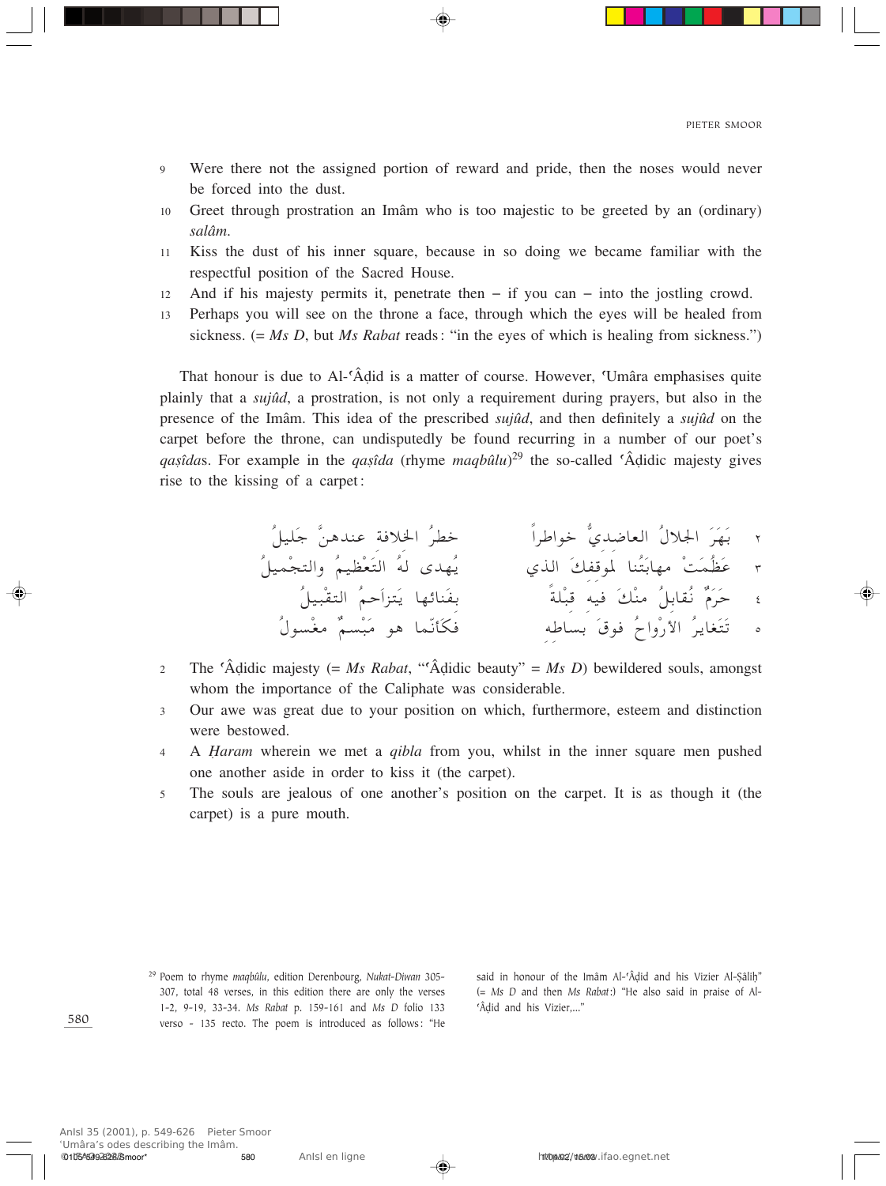9 Were there not the assigned portion of reward and pride, then the noses would never be forced into the dust.

10 Greet through prostration an Imâm who is too majestic to be greeted by an (ordinary) *salâm*.

11 Kiss the dust of his inner square, because in so doing we became familiar with the respectful position of the Sacred House.

12 And if his majesty permits it, penetrate then – if you can – into the jostling crowd.

13 Perhaps you will see on the throne a face, through which the eyes will be healed from sickness. (= *Ms D*, but *Ms Rabat* reads: "in the eyes of which is healing from sickness.")

That honour is due to Al-ʿÂḍid is a matter of course. However, ʿUmâra emphasises quite plainly that a *sujûd*, a prostration, is not only a requirement during prayers, but also in the presence of the Imâm. This idea of the prescribed *sujûd*, and then definitely a *sujûd* on the carpet before the throne, can undisputedly be found recurring in a number of our poet's *qaṣîda*s. For example in the *qaṣîda* (rhyme *maqbûlu*)[29] the so-called ʿÂḍidic majesty gives rise to the kissing of a carpet:

٢ بَهَرَ الجلالُ العاضديُّ خواطراً خطرُ الخلافة عندهنَّ جَليلُ

٣ عَظُمَتْ مهابَتُنا لموقفكَ الذي يُهدى لَهُ التَعْظيمُ والتجْميلُ

٤ حَرَمٌ نُقابلُ منْكَ فيه قِبْلةً بفنائها يَتزاَحمُ التقْبيلُ

٥ تَتَغايرُ الأرْواحُ فوقَ بساطهِ فكأنّما هو مَبْسِمٌ مغْسولُ

2 The ʿÂḍidic majesty (= *Ms Rabat*, "ʿÂḍidic beauty" = *Ms D*) bewildered souls, amongst whom the importance of the Caliphate was considerable.

3 Our awe was great due to your position on which, furthermore, esteem and distinction were bestowed.

4 A *Ḥaram* wherein we met a *qibla* from you, whilst in the inner square men pushed one another aside in order to kiss it (the carpet).

5 The souls are jealous of one another's position on the carpet. It is as though it (the carpet) is a pure mouth.

[29] Poem to rhyme *maqbûlu*, edition Derenbourg, *Nukat-Diwan* 305-307, total 48 verses, in this edition there are only the verses 1-2, 9-19, 33-34. *Ms Rabat* p. 159-161 and *Ms D* folio 133 verso - 135 recto. The poem is introduced as follows: "He said in honour of the Imâm Al-ʿÂḍid and his Vizier Al-Ṣâliḥ" (= *Ms D* and then *Ms Rabat*:) "He also said in praise of Al-ʿÂḍid and his Vizier,..."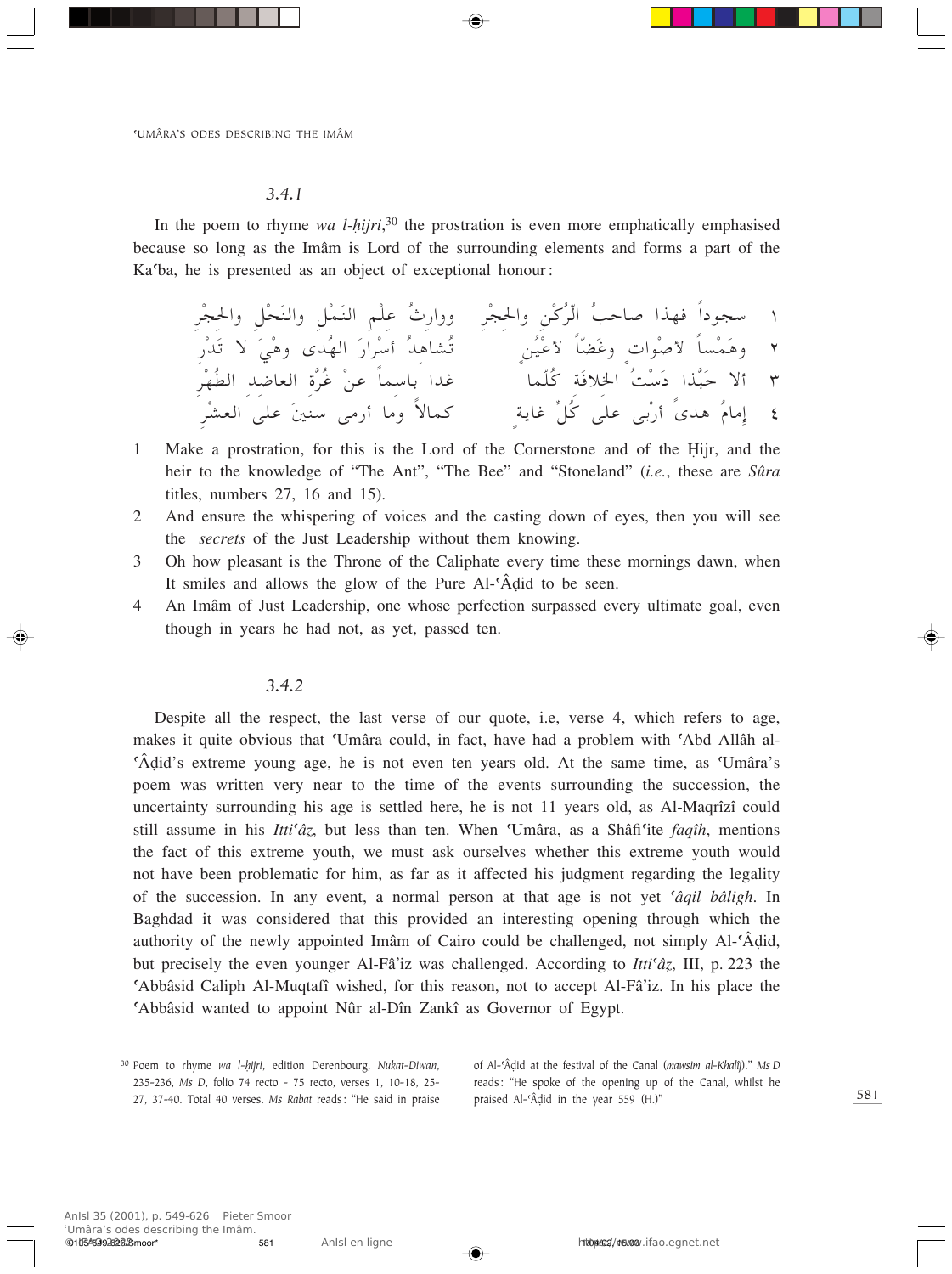### 3.4.1

In the poem to rhyme *wa l-ḥijri*,[30] the prostration is even more emphatically emphasised because so long as the Imâm is Lord of the surrounding elements and forms a part of the Kaʿba, he is presented as an object of exceptional honour:

١ سجوداً فهذا صاحبُ الرُّكْنِ والحِجْرِ ووارثُ عِلْمِ النَمْلِ والنَحْلِ والحِجْرِ
٢ وهَمْساً لأصْواتٍ وغَضّاً لأعْيُنٍ تُشاهِدُ أسْرارَ الهُدى وهْيَ لا تَدْرِ
٣ ألا حَبَّذا دَسْتُ الخلافَة كُلّما غدا باسماً عنْ غُرَّة العاضِد الطُهْرِ
٤ إمامُ هدىً أرْبى على كُلِّ غاية كمالاً وما أرمى سنينَ على العشْرِ

1 Make a prostration, for this is the Lord of the Cornerstone and of the Ḥijr, and the heir to the knowledge of "The Ant", "The Bee" and "Stoneland" (*i.e.*, these are *Sûra* titles, numbers 27, 16 and 15).

2 And ensure the whispering of voices and the casting down of eyes, then you will see the *secrets* of the Just Leadership without them knowing.

3 Oh how pleasant is the Throne of the Caliphate every time these mornings dawn, when It smiles and allows the glow of the Pure Al-ʿÂḍid to be seen.

4 An Imâm of Just Leadership, one whose perfection surpassed every ultimate goal, even though in years he had not, as yet, passed ten.

### 3.4.2

Despite all the respect, the last verse of our quote, i.e, verse 4, which refers to age, makes it quite obvious that ʿUmâra could, in fact, have had a problem with ʿAbd Allâh al-ʿÂḍid's extreme young age, he is not even ten years old. At the same time, as ʿUmâra's poem was written very near to the time of the events surrounding the succession, the uncertainty surrounding his age is settled here, he is not 11 years old, as Al-Maqrîzî could still assume in his *Ittiʿâẓ*, but less than ten. When ʿUmâra, as a Shâfiʿite *faqîh*, mentions the fact of this extreme youth, we must ask ourselves whether this extreme youth would not have been problematic for him, as far as it affected his judgment regarding the legality of the succession. In any event, a normal person at that age is not yet *ʿâqil bâligh*. In Baghdad it was considered that this provided an interesting opening through which the authority of the newly appointed Imâm of Cairo could be challenged, not simply Al-ʿÂḍid, but precisely the even younger Al-Fâ'iz was challenged. According to *Ittiʿâẓ*, III, p. 223 the ʿAbbâsid Caliph Al-Muqtafî wished, for this reason, not to accept Al-Fâ'iz. In his place the ʿAbbâsid wanted to appoint Nûr al-Dîn Zankî as Governor of Egypt.

[30] Poem to rhyme *wa l-ḥijri*, edition Derenbourg, *Nukat-Diwan*, 235-236, *Ms D*, folio 74 recto - 75 recto, verses 1, 10-18, 25-27, 37-40. Total 40 verses. *Ms Rabat* reads: "He said in praise of Al-ʿÂḍid at the festival of the Canal (*mawsim al-Khalîj*)." *Ms D* reads: "He spoke of the opening up of the Canal, whilst he praised Al-ʿÂḍid in the year 559 (H.)"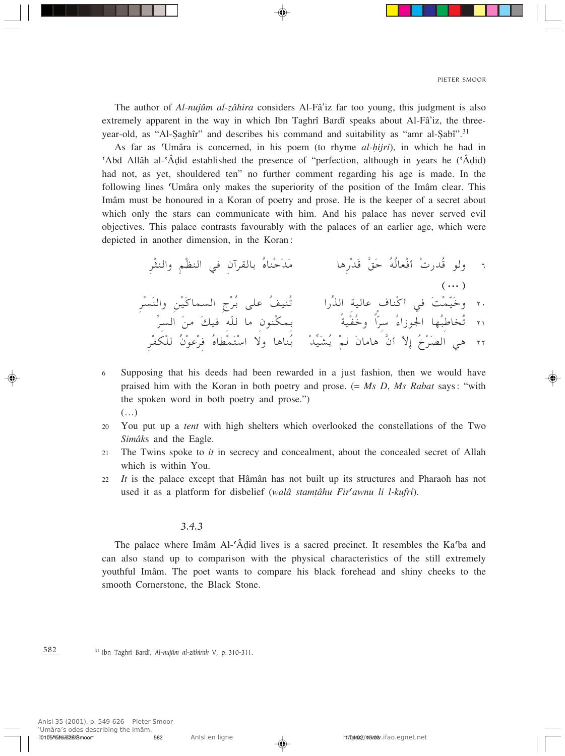The author of *Al-nujûm al-zâhira* considers Al-Fâ'iz far too young, this judgment is also extremely apparent in the way in which Ibn Taghrî Bardî speaks about Al-Fâ'iz, the three-year-old, as "Al-Ṣaghîr" and describes his command and suitability as "amr al-Ṣabî".[31]

As far as ʿUmâra is concerned, in his poem (to rhyme *al-ḥijri*), in which he had in ʿAbd Allâh al-ʿÂḍid established the presence of "perfection, although in years he (ʿÂḍid) had not, as yet, shouldered ten" no further comment regarding his age is made. In the following lines ʿUmâra only makes the superiority of the position of the Imâm clear. This Imâm must be honoured in a Koran of poetry and prose. He is the keeper of a secret about which only the stars can communicate with him. And his palace has never served evil objectives. This palace contrasts favourably with the palaces of an earlier age, which were depicted in another dimension, in the Koran:

٦ ولو قُدرتْ أفعالُهُ حَقَّ قَدْرِها    مَدَحْناهُ بالقرآنِ في النظْمِ والنثْرِ

(...)

٢٠ وخَيَّمْتَ في أكْنافِ عاليةِ الذُرا    تُنيفُ على بُرْجِ السماكَيْنِ والنَسْرِ

٢١ تُخاطِبُها الجوزاءُ سِرّاً وخُفْيَةً    بمكْنونِ ما للّهِ فيكَ منَ السرِّ

٢٢ هي الصَرْحُ إلاّ أنَّ هامانَ لمْ يُشيِّدْ    بُناها ولا اسْتَمْطاهُ فِرْعَوْنُ للْكفْرِ

6 Supposing that his deeds had been rewarded in a just fashion, then we would have praised him with the Koran in both poetry and prose. (= *Ms D*, *Ms Rabat* says: "with the spoken word in both poetry and prose.")
(...)

20 You put up a *tent* with high shelters which overlooked the constellations of the Two *Simâk*s and the Eagle.

21 The Twins spoke to *it* in secrecy and concealment, about the concealed secret of Allah which is within You.

22 *It* is the palace except that Hâmân has not built up its structures and Pharaoh has not used it as a platform for disbelief (*walâ stamṭâhu Firʿawnu li l-kufri*).

### 3.4.3

The palace where Imâm Al-ʿÂḍid lives is a sacred precinct. It resembles the Kaʿba and can also stand up to comparison with the physical characteristics of the still extremely youthful Imâm. The poet wants to compare his black forehead and shiny cheeks to the smooth Cornerstone, the Black Stone.

[31] Ibn Taghrî Bardî, *Al-nujûm al-zâhirah* V, p. 310-311.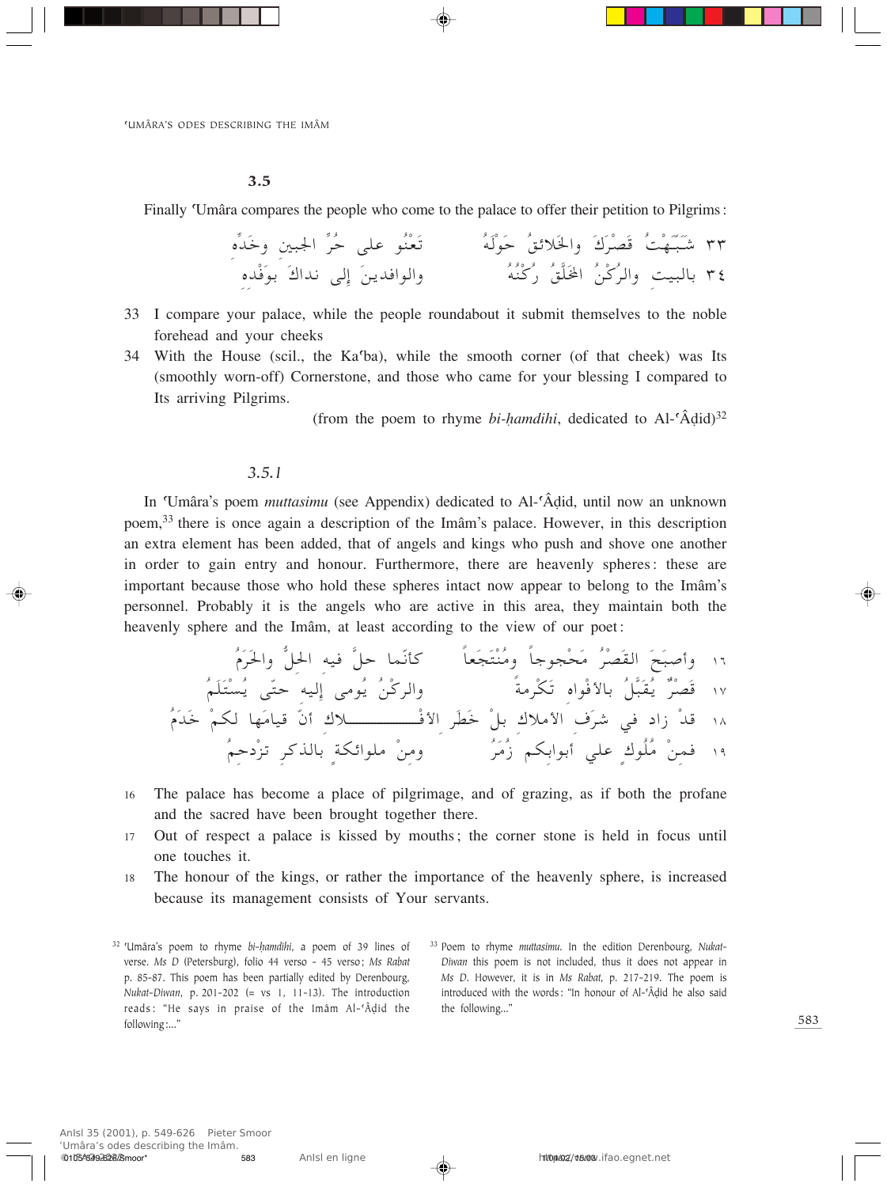### 3.5

Finally ʿUmâra compares the people who come to the palace to offer their petition to Pilgrims:

٣٣ شَبَّهْتُ قَصْرَكَ والخَلائقُ حَوْلَهُ     تَعْنُو على حُرِّ الجبينِ وخَدِّهِ
٣٤ بالبيتِ والرُّكْنُ المُخَلَّقُ رُكْنُهُ     والوافدينَ إلى نداكَ بوَفْدِهِ

33 I compare your palace, while the people roundabout it submit themselves to the noble forehead and your cheeks

34 With the House (scil., the Kaʿba), while the smooth corner (of that cheek) was Its (smoothly worn-off) Cornerstone, and those who came for your blessing I compared to Its arriving Pilgrims.

(from the poem to rhyme *bi-ḥamdihi*, dedicated to Al-ʿÂḍid)[32]

#### 3.5.1

In ʿUmâra's poem *muttasimu* (see Appendix) dedicated to Al-ʿÂḍid, until now an unknown poem,[33] there is once again a description of the Imâm's palace. However, in this description an extra element has been added, that of angels and kings who push and shove one another in order to gain entry and honour. Furthermore, there are heavenly spheres: these are important because those who hold these spheres intact now appear to belong to the Imâm's personnel. Probably it is the angels who are active in this area, they maintain both the heavenly sphere and the Imâm, at least according to the view of our poet:

١٦ وأصبحَ القَصْرُ مَحْجوجاً ومُنْتَجَعاً     كأنّما حلَّ فيه الحلُّ والحَرَمُ
١٧ قَصْرٌ يُقَبَّلُ بالأفْواهِ تَكْرِمةً     والركْنُ يُومى إليه حتّى يُسْتَلَمُ
١٨ قدْ زادَ في شرَفِ الأملاكِ بلْ خَطَرِ الأفْــــــلاكِ أنَّ قيامَها لكمْ خَدَمُ
١٩ فمنْ مُلُوكٍ على أبوابِكم زُمَرٌ     ومنْ ملوائكةٍ بالذكرِ تزدحِمُ

16 The palace has become a place of pilgrimage, and of grazing, as if both the profane and the sacred have been brought together there.

17 Out of respect a palace is kissed by mouths; the corner stone is held in focus until one touches it.

18 The honour of the kings, or rather the importance of the heavenly sphere, is increased because its management consists of Your servants.

---

[32] ʿUmâra's poem to rhyme *bi-ḥamdihi*, a poem of 39 lines of verse. *Ms D* (Petersburg), folio 44 verso - 45 verso; *Ms Rabat* p. 85-87. This poem has been partially edited by Derenbourg, *Nukat-Diwan*, p. 201-202 (= vs 1, 11-13). The introduction reads: "He says in praise of the Imâm Al-ʿÂḍid the following:..."

[33] Poem to rhyme *muttasimu*. In the edition Derenbourg, *Nukat-Diwan* this poem is not included, thus it does not appear in *Ms D*. However, it is in *Ms Rabat*, p. 217-219. The poem is introduced with the words: "In honour of Al-ʿÂḍid he also said the following..."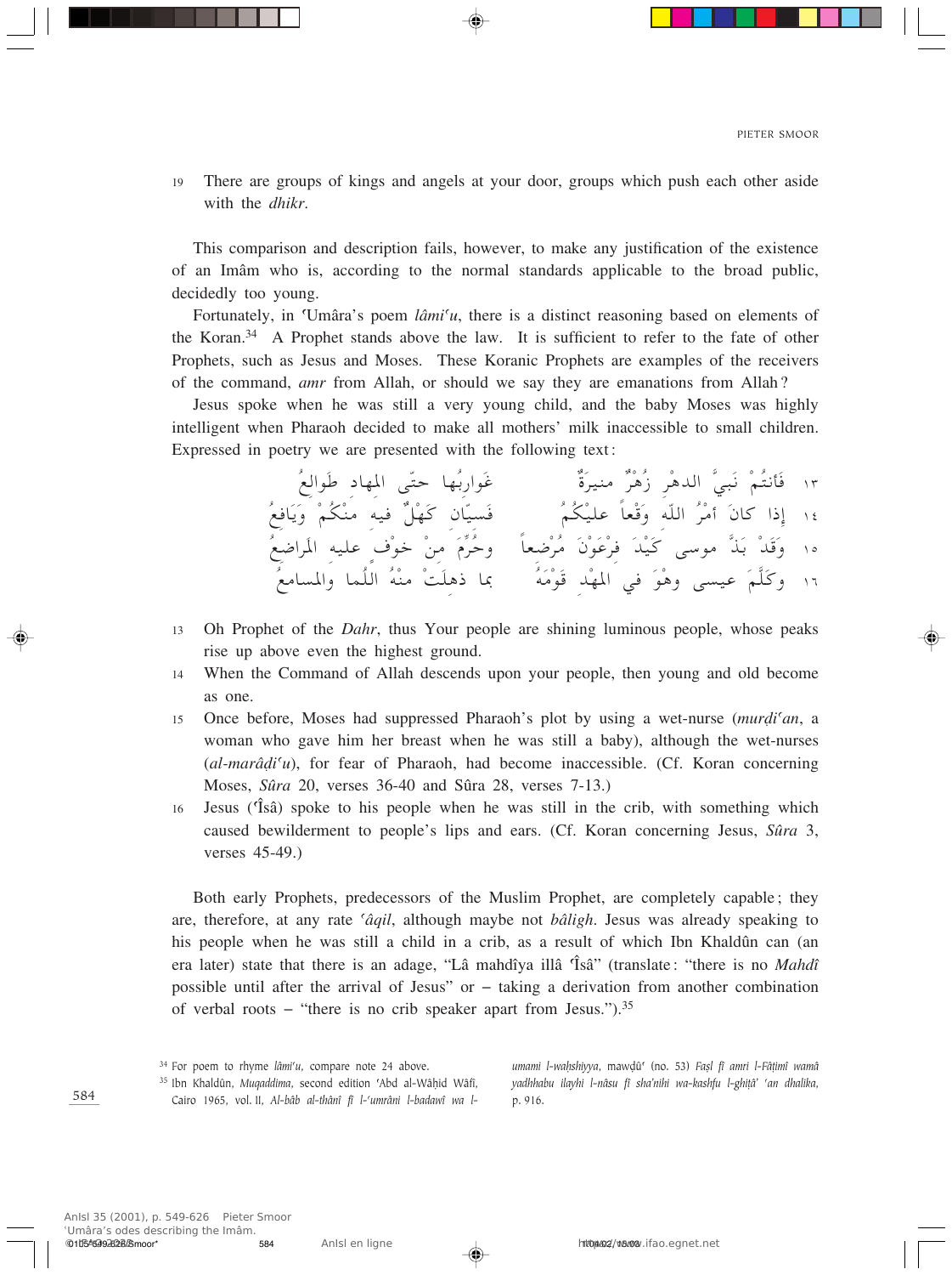19 There are groups of kings and angels at your door, groups which push each other aside with the *dhikr*.

This comparison and description fails, however, to make any justification of the existence of an Imâm who is, according to the normal standards applicable to the broad public, decidedly too young.

Fortunately, in ʿUmâra's poem *lâmiʿu*, there is a distinct reasoning based on elements of the Koran.[34] A Prophet stands above the law. It is sufficient to refer to the fate of other Prophets, such as Jesus and Moses. These Koranic Prophets are examples of the receivers of the command, *amr* from Allah, or should we say they are emanations from Allah?

Jesus spoke when he was still a very young child, and the baby Moses was highly intelligent when Pharaoh decided to make all mothers' milk inaccessible to small children. Expressed in poetry we are presented with the following text:

١٣ فَأَنتُمْ نَبيَّ الدهْرِ زُهْرٌ منيرَةٌ غَوارِبُها حتّى المِهاد طَوالِعُ
١٤ إذا كانَ أمْرُ اللّه وَقْعاً عليكُمُ فَسيّان كَهْلٌ فيه منْكُمْ ويَافِعُ
١٥ وَقَدْ بَذَّ موسى كَيْدَ فِرْعَوْن مُرْضِعاً وحُرِّمَ منْ خوْف عليه المَراضِعُ
١٦ وكَلَّمَ عيسى وهْوَ في المَهْدِ قَوْمَهُ بما ذهلَتْ منْهُ اللُما والمسامِعُ

13 Oh Prophet of the *Dahr*, thus Your people are shining luminous people, whose peaks rise up above even the highest ground.

14 When the Command of Allah descends upon your people, then young and old become as one.

15 Once before, Moses had suppressed Pharaoh's plot by using a wet-nurse (*murḍiʿan*, a woman who gave him her breast when he was still a baby), although the wet-nurses (*al-marâḍiʿu*), for fear of Pharaoh, had become inaccessible. (Cf. Koran concerning Moses, *Sûra* 20, verses 36-40 and Sûra 28, verses 7-13.)

16 Jesus (ʿÎsâ) spoke to his people when he was still in the crib, with something which caused bewilderment to people's lips and ears. (Cf. Koran concerning Jesus, *Sûra* 3, verses 45-49.)

Both early Prophets, predecessors of the Muslim Prophet, are completely capable; they are, therefore, at any rate *ʿâqil*, although maybe not *bâligh*. Jesus was already speaking to his people when he was still a child in a crib, as a result of which Ibn Khaldûn can (an era later) state that there is an adage, "Lâ mahdîya illâ ʿÎsâ" (translate: "there is no *Mahdî* possible until after the arrival of Jesus" or – taking a derivation from another combination of verbal roots – "there is no crib speaker apart from Jesus.").[35]

[34] For poem to rhyme *lâmiʿu*, compare note 24 above.

[35] Ibn Khaldûn, *Muqaddima*, second edition ʿAbd al-Wâḥid Wâfî, Cairo 1965, vol. II, *Al-bâb al-thânî fî l-ʿumrâni l-badawî wa l-umami l-waḥshiyya*, mawḍûʿ (no. 53) *Faṣl fî amri l-Fâṭimî wamâ yadhhabu ilayhi l-nâsu fî sha'nihi wa-kashfu l-ghiṭâ' ʿan dhalika*, p. 916.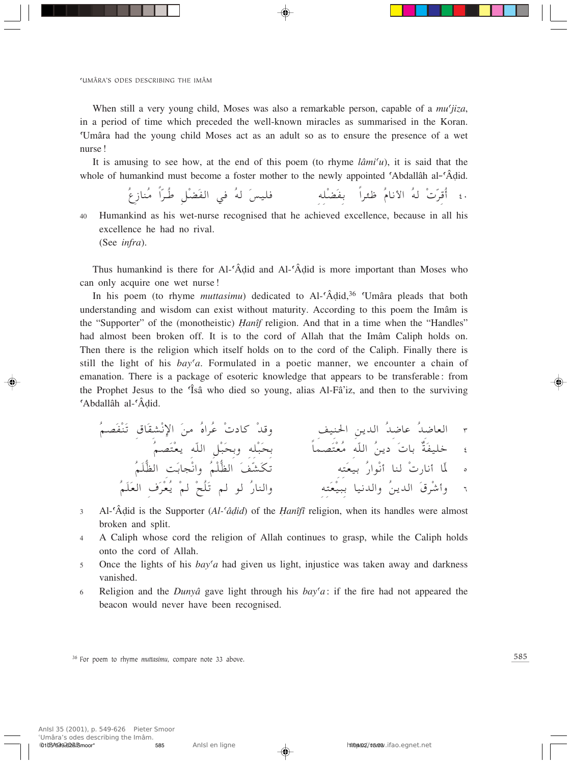When still a very young child, Moses was also a remarkable person, capable of a *muʿjiza*, in a period of time which preceded the well-known miracles as summarised in the Koran. ʿUmâra had the young child Moses act as an adult so as to ensure the presence of a wet nurse!

It is amusing to see how, at the end of this poem (to rhyme *lâmiʿu*), it is said that the whole of humankind must become a foster mother to the newly appointed ʿAbdallâh al-ʿÂḍid.

٤٠ أُقِرّتْ لهُ الأنامُ ظئراً بِفَضْلِه فليسَ لهُ في الفَضْلِ طُرّاً مُنازِعُ

40 Humankind as his wet-nurse recognised that he achieved excellence, because in all his excellence he had no rival.
(See *infra*).

Thus humankind is there for Al-ʿÂḍid and Al-ʿÂḍid is more important than Moses who can only acquire one wet nurse!

In his poem (to rhyme *muttasimu*) dedicated to Al-ʿÂḍid,[36] ʿUmâra pleads that both understanding and wisdom can exist without maturity. According to this poem the Imâm is the "Supporter" of the (monotheistic) *Ḥanîf* religion. And that in a time when the "Handles" had almost been broken off. It is to the cord of Allah that the Imâm Caliph holds on. Then there is the religion which itself holds on to the cord of the Caliph. Finally there is still the light of his *bayʿa*. Formulated in a poetic manner, we encounter a chain of emanation. There is a package of esoteric knowledge that appears to be transferable: from the Prophet Jesus to the ʿÎsâ who died so young, alias Al-Fâ'iz, and then to the surviving ʿAbdallâh al-ʿÂḍid.

٣ العاضدُ عاضدُ الدينِ الحنيفِ وقدْ كادتْ عُراهُ منَ الإنْشقَاقِ تَنْفَصِمُ
٤ خليفةٌ باتَ دينُ اللّه مُعْتَصِماً بِحَبْلِه وبِحَبْلِ اللّه يعْتَصِمُ
٥ لَمّا أنارتْ لنا أنْوارُ بيعَته تَكَشَّفَ الظُّلْمُ وانْجابَت الظُّلَمُ
٦ وأشْرَقَ الدينُ والدنيا بِبَيْعَتِه والنارُ لو لم تَلُحْ لمْ يُعْرَفِ العَلَمُ

3 Al-ʿÂḍid is the Supporter (*Al-ʿâḍid*) of the *Ḥanîfî* religion, when its handles were almost broken and split.

4 A Caliph whose cord the religion of Allah continues to grasp, while the Caliph holds onto the cord of Allah.

5 Once the lights of his *bayʿa* had given us light, injustice was taken away and darkness vanished.

6 Religion and the *Dunyâ* gave light through his *bayʿa*: if the fire had not appeared the beacon would never have been recognised.

[36] For poem to rhyme *muttasimu*, compare note 33 above.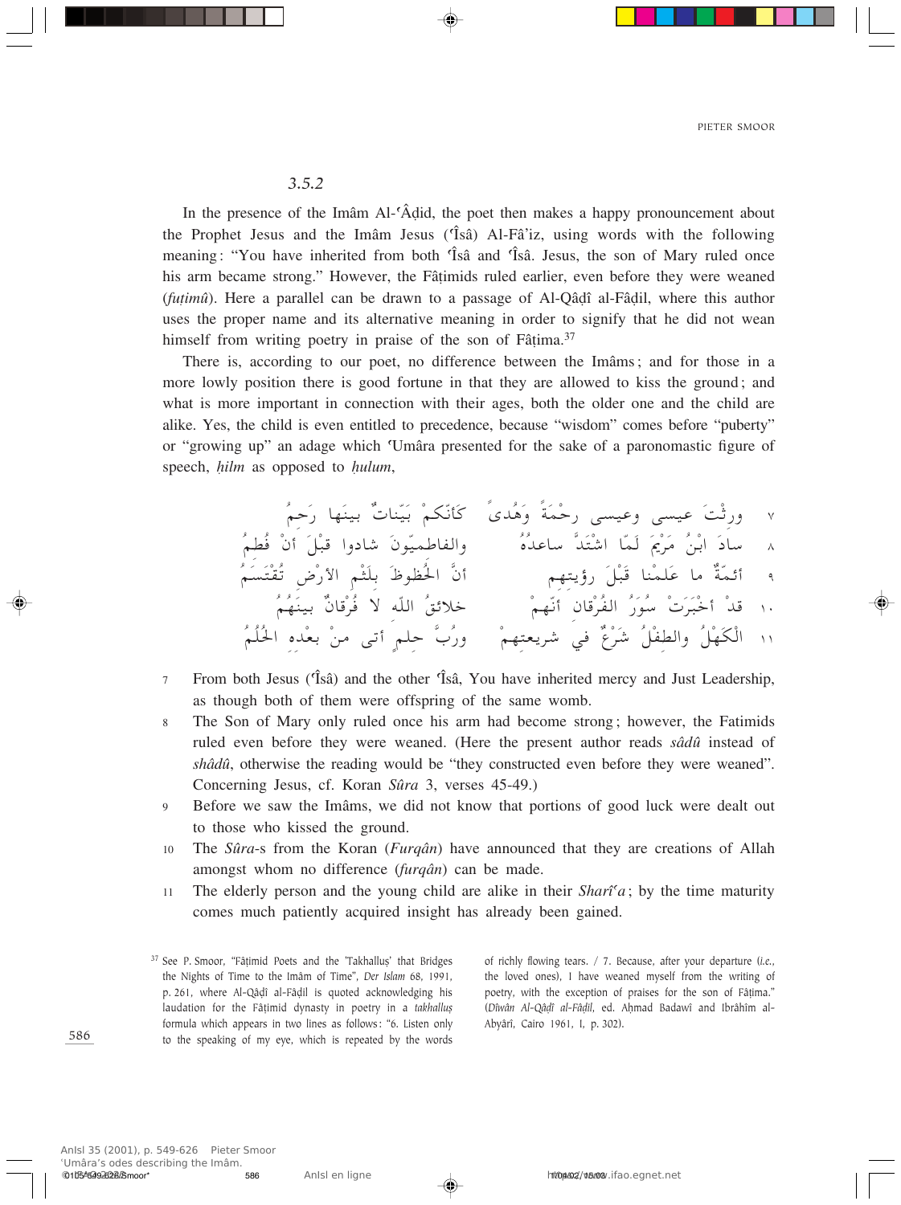*3.5.2*

In the presence of the Imâm Al-ʿÂḍid, the poet then makes a happy pronouncement about the Prophet Jesus and the Imâm Jesus (ʿÎsâ) Al-Fâ'iz, using words with the following meaning: "You have inherited from both ʿÎsâ and ʿÎsâ. Jesus, the son of Mary ruled once his arm became strong." However, the Fâṭimids ruled earlier, even before they were weaned (*fuṭimû*). Here a parallel can be drawn to a passage of Al-Qâḍî al-Fâḍil, where this author uses the proper name and its alternative meaning in order to signify that he did not wean himself from writing poetry in praise of the son of Fâṭima.[37]

There is, according to our poet, no difference between the Imâms; and for those in a more lowly position there is good fortune in that they are allowed to kiss the ground; and what is more important in connection with their ages, both the older one and the child are alike. Yes, the child is even entitled to precedence, because "wisdom" comes before "puberty" or "growing up" an adage which ʿUmâra presented for the sake of a paronomastic figure of speech, *ḥilm* as opposed to *ḥulum*,

٧ ورِثْتَ عيسى وعيسى رحْمَةً وَهُدىً كَأنّكُمْ بَيّناتٌ بينَها رَحِمُ

٨ سادَ ابْنُ مَرْيَمَ لَمّا اشْتَدَّ ساعدُهُ والفاطميّونَ شادوا قبْلَ أنْ فُطِمُ

٩ أئمّةٌ ما علِمْنا قَبْلَ رؤيتِهِم أنَّ الحُظوظَ بلَثْمِ الأرْضِ تُقْتَسَمُ

١٠ قدْ أخْبَرَتْ سُوَرُ الفُرْقانِ أنّهمْ خلائقُ اللّه لا فُرْقانٌ بينَهُمُ

١١ الكَهْلُ والطِفْلُ شَرْعٌ في شريعتِهمْ ورُبَّ حلمٍ أتى منْ بعْدِه الحُلُمُ

7 From both Jesus (ʿÎsâ) and the other ʿÎsâ, You have inherited mercy and Just Leadership, as though both of them were offspring of the same womb.

8 The Son of Mary only ruled once his arm had become strong; however, the Fatimids ruled even before they were weaned. (Here the present author reads *sâdû* instead of *shâdû*, otherwise the reading would be "they constructed even before they were weaned". Concerning Jesus, cf. Koran *Sûra* 3, verses 45-49.)

9 Before we saw the Imâms, we did not know that portions of good luck were dealt out to those who kissed the ground.

10 The *Sûra*-s from the Koran (*Furqân*) have announced that they are creations of Allah amongst whom no difference (*furqân*) can be made.

11 The elderly person and the young child are alike in their *Sharîʿa*; by the time maturity comes much patiently acquired insight has already been gained.

[37] See P. Smoor, "Fâṭimid Poets and the 'Takhalluṣ' that Bridges the Nights of Time to the Imâm of Time", *Der Islam* 68, 1991, p. 261, where Al-Qâḍî al-Fâḍil is quoted acknowledging his laudation for the Fâṭimid dynasty in poetry in a *takhalluṣ* formula which appears in two lines as follows: "6. Listen only to the speaking of my eye, which is repeated by the words of richly flowing tears. / 7. Because, after your departure (*i.e.*, the loved ones), I have weaned myself from the writing of poetry, with the exception of praises for the son of Fâṭima." (*Dîwân Al-Qâḍî al-Fâḍil*, ed. Aḥmad Badawî and Ibrâhîm al-Abyârî, Cairo 1961, I, p. 302).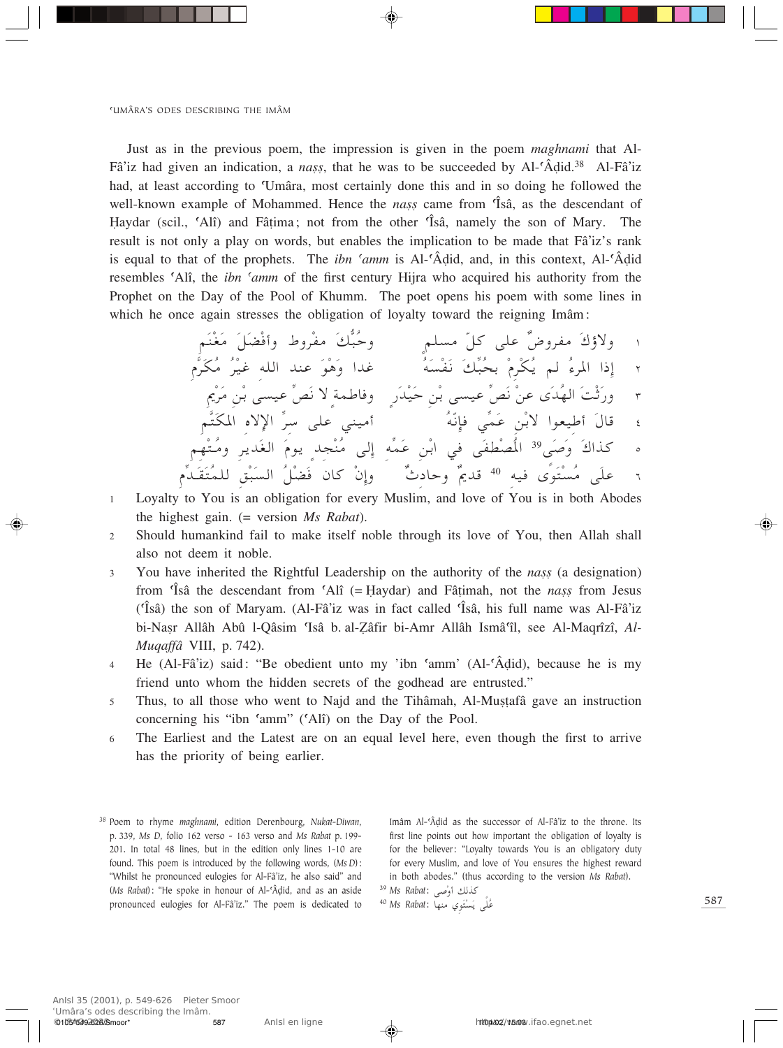Just as in the previous poem, the impression is given in the poem *maghnami* that Al-Fâ'iz had given an indication, a *naṣṣ*, that he was to be succeeded by Al-ʿÂḍid.[38] Al-Fâ'iz had, at least according to ʿUmâra, most certainly done this and in so doing he followed the well-known example of Mohammed. Hence the *naṣṣ* came from ʿÎsâ, as the descendant of Ḥaydar (scil., ʿAlî) and Fâṭima; not from the other ʿÎsâ, namely the son of Mary. The result is not only a play on words, but enables the implication to be made that Fâ'iz's rank is equal to that of the prophets. The *ibn ʿamm* is Al-ʿÂḍid, and, in this context, Al-ʿÂḍid resembles ʿAlî, the *ibn ʿamm* of the first century Hijra who acquired his authority from the Prophet on the Day of the Pool of Khumm. The poet opens his poem with some lines in which he once again stresses the obligation of loyalty toward the reigning Imâm:

١ ولاؤكَ مفروضٌ على كلّ مسلمٍ     وحُبُّكَ مفْروطٌ وأفْضَلَ مَغْنَمِ

٢ إذا المرءُ لم يُكْرِمْ بحُبِّكَ نَفْسَهُ     غدا وَهْوَ عند الله غيْرُ مُكَرَّمِ

٣ ورِثْتَ الهُدَى عنْ نَصٍّ عيسى بْنِ حَيْدَرٍ     وفاطمة لا نَصِّ عيسى بْنِ مَرْيَمِ

٤ قالَ أطيعوا لابْنِ عَمِّي فإنّهُ     أميني على سرِّ الإلاهِ المكَتَّمِ

٥ كذاكَ وَصّى[39] المُصْطفَى في ابْنِ عَمِّهِ     إلى مُنْجِدٍ يومَ الغَديرِ ومُتْهِمِ

٦ علَى مُسْتَوًى فيهِ[40] قديمٌ وحادثٌ     وإنْ كانَ فَضْلُ السَبْقِ للمُتَقَدِّمِ

1 Loyalty to You is an obligation for every Muslim, and love of You is in both Abodes the highest gain. (= version *Ms Rabat*).

2 Should humankind fail to make itself noble through its love of You, then Allah shall also not deem it noble.

3 You have inherited the Rightful Leadership on the authority of the *naṣṣ* (a designation) from ʿÎsâ the descendant from ʿAlî (= Ḥaydar) and Fâṭimah, not the *naṣṣ* from Jesus (ʿÎsâ) the son of Maryam. (Al-Fâ'iz was in fact called ʿÎsâ, his full name was Al-Fâ'iz bi-Naṣr Allâh Abû l-Qâsim ʿIsâ b. al-Ẓâfir bi-Amr Allâh Ismâʿîl, see Al-Maqrîzî, *Al-Muqaffâ* VIII, p. 742).

4 He (Al-Fâ'iz) said: "Be obedient unto my 'ibn ʿamm' (Al-ʿÂḍid), because he is my friend unto whom the hidden secrets of the godhead are entrusted."

5 Thus, to all those who went to Najd and the Tihâmah, Al-Muṣṭafâ gave an instruction concerning his "ibn ʿamm" (ʿAlî) on the Day of the Pool.

6 The Earliest and the Latest are on an equal level here, even though the first to arrive has the priority of being earlier.

---

[38] Poem to rhyme *maghnami*, edition Derenbourg, *Nukat-Diwan*, p. 339, *Ms D*, folio 162 verso - 163 verso and *Ms Rabat* p. 199-201. In total 48 lines, but in the edition only lines 1-10 are found. This poem is introduced by the following words, (*Ms D*): "Whilst he pronounced eulogies for Al-Fâ'iz, he also said" and (*Ms Rabat*): "He spoke in honour of Al-ʿÂḍid, and as an aside pronounced eulogies for Al-Fâ'iz." The poem is dedicated to Imâm Al-ʿÂḍid as the successor of Al-Fâ'iz to the throne. Its first line points out how important the obligation of loyalty is for the believer: "Loyalty towards You is an obligatory duty for every Muslim, and love of You ensures the highest reward in both abodes." (thus according to the version *Ms Rabat*).

[39] *Ms Rabat*: كذلك أوْصى

[40] *Ms Rabat*: عَلَى يَسْتَوِي منها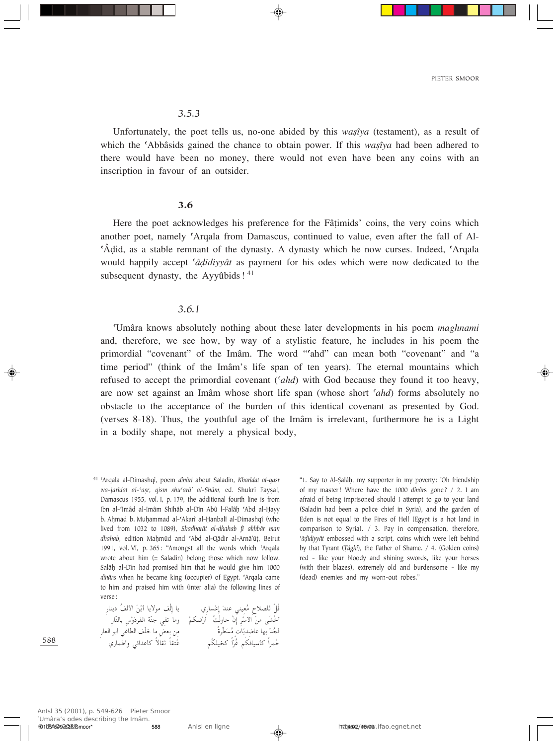### *3.5.3*

Unfortunately, the poet tells us, no-one abided by this *waṣîya* (testament), as a result of which the ʿAbbâsids gained the chance to obtain power. If this *waṣîya* had been adhered to there would have been no money, there would not even have been any coins with an inscription in favour of an outsider.

### 3.6

Here the poet acknowledges his preference for the Fâṭimids' coins, the very coins which another poet, namely ʿArqala from Damascus, continued to value, even after the fall of Al-ʿÂḍid, as a stable remnant of the dynasty. A dynasty which he now curses. Indeed, ʿArqala would happily accept *ʿâḍidiyyât* as payment for his odes which were now dedicated to the subsequent dynasty, the Ayyûbids! [41]

### *3.6.1*

ʿUmâra knows absolutely nothing about these later developments in his poem *maghnami* and, therefore, we see how, by way of a stylistic feature, he includes in his poem the primordial "covenant" of the Imâm. The word "ʿahd" can mean both "covenant" and "a time period" (think of the Imâm's life span of ten years). The eternal mountains which refused to accept the primordial covenant (*ʿahd*) with God because they found it too heavy, are now set against an Imâm whose short life span (whose short *ʿahd*) forms absolutely no obstacle to the acceptance of the burden of this identical covenant as presented by God. (verses 8-18). Thus, the youthful age of the Imâm is irrelevant, furthermore he is a Light in a bodily shape, not merely a physical body,

---

[41] ʿArqala al-Dimashqî, poem *dînârî* about Saladin, *Kharîdat al-qaṣr wa-jarîdat al-ʿaṣr, qism shuʿarâʾ al-Shâm*, ed. Shukrî Fayṣal, Damascus 1955, vol. I, p. 179, the additional fourth line is from Ibn al-ʿImâd al-Imâm Shihâb al-Dîn Abû l-Falâḥ ʿAbd al-Ḥayy b. Aḥmad b. Muḥammad al-ʿAkarî al-Ḥanbalî al-Dimashqî (who lived from 1032 to 1089), *Shadharât al-dhahab fî akhbâr man dhahab*, edition Maḥmûd and ʿAbd al-Qâdir al-Arnâʾûṭ, Beirut 1991, vol. VI, p. 365: "Amongst all the words which ʿArqala wrote about him (= Saladin) belong those which now follow. Salâḥ al-Dîn had promised him that he would give him 1000 *dînâr*s when he became king (occupier) of Egypt. ʿArqala came to him and praised him with (inter alia) the following lines of verse:

قُلْ للصلاح مُعِيني عندَ إعساري يا إلفَ مولايا أيْنَ الألفُ دينارِ
أخْشَى منَ الأسْرِ إنْ حاولْتُ أرْضَكمُ وما تفي جنّةُ الفِرْدَوْسِ بالنّارِ
فَجُدْ بها عاضديّاتٍ مُسَطَّرةً من بعضِ ما خلَّفَ الطاغي أبو العارِ
حُمراً كأسيافكم غُرّاً كخيلكمُ عُتْقاً ثقالاً كأعدائي وأطماري

"1. Say to Al-Ṣalâḥ, my supporter in my poverty: 'Oh friendship of my master! Where have the 1000 *dînârs* gone? / 2. I am afraid of being imprisoned should I attempt to go to your land (Saladin had been a police chief in Syria), and the garden of Eden is not equal to the Fires of Hell (Egypt is a hot land in comparison to Syria). / 3. Pay in compensation, therefore, *ʿâḍidiyyât* embossed with a script, coins which were left behind by that Tyrant (*Ṭâghî*), the Father of Shame. / 4. (Golden coins) red - like your bloody and shining swords, like your horses (with their blazes), extremely old and burdensome - like my (dead) enemies and my worn-out robes."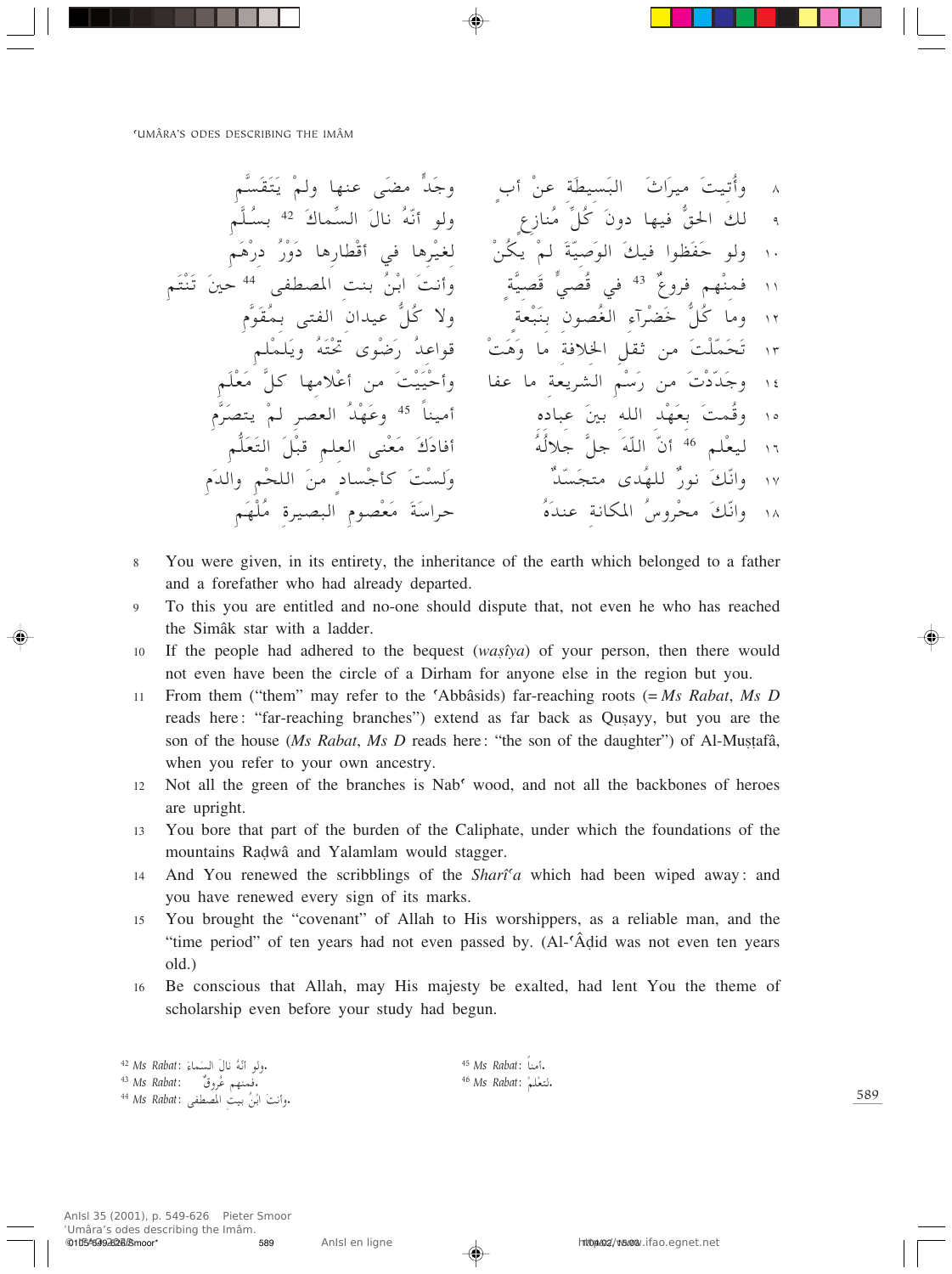| | | |
|---|---|---|
| ٨ | وأُتيتَ ميراثَ البَسيطَةِ عنْ أبٍ | وجَدٍّ مضَى عنها ولمْ يَتَقَسَّمِ |
| ٩ | لكَ الحقُّ فيها دونَ كُلِّ مُنازعٍ | ولو أنَّهُ نالَ السِّماكَ [42] بسُلَّمِ |
| ١٠ | ولو حَفَظوا فيكَ الوَصيّةَ لمْ يكُنْ | لغيرِها في أقْطارِها دَوْرُ دِرْهَمِ |
| ١١ | فمنْهم فروعٌ [43] في قُصيٍّ قَصيَّةٌ | وأنتَ ابْنُ بنتِ المصطفى [44] حينَ تَنْتَمِ |
| ١٢ | وما كُلُّ خَضْرآءِ الغُصونِ بنَبْعةٍ | ولا كُلُّ عيدانِ الفتى بمُقوَّمِ |
| ١٣ | تَحَمّلْتَ من ثقلِ الخلافة ما وَهَتْ | قواعدُ رَضْوَى تَحْتَهُ ويَلَمْلَمِ |
| ١٤ | وجَدّدْتَ من رَسْمِ الشريعةِ ما عفا | وأحْيَيْتَ من أعْلامِها كلَّ مَعْلَمِ |
| ١٥ | وقُمتَ بعَهْدِ الله بينَ عِبادِه | أميناً [45] وعَهْدُ العصرِ لمْ يتصَرَّمِ |
| ١٦ | ليعْلم [46] أنّ اللّهَ جلَّ جلالُهُ | أفادَكَ مَعْنى العلمِ قبْلَ التَعَلُّمِ |
| ١٧ | وانّكَ نورٌ للهُدى متجَسّدٌ | ولَسْتَ كأجْسادٍ منَ اللحْمِ والدَمِ |
| ١٨ | وانّكَ محْروسُ المكانة عندَهُ | حراسَةَ مَعْصومِ البصيرة مُلْهَمِ |

8. You were given, in its entirety, the inheritance of the earth which belonged to a father and a forefather who had already departed.
9. To this you are entitled and no-one should dispute that, not even he who has reached the Simâk star with a ladder.
10. If the people had adhered to the bequest (*waṣîya*) of your person, then there would not even have been the circle of a Dirham for anyone else in the region but you.
11. From them ("them" may refer to the ʿAbbâsids) far-reaching roots (= *Ms Rabat*, *Ms D* reads here: "far-reaching branches") extend as far back as Quṣayy, but you are the son of the house (*Ms Rabat*, *Ms D* reads here: "the son of the daughter") of Al-Muṣṭafâ, when you refer to your own ancestry.
12. Not all the green of the branches is Nabʿ wood, and not all the backbones of heroes are upright.
13. You bore that part of the burden of the Caliphate, under which the foundations of the mountains Raḍwâ and Yalamlam would stagger.
14. And You renewed the scribblings of the *Sharîʿa* which had been wiped away: and you have renewed every sign of its marks.
15. You brought the "covenant" of Allah to His worshippers, as a reliable man, and the "time period" of ten years had not even passed by. (Al-ʿÂḍid was not even ten years old.)
16. Be conscious that Allah, may His majesty be exalted, had lent You the theme of scholarship even before your study had begun.

[42] *Ms Rabat*: ولو انّهُ نالَ السَماءَ.
[43] *Ms Rabat*: فمنهم عُروقٌ.
[44] *Ms Rabat*: وانتَ ابنُ بيتِ المصطفى.
[45] *Ms Rabat*: أمناً.
[46] *Ms Rabat*: لتعْلَمْ.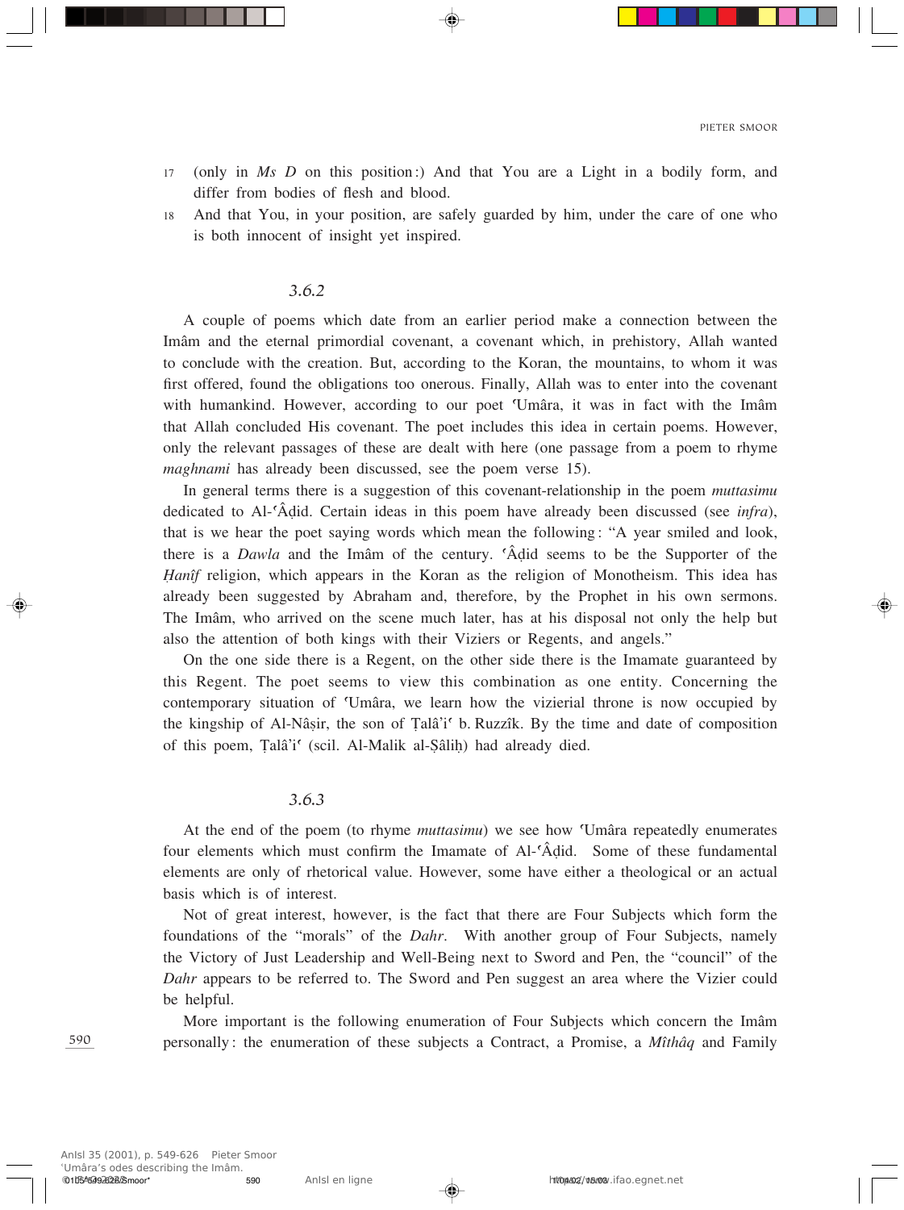17 (only in *Ms D* on this position:) And that You are a Light in a bodily form, and differ from bodies of flesh and blood.

18 And that You, in your position, are safely guarded by him, under the care of one who is both innocent of insight yet inspired.

### *3.6.2*

A couple of poems which date from an earlier period make a connection between the Imâm and the eternal primordial covenant, a covenant which, in prehistory, Allah wanted to conclude with the creation. But, according to the Koran, the mountains, to whom it was first offered, found the obligations too onerous. Finally, Allah was to enter into the covenant with humankind. However, according to our poet ʿUmâra, it was in fact with the Imâm that Allah concluded His covenant. The poet includes this idea in certain poems. However, only the relevant passages of these are dealt with here (one passage from a poem to rhyme *maghnami* has already been discussed, see the poem verse 15).

In general terms there is a suggestion of this covenant-relationship in the poem *muttasimu* dedicated to Al-ʿÂḍid. Certain ideas in this poem have already been discussed (see *infra*), that is we hear the poet saying words which mean the following: "A year smiled and look, there is a *Dawla* and the Imâm of the century. ʿÂḍid seems to be the Supporter of the *Ḥanîf* religion, which appears in the Koran as the religion of Monotheism. This idea has already been suggested by Abraham and, therefore, by the Prophet in his own sermons. The Imâm, who arrived on the scene much later, has at his disposal not only the help but also the attention of both kings with their Viziers or Regents, and angels."

On the one side there is a Regent, on the other side there is the Imamate guaranteed by this Regent. The poet seems to view this combination as one entity. Concerning the contemporary situation of ʿUmâra, we learn how the vizierial throne is now occupied by the kingship of Al-Nâṣir, the son of Ṭalâʾiʿ b. Ruzzîk. By the time and date of composition of this poem, Ṭalâʾiʿ (scil. Al-Malik al-Ṣâliḥ) had already died.

### *3.6.3*

At the end of the poem (to rhyme *muttasimu*) we see how ʿUmâra repeatedly enumerates four elements which must confirm the Imamate of Al-ʿÂḍid. Some of these fundamental elements are only of rhetorical value. However, some have either a theological or an actual basis which is of interest.

Not of great interest, however, is the fact that there are Four Subjects which form the foundations of the "morals" of the *Dahr*. With another group of Four Subjects, namely the Victory of Just Leadership and Well-Being next to Sword and Pen, the "council" of the *Dahr* appears to be referred to. The Sword and Pen suggest an area where the Vizier could be helpful.

More important is the following enumeration of Four Subjects which concern the Imâm personally: the enumeration of these subjects a Contract, a Promise, a *Mîthâq* and Family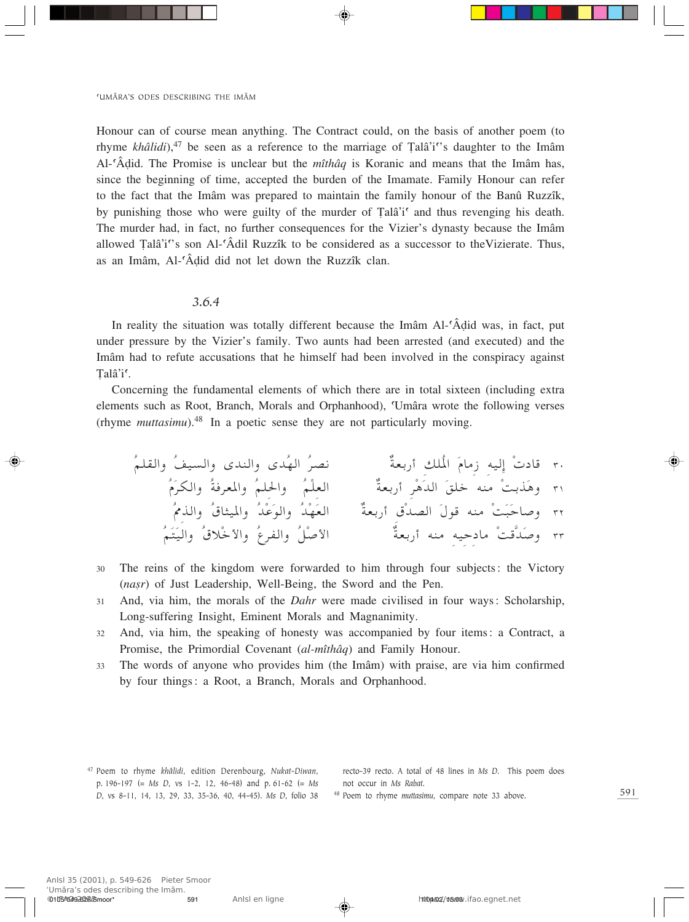Honour can of course mean anything. The Contract could, on the basis of another poem (to rhyme *khâlidi*),[47] be seen as a reference to the marriage of Ṭalâ'i''s daughter to the Imâm Al-ʿÂḍid. The Promise is unclear but the *mîthâq* is Koranic and means that the Imâm has, since the beginning of time, accepted the burden of the Imamate. Family Honour can refer to the fact that the Imâm was prepared to maintain the family honour of the Banû Ruzzîk, by punishing those who were guilty of the murder of Ṭalâ'iʿ and thus revenging his death. The murder had, in fact, no further consequences for the Vizier's dynasty because the Imâm allowed Ṭalâ'i''s son Al-ʿÂdil Ruzzîk to be considered as a successor to theVizierate. Thus, as an Imâm, Al-ʿÂḍid did not let down the Ruzzîk clan.

### *3.6.4*

In reality the situation was totally different because the Imâm Al-ʿÂḍid was, in fact, put under pressure by the Vizier's family. Two aunts had been arrested (and executed) and the Imâm had to refute accusations that he himself had been involved in the conspiracy against Ṭalâ'iʿ.

Concerning the fundamental elements of which there are in total sixteen (including extra elements such as Root, Branch, Morals and Orphanhood), ʿUmâra wrote the following verses (rhyme *muttasimu*).[48] In a poetic sense they are not particularly moving.

٣٠ قادتْ إليه زمامَ المُلك أربعةٌ نصرُ الهُدى والندى والسيفُ والقلمُ

٣١ وهَذبتْ منه خلقَ الدَهْرِ أربعةٌ العِلْمُ والحِلمُ والمعرفةُ والكرَمُ

٣٢ وصاحَبَتْ منه قولَ الصدْقِ أربعةٌ العَهْدُ والوَعْدُ والميثاقُ والذممُ

٣٣ وصَدَّقتْ مادحيه منه أربعةٌ الأصْلُ والفرعُ والأخْلاقُ واليَتَمُ

30 The reins of the kingdom were forwarded to him through four subjects: the Victory (*naṣr*) of Just Leadership, Well-Being, the Sword and the Pen.

31 And, via him, the morals of the *Dahr* were made civilised in four ways: Scholarship, Long-suffering Insight, Eminent Morals and Magnanimity.

32 And, via him, the speaking of honesty was accompanied by four items: a Contract, a Promise, the Primordial Covenant (*al-mîthâq*) and Family Honour.

33 The words of anyone who provides him (the Imâm) with praise, are via him confirmed by four things: a Root, a Branch, Morals and Orphanhood.

[47] Poem to rhyme *khâlidi*, edition Derenbourg, *Nukat-Diwan*, p. 196-197 (= *Ms D*, vs 1-2, 12, 46-48) and p. 61-62 (= *Ms D*, vs 8-11, 14, 13, 29, 33, 35-36, 40, 44-45). *Ms D*, folio 38 recto-39 recto. A total of 48 lines in *Ms D*. This poem does not occur in *Ms Rabat*.

[48] Poem to rhyme *muttasimu*, compare note 33 above.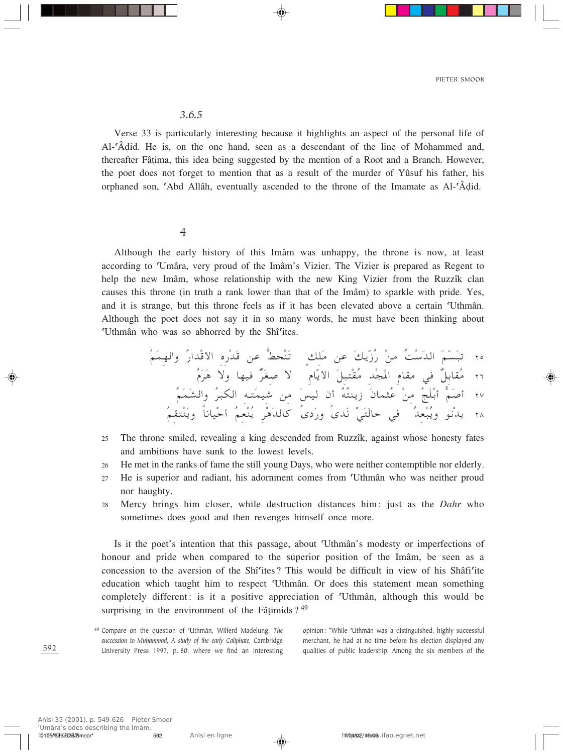*3.6.5*

Verse 33 is particularly interesting because it highlights an aspect of the personal life of Al-ʿÂḍid. He is, on the one hand, seen as a descendant of the line of Mohammed and, thereafter Fâṭima, this idea being suggested by the mention of a Root and a Branch. However, the poet does not forget to mention that as a result of the murder of Yûsuf his father, his orphaned son, ʿAbd Allâh, eventually ascended to the throne of the Imamate as Al-ʿÂḍid.

## 4

Although the early history of this Imâm was unhappy, the throne is now, at least according to ʿUmâra, very proud of the Imâm's Vizier. The Vizier is prepared as Regent to help the new Imâm, whose relationship with the new King Vizier from the Ruzzîk clan causes this throne (in truth a rank lower than that of the Imâm) to sparkle with pride. Yes, and it is strange, but this throne feels as if it has been elevated above a certain ʿUthmân. Although the poet does not say it in so many words, he must have been thinking about ʿUthmân who was so abhorred by the Shîʿites.

٢٥ تبَسّمَ الدَسْتُ منْ رُزّيكَ عن مَلكٍ  تَنْحطُّ عن قَدْرِه الأقْدارُ والهِمَمُ

٢٦ مُقابِلٌ في مقامِ المَجْد مُقْتبلَ الأيّامِ  لا صغَرٌ فيها ولا هَرَمُ

٢٧ أصَمُّ أبْلَجُ منْ عُثمانَ زينتُهُ أن ليسَ من شيمَتِه الكِبرُ والشَمَمُ

٢٨ يدنو ويُبْعِدُ في حالَتَيْ نَدىً ورَدىً كالدَهْرِ يُنْعِمُ أحْياناً ويَنْتقِمُ

25 The throne smiled, revealing a king descended from Ruzzîk, against whose honesty fates and ambitions have sunk to the lowest levels.

26 He met in the ranks of fame the still young Days, who were neither contemptible nor elderly.

27 He is superior and radiant, his adornment comes from ʿUthmân who was neither proud nor haughty.

28 Mercy brings him closer, while destruction distances him: just as the *Dahr* who sometimes does good and then revenges himself once more.

Is it the poet's intention that this passage, about ʿUthmân's modesty or imperfections of honour and pride when compared to the superior position of the Imâm, be seen as a concession to the aversion of the Shîʿites? This would be difficult in view of his Shâfiʿite education which taught him to respect ʿUthmân. Or does this statement mean something completely different: is it a positive appreciation of ʿUthmân, although this would be surprising in the environment of the Fâṭimids?[49]

[49] Compare on the question of ʿUthmân, Wilferd Madelung, *The succession to Muḥammad, A study of the early Caliphate*, Cambridge University Press 1997, p. 80, where we find an interesting opinion: "While ʿUthmân was a distinguished, highly successful merchant, he had at no time before his election displayed any qualities of public leadership. Among the six members of the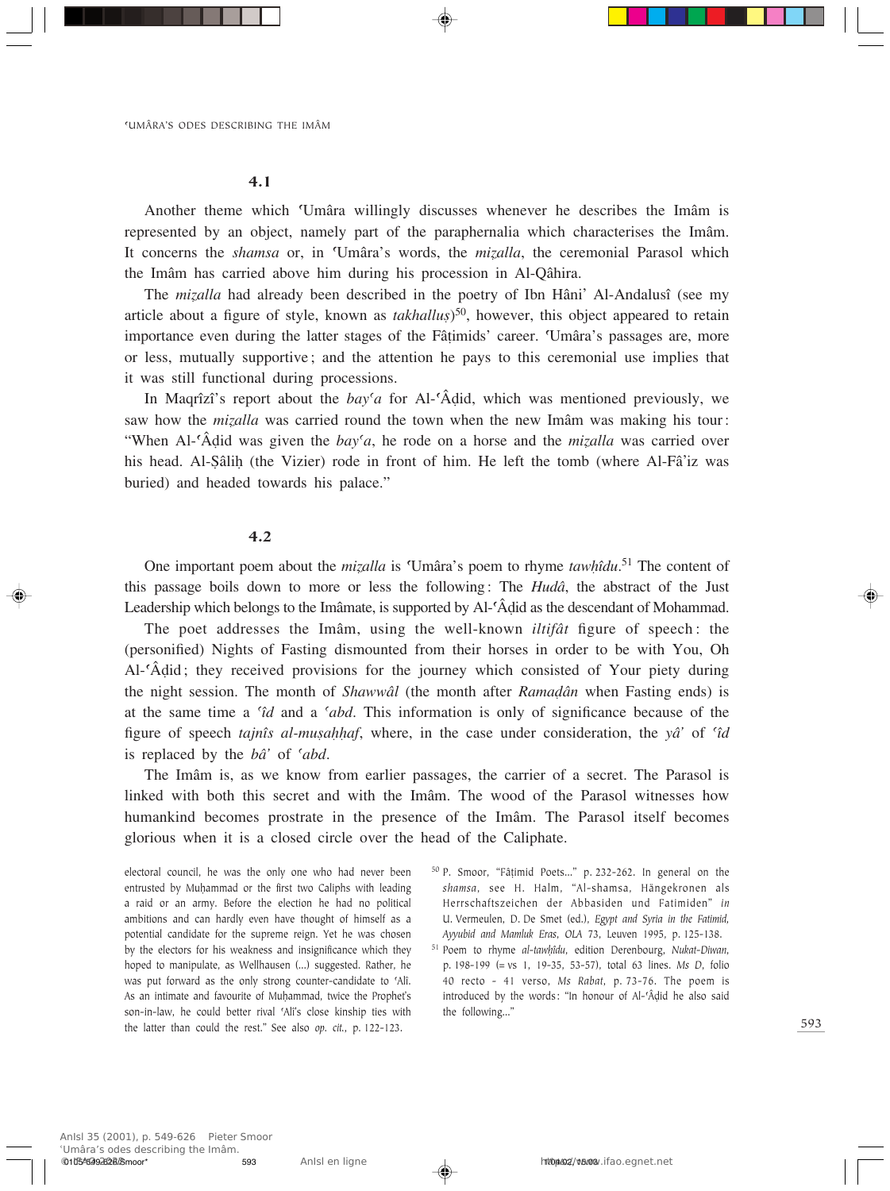### 4.1

Another theme which ʿUmâra willingly discusses whenever he describes the Imâm is represented by an object, namely part of the paraphernalia which characterises the Imâm. It concerns the *shamsa* or, in ʿUmâra's words, the *miẓalla*, the ceremonial Parasol which the Imâm has carried above him during his procession in Al-Qâhira.

The *miẓalla* had already been described in the poetry of Ibn Hâniʾ Al-Andalusî (see my article about a figure of style, known as *takhalluṣ*)[50], however, this object appeared to retain importance even during the latter stages of the Fâṭimids' career. ʿUmâra's passages are, more or less, mutually supportive; and the attention he pays to this ceremonial use implies that it was still functional during processions.

In Maqrîzî's report about the *bayʿa* for Al-ʿÂḍid, which was mentioned previously, we saw how the *miẓalla* was carried round the town when the new Imâm was making his tour: "When Al-ʿÂḍid was given the *bayʿa*, he rode on a horse and the *miẓalla* was carried over his head. Al-Ṣâliḥ (the Vizier) rode in front of him. He left the tomb (where Al-Fâʾiz was buried) and headed towards his palace."

### 4.2

One important poem about the *miẓalla* is ʿUmâra's poem to rhyme *tawḥîdu*.[51] The content of this passage boils down to more or less the following: The *Hudâ*, the abstract of the Just Leadership which belongs to the Imâmate, is supported by Al-ʿÂḍid as the descendant of Mohammad.

The poet addresses the Imâm, using the well-known *iltifât* figure of speech: the (personified) Nights of Fasting dismounted from their horses in order to be with You, Oh Al-ʿÂḍid; they received provisions for the journey which consisted of Your piety during the night session. The month of *Shawwâl* (the month after *Ramaḍân* when Fasting ends) is at the same time a *ʿîd* and a *ʿabd*. This information is only of significance because of the figure of speech *tajnîs al-muṣaḥḥaf*, where, in the case under consideration, the *yâʾ* of *ʿîd* is replaced by the *bâʾ* of *ʿabd*.

The Imâm is, as we know from earlier passages, the carrier of a secret. The Parasol is linked with both this secret and with the Imâm. The wood of the Parasol witnesses how humankind becomes prostrate in the presence of the Imâm. The Parasol itself becomes glorious when it is a closed circle over the head of the Caliphate.

---

electoral council, he was the only one who had never been entrusted by Muḥammad or the first two Caliphs with leading a raid or an army. Before the election he had no political ambitions and can hardly even have thought of himself as a potential candidate for the supreme reign. Yet he was chosen by the electors for his weakness and insignificance which they hoped to manipulate, as Wellhausen (...) suggested. Rather, he was put forward as the only strong counter-candidate to ʿAlî. As an intimate and favourite of Muḥammad, twice the Prophet's son-in-law, he could better rival ʿAlî's close kinship ties with the latter than could the rest." See also *op. cit.*, p. 122-123.

[50] P. Smoor, "Fâṭimid Poets..." p. 232-262. In general on the *shamsa*, see H. Halm, "Al-shamsa, Hängekronen als Herrschaftszeichen der Abbasiden und Fatimiden" *in* U. Vermeulen, D. De Smet (ed.), *Egypt and Syria in the Fatimid, Ayyubid and Mamluk Eras, OLA* 73, Leuven 1995, p. 125-138.

[51] Poem to rhyme *al-tawḥîdu*, edition Derenbourg, *Nukat-Diwan*, p. 198-199 (= vs 1, 19-35, 53-57), total 63 lines. *Ms D*, folio 40 recto - 41 verso, *Ms Rabat*, p. 73-76. The poem is introduced by the words: "In honour of Al-ʿÂḍid he also said the following..."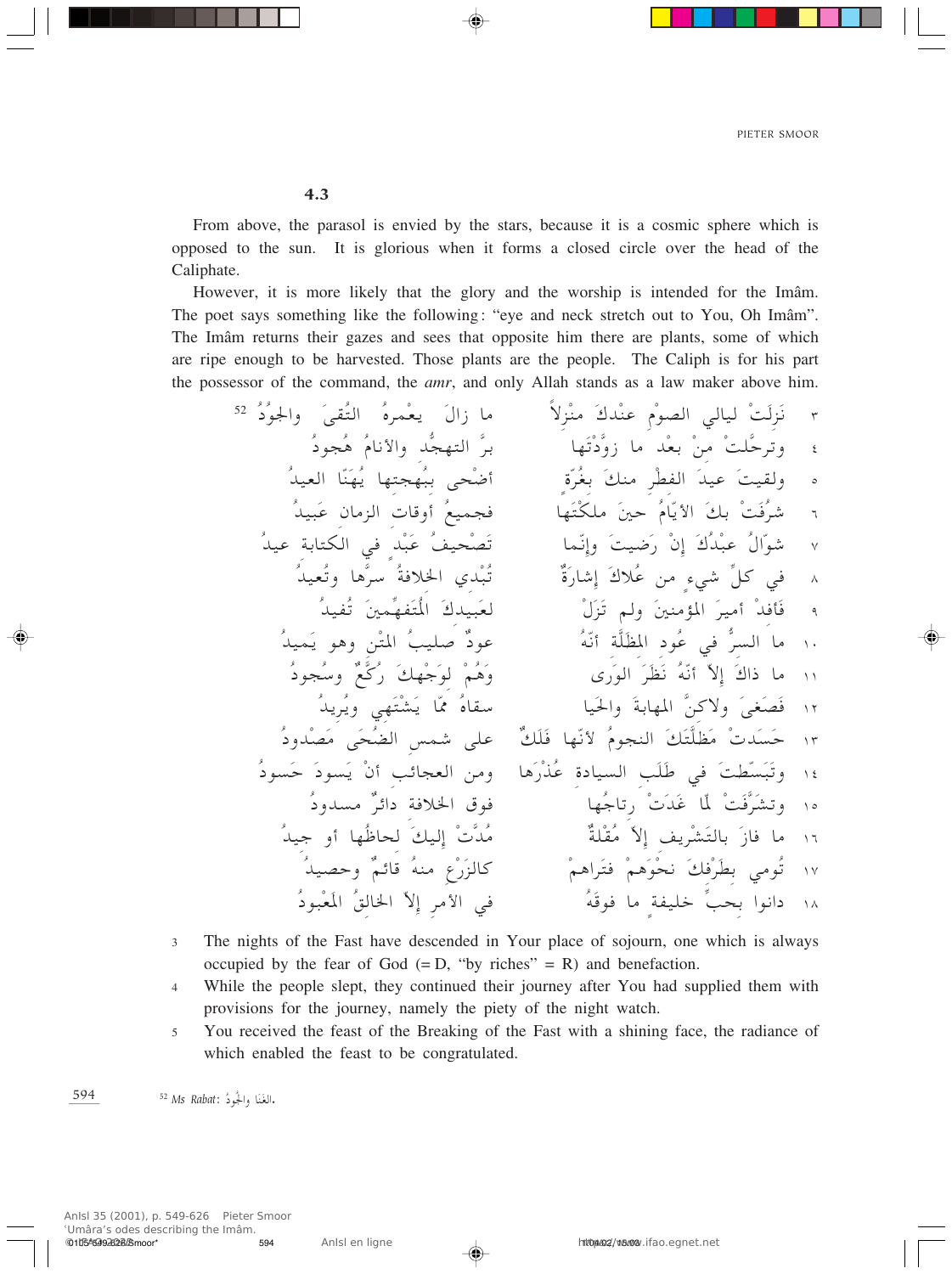### 4.3

From above, the parasol is envied by the stars, because it is a cosmic sphere which is opposed to the sun. It is glorious when it forms a closed circle over the head of the Caliphate.

However, it is more likely that the glory and the worship is intended for the Imâm. The poet says something like the following: "eye and neck stretch out to You, Oh Imâm". The Imâm returns their gazes and sees that opposite him there are plants, some of which are ripe enough to be harvested. Those plants are the people. The Caliph is for his part the possessor of the command, the *amr*, and only Allah stands as a law maker above him.

٣ نَزلَتْ ليالي الصومِ عنْدكَ منْزلاً — ما زالَ يعْمرهُ التُقى والجودُ [52]

٤ وترحّلتْ منْ بعْد ما زوّدْتَها — برَّ التهجُّد والأنامُ هُجودُ

٥ ولقيتَ عيدَ الفطْر منكَ بغُرّةٍ — أضحى ببُهجتها يُهنّا العيدُ

٦ شرُفَتْ بكَ الأيّامُ حينَ ملكْتَها — فجميعُ أوقات الزمان عَبيدُ

٧ شوّالُ عبْدُكَ إنْ رَضيتَ وإنّما — تَصْحيفُ عَبْدٍ في الكتابة عيدُ

٨ في كلِّ شيءٍ من عُلاكَ إشارةٌ — تُبْدي الخلافةُ سرَّها وتُعيدُ

٩ فَأفدْ أميرَ المؤمنينَ ولم تَزَلْ — لعَبيدكَ المُتَفهِّمينَ تُفيدُ

١٠ ما السرُّ في عُود المظَلّة أنّهُ — عودٌ صليبُ المتْن وهو يَميدُ

١١ ما ذاكَ إلاّ أنّهُ نَظَرَ الورى — وَهُمْ لوَجْهكَ رُكّعٌ وسُجودُ

١٢ فصَغى ولاكنَّ المهابةَ والحَيا — سقاهُ مِمّا يَشْتَهي ويُريدُ

١٣ حَسَدتْ مَظلَّتَكَ النجومُ لأنّها فَلَكٌ — على شمس الضُحى مَصْدودُ

١٤ وتَبَسّطتْ في طَلَب السيادة عُذْرَها — ومن العجائب أنْ يَسودَ حَسودُ

١٥ وتشرَّفَتْ لمّا غَدَتْ رِتاجُها — فوقَ الخلافة دائرٌ مسدودُ

١٦ ما فازَ بالتَشْريف إلاّ مُقْلَةٌ — مُدَّتْ إليكَ لحاظُها أو جيدُ

١٧ تُومي بطَرْفكَ نحْوَهمْ فتَراهمْ — كالزَرْع منهُ قائمٌ وحصيدُ

١٨ دانوا بحبِّ خليفةٍ ما فوقَهُ — في الأمر إلاّ الخالقُ المَعْبودُ

3 The nights of the Fast have descended in Your place of sojourn, one which is always occupied by the fear of God (= D, "by riches" = R) and benefaction.

4 While the people slept, they continued their journey after You had supplied them with provisions for the journey, namely the piety of the night watch.

5 You received the feast of the Breaking of the Fast with a shining face, the radiance of which enabled the feast to be congratulated.

[52] *Ms Rabat*: الغنا والجودُ.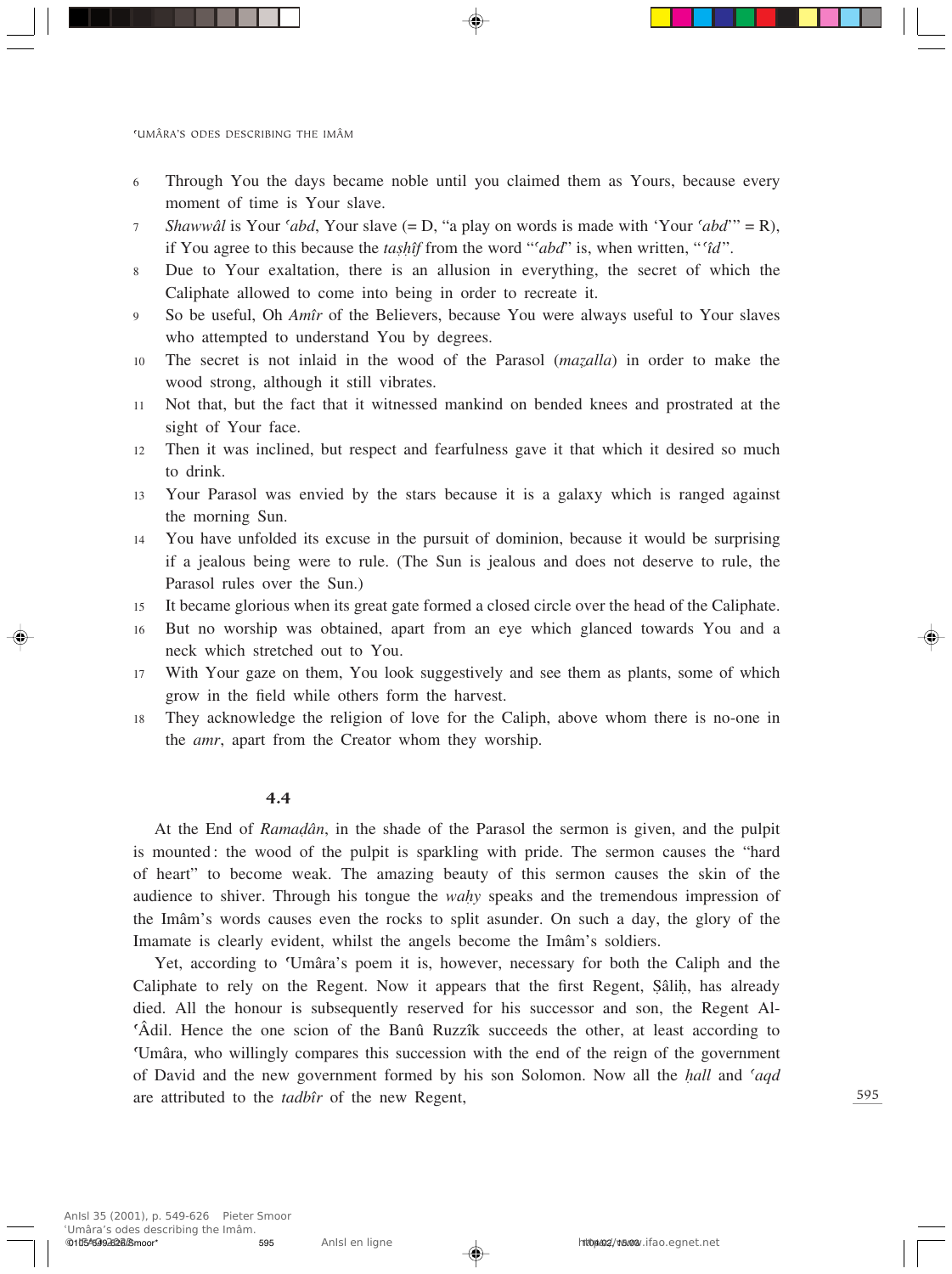6 Through You the days became noble until you claimed them as Yours, because every moment of time is Your slave.

7 *Shawwâl* is Your *ʿabd*, Your slave (= D, "a play on words is made with 'Your *ʿabd*'" = R), if You agree to this because the *taṣḥîf* from the word "*ʿabd*" is, when written, "*ʿîd*".

8 Due to Your exaltation, there is an allusion in everything, the secret of which the Caliphate allowed to come into being in order to recreate it.

9 So be useful, Oh *Amîr* of the Believers, because You were always useful to Your slaves who attempted to understand You by degrees.

10 The secret is not inlaid in the wood of the Parasol (*maẓalla*) in order to make the wood strong, although it still vibrates.

11 Not that, but the fact that it witnessed mankind on bended knees and prostrated at the sight of Your face.

12 Then it was inclined, but respect and fearfulness gave it that which it desired so much to drink.

13 Your Parasol was envied by the stars because it is a galaxy which is ranged against the morning Sun.

14 You have unfolded its excuse in the pursuit of dominion, because it would be surprising if a jealous being were to rule. (The Sun is jealous and does not deserve to rule, the Parasol rules over the Sun.)

15 It became glorious when its great gate formed a closed circle over the head of the Caliphate.

16 But no worship was obtained, apart from an eye which glanced towards You and a neck which stretched out to You.

17 With Your gaze on them, You look suggestively and see them as plants, some of which grow in the field while others form the harvest.

18 They acknowledge the religion of love for the Caliph, above whom there is no-one in the *amr*, apart from the Creator whom they worship.

### 4.4

At the End of *Ramaḍân*, in the shade of the Parasol the sermon is given, and the pulpit is mounted: the wood of the pulpit is sparkling with pride. The sermon causes the "hard of heart" to become weak. The amazing beauty of this sermon causes the skin of the audience to shiver. Through his tongue the *waḥy* speaks and the tremendous impression of the Imâm's words causes even the rocks to split asunder. On such a day, the glory of the Imamate is clearly evident, whilst the angels become the Imâm's soldiers.

Yet, according to ʿUmâra's poem it is, however, necessary for both the Caliph and the Caliphate to rely on the Regent. Now it appears that the first Regent, Ṣâliḥ, has already died. All the honour is subsequently reserved for his successor and son, the Regent Al-ʿÂdil. Hence the one scion of the Banû Ruzzîk succeeds the other, at least according to ʿUmâra, who willingly compares this succession with the end of the reign of the government of David and the new government formed by his son Solomon. Now all the *ḥall* and *ʿaqd* are attributed to the *tadbîr* of the new Regent,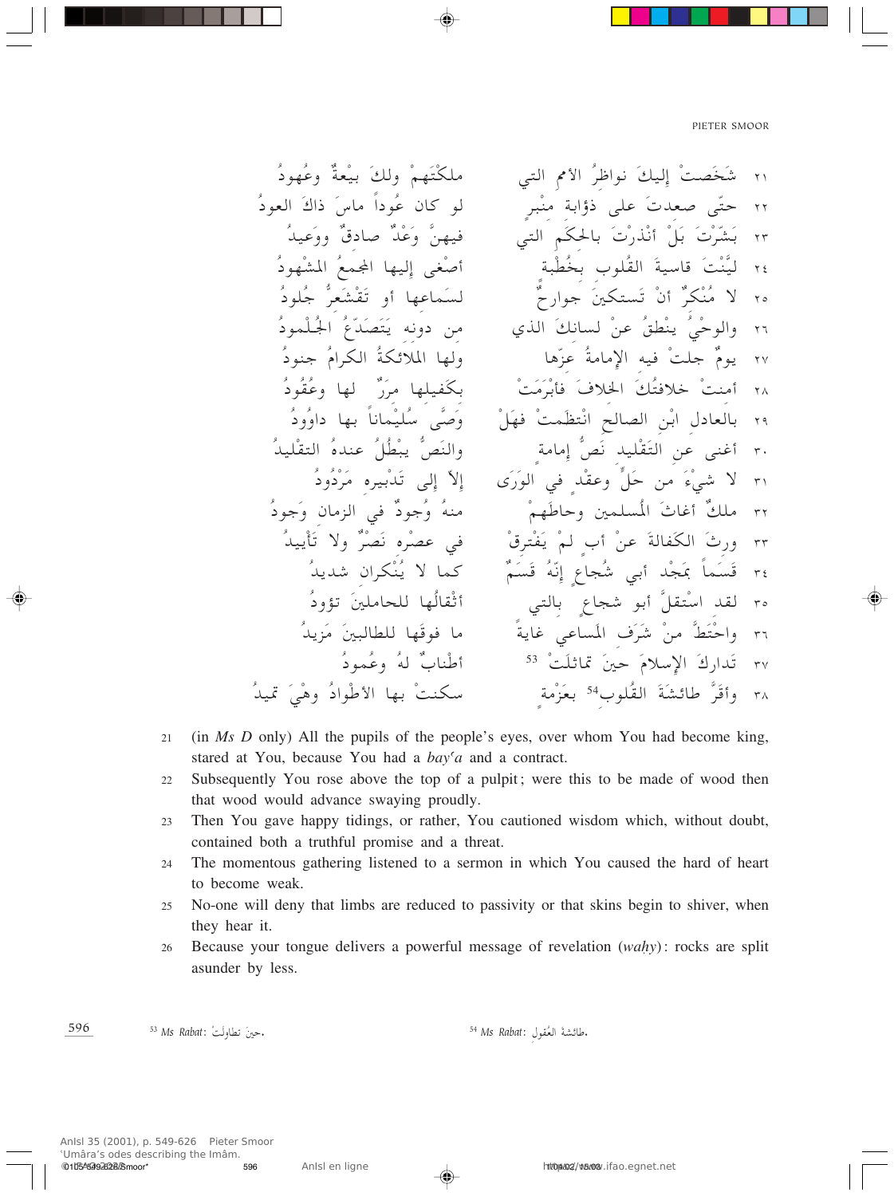٢١ شَخَصتْ إليكَ نواظرُ الأممِ التي ملكْتَهمْ ولكَ بيْعةٌ وعُهودُ

٢٢ حتّى صعدتَ على ذؤابة منْبرٍ لو كان عُوداً ماسَ ذاكَ العودُ

٢٣ بَشّرْتَ بَلْ أنْذرْتَ بالحِكَمِ التي فيهنَّ وَعْدٌ صادقٌ ووَعيدُ

٢٤ ليَّنْتَ قاسيةَ القُلوب بخُطْبةٍ أصْغى إليها المجمعُ المشهودُ

٢٥ لا مُنْكرٌ أنْ تستكينَ جوارحٌ لسَماعها أو تَقْشَعِرُّ جُلودُ

٢٦ والوحْيُ ينْطقُ عنْ لسانكَ الذي من دونه يَتَصَدّعُ الجُلْمودُ

٢٧ يومٌ جلتْ فيه الإمامةُ عزّها ولها الملائكةُ الكرامُ جنودُ

٢٨ أمنتْ خلافتُكَ الخلافَ فأبْرَمَتْ بكَفيلها مِرَرٌ لها وعُقودُ

٢٩ بالعادل ابْن الصالح انْتظَمتْ فهَلْ وَصَّى سُلَيْماناً بها داوُودُ

٣٠ أغنى عن التَقْليد نَصُّ إمامةٍ والنَصُّ يبْطُلُ عندهُ التقْليدُ

٣١ لا شيْءَ من حَلٍّ وعقْدٍ في الوَرَى إلاّ إلى تَدْبيره مَرْدُودُ

٣٢ ملكٌ أغاثَ المُسلمين وحاطَهمْ منهُ وُجودٌ في الزمان وَجودُ

٣٣ ورثَ الكَفالةَ عنْ أبٍ لمْ يَفْترِقْ في عصْره نَصْرٌ ولا تَأْييدُ

٣٤ قَسَماً بمَجْد أبي شُجاعٍ إنّهُ قَسَمٌ كما لا يُنْكران شديدُ

٣٥ لقد استْقلَّ أبو شجاعٍ بالتي أثْقالُها للحاملينَ تؤودُ

٣٦ واحْتَطَّ منْ شَرَف المَساعي غايةً ما فوقَها للطالبينَ مَزيدُ

٣٧ تَداركَ الإسلامَ حينَ تماثَلَتْ [53] أطْنابٌ لهُ وعُمودُ

٣٨ وأقَرَّ طائشَةَ القُلوب[54] بعزْمةٍ سكنتْ بها الأطْوادُ وهْيَ تميدُ

21 (in *Ms D* only) All the pupils of the people's eyes, over whom You had become king, stared at You, because You had a *bayʿa* and a contract.

22 Subsequently You rose above the top of a pulpit; were this to be made of wood then that wood would advance swaying proudly.

23 Then You gave happy tidings, or rather, You cautioned wisdom which, without doubt, contained both a truthful promise and a threat.

24 The momentous gathering listened to a sermon in which You caused the hard of heart to become weak.

25 No-one will deny that limbs are reduced to passivity or that skins begin to shiver, when they hear it.

26 Because your tongue delivers a powerful message of revelation (*waḥy*): rocks are split asunder by less.

[53] *Ms Rabat*: حينَ تطاولَتْ.

[54] *Ms Rabat*: طائشةَ العقولِ.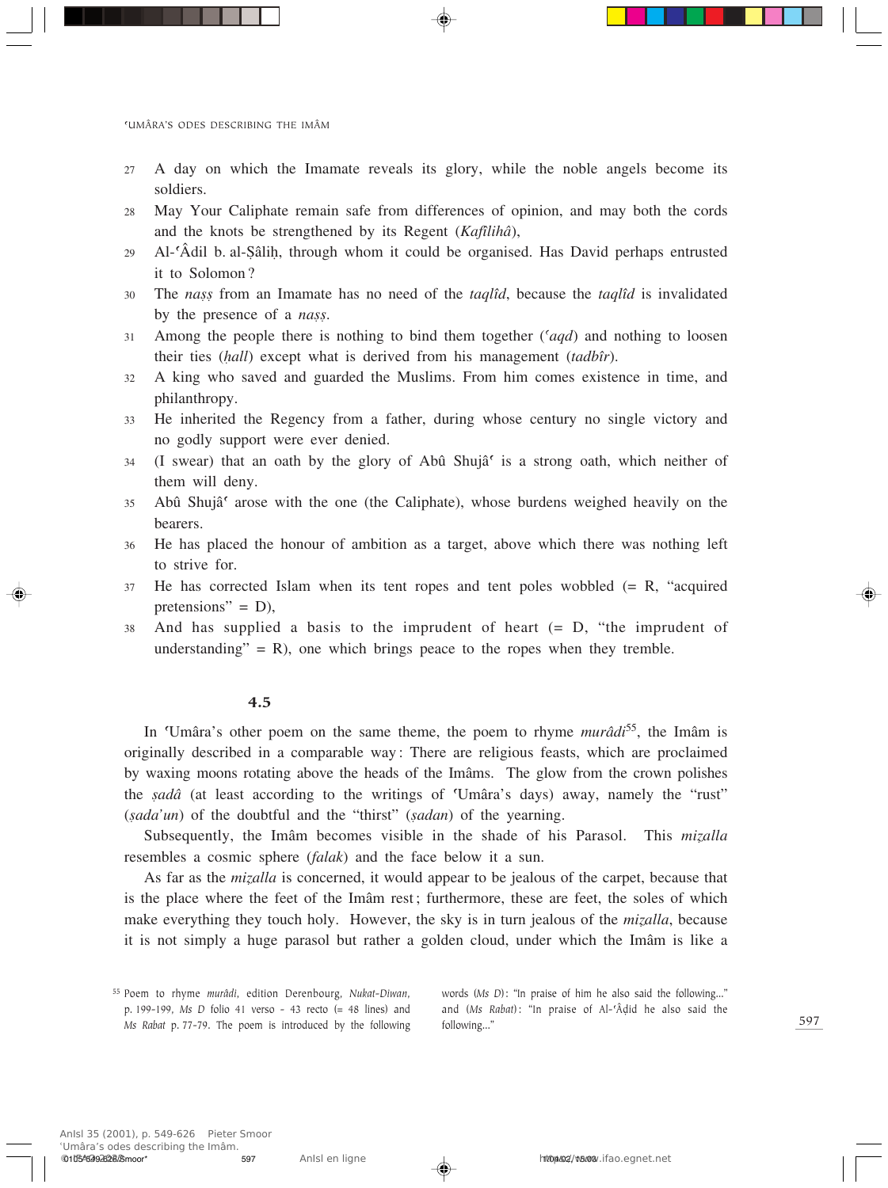27 A day on which the Imamate reveals its glory, while the noble angels become its soldiers.

28 May Your Caliphate remain safe from differences of opinion, and may both the cords and the knots be strengthened by its Regent (*Kafîlihâ*),

29 Al-ʿÂdil b. al-Ṣâliḥ, through whom it could be organised. Has David perhaps entrusted it to Solomon ?

30 The *naṣṣ* from an Imamate has no need of the *taqlîd*, because the *taqlîd* is invalidated by the presence of a *naṣṣ*.

31 Among the people there is nothing to bind them together (*ʿaqd*) and nothing to loosen their ties (*ḥall*) except what is derived from his management (*tadbîr*).

32 A king who saved and guarded the Muslims. From him comes existence in time, and philanthropy.

33 He inherited the Regency from a father, during whose century no single victory and no godly support were ever denied.

34 (I swear) that an oath by the glory of Abû Shujâʿ is a strong oath, which neither of them will deny.

35 Abû Shujâʿ arose with the one (the Caliphate), whose burdens weighed heavily on the bearers.

36 He has placed the honour of ambition as a target, above which there was nothing left to strive for.

37 He has corrected Islam when its tent ropes and tent poles wobbled (= R, "acquired pretensions" = D),

38 And has supplied a basis to the imprudent of heart (= D, "the imprudent of understanding" = R), one which brings peace to the ropes when they tremble.

### 4.5

In ʿUmâra's other poem on the same theme, the poem to rhyme *murâdi*[55], the Imâm is originally described in a comparable way : There are religious feasts, which are proclaimed by waxing moons rotating above the heads of the Imâms. The glow from the crown polishes the *ṣadâ* (at least according to the writings of ʿUmâra's days) away, namely the "rust" (*ṣada'un*) of the doubtful and the "thirst" (*ṣadan*) of the yearning.

Subsequently, the Imâm becomes visible in the shade of his Parasol. This *mizalla* resembles a cosmic sphere (*falak*) and the face below it a sun.

As far as the *mizalla* is concerned, it would appear to be jealous of the carpet, because that is the place where the feet of the Imâm rest ; furthermore, these are feet, the soles of which make everything they touch holy. However, the sky is in turn jealous of the *mizalla*, because it is not simply a huge parasol but rather a golden cloud, under which the Imâm is like a

[55] Poem to rhyme *murâdi*, edition Derenbourg, *Nukat-Diwan*, p. 199-199, *Ms D* folio 41 verso - 43 recto (= 48 lines) and *Ms Rabat* p. 77-79. The poem is introduced by the following words (*Ms D*) : "In praise of him he also said the following..." and (*Ms Rabat*) : "In praise of Al-ʿÂḍid he also said the following..."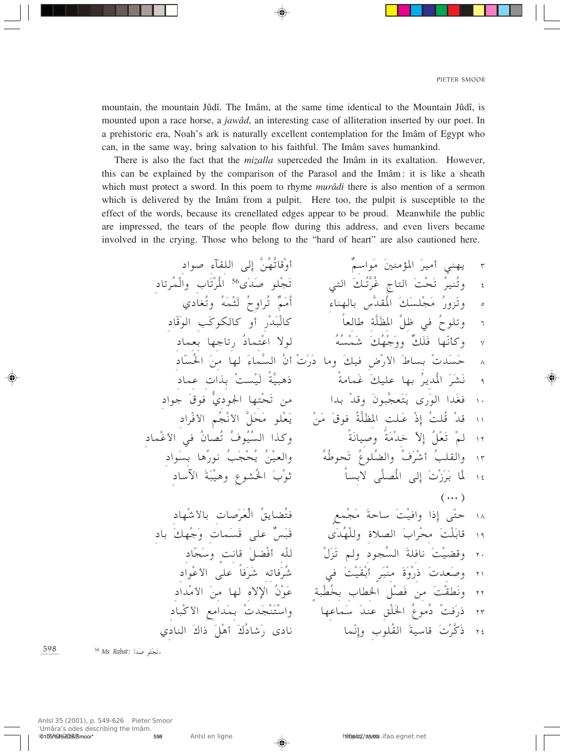mountain, the mountain Jûdî. The Imâm, at the same time identical to the Mountain Jûdî, is mounted upon a race horse, a *jawâd*, an interesting case of alliteration inserted by our poet. In a prehistoric era, Noah's ark is naturally excellent contemplation for the Imâm of Egypt who can, in the same way, bring salvation to his faithful. The Imâm saves humankind.

There is also the fact that the *miẓalla* superceded the Imâm in its exaltation. However, this can be explained by the comparison of the Parasol and the Imâm: it is like a sheath which must protect a sword. In this poem to rhyme *murâdi* there is also mention of a sermon which is delivered by the Imâm from a pulpit. Here too, the pulpit is susceptible to the effect of the words, because its crenellated edges appear to be proud. Meanwhile the public are impressed, the tears of the people flow during this address, and even livers became involved in the crying. Those who belong to the "hard of heart" are also cautioned here.

٣ يهني أميرَ المؤمنينَ مَواسمٌ — أوْقاتُهُنَّ إلى اللقاء صواد

٤ وتُنيرُ تَحْتَ التاجِ غُرَّتُكَ التي — تَجْلو صَدَى[56] المُرْتاب والمُرتاد

٥ وتَزورُ مَجْلسَكَ المُقَدَّسَ بالهناء — أُمَمٌ تُراوحُ لَثْمَهُ وتُغادي

٦ وتلوحُ في ظِلِّ المظَلَّة طالعاً — كالبَدْرِ أو كالكوكَبِ الوَقّاد

٧ وكأنّها فَلَكٌ ووجْهُكَ شَمْسُهُ — لولا اعْتمادُ رتاجها بعماد

٨ حَسَدَتْ بساطَ الأرْضِ فيكَ وما دَرَتْ أنَّ السَّماءَ لها مِنَ الحُسّاد

٩ نَشَرَ المُديرُ بها عليكَ غَمامةً — ذهبيَّةً لَيْستْ بذات عماد

١٠ فغدا الورَى يَتَعجَّبونَ وقدْ بدا — من تَحْتِها الجوديُّ فوقَ جواد

١١ قدْ قُلتُ إذْ عَلت المظَلَّةُ فوقَ مَنْ — يَعْلو مَحَلَّ الأنْجُمِ الأفْراد

١٢ لمْ تَعْلُ إلاّ خدْمَةً وصيانَةً — وكذا السُّيُوفُ تُصانُ في الأغْماد

١٣ والقلبُ أشْرَفُ والضُلوعُ تَحوطُهُ — والعينُ يُحْجَبُ نورُها بسَواد

١٤ لَمّا بَرَزْتَ إلى المُصَلَّى لابساً — ثوْبَ الخُشوعِ وهيْبَةَ الآساد

(...)

١٨ حتّى إذا وافيْتَ ساحةَ مَجْمعٍ — فتُضايقُ العَرَصات بالأشْهاد

١٩ قابَلْتَ محْرابَ الصلاة وللْهُدَى — قَبَسٌ على قَسَماتِ وَجْهكَ باد

٢٠ وقضيْتَ نافلةَ السُّجود ولم تَزَلْ — للّه أفْضَلَ قانتٍ وسَجّاد

٢١ وصَعدتَ ذرْوَةَ مِنْبَرٍ أبْقَيْتَ في — شُرُفاته شَرَفاً على الأعْواد

٢٢ ونَطقْتَ من فَصْلِ الخطاب بخُطْبَةٍ — عَوْنُ الإلاه لها منَ الأمْداد

٢٣ ذرفتْ دُموعُ الخَلْقِ عندَ سَماعها — واسْتَنْجَدتْ بمَدامعِ الأكْباد

٢٤ ذَكَّرْتَ قاسيةَ القُلوبِ وإنّما — نادى رَشادُكَ أهْلَ ذاكَ النادي

[56] *Ms Rabat*: تَجْلو صَدا.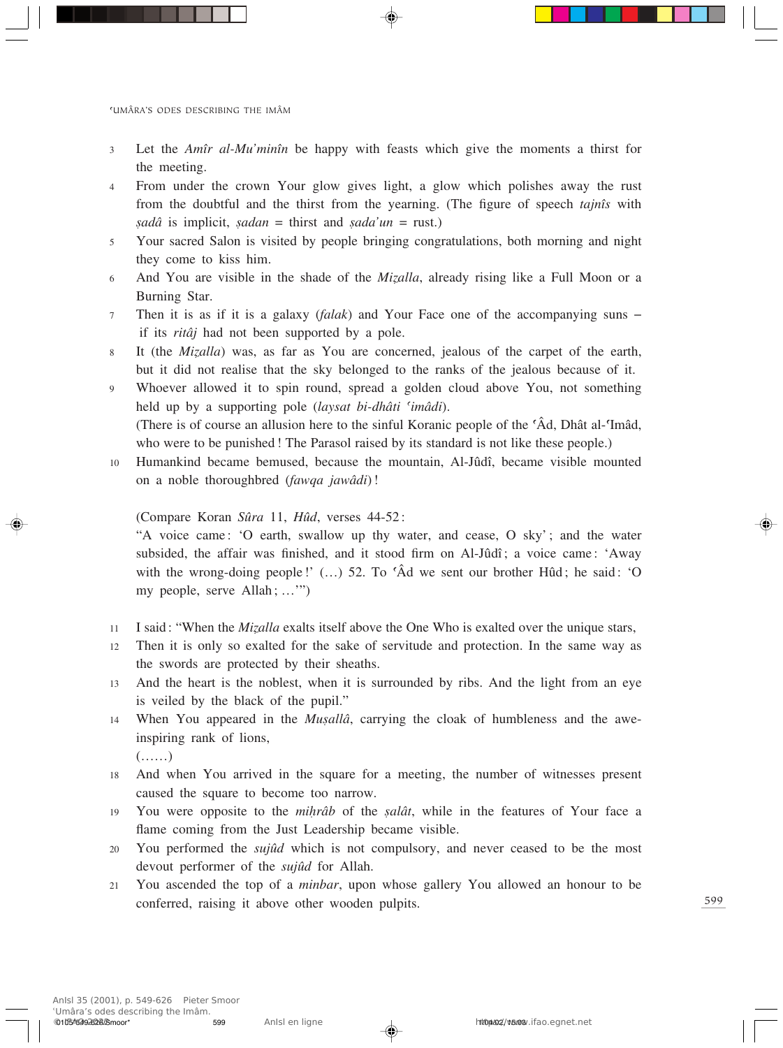3 Let the *Amîr al-Mu'minîn* be happy with feasts which give the moments a thirst for the meeting.

4 From under the crown Your glow gives light, a glow which polishes away the rust from the doubtful and the thirst from the yearning. (The figure of speech *tajnîs* with *ṣadâ* is implicit, *ṣadan* = thirst and *ṣada'un* = rust.)

5 Your sacred Salon is visited by people bringing congratulations, both morning and night they come to kiss him.

6 And You are visible in the shade of the *Miẓalla*, already rising like a Full Moon or a Burning Star.

7 Then it is as if it is a galaxy (*falak*) and Your Face one of the accompanying suns – if its *ritâj* had not been supported by a pole.

8 It (the *Miẓalla*) was, as far as You are concerned, jealous of the carpet of the earth, but it did not realise that the sky belonged to the ranks of the jealous because of it.

9 Whoever allowed it to spin round, spread a golden cloud above You, not something held up by a supporting pole (*laysat bi-dhâti ʿimâdi*).
(There is of course an allusion here to the sinful Koranic people of the ʿÂd, Dhât al-ʿImâd, who were to be punished ! The Parasol raised by its standard is not like these people.)

10 Humankind became bemused, because the mountain, Al-Jûdî, became visible mounted on a noble thoroughbred (*fawqa jawâdi*) !

(Compare Koran *Sûra* 11, *Hûd*, verses 44-52 :
"A voice came : 'O earth, swallow up thy water, and cease, O sky' ; and the water subsided, the affair was finished, and it stood firm on Al-Jûdî ; a voice came : 'Away with the wrong-doing people !' (…) 52. To ʿÂd we sent our brother Hûd ; he said : 'O my people, serve Allah ; …'")

11 I said : "When the *Miẓalla* exalts itself above the One Who is exalted over the unique stars,

12 Then it is only so exalted for the sake of servitude and protection. In the same way as the swords are protected by their sheaths.

13 And the heart is the noblest, when it is surrounded by ribs. And the light from an eye is veiled by the black of the pupil."

14 When You appeared in the *Muṣallâ*, carrying the cloak of humbleness and the awe-inspiring rank of lions,
(……)

18 And when You arrived in the square for a meeting, the number of witnesses present caused the square to become too narrow.

19 You were opposite to the *miḥrâb* of the *ṣalât*, while in the features of Your face a flame coming from the Just Leadership became visible.

20 You performed the *sujûd* which is not compulsory, and never ceased to be the most devout performer of the *sujûd* for Allah.

21 You ascended the top of a *minbar*, upon whose gallery You allowed an honour to be conferred, raising it above other wooden pulpits.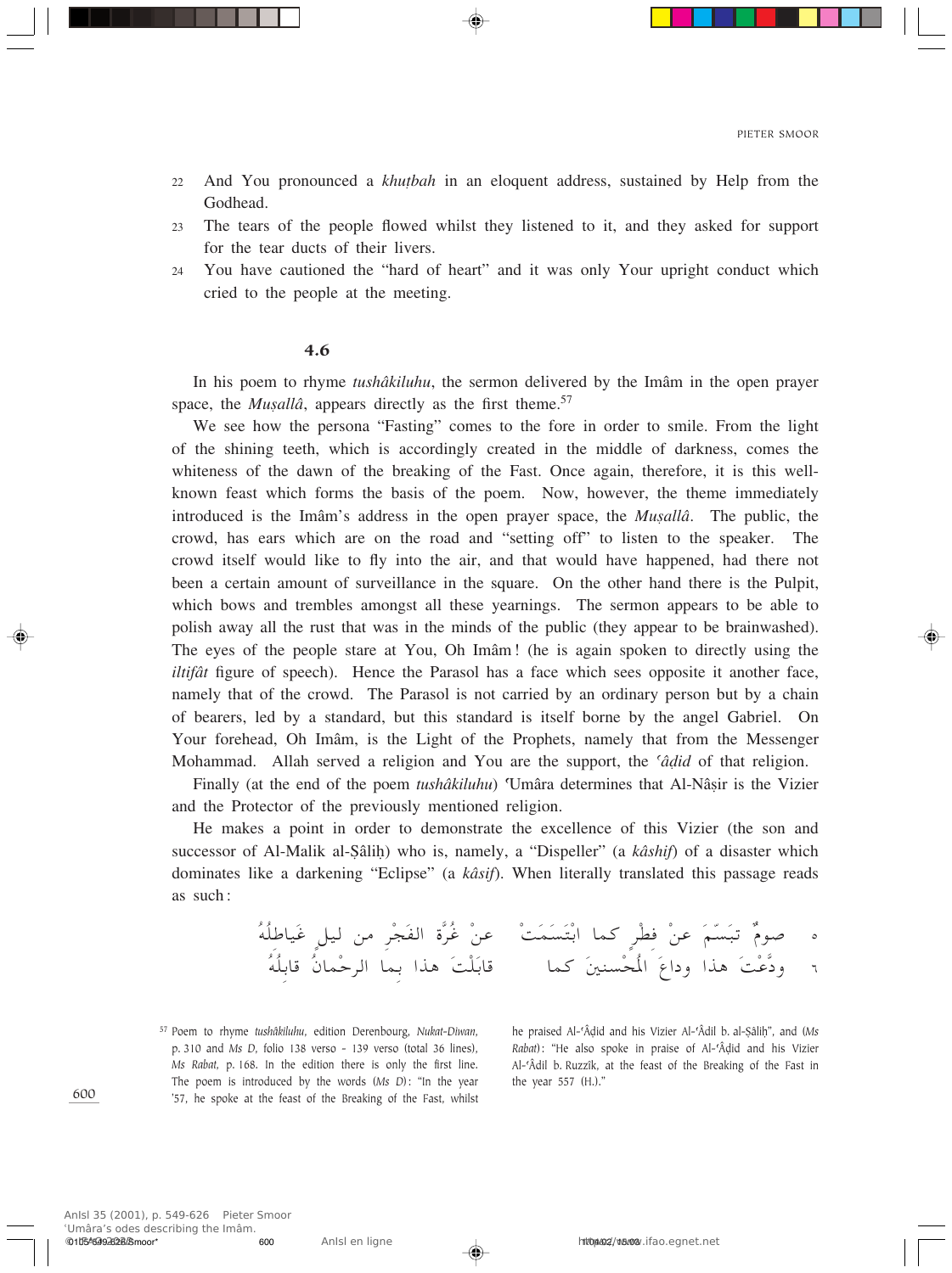22 And You pronounced a *khuṭbah* in an eloquent address, sustained by Help from the Godhead.

23 The tears of the people flowed whilst they listened to it, and they asked for support for the tear ducts of their livers.

24 You have cautioned the "hard of heart" and it was only Your upright conduct which cried to the people at the meeting.

### 4.6

In his poem to rhyme *tushâkiluhu*, the sermon delivered by the Imâm in the open prayer space, the *Muṣallâ*, appears directly as the first theme.[57]

We see how the persona "Fasting" comes to the fore in order to smile. From the light of the shining teeth, which is accordingly created in the middle of darkness, comes the whiteness of the dawn of the breaking of the Fast. Once again, therefore, it is this well-known feast which forms the basis of the poem. Now, however, the theme immediately introduced is the Imâm's address in the open prayer space, the *Muṣallâ*. The public, the crowd, has ears which are on the road and "setting off" to listen to the speaker. The crowd itself would like to fly into the air, and that would have happened, had there not been a certain amount of surveillance in the square. On the other hand there is the Pulpit, which bows and trembles amongst all these yearnings. The sermon appears to be able to polish away all the rust that was in the minds of the public (they appear to be brainwashed). The eyes of the people stare at You, Oh Imâm! (he is again spoken to directly using the *iltifât* figure of speech). Hence the Parasol has a face which sees opposite it another face, namely that of the crowd. The Parasol is not carried by an ordinary person but by a chain of bearers, led by a standard, but this standard is itself borne by the angel Gabriel. On Your forehead, Oh Imâm, is the Light of the Prophets, namely that from the Messenger Mohammad. Allah served a religion and You are the support, the *ʿâḍid* of that religion.

Finally (at the end of the poem *tushâkiluhu*) ʿUmâra determines that Al-Nâṣir is the Vizier and the Protector of the previously mentioned religion.

He makes a point in order to demonstrate the excellence of this Vizier (the son and successor of Al-Malik al-Ṣâliḥ) who is, namely, a "Dispeller" (a *kâshif*) of a disaster which dominates like a darkening "Eclipse" (a *kâsif*). When literally translated this passage reads as such:

٥ صومٌ تبسّمَ عنْ فطْرٍ كما ابْتَسَمَتْ   عنْ غُرَّةِ الفَجْرِ من ليلٍ غَياطِلُهُ

٦ ودَّعْتَ هذا وداعَ المُحْسنينَ كما   قابَلْتَ هذا بما الرحْمانُ قابِلُهُ

[57] Poem to rhyme *tushâkiluhu*, edition Derenbourg, *Nukat-Diwan*, p. 310 and *Ms D*, folio 138 verso - 139 verso (total 36 lines), *Ms Rabat*, p. 168. In the edition there is only the first line. The poem is introduced by the words (*Ms D*): "In the year '57, he spoke at the feast of the Breaking of the Fast, whilst he praised Al-ʿÂḍid and his Vizier Al-ʿÂdil b. al-Ṣâliḥ", and (*Ms Rabat*): "He also spoke in praise of Al-ʿÂḍid and his Vizier Al-ʿÂdil b. Ruzzîk, at the feast of the Breaking of the Fast in the year 557 (H.)."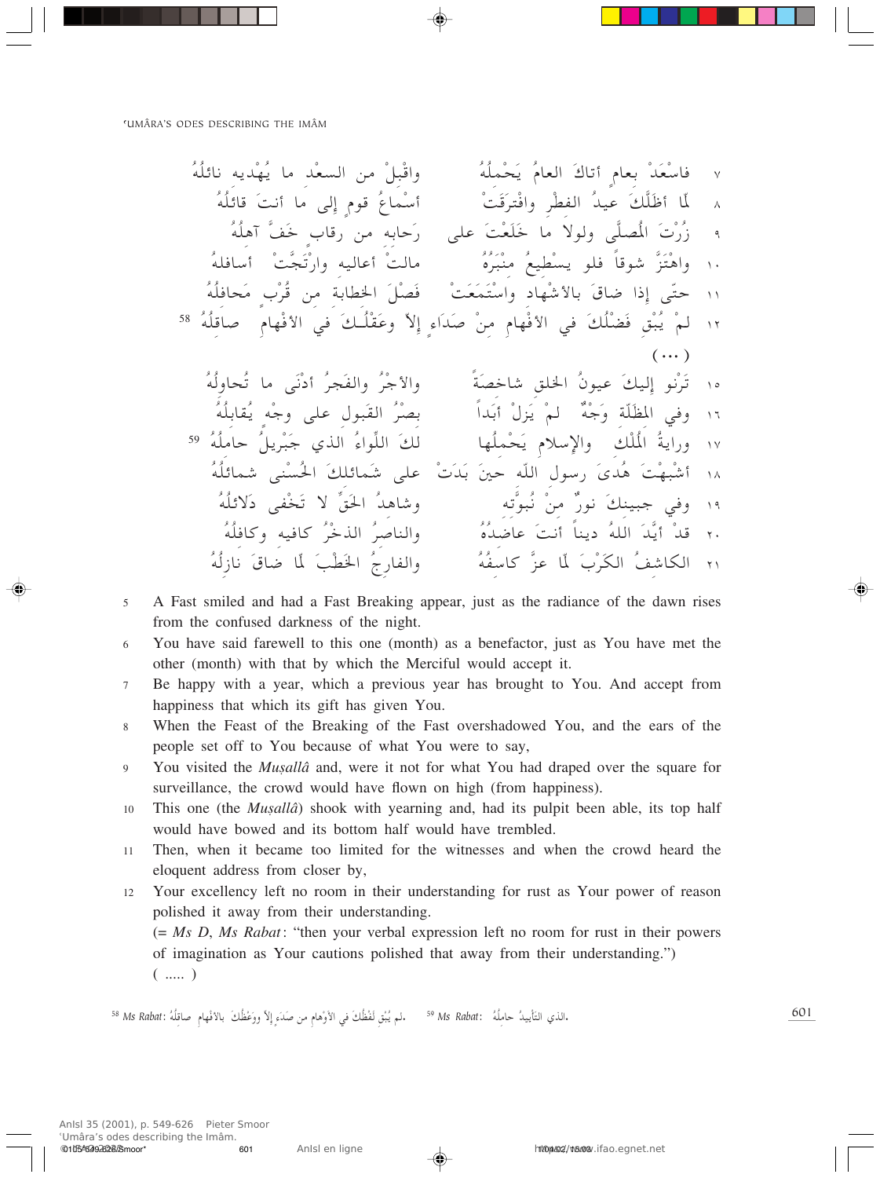٧ فاسْعَدْ بعامٍ أتاكَ العامُ يَحْمِلُهُ      واقْبلْ من السعْدِ ما يُهْديه نائلُهُ

٨ لمّا أظَلَّكَ عيدُ الفطْرِ وافْترَقَتْ      أسْماعُ قومٍ إلى ما أنتَ قائلُهُ

٩ زُرْتَ المُصلّى ولولا ما خَلَعْتَ على      رَحابه من رقاب خَفَّ آهلُهُ

١٠ واهْتَزَّ شوقاً فلو يسْطيعُ منْبَرُهُ      مالتْ أعاليه وارْتَجَّتْ أسافلُهُ

١١ حتّى إذا ضاقَ بالأشْهاد واسْتَمَعَتْ      فَصْلَ الخطابة من قُرْبٍ مَحافلُهُ

١٢ لمْ يُبْقِ فَضْلُكَ في الأفْهامِ منْ صَدَاءٍ إلاّ وعَقْلُكَ في الأفْهامِ صاقلُهُ [58]

(...)

١٥ تَرْنو إليكَ عيونُ الخلقِ شاخصَةً      والأجْرُ والفجرُ أدْنَى ما تُحاولُهُ

١٦ وفي المَظَلّة وَجْهٌ لمْ يَزلْ أبَداً      بصرُّ القَبول على وجْهٍ يُقابلُهُ

١٧ ورايةُ المُلْكِ والإسلامِ يَحْملُها      لكَ اللِّواءُ الذي جَبْريلُ حاملُهُ [59]

١٨ أشْبهْتَ هُدَى رسول اللّه حينَ بَدَتْ      على شَمائلكَ الحُسْنى شمائلُهُ

١٩ وفي جبينكَ نورٌ منْ نُبوَّته      وشاهدُ الحَقِّ لا تَخْفى دَلائلُهُ

٢٠ قدْ أيَّدَ اللّهُ ديناً أنتَ عاضدُهُ      والناصرُ الذخْرُ كافيه وكافلُهُ

٢١ الكاشفُ الكَرْبَ لمّا عزَّ كاسفُهُ      والفارجُ الخَطْبَ لمّا ضاقَ نازلُهُ

5 A Fast smiled and had a Fast Breaking appear, just as the radiance of the dawn rises from the confused darkness of the night.

6 You have said farewell to this one (month) as a benefactor, just as You have met the other (month) with that by which the Merciful would accept it.

7 Be happy with a year, which a previous year has brought to You. And accept from happiness that which its gift has given You.

8 When the Feast of the Breaking of the Fast overshadowed You, and the ears of the people set off to You because of what You were to say,

9 You visited the *Muṣallâ* and, were it not for what You had draped over the square for surveillance, the crowd would have flown on high (from happiness).

10 This one (the *Muṣallâ*) shook with yearning and, had its pulpit been able, its top half would have bowed and its bottom half would have trembled.

11 Then, when it became too limited for the witnesses and when the crowd heard the eloquent address from closer by,

12 Your excellency left no room in their understanding for rust as Your power of reason polished it away from their understanding.
(= *Ms D*, *Ms Rabat*: "then your verbal expression left no room for rust in their powers of imagination as Your cautions polished that away from their understanding.")
( ..... )

[58] *Ms Rabat*: لم يُبْقِ لَفْظُكَ في الأوْهامِ من صَدَءٍ إلاّ ووَعْظُكَ بالأفْهام صاقلُهُ.

[59] *Ms Rabat*: الذي التأييدُ حاملُهُ.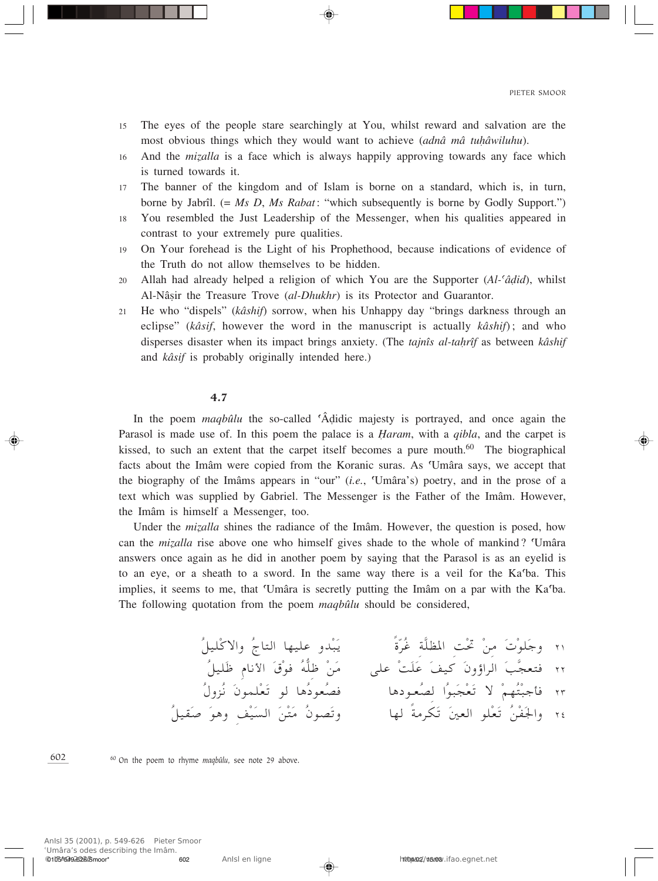15 The eyes of the people stare searchingly at You, whilst reward and salvation are the most obvious things which they would want to achieve (*adnâ mâ tuḥâwiluhu*).

16 And the *miẓalla* is a face which is always happily approving towards any face which is turned towards it.

17 The banner of the kingdom and of Islam is borne on a standard, which is, in turn, borne by Jabrîl. (= *Ms D*, *Ms Rabat*: "which subsequently is borne by Godly Support.")

18 You resembled the Just Leadership of the Messenger, when his qualities appeared in contrast to your extremely pure qualities.

19 On Your forehead is the Light of his Prophethood, because indications of evidence of the Truth do not allow themselves to be hidden.

20 Allah had already helped a religion of which You are the Supporter (*Al-ʿâḍid*), whilst Al-Nâṣir the Treasure Trove (*al-Dhukhr*) is its Protector and Guarantor.

21 He who "dispels" (*kâshif*) sorrow, when his Unhappy day "brings darkness through an eclipse" (*kâsif*, however the word in the manuscript is actually *kâshif*); and who disperses disaster when its impact brings anxiety. (The *tajnîs al-taḥrîf* as between *kâshif* and *kâsif* is probably originally intended here.)

### 4.7

In the poem *maqbûlu* the so-called ʿÂḍidic majesty is portrayed, and once again the Parasol is made use of. In this poem the palace is a *Ḥaram*, with a *qibla*, and the carpet is kissed, to such an extent that the carpet itself becomes a pure mouth.[60] The biographical facts about the Imâm were copied from the Koranic suras. As ʿUmâra says, we accept that the biography of the Imâms appears in "our" (*i.e.*, ʿUmâra's) poetry, and in the prose of a text which was supplied by Gabriel. The Messenger is the Father of the Imâm. However, the Imâm is himself a Messenger, too.

Under the *miẓalla* shines the radiance of the Imâm. However, the question is posed, how can the *miẓalla* rise above one who himself gives shade to the whole of mankind? ʿUmâra answers once again as he did in another poem by saying that the Parasol is as an eyelid is to an eye, or a sheath to a sword. In the same way there is a veil for the Kaʿba. This implies, it seems to me, that ʿUmâra is secretly putting the Imâm on a par with the Kaʿba. The following quotation from the poem *maqbûlu* should be considered,

٢١ وجلَوْتَ مِنْ تحْتِ المظلَّةِ غُرَّةً ... يَبْدو عليها التاجُ والاكْليلُ

٢٢ فتعجَّبَ الراؤونَ كيفَ عَلَتْ على ... مَنْ ظلُّهُ فوقَ الأنامِ ظَليلُ

٢٣ فأجبْتُهمْ لا تَعْجَبوُا لصعُودها ... فصُعودُها لو تَعْلمونَ نُزولُ

٢٤ والجَفْنُ تَعْلو العينَ تَكرمةً لها ... وتَصونُ مَتْنَ السَيْفِ وهوَ صَقيلُ

[60] On the poem to rhyme *maqbûlu*, see note 29 above.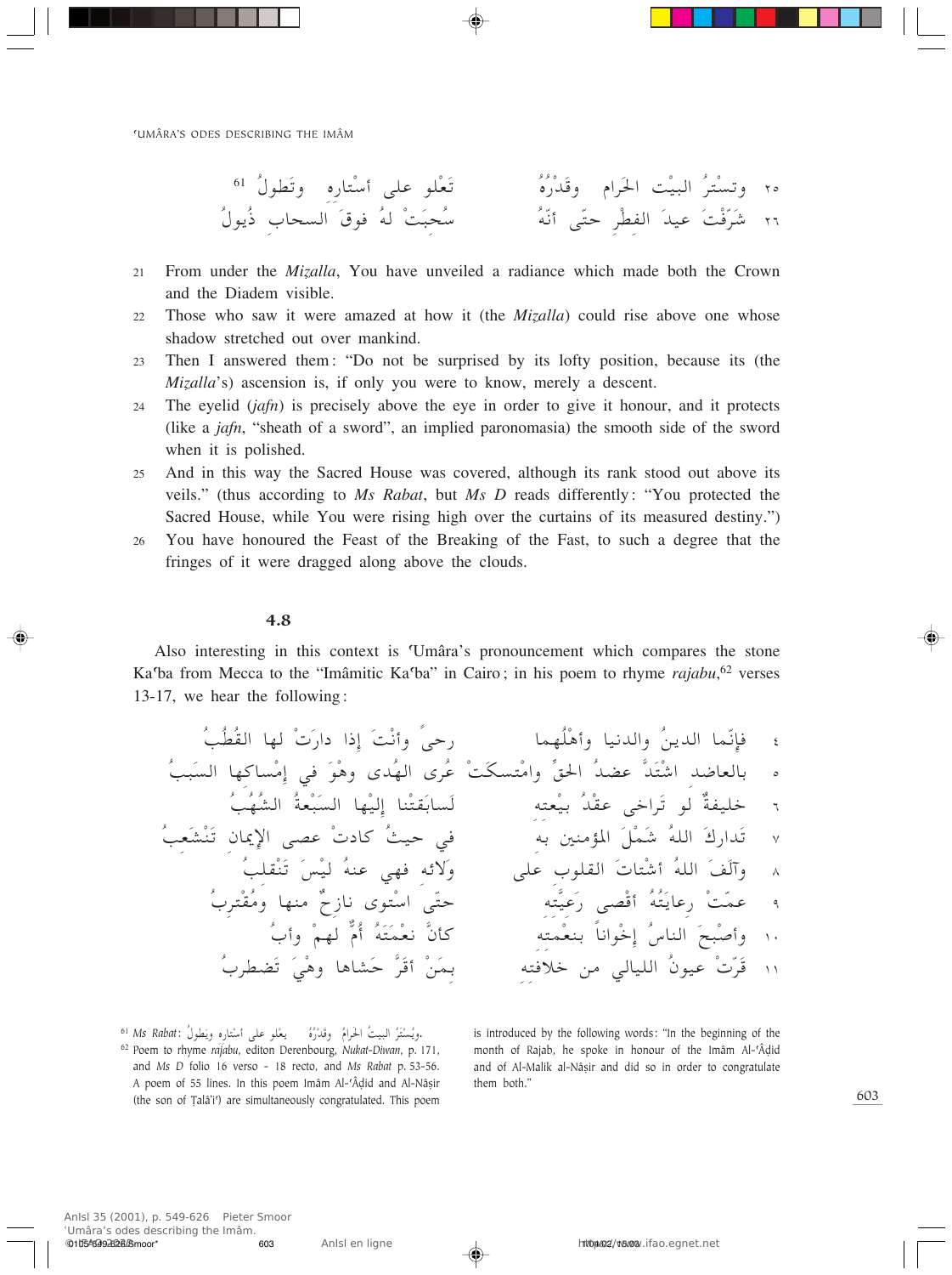٢٥ وتسْترُ البيْتَ الحَرام وقَدْرُهُ تَعْلو على أسْتاره وتَطولُ [61]

٢٦ شَرَّفْتَ عيدَ الفِطْرِ حتّى أنّهُ سُحِبَتْ لهُ فوقَ السحابِ ذُيولُ

21 From under the *Mizalla*, You have unveiled a radiance which made both the Crown and the Diadem visible.

22 Those who saw it were amazed at how it (the *Mizalla*) could rise above one whose shadow stretched out over mankind.

23 Then I answered them: "Do not be surprised by its lofty position, because its (the *Mizalla*'s) ascension is, if only you were to know, merely a descent.

24 The eyelid (*jafn*) is precisely above the eye in order to give it honour, and it protects (like a *jafn*, "sheath of a sword", an implied paronomasia) the smooth side of the sword when it is polished.

25 And in this way the Sacred House was covered, although its rank stood out above its veils." (thus according to *Ms Rabat*, but *Ms D* reads differently: "You protected the Sacred House, while You were rising high over the curtains of its measured destiny.")

26 You have honoured the Feast of the Breaking of the Fast, to such a degree that the fringes of it were dragged along above the clouds.

### 4.8

Also interesting in this context is ʿUmâra's pronouncement which compares the stone Kaʿba from Mecca to the "Imâmitic Kaʿba" in Cairo; in his poem to rhyme *rajabu*,[62] verses 13-17, we hear the following:

٤ فإنّما الدينُ والدنيا وأهْلُهما رحىً وأنْتَ إذا دارَتْ لها القُطُبُ

٥ بالعاضد اشْتَدَّ عضدُ الحقِّ وامْتسكَتْ عُرى الهُدى وهْوَ في إمْساكِها السَبَبُ

٦ خليفةٌ لو تَراخى عقْدُ بيْعته لَسابَقَتْنا إليْها السَبْعةُ الشُهُبُ

٧ تَداركَ اللهُ شَمْلَ المؤمنين به في حيثُ كادتْ عصى الإيمان تَنْشَعِبُ

٨ وآلَفَ اللهُ أشْتاتَ القلوب على وَلائه فهي عنهُ ليْسَ تَنْقلِبُ

٩ عمّتْ رعايَتُهُ أقْصى رَعيَّته حتّى اسْتوى نازحٌ منها ومُقْتَرِبُ

١٠ وأصْبَحَ الناسُ إخْواناً بنعْمَته كأنَّ نعْمَتَهُ أُمٌّ لهمْ وأبُ

١١ قَرّتْ عيونُ الليالي من خلافته بِمَنْ أقَرَّ حَشاها وهْيَ تَضطربُ

[61] *Ms Rabat*: ويُسْتَرُ البيتُ الحرامُ وقَدْرُهُ يعْلو على أسْتاره ويَطولُ.

[62] Poem to rhyme *rajabu*, editon Derenbourg, *Nukat-Diwan*, p. 171, and *Ms D* folio 16 verso - 18 recto, and *Ms Rabat* p. 53-56. A poem of 55 lines. In this poem Imâm Al-ʿÂḍid and Al-Nâṣir (the son of Ṭalâʾiʿ) are simultaneously congratulated. This poem is introduced by the following words: "In the beginning of the month of Rajab, he spoke in honour of the Imâm Al-ʿÂḍid and of Al-Malik al-Nâṣir and did so in order to congratulate them both."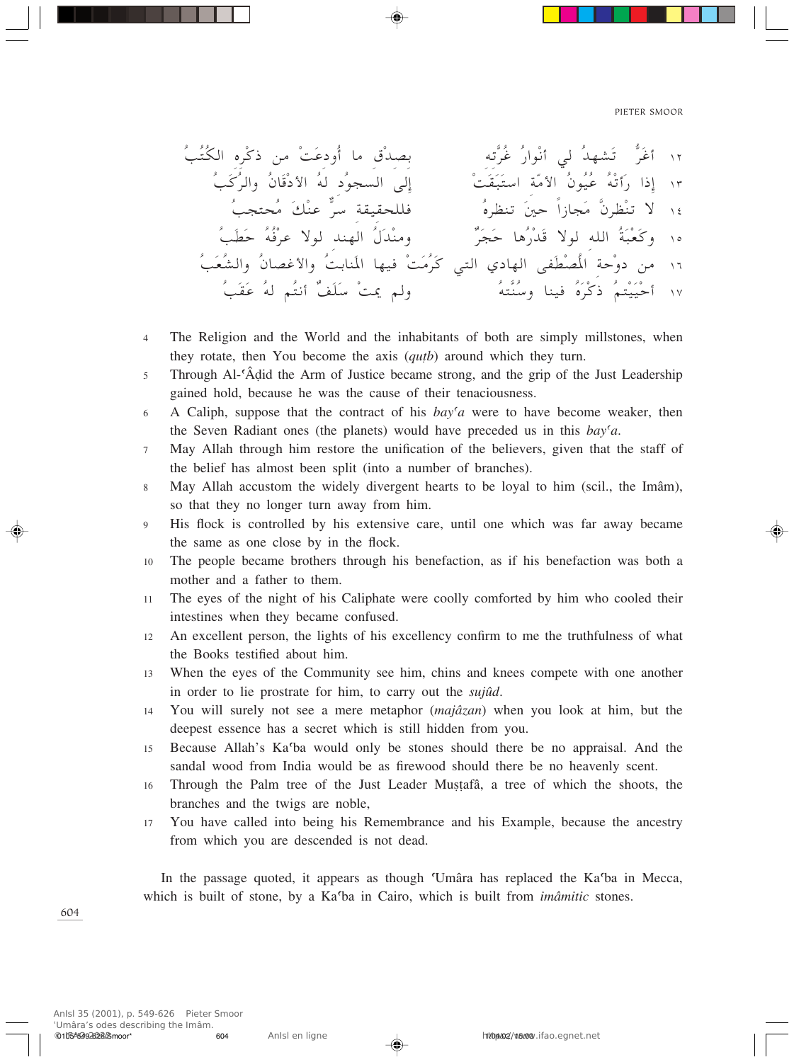١٢ أغَرُّ تَشهدُ لي أنْوارُ غُرَّته بصدْق ما أُودعَتْ من ذكْره الكُتُبُ

١٣ إذا رَأتْهُ عُيُونُ الأمّة استَبَقَتْ إلى السجُود لَهُ الأذْقَانُ والرُكَبُ

١٤ لا تنْظُرنَّ مَجازاً حينَ تنظرهُ فللحقيقة سرٌّ عنْكَ مُحتجبُ

١٥ وكَعْبَةُ الله لولا قَدْرُها حَجَرٌ ومنْدَلُ الهند لولا عرْفُهُ حَطَبُ

١٦ من دوْحة المُصْطَفى الهادي التي كَرُمَتْ فيها المَنابتُ والأغصانُ والشُعَبُ

١٧ أحْيَيْتمُ ذكَرَهُ فينا وسُنَّتَهُ ولم يمتْ سَلَفٌ أنتُم لهُ عَقَبُ

4 The Religion and the World and the inhabitants of both are simply millstones, when they rotate, then You become the axis (*quṭb*) around which they turn.

5 Through Al-ʿÂḍid the Arm of Justice became strong, and the grip of the Just Leadership gained hold, because he was the cause of their tenaciousness.

6 A Caliph, suppose that the contract of his *bayʿa* were to have become weaker, then the Seven Radiant ones (the planets) would have preceded us in this *bayʿa*.

7 May Allah through him restore the unification of the believers, given that the staff of the belief has almost been split (into a number of branches).

8 May Allah accustom the widely divergent hearts to be loyal to him (scil., the Imâm), so that they no longer turn away from him.

9 His flock is controlled by his extensive care, until one which was far away became the same as one close by in the flock.

10 The people became brothers through his benefaction, as if his benefaction was both a mother and a father to them.

11 The eyes of the night of his Caliphate were coolly comforted by him who cooled their intestines when they became confused.

12 An excellent person, the lights of his excellency confirm to me the truthfulness of what the Books testified about him.

13 When the eyes of the Community see him, chins and knees compete with one another in order to lie prostrate for him, to carry out the *sujûd*.

14 You will surely not see a mere metaphor (*majâzan*) when you look at him, but the deepest essence has a secret which is still hidden from you.

15 Because Allah's Kaʿba would only be stones should there be no appraisal. And the sandal wood from India would be as firewood should there be no heavenly scent.

16 Through the Palm tree of the Just Leader Muṣṭafâ, a tree of which the shoots, the branches and the twigs are noble,

17 You have called into being his Remembrance and his Example, because the ancestry from which you are descended is not dead.

In the passage quoted, it appears as though ʿUmâra has replaced the Kaʿba in Mecca, which is built of stone, by a Kaʿba in Cairo, which is built from *imâmitic* stones.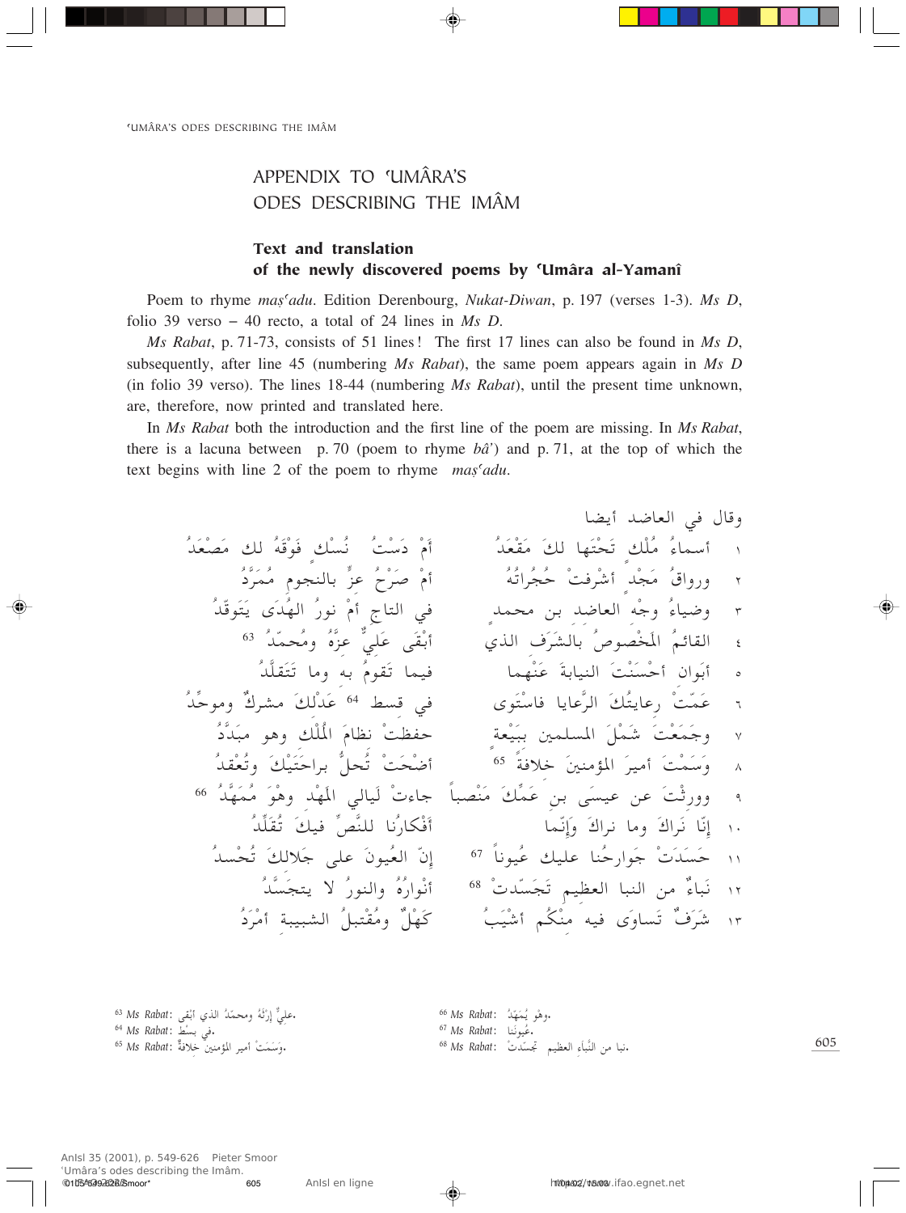# APPENDIX TO ʿUMÂRA'S ODES DESCRIBING THE IMÂM

### Text and translation of the newly discovered poems by ʿUmâra al-Yamanî

Poem to rhyme *maṣʿadu*. Edition Derenbourg, *Nukat-Diwan*, p. 197 (verses 1-3). *Ms D*, folio 39 verso – 40 recto, a total of 24 lines in *Ms D*.

*Ms Rabat*, p. 71-73, consists of 51 lines! The first 17 lines can also be found in *Ms D*, subsequently, after line 45 (numbering *Ms Rabat*), the same poem appears again in *Ms D* (in folio 39 verso). The lines 18-44 (numbering *Ms Rabat*), until the present time unknown, are, therefore, now printed and translated here.

In *Ms Rabat* both the introduction and the first line of the poem are missing. In *Ms Rabat*, there is a lacuna between p. 70 (poem to rhyme *bâʾ*) and p. 71, at the top of which the text begins with line 2 of the poem to rhyme *maṣʿadu*.

وقال في العاضد أيضا

| | | |
|---|---|---|
| ١ | أسماءُ مُلْكٍ تَحْتَها لكَ مَقْعَدُ | أَمْ دَسْتُ نُسْكٍ فَوْقَهُ لك مَصْعَدُ |
| ٢ | ورواقُ مَجْدٍ أشْرفتْ حُجُراتُهُ | أمْ صَرْحُ عِزٍّ بالنجومِ مُمَرَّدُ |
| ٣ | وضياءُ وجْهِ العاضدِ بن محمدٍ | في التاجِ أمْ نورُ الهُدَى يَتَوقّدُ |
| ٤ | القائمُ المَخْصوصُ بالشَرَفِ الذي | أبْقَى عَلِيٌّ عِزَّهُ ومُحمّدُ [63] |
| ٥ | أبَوان أحْسَنْتَ النيابةَ عَنْهما | فيما تَقومُ به وما تَتَقلَّدُ |
| ٦ | عَمّتْ رعايَتُكَ الرَّعايا فاسْتَوى | في قسطِ [64] عَدْلِكَ مشرِكٌ وموحِّدُ |
| ٧ | وجَمَعْتَ شَمْلَ المسلمين بِبَيْعةٍ | حفظتْ نظامَ المُلْكِ وهو مبَدَّدُ |
| ٨ | وَسَمَتْ أميرَ المؤمنينَ خلافةً [65] | أضْحَتْ تُحلُّ براحَتَيْكَ وتُعْقَدُ |
| ٩ | وورثْتَ عن عيسَى بن عَمِّكَ مَنْصباً | جاءتْ لَيالي المَهْدِ وهْوَ مُمَهَّدُ [66] |
| ١٠ | إنّا نَراكَ وما نراكَ وَإنّما | أفْكارُنا للنَّصِّ فيكَ تُقَلِّدُ |
| ١١ | حَسَدَتْ جَوارحُنا عليك عُيوناً [67] | إنّ العُيونَ على جَلالِكَ تُحْسدُ |
| ١٢ | نَباءٌ من النبا العظيمِ تَجَسّدتْ [68] | أنْوارُهُ والنورُ لا يتجَسَّدُ |
| ١٣ | شَرَفٌ تَساوَى فيه منْكُم أشْيَبٌ | كَهْلٌ ومُقْتبلُ الشبيبةِ أمْرَدُ |

[63] *Ms Rabat*: عليٌّ إرْثَهُ ومحمّدُ الذي أبْقى.

[64] *Ms Rabat*: في بسْطِ.

[65] *Ms Rabat*: وَسَمَتْ أمير المؤمنين خلافةٌ.

[66] *Ms Rabat*: وهْو يُمَهِّدُ.

[67] *Ms Rabat*: عُيونَنا.

[68] *Ms Rabat*: نبا من النَّباءِ العظيم تجَسّدتْ.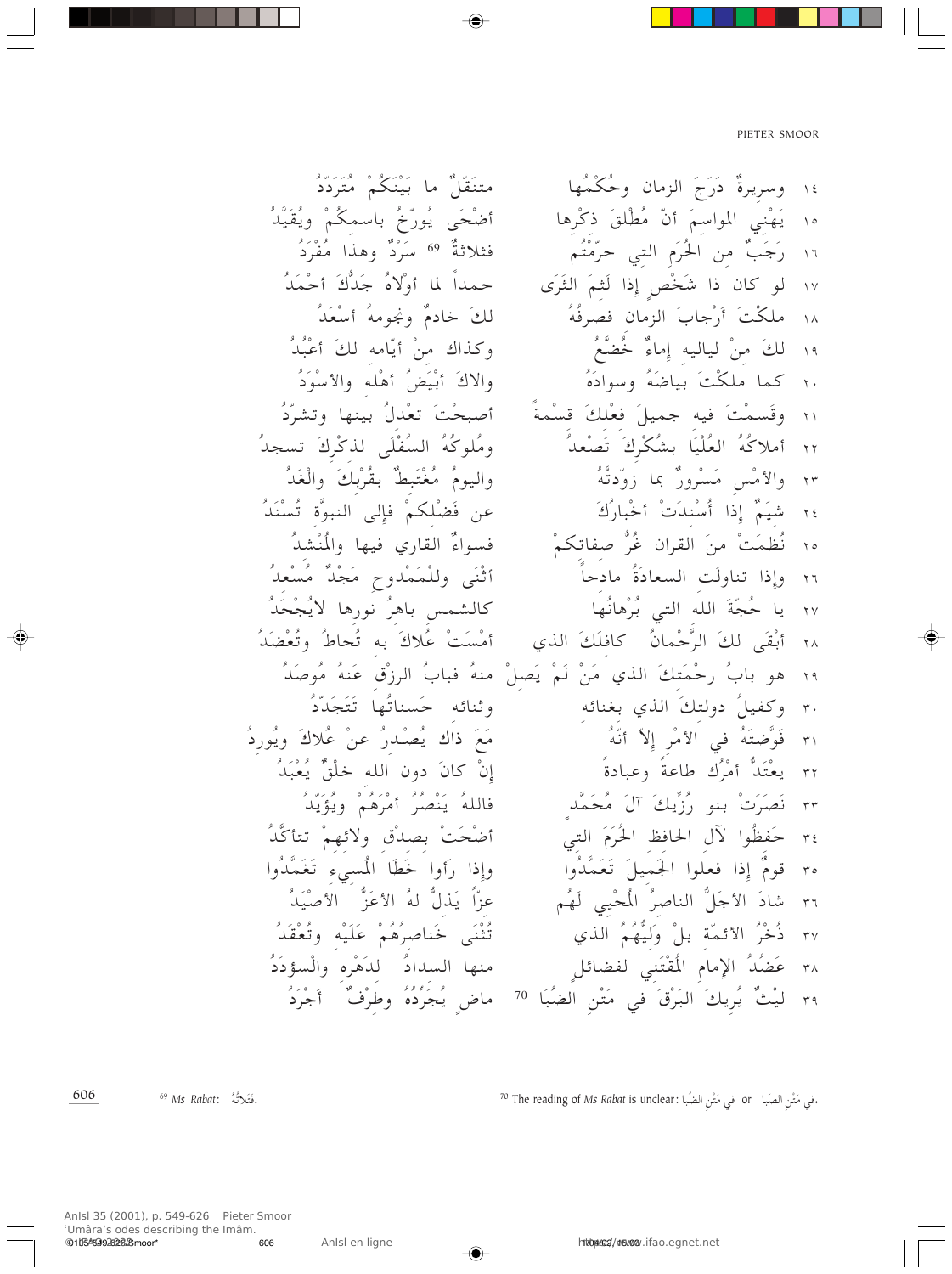١٤ وسريرةٌ دَرَجَ الزمان وحُكْمُها ‏ متنقّلٌ ما بَيْنَكُمْ مُتَرَدِّدُ

١٥ يَهْني المواسمَ أنّ مُطْلَقَ ذكْرِها ‏ أضْحَى يُورِّخُ باسمكُمْ ويُقَيَّدُ

١٦ رَجَبٌ من الحُرَم التي حرّمْتُم ‏ فثلاثةٌ [69] سَرْدٌ وهذا مُفْرَدُ

١٧ لو كان ذا شَخْصٍ إذا لَثَمَ الثَرَى ‏ حمداً لما أوْلاهُ جَدُّكَ أحْمَدُ

١٨ ملكْتَ أَرْجابَ الزمان فصرفُهُ ‏ لكَ خادمٌ ونجومُهُ أسْعَدُ

١٩ لكَ منْ لياليه إماءٌ خُضَّعٌ ‏ وكذاك منْ أيّامه لكَ أعْبُدُ

٢٠ كما ملكْتَ بياضَهُ وسوادَهُ ‏ والاكَ أبْيَضُ أهْلِه والأسْوَدُ

٢١ وقَسمْتَ فيه جميلَ فعْلكَ قسْمةً ‏ أصبحْتَ تعْدلُ بينها وتشرّدُ

٢٢ أملاكُهُ العُلْيَا بشُكْرِكَ تَصْعَدُ ‏ ومُلوكُهُ السُفْلَى لذكْركَ تسجدُ

٢٣ والأمْس مَسْرورٌ بما زوّدتَّهُ ‏ واليومُ مُغْتَبِطٌ بقُرْبكَ والْغَدُ

٢٤ شيَمٌ إذا أُسْندَتْ أخْبارُكَ ‏ عن فَضْلكمْ فإلى النبوَّة تُسْنَدُ

٢٥ نُظمَتْ منَ القران غُرُّ صفاتكمْ ‏ فسواءٌ القاري فيها والْمُنْشدُ

٢٦ وإذا تناولَت السعادَةُ مادحاً ‏ أثْنَى وللْمَمْدوح مَجْدٌ مُسْعدُ

٢٧ يا حُجّةَ الله التي بُرْهانُها ‏ كالشمس باهرُ نورها لايُجْحَدُ

٢٨ أبْقَى لكَ الرَّحْمانُ كافلَكَ الذي ‏ أمْسَتْ عُلاكَ به تُحاطُ وتُعْضَدُ

٢٩ هو بابُ رحْمَتكَ الذي مَنْ لَمْ يَصلْ منهُ فبابُ الرزْق عَنهُ مُوصَدُ

٣٠ وكفيلُ دولتكَ الذي بغنائه ‏ وثنائه حَسناتُها تَتَجَدّدُ

٣١ فَوَّضتَهُ في الأمْرِ إلاّ أنّهُ ‏ مَعَ ذاكَ يُصْدرُ عنْ عُلاكَ ويُوردُ

٣٢ يعْتَدُّ أمْرُكَ طاعةً وعبادةً ‏ إنْ كانَ دون الله خلْقٌ يُعْبَدُ

٣٣ نَصرَتْ بنو رُزِّيكَ آلَ مُحَمَّدٍ ‏ فاللهُ يَنْصُرُ أمْرَهُمْ ويُؤيّدُ

٣٤ حَفظُوا لآل الحافظ الحُرَمَ التي ‏ أضْحَتْ بصدْق ولائهمْ تتأكَّدُ

٣٥ قومٌ إذا فعلوا الجَميلَ تَعَمَّدُوا ‏ وإذا رأوا خَطَأَ الْمُسيء تَغَمَّدُوا

٣٦ شادَ الأجَلُّ الناصرُ الْمُحْيي لَهُم ‏ عزّاً يَذلُّ لهُ الأعَزُّ الأصْيَدُ

٣٧ ذُخْرُ الأئمّة بلْ وَلِيُّهُمُ الذي ‏ تُثْنَى خَناصرُهُمْ عَلَيْه وتُعْقَدُ

٣٨ عَضُدُ الإمامِ الْمُقْتَني لفضائلٍ ‏ منها السدادُ لدَهْره والْسؤدَدُ

٣٩ ليْثٌ يُريكَ البَرْقَ في مَتْنِ الضُبَا [70] ‏ ماضٍ يُجَرِّدُهُ وطَرْفٌ أجْرَدُ

---

[69] *Ms Rabat*: فَثَلاثُهُ.

[70] The reading of *Ms Rabat* is unclear: في مَتْنِ الضُبا or في مَتْنِ الصبا.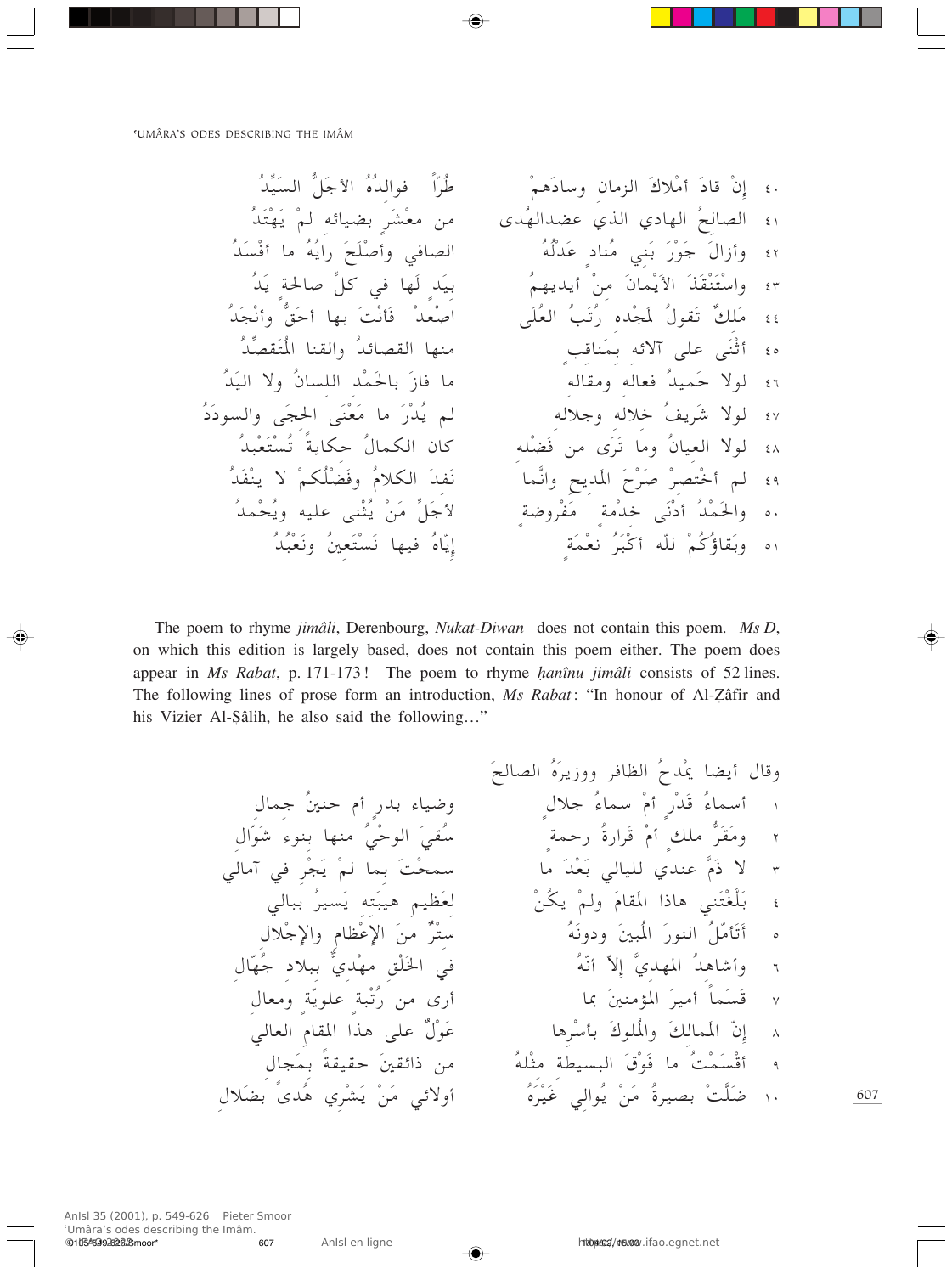٤٠ إنْ قادَ أمْلاكَ الزمان وسادَهمْ　　طُرّاً فوالدُهُ الأجلُّ السَيِّدُ

٤١ الصالحُ الهادي الذي عضدالهُدى　　من معْشَرٍ بضيائه لمْ يَهْتَدُ

٤٢ وأزالَ جَوْرَ بَني مُنادٍ عَدْلُهُ　　الصافي وأصْلَحَ رأيُهُ ما أفْسَدُ

٤٣ واسْتَنْقَذَ الأيْمانَ منْ أيديهمُ　　بيَدٍ لَها في كلِّ صالحةٍ يَدُ

٤٤ مَلكٌ تَقولُ لَمجْده رُتَبُ العُلَى　　اصْعَدْ فَأنْتَ بها أحَقُّ وأنْجَدُ

٤٥ أثْنَى على آلائه بِمَناقبٍ　　منها القصائدُ والقنا الْمُتَقصِّدُ

٤٦ لولا حَميدُ فعاله ومقاله　　ما فازَ بالحَمْد اللسانُ ولا اليَدُ

٤٧ لولا شَريفُ خلاله وجلاله　　لم يُدْرَ ما مَعْنَى الحِجَى والسودَدُ

٤٨ لولا العيانُ وما تَرَى من فَضْله　　كان الكمالُ حكايةً تُسْتَعْبَدُ

٤٩ لم أخْتصرْ صَرْحَ المَديح وانَّما　　نَفدَ الكلامُ وفَضْلُكمْ لا ينْفَدُ

٥٠ والحَمْدُ أدْنَى خدْمةٍ مَفْروضةٍ　　لأجَلِّ مَنْ يُثْنى عليه ويُحْمدُ

٥١ وبَقاؤُكُمْ للّه أكْبَرُ نعْمَةٍ　　إيّاهُ فيها نَسْتَعينُ ونَعْبُدُ

The poem to rhyme *jimâli*, Derenbourg, *Nukat-Diwan* does not contain this poem. *Ms D*, on which this edition is largely based, does not contain this poem either. The poem does appear in *Ms Rabat*, p. 171-173 ! The poem to rhyme *ḥanînu jimâli* consists of 52 lines. The following lines of prose form an introduction, *Ms Rabat*: "In honour of Al-Ẓâfir and his Vizier Al-Ṣâliḥ, he also said the following…"

وقال أيضا يمْدحُ الظافر ووزيرَهُ الصالحَ

١ أسماءُ قَدْرٍ أمْ سماءُ جلالٍ　　وضياء بدرٍ أم حنينُ جمال

٢ ومقَرُّ ملكٍ أمْ قَرارةُ رحمةٍ　　سُقيَ الوحْيُ منها بنوءِ شَوّال

٣ لا ذَمَّ عندي لليالي بَعْدَ ما　　سمحْتَ بما لمْ يَجْرِ في آمالي

٤ بَلَّغْتَني هاذا المَقامَ ولمْ يكُنْ　　لعَظيمِ هيبَته يَسيرُ ببالي

٥ أتَأمّلُ النورَ المُبينَ ودونَهُ　　سِتْرٌ منَ الإعْظامِ والإجْلالِ

٦ وأشاهدُ المهديَّ إلاّ أنّهُ　　في الخَلْق مهْديٌّ ببلاد جُهّال

٧ قَسَماً أميرَ المؤمنينَ بما　　أرى من رُتْبةٍ علويّةٍ ومعالٍ

٨ إنّ المَمالكَ والمُلوكَ بأسْرِها　　عَوْلٌ على هذا المقامِ العالي

٩ أقْسَمْتُ ما فَوْقَ البسيطة مثْلُهُ　　من ذائقينَ حقيقةً بمَجال

١٠ ضَلَّتْ بصيرةُ مَنْ يُوالي غَيْرَهُ　　أولائي مَنْ يَشْري هُدىً بضَلال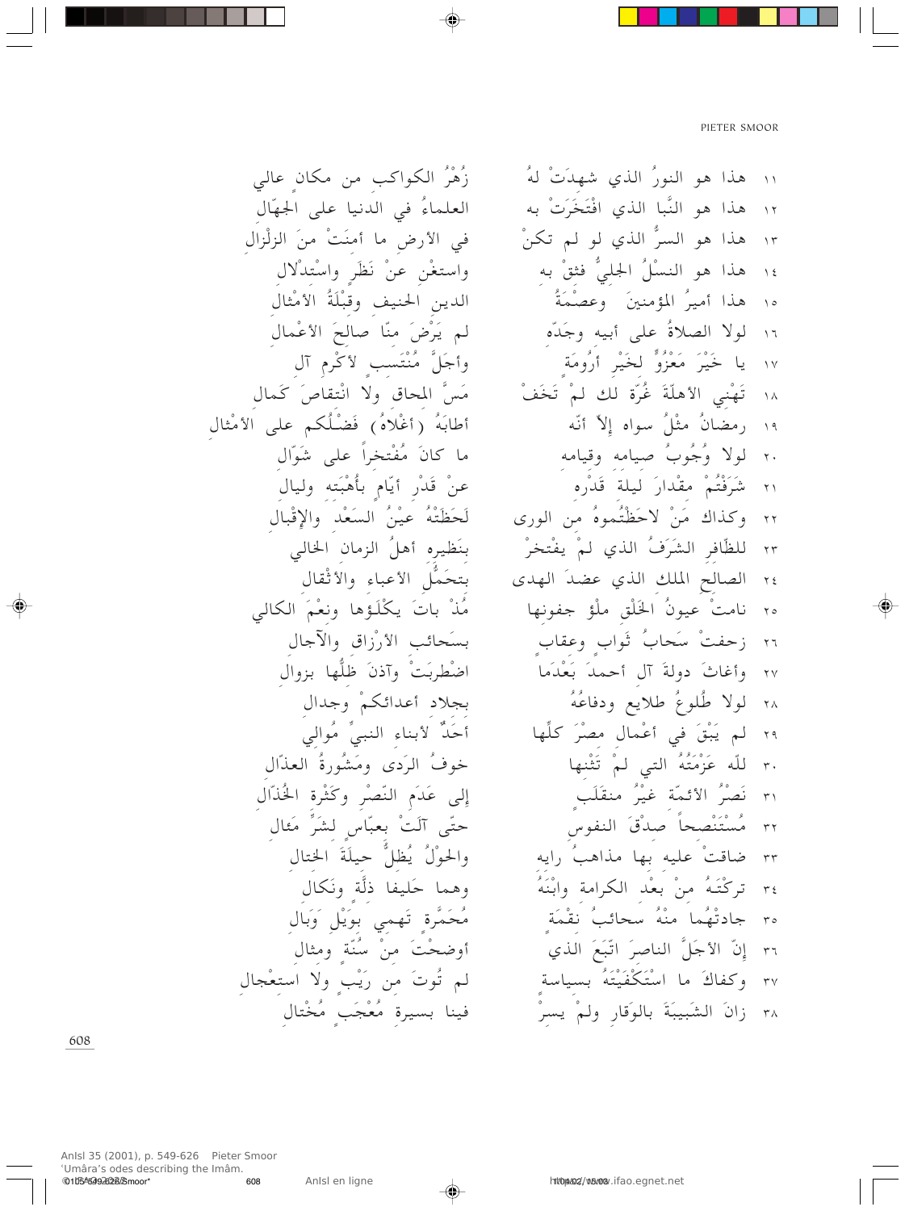١١ هذا هو النورُ الذي شهدَتْ لهُ زُهْرُ الكواكبِ من مكانٍ عالي

١٢ هذا هو النَّبا الذي افْتَخَرَتْ به العلماءُ في الدنيا على الجهّالِ

١٣ هذا هو السرُّ الذي لو لم تكنْ في الأرض ما أمنَتْ منَ الزلْزالِ

١٤ هذا هو النسْلُ الجليُّ فثقْ به واستغْنِ عنْ نَظَرٍ واستْدلالِ

١٥ هذا أميرُ المؤمنينَ وعصْمَةُ الدين الحنيف وقِبْلَةُ الأمْثالِ

١٦ لولا الصلاةُ على أبيه وجَدّه لم يَرْضَ منّا صالحَ الأعْمالِ

١٧ يا خَيْرَ مَعْزُوٍّ لخَيْرِ أَرُومَةٍ وأجَلَّ مُنْتَسِبٍ لأكْرمِ آلِ

١٨ تَهْني الأهلّةَ غُرّة لك لمْ تَخَفْ مَسَّ المحاق ولا انْتقاصَ كَمالِ

١٩ رمضانُ مثْلُ سواه إلاّ أنّه أطابَهُ (أغْلاهُ) فَضْلُكم على الأمْثالِ

٢٠ لولا وُجُوبُ صيامه وقيامه ما كانَ مُفْتخراً على شَوّالِ

٢١ شَرَّفْتُمْ مقْدارَ ليلةِ قَدْره عنْ قَدْرِ أيّامٍ بأُهْبَته وليالِ

٢٢ وكذاك مَنْ لاحَظْتُموهُ من الورى لَحَظَتْهُ عَيْنُ السعْدِ والإقْبالِ

٢٣ للظّافرِ الشَرَفُ الذي لمْ يفْتخرْ بنَظيره أهلُ الزمان الخالي

٢٤ الصالح الملك الذي عضدَ الهدى بتحمُّلِ الأعباء والأثْقالِ

٢٥ نامتْ عيونُ الخَلْقِ ملْؤ جفونها مُذْ باتَ يكْلَؤها ونعْمَ الكالي

٢٦ زحفتْ سَحابُ ثَوابٍ وعقابٍ بسَحائب الأرْزاق والآجالِ

٢٧ وأغاثَ دولةَ آلِ أحمدَ بَعْدَما اضْطربَتْ وآذنَ ظلُّها بزوالِ

٢٨ لولا طُلوعُ طلايع ودفاعُهُ بجلاد أعدائكمْ وجدالِ

٢٩ لم يَبْقَ في أعْمالِ مصْرَ كلِّها أحَدٌ لأبناءِ النبيِّ مُوالي

٣٠ للّه عَزْمَتُهُ التي لمْ تَثْنِها خوفُ الرَدى ومَشُورةُ العذّالِ

٣١ نَصْرُ الأئمّة غيْرُ منقلَبٍ إلى عَدَمِ النّصْرِ وكَثْرة الخُذّالِ

٣٢ مُسْتَنْصحاً صدقَ النفوسِ حتّى آلَتْ بعبّاسٍ لشَرِّ مَئالِ

٣٣ ضاقتْ عليه بها مذاهبُ رايه والحوْلُ يُظلُّ حيلَةَ الختالِ

٣٤ تركْتَهُ منْ بعْد الكرامة وابْنَهُ وهما حَليفا ذلَّة ونَكالِ

٣٥ جادتْهُما منْهُ سحائبُ نقْمَةٍ مُحَمَّرةٍ تَهمي بوَيْلٍ وَبالِ

٣٦ إنّ الأجَلَّ الناصرَ اتّبَعَ الذي أوضحْتَ منْ سُنَةٍ ومثالِ

٣٧ وكفاكَ ما استَكْفَيْتَهُ بسياسةٍ لم تُوتَ من رَيْبٍ ولا استعْجالِ

٣٨ زانَ الشَبيبَةَ بالوَقارِ ولمْ يسرْ فينا بسيرة مُعْجَبٍ مُخْتالِ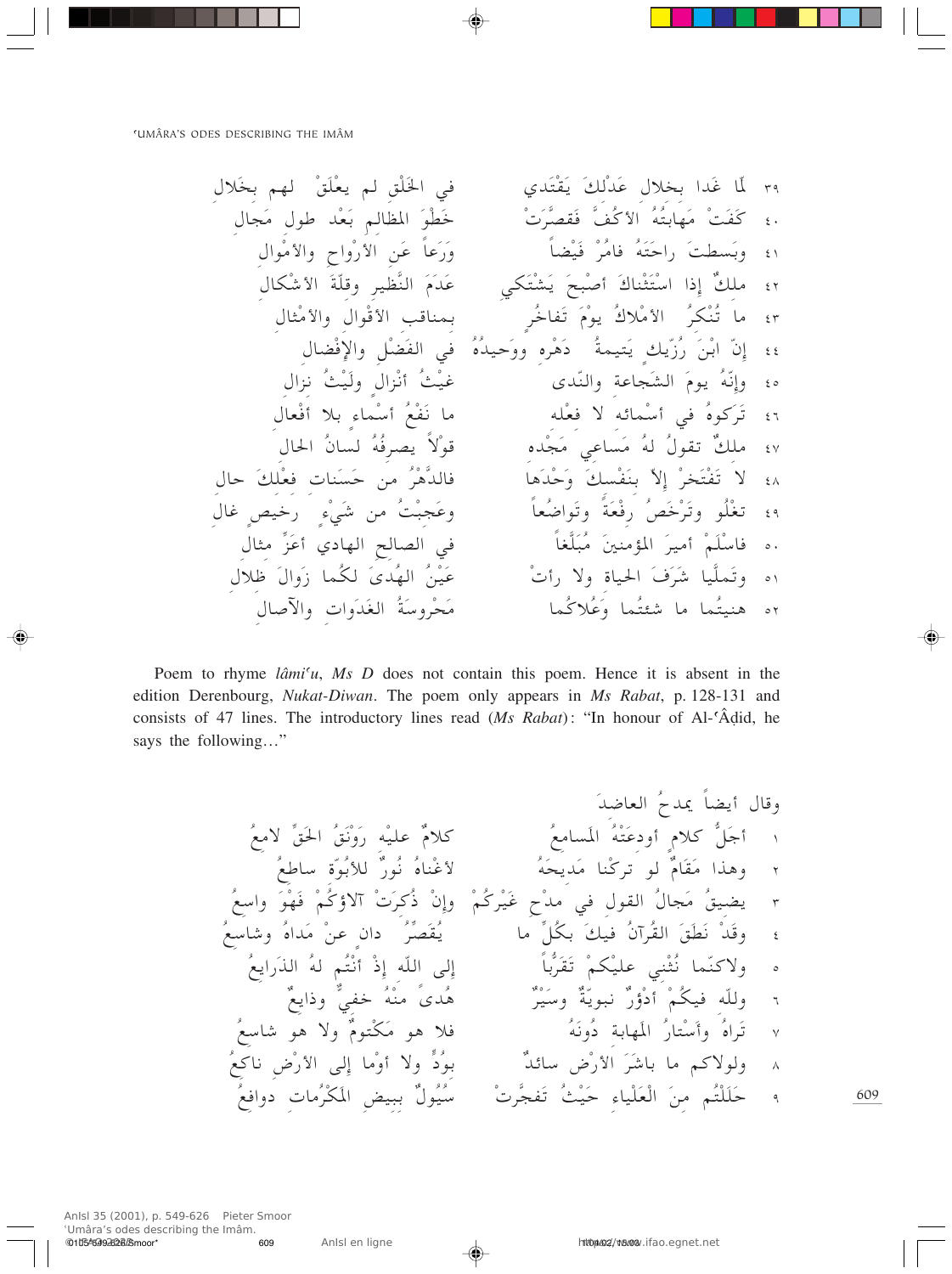٣٩ لمّا غدا بخلال عَدْلكَ يَقْتَدي ... في الخَلْق لم يعْلَقْ لهم بخَلال

٤٠ كَفَتْ مَهابَتُهُ الأكُفَّ فَقصَّرَتْ ... خَطْوَ المظالمِ بَعْد طول مَجال

٤١ وبَسطتَ راحَتَهُ فامُرْ فَيْضاً ... ورَعاً عَن الأرْواحِ والأمْوال

٤٢ ملكٌ إذا اسْتَثْناكَ أصْبحَ يَشْتَكي ... عَدَمَ النَّظير وقلّةَ الأشْكال

٤٣ ما تُنْكِرُ الأمْلاكُ يومَ تَفاخُرٍ ... بمناقب الأقْوال والأمْثال

٤٤ إنّ ابْنَ رُزّيك يَتيمةُ دَهْرِه ووَحيدُهُ ... في الفَضْلِ والإفْضال

٤٥ وإنّهُ يومَ الشَجاعة والنّدى ... غيْثُ أنْزالٍ ولَيْثُ نزال

٤٦ تَركوهُ في أسْمائه لا فعْله ... ما نَفْعُ أسْماءٍ بلا أفْعال

٤٧ ملكٌ تقولُ لهُ مَساعي مَجْده ... قولاً يصرفُهُ لسانُ الحال

٤٨ لا تَفْتَخرْ إلاّ بنَفْسكَ وَحْدَها ... فالدَّهرُ من حَسَنات فعْلكَ حال

٤٩ تغْلُو وتَرْخَصُ رِفْعَةً وتَواضُعاً ... وعَجبْتُ من شَيْءٍ رَخيصٍ غال

٥٠ فاسْلَمْ أميرَ المؤمنينَ مُبَلَّغاً ... في الصالح الهادي أعزَّ مثال

٥١ وتَملَّيا شَرَفَ الحياة ولا رأتْ ... عَيْنُ الهُدى لكُما زَوالَ ظلال

٥٢ هنيتُما ما شئتُما وَعُلاكُما ... مَحْروسَةُ الغَدَوات والآصال

Poem to rhyme *lâmiʿu*, *Ms D* does not contain this poem. Hence it is absent in the edition Derenbourg, *Nukat-Diwan*. The poem only appears in *Ms Rabat*, p. 128-131 and consists of 47 lines. The introductory lines read (*Ms Rabat*): "In honour of Al-ʿÂḍid, he says the following…"

وقال أيضاً يمدحُ العاضدَ

١ أجَلُّ كلامٍ أودعَتْهُ المَسامعُ ... كلامٌ عليْه رَونَقُ الحَقّ لامعُ

٢ وهذا مَقامٌ لو تركنا مَديحَهُ ... لأغْناهُ نُورٌ للأبُوّة ساطعُ

٣ يضيقُ مَجالُ القول في مدْحِ غَيْركُمْ ... وإنْ ذُكرَتْ آلاؤكُمْ فَهْوَ واسعُ

٤ وقَدْ نَطَقَ القُرآنُ فيكَ بكُلِّ ما ... يُقَصِّرُ دانٍ عنْ مَداهُ وشاسعُ

٥ ولاكنّما نُثْني عليْكمْ تَقَرُّباً ... إلى اللّه إذْ أنْتُم لهُ الذَرايعُ

٦ وللّه فيكُمْ أدْؤرٌ نبويّةٌ وسَيْرٌ ... هُدىً منْهُ خفيٌّ وذايعٌ

٧ تَراهُ وأسْتارُ المَهابة دُونَهُ ... فلا هو مَكْتومٌ ولا هو شاسعُ

٨ ولولاكم ما باشَرَ الأرْض سائدٌ ... بودٍّ ولا أوما إلى الأرْض ناكعُ

٩ حَلَلْتُم منَ الْعَلْياء حَيْثُ تَفَجَّرتْ ... سُيُولٌ ببِيضِ المَكْرُمات دوافعُ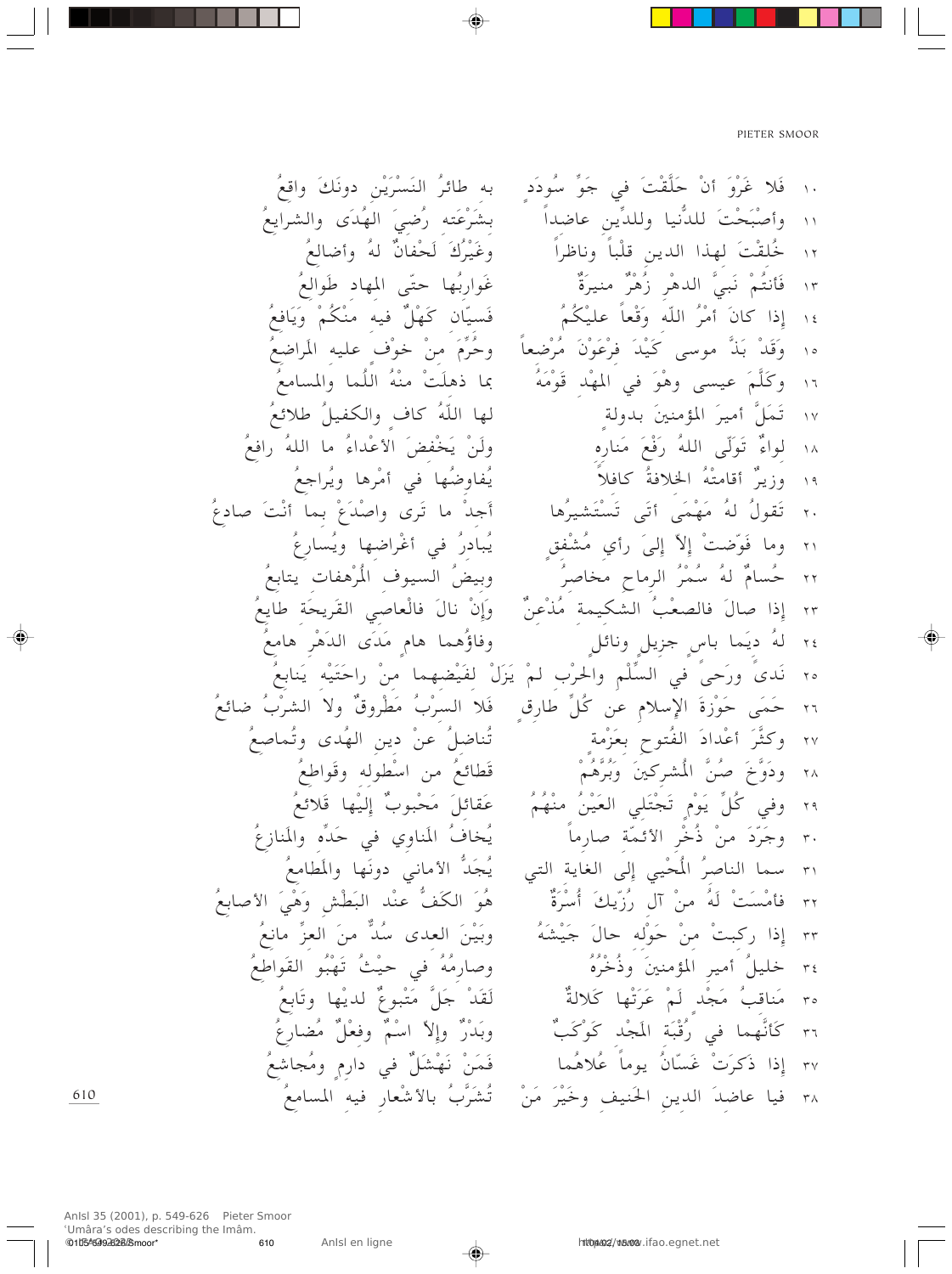١٠ فَلا غَرْوَ أنْ حَلَّقْتَ في جَوِّ سُودَدٍ ⁠ به طائرُ النَسْرَيْنِ دونَكَ واقِعُ

١١ وأصبَحْتَ للدُّنيا وللدِّينِ عاضداً ⁠ بشَرْعَتِه رُضِيَ الهُدَى والشرايعُ

١٢ خُلقْتَ لهذا الدين قلْباً وناظِراً ⁠ وغَيْرُكَ لَحْفانٌ لهُ وأضالعُ

١٣ فَأنتُمْ نَبيَّ الدهْرِ زُهْرٌ منيرَةٌ ⁠ غَواربُها حتّى المهادِ طَوالِعُ

١٤ إذا كانَ أمْرُ اللّه وَقْعاً عليْكُمُ ⁠ فَسِيّان كَهْلٌ فيه منْكُمْ وَيَافِعُ

١٥ وَقَدْ بَذَّ موسى كَيْدَ فِرْعَوْنَ مُرْضعاً ⁠ وحُرِّمَ منْ خوْفٍ عليه المَراضعُ

١٦ وكَلَّمَ عيسى وهْوَ في المَهْدِ قَوْمَهُ ⁠ بما ذهلَتْ منْهُ اللُّما والمسامعُ

١٧ تَمَلَّ أميرَ المؤمنينَ بدولةٍ ⁠ لها اللّهُ كافٍ والكفيلُ طلائعُ

١٨ لواءٌ تَوَلّى اللهُ رَفْعَ مَنارِه ⁠ ولَنْ يَخْفضَ الأعْداءُ ما اللهُ رافعُ

١٩ وزيرٌ أقامتْهُ الخلافةُ كافلاً ⁠ يُفاوِضُها في أمْرِها ويُراجعُ

٢٠ تَقولُ لهُ مَهْمَى أتَى تَسْتَشيرُها ⁠ أَجِدْ ما تَرى واصْدَعْ بما أنْتَ صادِعُ

٢١ وما فَوّضتْ إلاّ إلىَ رأيِ مُشْفقٍ ⁠ يُبادرُ في أغْراضِها ويُسارعُ

٢٢ حُسامٌ لهُ سُمْرُ الرماحِ مخاصرٌ ⁠ وبيضُ السيوفِ المُرْهفاتِ يتابعُ

٢٣ إذا صالَ فالصعْبُ الشكيمةِ مُذْعنٌ ⁠ وَإنْ نالَ فالْعاصي القَريحَةِ طايعُ

٢٤ لهُ ديَما باسٍ جزيلٍ ونائلٍ ⁠ وفاؤُهما هامٍ مَدَى الدَهْرِ هامعُ

٢٥ نَدىً ورَحىً في السِّلْمِ والحرْبِ لمْ يَزَلْ ⁠ لفَيْضهما مِنْ راحتَيْه يَنابعُ

٢٦ حَمَى حَوْزَةَ الإسلامِ عن كُلِّ طارقٍ ⁠ فَلا السِرْبُ مَطْروقٌ ولا الشِرْبُ ضائعُ

٢٧ وكثَّرَ أعْدادَ الفُتوحِ بعزْمَةٍ ⁠ تُناضِلُ عنْ دينِ الهُدى وتُماصعُ

٢٨ ودَوَّخَ صُنَّ الْمُشركينَ وَبُرَّهُمْ ⁠ قَطائعُ من اسْطولِه وقَواطعُ

٢٩ وفي كُلِّ يَوْمٍ تَجْتَلي العَيْنُ منْهُمُ ⁠ عَقائلَ مَحْبوبٌ إليْها قَلائعُ

٣٠ وجَرَّدَ منْ ذُخْرِ الأئمّةِ صارماً ⁠ يُخافُ المَناوي في حَدِّه والمَنازعُ

٣١ سما الناصرُ الْمُحْيي إلى الغايةِ التي ⁠ يُجَدُّ الأماني دونَها والمَطامعُ

٣٢ فأمْسَتْ لَهُ منْ آلِ رُزِّيكَ أُسْرَةٌ ⁠ هُوَ الكَفُّ عنْد البَطْشِ وَهْيَ الأصابعُ

٣٣ إذا ركبتْ منْ حَوْلِه حالَ جَيْشَهُ ⁠ وبَيْنَ العدى سُدٌّ منَ العزِّ مانعُ

٣٤ خليلُ أميرِ المؤمنينَ وذُخْرُهُ ⁠ وصارمُهُ في حيْثُ تَهْبُو القَواطعُ

٣٥ مَناقبُ مَجْدٍ لَمْ عَرَتْها كَلالةٌ ⁠ لَقَدْ جَلَّ مَتْبوعٌ لديْها وتَابِعُ

٣٦ كَأنَّهما في رُقْبَةِ المَجْدِ كَوْكَبٌ ⁠ وبَدْرٌ وإلاّ اسْمٌ وفعْلٌ مُضارعُ

٣٧ إذا ذَكرَتْ غَسّانُ يوماً عُلاهُما ⁠ فَمَنْ نَهْشَلٌ في دارِمٍ ومُجاشعُ

٣٨ فيا عاضدَ الدينِ الحَنيفِ وخيْرَ مَنْ ⁠ تُشَرَّبُ بالأشْعارِ فيه المسامعُ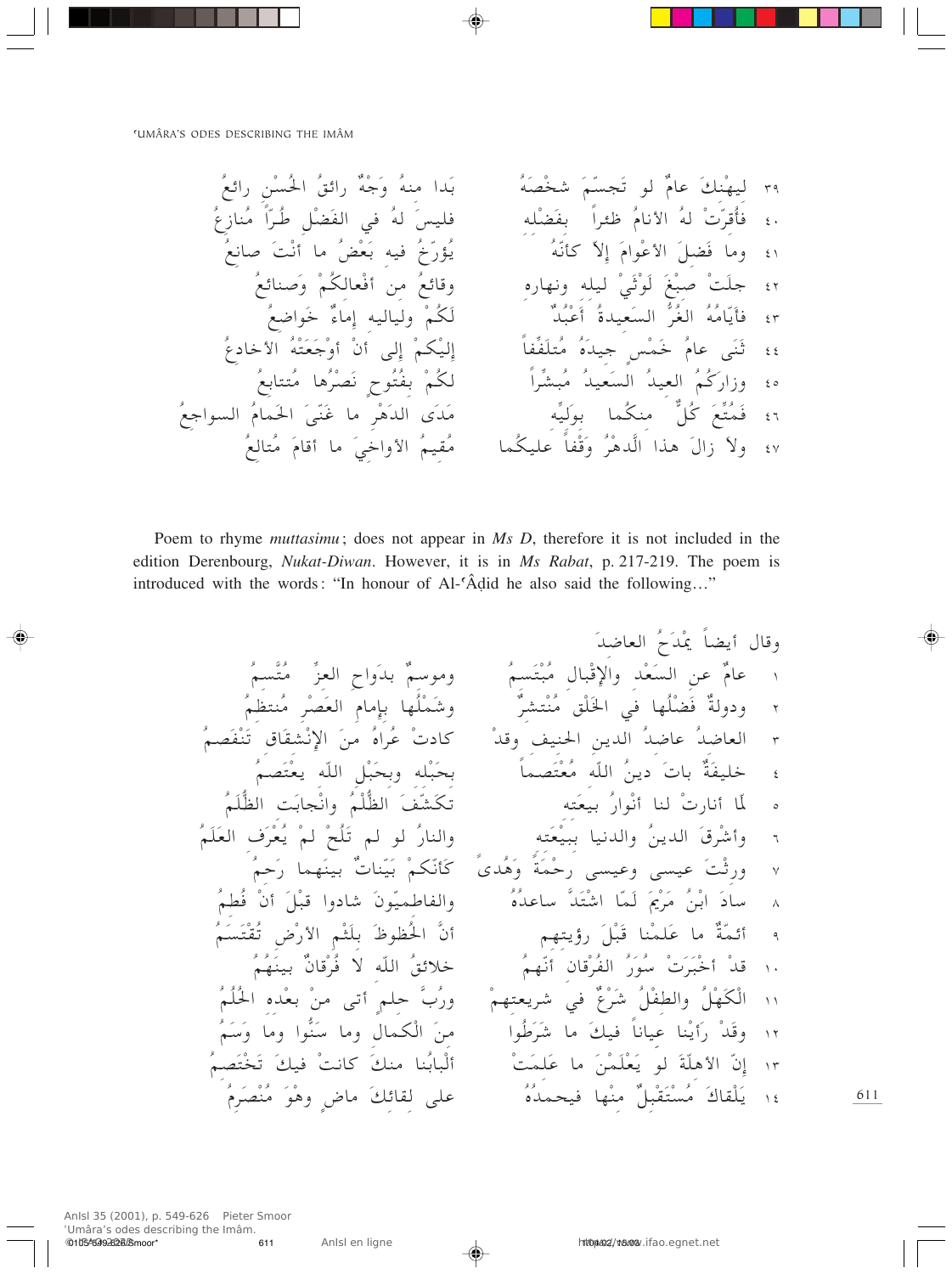٣٩ ليهْنكَ عامٌ لو تَجسّمَ شخْصَهُ بَدا منهُ وَجْهٌ رائقُ الحُسْنِ رائعُ

٤٠ فأَقرّتْ لهُ الأنامُ ظئراً بفَضْله فليسَ لهُ في الفَضْل طُرّاً مُنازعُ

٤١ وما فَضلَ الأعْوامَ إلاّ كأنّهُ يُؤرّخُ فيه بَعْضُ ما أنْتَ صانعُ

٤٢ جلَتْ صبْغَ لَوْنَيْ ليله ونهاره وقائعُ من أفْعالكُمْ وَصنائعُ

٤٣ فأيّامُهُ الغُرُّ السَعيدةُ أَعْبُدٌ لَكُمْ ولياليه إماءٌ خَواضعُ

٤٤ ثَنَى عامُ خَمْسٍ جيدَهُ مُتلَفِّفاً إليْكمْ إلى أنْ أوْجَعَتْهُ الأخادعُ

٤٥ وزارَكُمُ العيدُ السَعيدُ مُبشِّراً لكُمْ بفُتُوحٍ نَصْرُها مُتتابعُ

٤٦ فَمُتِّعَ كُلٌّ منكُما بولِيِّه مَدَى الدهْرِ ما غَنّى الحَمامُ السواجعُ

٤٧ ولاَ زالَ هذا الدَّهْرُ وَقْفاً عليكُما مُقيمُ الأواخيِ ما أقامَ مُتالعُ

Poem to rhyme *muttasimu*; does not appear in *Ms D*, therefore it is not included in the edition Derenbourg, *Nukat-Diwan*. However, it is in *Ms Rabat*, p. 217-219. The poem is introduced with the words: "In honour of Al-ʿÂḍid he also said the following…"

وقال أيضاً يمْدَحُ العاضدَ

١ عامٌ عن السَعْد والإِقْبال مُبْتَسمُ وموسمٌ بدَواح العزِّ مُتَّسمُ

٢ ودولةٌ فَضْلُها في الخَلْق مُنْتشِرٌ وشَمْلُها بإمام العَصْر مُنتظمُ

٣ العاضدُ عاضدُ الدين الحنيف وقدْ كادتْ عُراهُ منَ الإنْشقَاق تَنْفَصمُ

٤ خليفَةٌ باتَ دينُ اللّه مُعْتَصماً بحَبْله وبحَبْل اللّه يعْتَصمُ

٥ لّما أنارتْ لنا أنْوارُ بيعَته تكَشَّفَ الظُّلْمُ وانْجابَت الظُّلَمُ

٦ وأشْرَقَ الدينُ والدنيا ببَيْعَته والنارُ لو لم تَلُحْ لمْ يُعْرَف العَلَمُ

٧ ورثْتَ عيسى وعيسى رحْمَةً وَهُدىً كأنّكمْ بَيّناتٌ بينَهما رَحمُ

٨ سادَ ابْنُ مَرْيَمَ لَمّا اشْتَدَّ ساعدُهُ والفاطميّونَ شادوا قبْلَ أنْ فُطمُ

٩ أئمّةٌ ما عَلمْنا قَبْلَ رؤيتهم أنَّ الحُظوظَ بلَثْم الأرْض تُقْتَسَمُ

١٠ قدْ أخْبَرَتْ سُوَرُ الفُرْقان أنّهمُ خلائقُ اللّه لا فُرْقانٌ بينَهُمُ

١١ الْكَهْلُ والطفْلُ شَرْعٌ في شريعتهمْ وربُّ حلمٍ أتى منْ بعْده الحُلُمُ

١٢ وقدْ رأيْنا عياناً فيكَ ما شَرَطُوا منَ الْكمال وما سَنُّوا وما وَسَمُ

١٣ إنّ الأهلّةَ لو يَعْلَمْنَ ما عَلمَتْ ألْبابُنا منكَ كانتْ فيكَ تَخْتَصمُ

١٤ يَلْقاكَ مُسْتَقْبلٌ منْها فيحمدُهُ على لقائكَ ماضٍ وهْوَ مُنْصَرمُ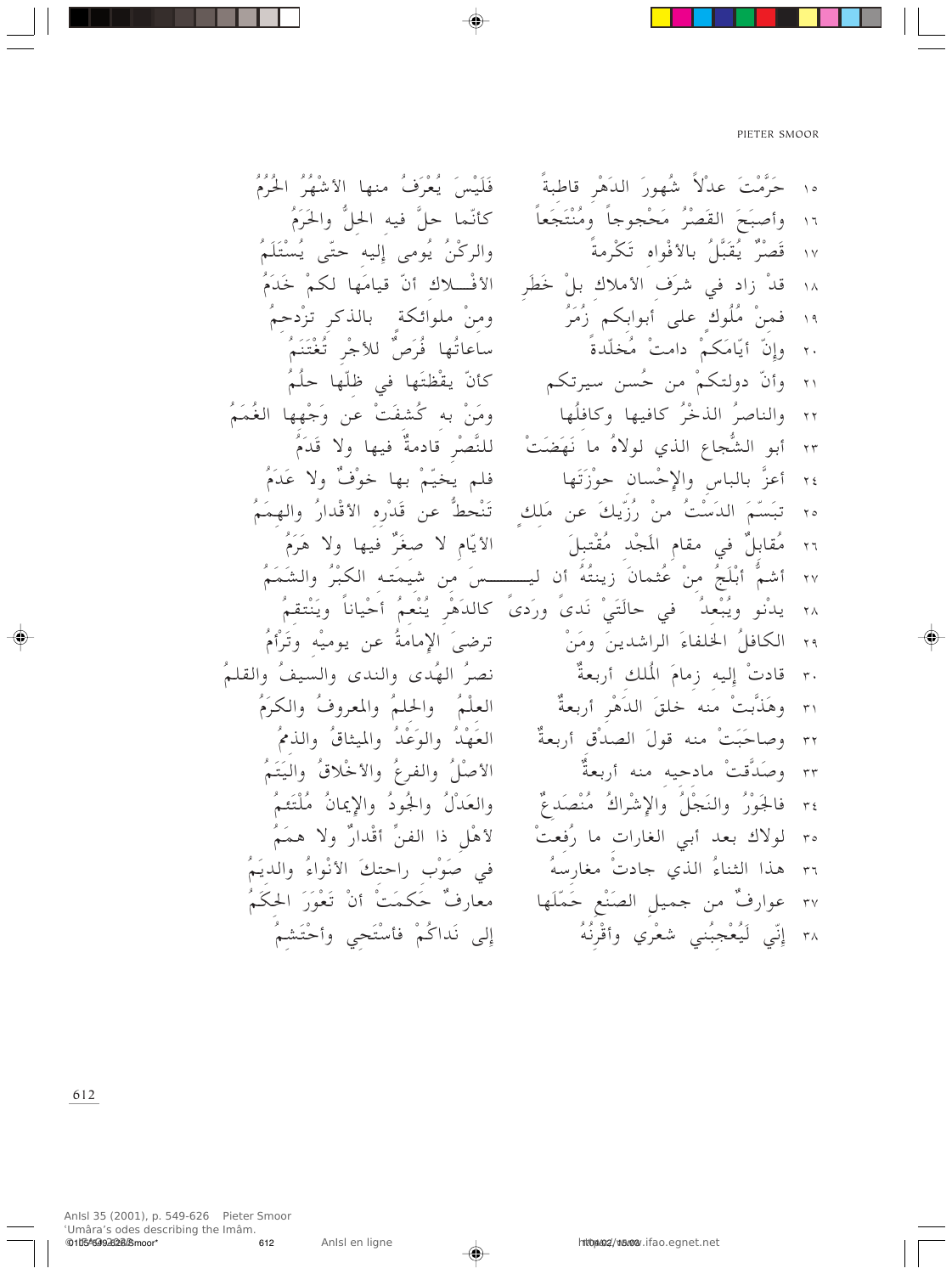١٥ حَرَّمْتَ عدْلاً شُهورَ الدَهْرِ قاطبةً　　فَلَيْسَ يُعْرَفُ منها الأشْهُرُ الحُرُمُ

١٦ وأصبحَ القَصْرُ مَحْجوجاً ومُنْتَجَعاً　　كأنّما حلَّ فيه الحِلُّ والحَرَمُ

١٧ قَصْرٌ يُقَبَّلُ بالأفْواهِ تَكْرِمةً　　والركْنُ يُومى إليه حتّى يُسْتَلَمُ

١٨ قدْ زاد في شرَفِ الأملاكِ بلْ خَطَرِ　　الأفْلاكِ أنّ قيامَها لكمْ خَدَمُ

١٩ فمنْ مُلُوكٍ على أبوابِكم زُمَرٌ　　ومنْ ملوائكةٍ بالذكرِ تزْدحِمُ

٢٠ وإنّ أيّامَكُمْ دامتْ مُخلّدةً　　ساعاتُها فُرَصٌ للأجْرِ تُغْتَنَمُ

٢١ وأنّ دولتكمْ من حُسنِ سيرتكم　　كأنّ يقْظتَها في ظلّها حلُمُ

٢٢ والناصرُ الذخْرُ كافيها وكافلُها　　ومَنْ به كُشِفَتْ عن وَجْهِها الغُمَمُ

٢٣ أبو الشُّجاعِ الذي لولاهُ ما نَهَضَتْ　　للنَّصْرِ قادمةٌ فيها ولا قَدَمُ

٢٤ أعزَّ بالباسِ والإحْسانِ حوْزَتَها　　فلم يخيّمْ بها خوْفٌ ولا عَدَمُ

٢٥ تبَسّمَ الدَسْتُ منْ رُزّيكَ عن مَلِكٍ　　تَنْحطُّ عن قَدْرِهِ الأقْدارُ والهِمَمُ

٢٦ مُقابلٌ في مقامِ المَجْدِ مُقْتبلَ　　الأيّامِ لا صِغَرٌ فيها ولا هَرَمُ

٢٧ أشمُّ أبْلَجُ منْ عُثمانَ زينتُهُ أن ليـــــسَ من شيمَتِه الكِبْرُ والشَمَمُ

٢٨ يدْنو ويُبْعدُ في حالَتَيْ نَدىً ورَدىً　　كالدَهْرِ يُنْعِمُ أحْياناً ويَنْتقِمُ

٢٩ الكافلُ الخلفاءَ الراشدينَ ومَنْ　　ترضى الإمامةُ عن يوميْه وتَرْأمُ

٣٠ قادتْ إليه زمامَ المُلكِ أربعةٌ　　نصرُ الهُدى والندى والسيفُ والقلمُ

٣١ وهَذَّبتْ منه خلقَ الدَهْرِ أربعةٌ　　العِلْمُ والحِلمُ والمعروفُ والكرَمُ

٣٢ وصاحَبَتْ منه قولَ الصدْقِ أربعةٌ　　العَهْدُ والوَعْدُ والميثاقُ والذِمَمُ

٣٣ وصَدَّقتْ مادحيه منه أربعةٌ　　الأصْلُ والفرعُ والأخْلاقُ والشِيَمُ

٣٤ فالجَوْرُ والبَخْلُ والإشْراكُ مُنْصَدِعٌ　　والعَدْلُ والجُودُ والإيمانُ مُلْتَئِمُ

٣٥ لولاك بعد أبي الغاراتِ ما رُفعتْ　　لأهْلِ ذا الفنِ أقْدارٌ ولا هِمَمُ

٣٦ هذا الثناءُ الذي جادتْ مغارسهُ　　في صَوْبِ راحتكَ الأنْواءُ والدِيَمُ

٣٧ عوارفٌ من جميلِ الصنْعِ حَمّلَها　　معارفٌ حَكَمَتْ أنْ تَعْوَرَ الحِكَمُ

٣٨ إنّي لَيُعْجِبُني شعْري وأقْرِنُهُ　　إلى نَداكُمْ فأسْتَحِي وأحْتَشِمُ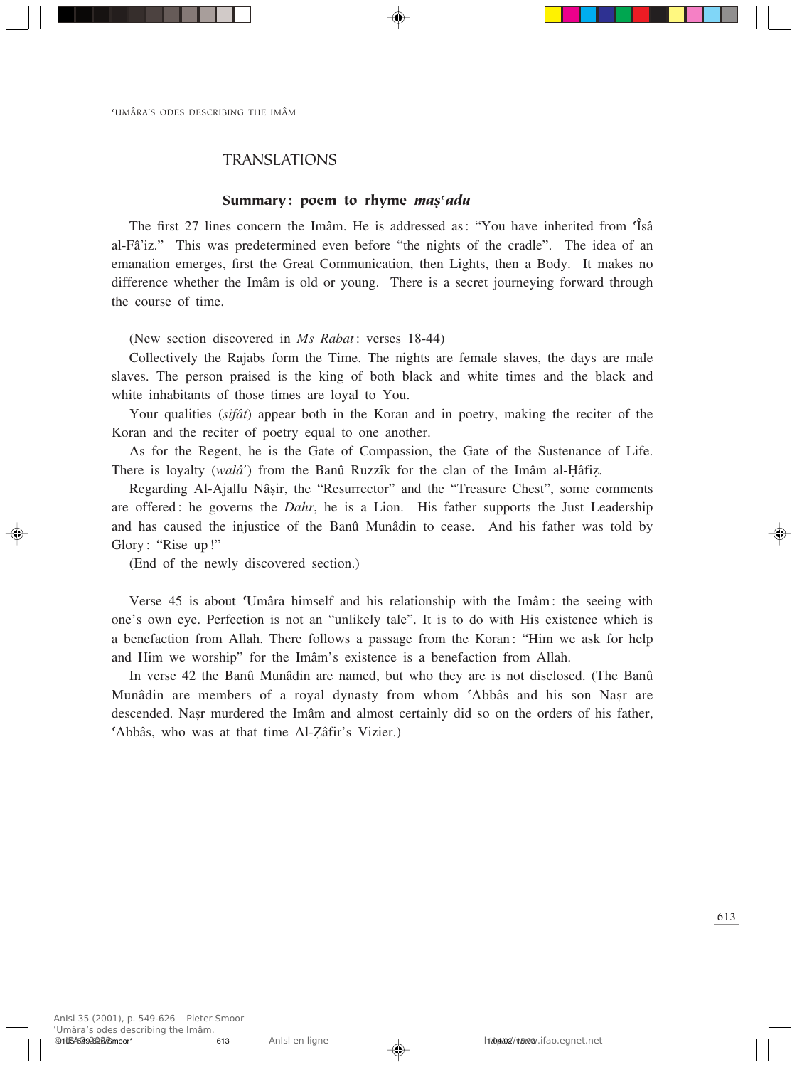## TRANSLATIONS

### Summary: poem to rhyme *maṣʿadu*

The first 27 lines concern the Imâm. He is addressed as: "You have inherited from ʿÎsâ al-Fâ'iz." This was predetermined even before "the nights of the cradle". The idea of an emanation emerges, first the Great Communication, then Lights, then a Body. It makes no difference whether the Imâm is old or young. There is a secret journeying forward through the course of time.

(New section discovered in *Ms Rabat*: verses 18-44)

Collectively the Rajabs form the Time. The nights are female slaves, the days are male slaves. The person praised is the king of both black and white times and the black and white inhabitants of those times are loyal to You.

Your qualities (*ṣifât*) appear both in the Koran and in poetry, making the reciter of the Koran and the reciter of poetry equal to one another.

As for the Regent, he is the Gate of Compassion, the Gate of the Sustenance of Life. There is loyalty (*walâ'*) from the Banû Ruzzîk for the clan of the Imâm al-Ḥâfiẓ.

Regarding Al-Ajallu Nâṣir, the "Resurrector" and the "Treasure Chest", some comments are offered: he governs the *Dahr*, he is a Lion. His father supports the Just Leadership and has caused the injustice of the Banû Munâdin to cease. And his father was told by Glory: "Rise up!"

(End of the newly discovered section.)

Verse 45 is about ʿUmâra himself and his relationship with the Imâm: the seeing with one's own eye. Perfection is not an "unlikely tale". It is to do with His existence which is a benefaction from Allah. There follows a passage from the Koran: "Him we ask for help and Him we worship" for the Imâm's existence is a benefaction from Allah.

In verse 42 the Banû Munâdin are named, but who they are is not disclosed. (The Banû Munâdin are members of a royal dynasty from whom ʿAbbâs and his son Naṣr are descended. Naṣr murdered the Imâm and almost certainly did so on the orders of his father, ʿAbbâs, who was at that time Al-Ẓâfir's Vizier.)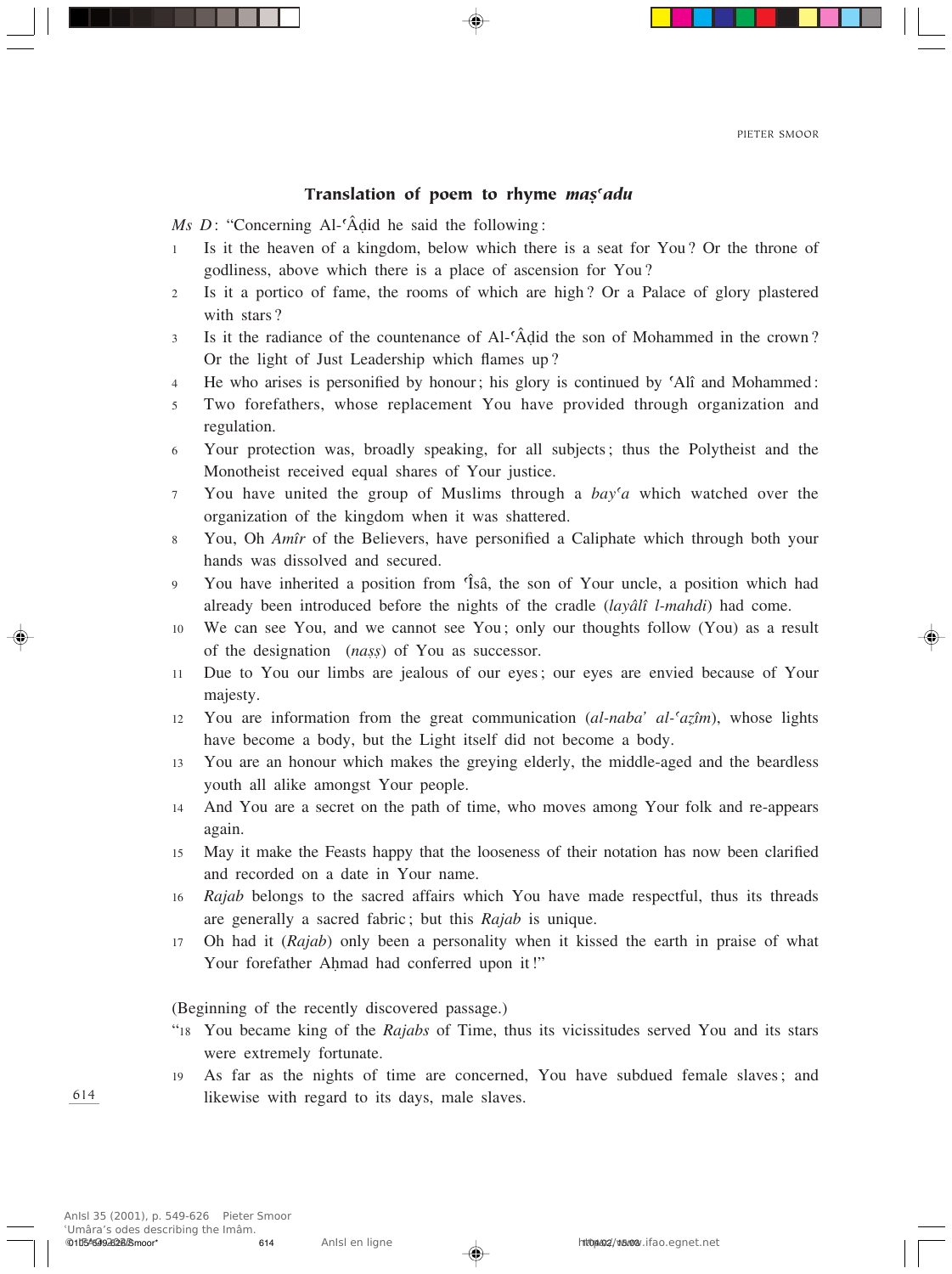## Translation of poem to rhyme *maṣʿadu*

*Ms D*: "Concerning Al-ʿÂḍid he said the following:

1 Is it the heaven of a kingdom, below which there is a seat for You? Or the throne of godliness, above which there is a place of ascension for You?

2 Is it a portico of fame, the rooms of which are high? Or a Palace of glory plastered with stars?

3 Is it the radiance of the countenance of Al-ʿÂḍid the son of Mohammed in the crown? Or the light of Just Leadership which flames up?

4 He who arises is personified by honour; his glory is continued by ʿAlî and Mohammed:

5 Two forefathers, whose replacement You have provided through organization and regulation.

6 Your protection was, broadly speaking, for all subjects; thus the Polytheist and the Monotheist received equal shares of Your justice.

7 You have united the group of Muslims through a *bayʿa* which watched over the organization of the kingdom when it was shattered.

8 You, Oh *Amîr* of the Believers, have personified a Caliphate which through both your hands was dissolved and secured.

9 You have inherited a position from ʿÎsâ, the son of Your uncle, a position which had already been introduced before the nights of the cradle (*layâlî l-mahdi*) had come.

10 We can see You, and we cannot see You; only our thoughts follow (You) as a result of the designation (*naṣṣ*) of You as successor.

11 Due to You our limbs are jealous of our eyes; our eyes are envied because of Your majesty.

12 You are information from the great communication (*al-nabaʾ al-ʿaẓîm*), whose lights have become a body, but the Light itself did not become a body.

13 You are an honour which makes the greying elderly, the middle-aged and the beardless youth all alike amongst Your people.

14 And You are a secret on the path of time, who moves among Your folk and re-appears again.

15 May it make the Feasts happy that the looseness of their notation has now been clarified and recorded on a date in Your name.

16 *Rajab* belongs to the sacred affairs which You have made respectful, thus its threads are generally a sacred fabric; but this *Rajab* is unique.

17 Oh had it (*Rajab*) only been a personality when it kissed the earth in praise of what Your forefather Aḥmad had conferred upon it!"

(Beginning of the recently discovered passage.)

"18 You became king of the *Rajabs* of Time, thus its vicissitudes served You and its stars were extremely fortunate.

19 As far as the nights of time are concerned, You have subdued female slaves; and likewise with regard to its days, male slaves.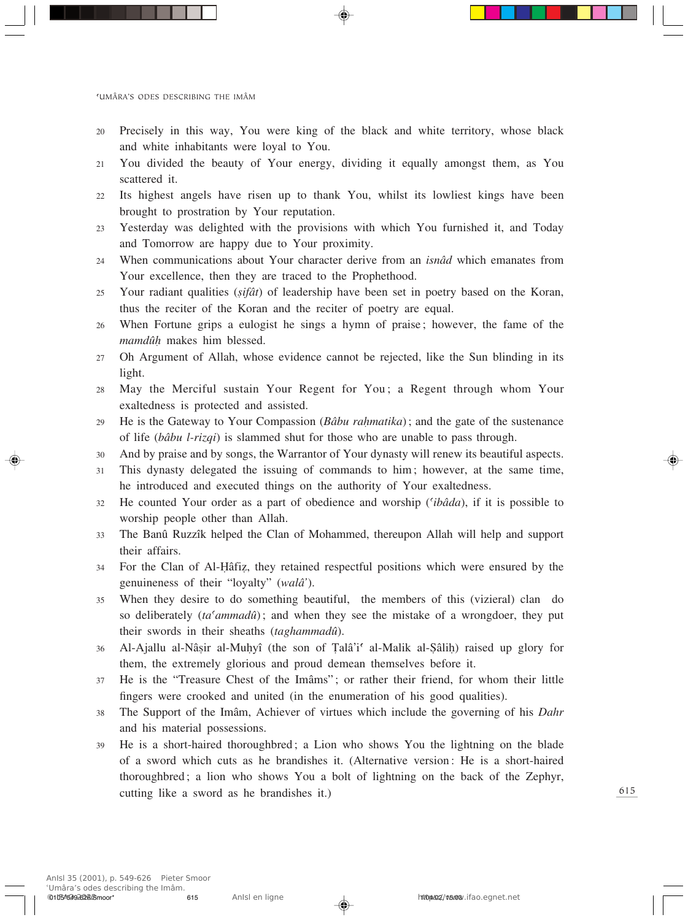20 Precisely in this way, You were king of the black and white territory, whose black and white inhabitants were loyal to You.

21 You divided the beauty of Your energy, dividing it equally amongst them, as You scattered it.

22 Its highest angels have risen up to thank You, whilst its lowliest kings have been brought to prostration by Your reputation.

23 Yesterday was delighted with the provisions with which You furnished it, and Today and Tomorrow are happy due to Your proximity.

24 When communications about Your character derive from an *isnâd* which emanates from Your excellence, then they are traced to the Prophethood.

25 Your radiant qualities (*ṣifât*) of leadership have been set in poetry based on the Koran, thus the reciter of the Koran and the reciter of poetry are equal.

26 When Fortune grips a eulogist he sings a hymn of praise; however, the fame of the *mamdûḥ* makes him blessed.

27 Oh Argument of Allah, whose evidence cannot be rejected, like the Sun blinding in its light.

28 May the Merciful sustain Your Regent for You; a Regent through whom Your exaltedness is protected and assisted.

29 He is the Gateway to Your Compassion (*Bâbu raḥmatika*); and the gate of the sustenance of life (*bâbu l-rizqi*) is slammed shut for those who are unable to pass through.

30 And by praise and by songs, the Warrantor of Your dynasty will renew its beautiful aspects.

31 This dynasty delegated the issuing of commands to him; however, at the same time, he introduced and executed things on the authority of Your exaltedness.

32 He counted Your order as a part of obedience and worship (*ʿibâda*), if it is possible to worship people other than Allah.

33 The Banû Ruzzîk helped the Clan of Mohammed, thereupon Allah will help and support their affairs.

34 For the Clan of Al-Ḥâfiẓ, they retained respectful positions which were ensured by the genuineness of their "loyalty" (*walâ'*).

35 When they desire to do something beautiful, the members of this (vizieral) clan do so deliberately (*taʿammadû*); and when they see the mistake of a wrongdoer, they put their swords in their sheaths (*taghammadû*).

36 Al-Ajallu al-Nâṣir al-Muḥyî (the son of Ṭalâ'iʿ al-Malik al-Ṣâliḥ) raised up glory for them, the extremely glorious and proud demean themselves before it.

37 He is the "Treasure Chest of the Imâms"; or rather their friend, for whom their little fingers were crooked and united (in the enumeration of his good qualities).

38 The Support of the Imâm, Achiever of virtues which include the governing of his *Dahr* and his material possessions.

39 He is a short-haired thoroughbred; a Lion who shows You the lightning on the blade of a sword which cuts as he brandishes it. (Alternative version: He is a short-haired thoroughbred; a lion who shows You a bolt of lightning on the back of the Zephyr, cutting like a sword as he brandishes it.)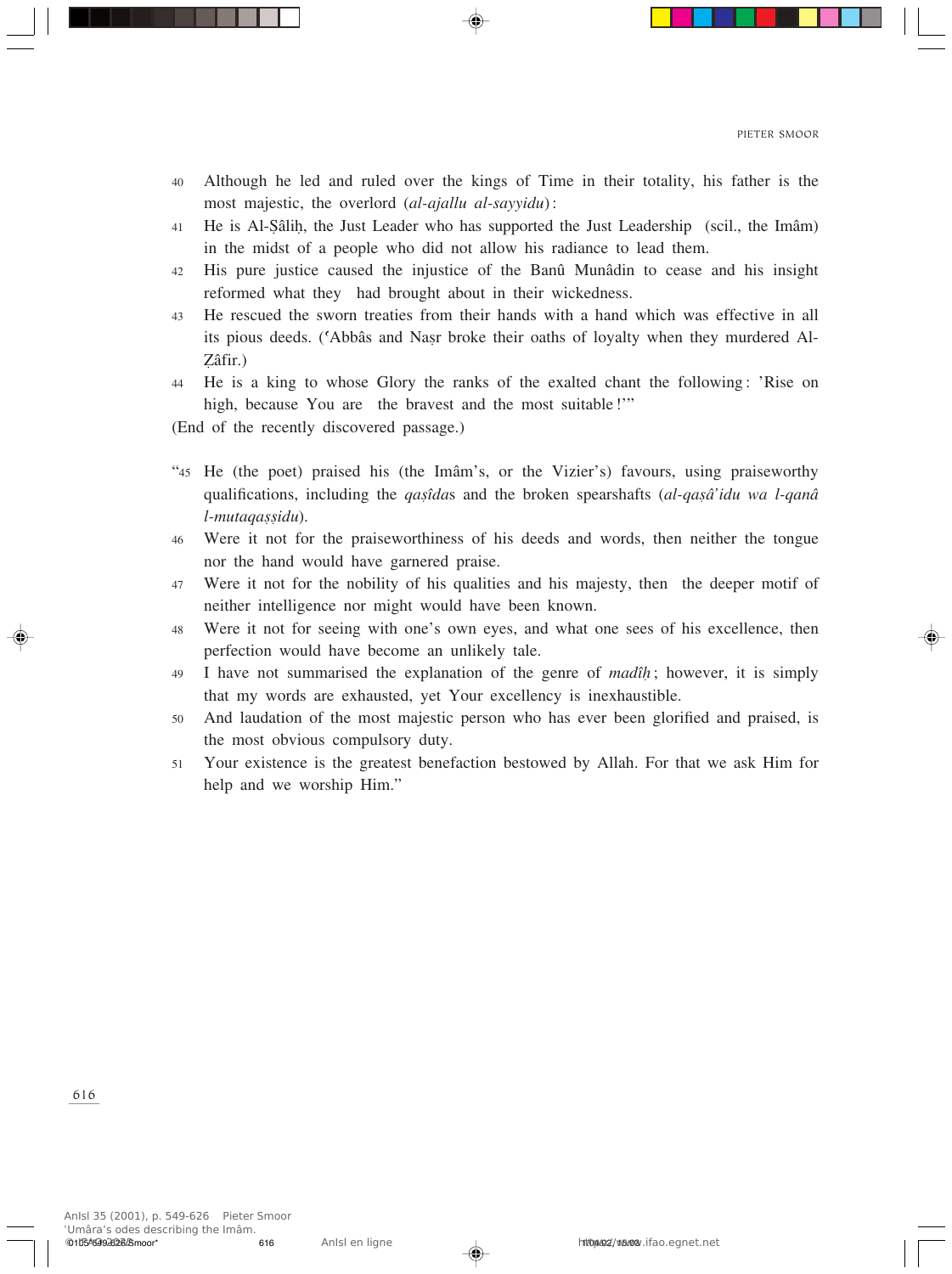40 Although he led and ruled over the kings of Time in their totality, his father is the most majestic, the overlord (*al-ajallu al-sayyidu*):

41 He is Al-Ṣâliḥ, the Just Leader who has supported the Just Leadership (scil., the Imâm) in the midst of a people who did not allow his radiance to lead them.

42 His pure justice caused the injustice of the Banû Munâdin to cease and his insight reformed what they had brought about in their wickedness.

43 He rescued the sworn treaties from their hands with a hand which was effective in all its pious deeds. (ʿAbbâs and Naṣr broke their oaths of loyalty when they murdered Al-Ẓâfir.)

44 He is a king to whose Glory the ranks of the exalted chant the following: 'Rise on high, because You are the bravest and the most suitable!'"

(End of the recently discovered passage.)

"45 He (the poet) praised his (the Imâm's, or the Vizier's) favours, using praiseworthy qualifications, including the *qaṣîda*s and the broken spearshafts (*al-qaṣâ'idu wa l-qanâ l-mutaqaṣṣidu*).

46 Were it not for the praiseworthiness of his deeds and words, then neither the tongue nor the hand would have garnered praise.

47 Were it not for the nobility of his qualities and his majesty, then the deeper motif of neither intelligence nor might would have been known.

48 Were it not for seeing with one's own eyes, and what one sees of his excellence, then perfection would have become an unlikely tale.

49 I have not summarised the explanation of the genre of *madîḥ*; however, it is simply that my words are exhausted, yet Your excellency is inexhaustible.

50 And laudation of the most majestic person who has ever been glorified and praised, is the most obvious compulsory duty.

51 Your existence is the greatest benefaction bestowed by Allah. For that we ask Him for help and we worship Him."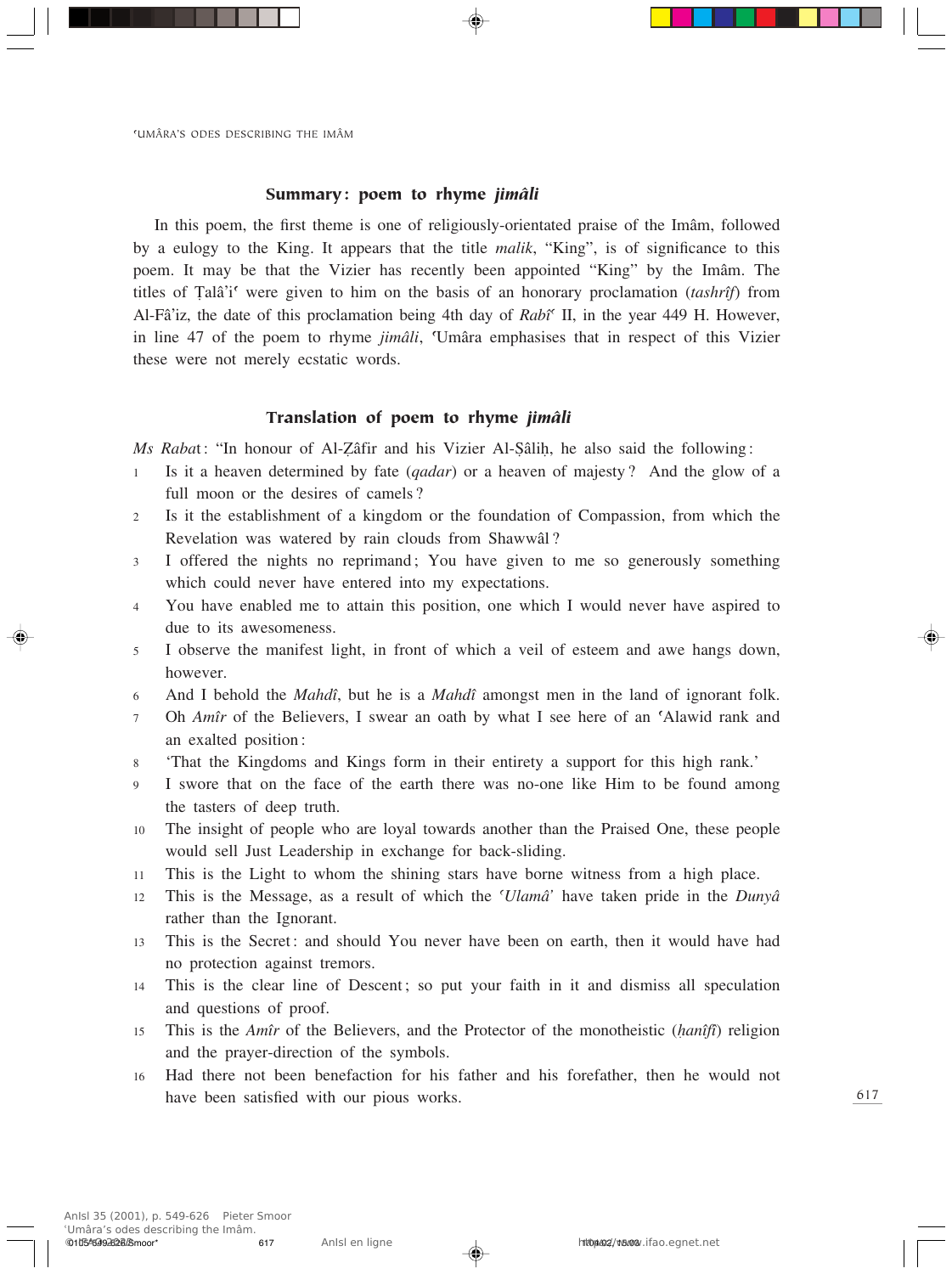## Summary: poem to rhyme *jimâli*

In this poem, the first theme is one of religiously-orientated praise of the Imâm, followed by a eulogy to the King. It appears that the title *malik*, "King", is of significance to this poem. It may be that the Vizier has recently been appointed "King" by the Imâm. The titles of Ṭalâ'iʿ were given to him on the basis of an honorary proclamation (*tashrîf*) from Al-Fâ'iz, the date of this proclamation being 4th day of *Rabîʿ* II, in the year 449 H. However, in line 47 of the poem to rhyme *jimâli*, ʿUmâra emphasises that in respect of this Vizier these were not merely ecstatic words.

## Translation of poem to rhyme *jimâli*

*Ms Rabat*: "In honour of Al-Ẓâfir and his Vizier Al-Ṣâliḥ, he also said the following:

1. Is it a heaven determined by fate (*qadar*) or a heaven of majesty? And the glow of a full moon or the desires of camels?
2. Is it the establishment of a kingdom or the foundation of Compassion, from which the Revelation was watered by rain clouds from Shawwâl?
3. I offered the nights no reprimand; You have given to me so generously something which could never have entered into my expectations.
4. You have enabled me to attain this position, one which I would never have aspired to due to its awesomeness.
5. I observe the manifest light, in front of which a veil of esteem and awe hangs down, however.
6. And I behold the *Mahdî*, but he is a *Mahdî* amongst men in the land of ignorant folk.
7. Oh *Amîr* of the Believers, I swear an oath by what I see here of an ʿAlawid rank and an exalted position:
8. 'That the Kingdoms and Kings form in their entirety a support for this high rank.'
9. I swore that on the face of the earth there was no-one like Him to be found among the tasters of deep truth.
10. The insight of people who are loyal towards another than the Praised One, these people would sell Just Leadership in exchange for back-sliding.
11. This is the Light to whom the shining stars have borne witness from a high place.
12. This is the Message, as a result of which the *ʿUlamâ'* have taken pride in the *Dunyâ* rather than the Ignorant.
13. This is the Secret: and should You never have been on earth, then it would have had no protection against tremors.
14. This is the clear line of Descent; so put your faith in it and dismiss all speculation and questions of proof.
15. This is the *Amîr* of the Believers, and the Protector of the monotheistic (*ḥanîfî*) religion and the prayer-direction of the symbols.
16. Had there not been benefaction for his father and his forefather, then he would not have been satisfied with our pious works.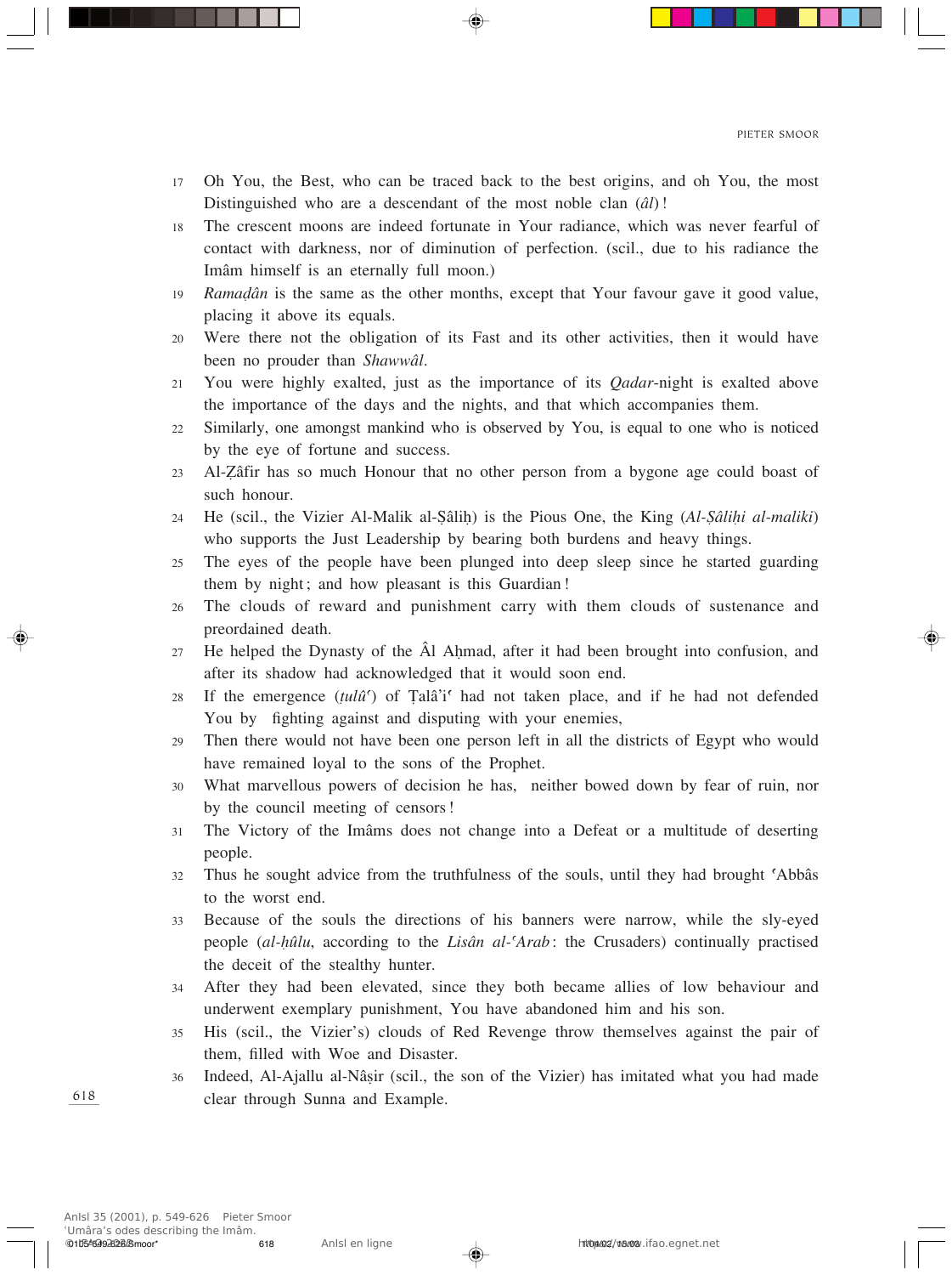17 Oh You, the Best, who can be traced back to the best origins, and oh You, the most Distinguished who are a descendant of the most noble clan (*âl*)!

18 The crescent moons are indeed fortunate in Your radiance, which was never fearful of contact with darkness, nor of diminution of perfection. (scil., due to his radiance the Imâm himself is an eternally full moon.)

19 *Ramaḍân* is the same as the other months, except that Your favour gave it good value, placing it above its equals.

20 Were there not the obligation of its Fast and its other activities, then it would have been no prouder than *Shawwâl*.

21 You were highly exalted, just as the importance of its *Qadar*-night is exalted above the importance of the days and the nights, and that which accompanies them.

22 Similarly, one amongst mankind who is observed by You, is equal to one who is noticed by the eye of fortune and success.

23 Al-Ẓâfir has so much Honour that no other person from a bygone age could boast of such honour.

24 He (scil., the Vizier Al-Malik al-Ṣâliḥ) is the Pious One, the King (*Al-Ṣâliḥi al-maliki*) who supports the Just Leadership by bearing both burdens and heavy things.

25 The eyes of the people have been plunged into deep sleep since he started guarding them by night; and how pleasant is this Guardian!

26 The clouds of reward and punishment carry with them clouds of sustenance and preordained death.

27 He helped the Dynasty of the Âl Aḥmad, after it had been brought into confusion, and after its shadow had acknowledged that it would soon end.

28 If the emergence (*ṭulûʿ*) of Ṭalâʾiʿ had not taken place, and if he had not defended You by fighting against and disputing with your enemies,

29 Then there would not have been one person left in all the districts of Egypt who would have remained loyal to the sons of the Prophet.

30 What marvellous powers of decision he has, neither bowed down by fear of ruin, nor by the council meeting of censors!

31 The Victory of the Imâms does not change into a Defeat or a multitude of deserting people.

32 Thus he sought advice from the truthfulness of the souls, until they had brought ʿAbbâs to the worst end.

33 Because of the souls the directions of his banners were narrow, while the sly-eyed people (*al-ḥûlu*, according to the *Lisân al-ʿArab*: the Crusaders) continually practised the deceit of the stealthy hunter.

34 After they had been elevated, since they both became allies of low behaviour and underwent exemplary punishment, You have abandoned him and his son.

35 His (scil., the Vizier's) clouds of Red Revenge throw themselves against the pair of them, filled with Woe and Disaster.

36 Indeed, Al-Ajallu al-Nâṣir (scil., the son of the Vizier) has imitated what you had made clear through Sunna and Example.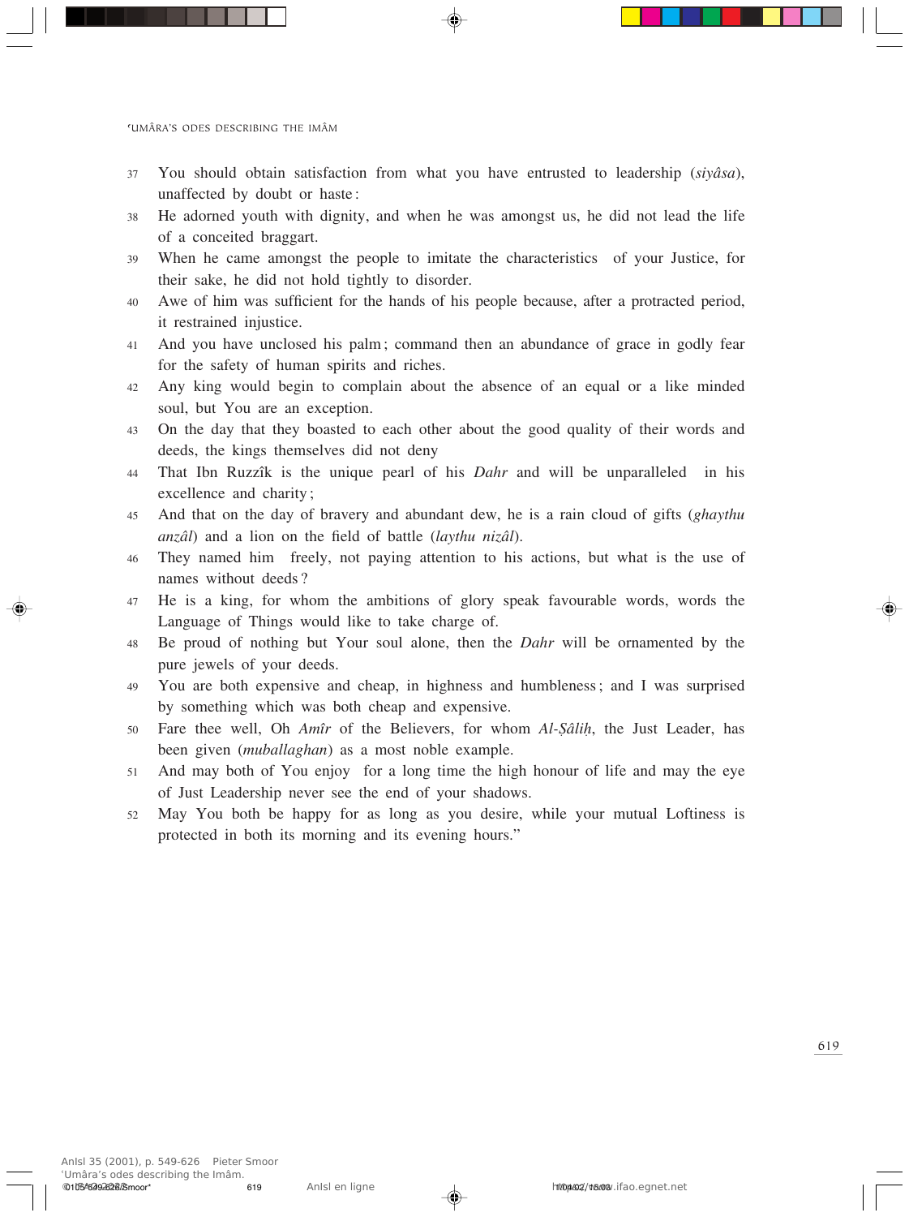37 You should obtain satisfaction from what you have entrusted to leadership (*siyâsa*), unaffected by doubt or haste:

38 He adorned youth with dignity, and when he was amongst us, he did not lead the life of a conceited braggart.

39 When he came amongst the people to imitate the characteristics of your Justice, for their sake, he did not hold tightly to disorder.

40 Awe of him was sufficient for the hands of his people because, after a protracted period, it restrained injustice.

41 And you have unclosed his palm; command then an abundance of grace in godly fear for the safety of human spirits and riches.

42 Any king would begin to complain about the absence of an equal or a like minded soul, but You are an exception.

43 On the day that they boasted to each other about the good quality of their words and deeds, the kings themselves did not deny

44 That Ibn Ruzzîk is the unique pearl of his *Dahr* and will be unparalleled in his excellence and charity;

45 And that on the day of bravery and abundant dew, he is a rain cloud of gifts (*ghaythu anzâl*) and a lion on the field of battle (*laythu nizâl*).

46 They named him freely, not paying attention to his actions, but what is the use of names without deeds?

47 He is a king, for whom the ambitions of glory speak favourable words, words the Language of Things would like to take charge of.

48 Be proud of nothing but Your soul alone, then the *Dahr* will be ornamented by the pure jewels of your deeds.

49 You are both expensive and cheap, in highness and humbleness; and I was surprised by something which was both cheap and expensive.

50 Fare thee well, Oh *Amîr* of the Believers, for whom *Al-Ṣâliḥ*, the Just Leader, has been given (*muballaghan*) as a most noble example.

51 And may both of You enjoy for a long time the high honour of life and may the eye of Just Leadership never see the end of your shadows.

52 May You both be happy for as long as you desire, while your mutual Loftiness is protected in both its morning and its evening hours."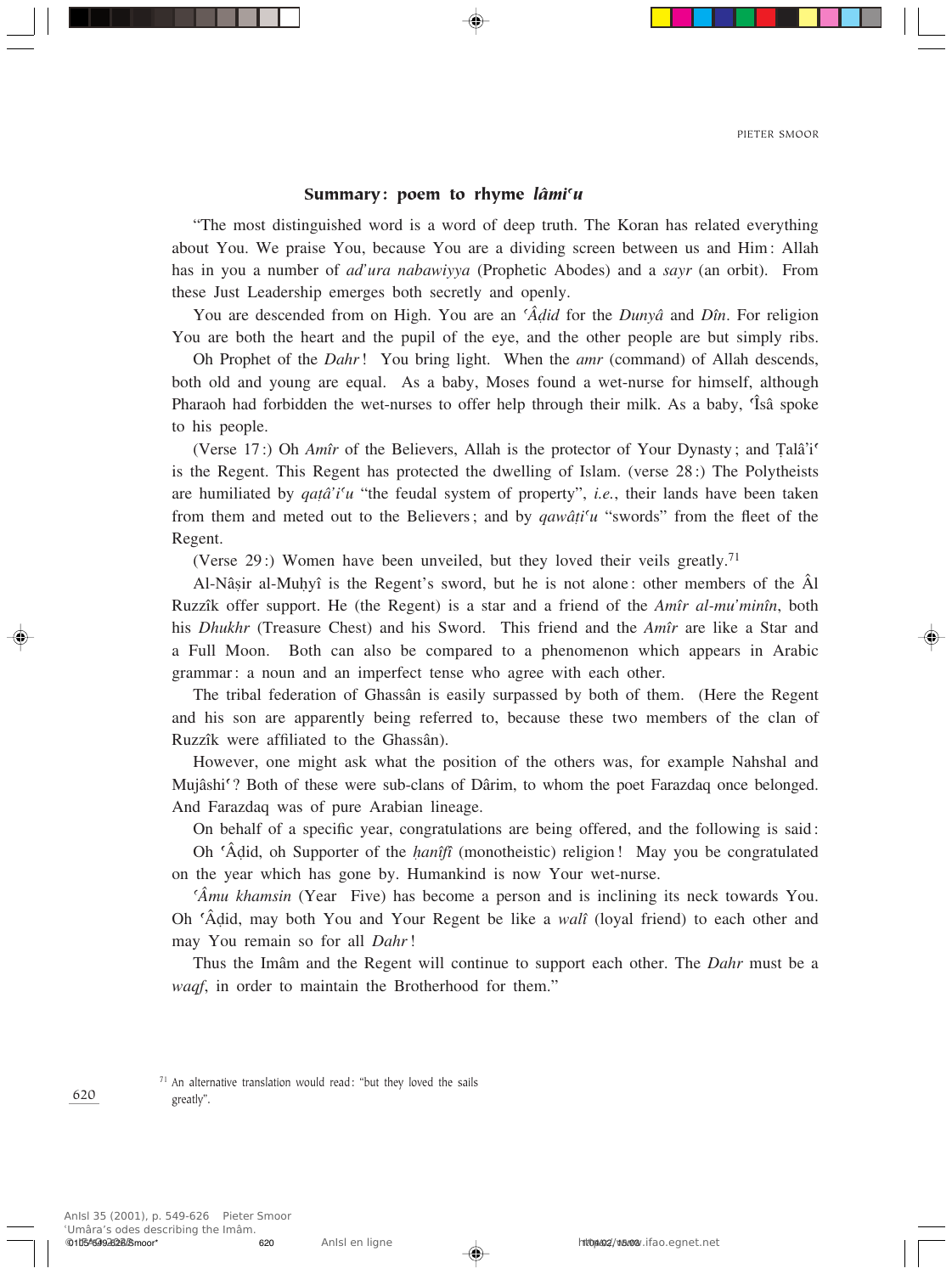## Summary: poem to rhyme *lâmiʿu*

"The most distinguished word is a word of deep truth. The Koran has related everything about You. We praise You, because You are a dividing screen between us and Him: Allah has in you a number of *ad'ura nabawiyya* (Prophetic Abodes) and a *sayr* (an orbit). From these Just Leadership emerges both secretly and openly.

You are descended from on High. You are an *ʿÂḍid* for the *Dunyâ* and *Dîn*. For religion You are both the heart and the pupil of the eye, and the other people are but simply ribs.

Oh Prophet of the *Dahr*! You bring light. When the *amr* (command) of Allah descends, both old and young are equal. As a baby, Moses found a wet-nurse for himself, although Pharaoh had forbidden the wet-nurses to offer help through their milk. As a baby, ʿÎsâ spoke to his people.

(Verse 17:) Oh *Amîr* of the Believers, Allah is the protector of Your Dynasty; and Ṭalâ'iʿ is the Regent. This Regent has protected the dwelling of Islam. (verse 28:) The Polytheists are humiliated by *qaṭâ'iʿu* "the feudal system of property", *i.e.*, their lands have been taken from them and meted out to the Believers; and by *qawâṭiʿu* "swords" from the fleet of the Regent.

(Verse 29:) Women have been unveiled, but they loved their veils greatly.[71]

Al-Nâṣir al-Muḥyî is the Regent's sword, but he is not alone: other members of the Âl Ruzzîk offer support. He (the Regent) is a star and a friend of the *Amîr al-mu'minîn*, both his *Dhukhr* (Treasure Chest) and his Sword. This friend and the *Amîr* are like a Star and a Full Moon. Both can also be compared to a phenomenon which appears in Arabic grammar: a noun and an imperfect tense who agree with each other.

The tribal federation of Ghassân is easily surpassed by both of them. (Here the Regent and his son are apparently being referred to, because these two members of the clan of Ruzzîk were affiliated to the Ghassân).

However, one might ask what the position of the others was, for example Nahshal and Mujâshiʿ? Both of these were sub-clans of Dârim, to whom the poet Farazdaq once belonged. And Farazdaq was of pure Arabian lineage.

On behalf of a specific year, congratulations are being offered, and the following is said:

Oh ʿÂḍid, oh Supporter of the *ḥanîfî* (monotheistic) religion! May you be congratulated on the year which has gone by. Humankind is now Your wet-nurse.

*ʿÂmu khamsin* (Year Five) has become a person and is inclining its neck towards You. Oh ʿÂḍid, may both You and Your Regent be like a *walî* (loyal friend) to each other and may You remain so for all *Dahr*!

Thus the Imâm and the Regent will continue to support each other. The *Dahr* must be a *waqf*, in order to maintain the Brotherhood for them."

[71] An alternative translation would read: "but they loved the sails greatly".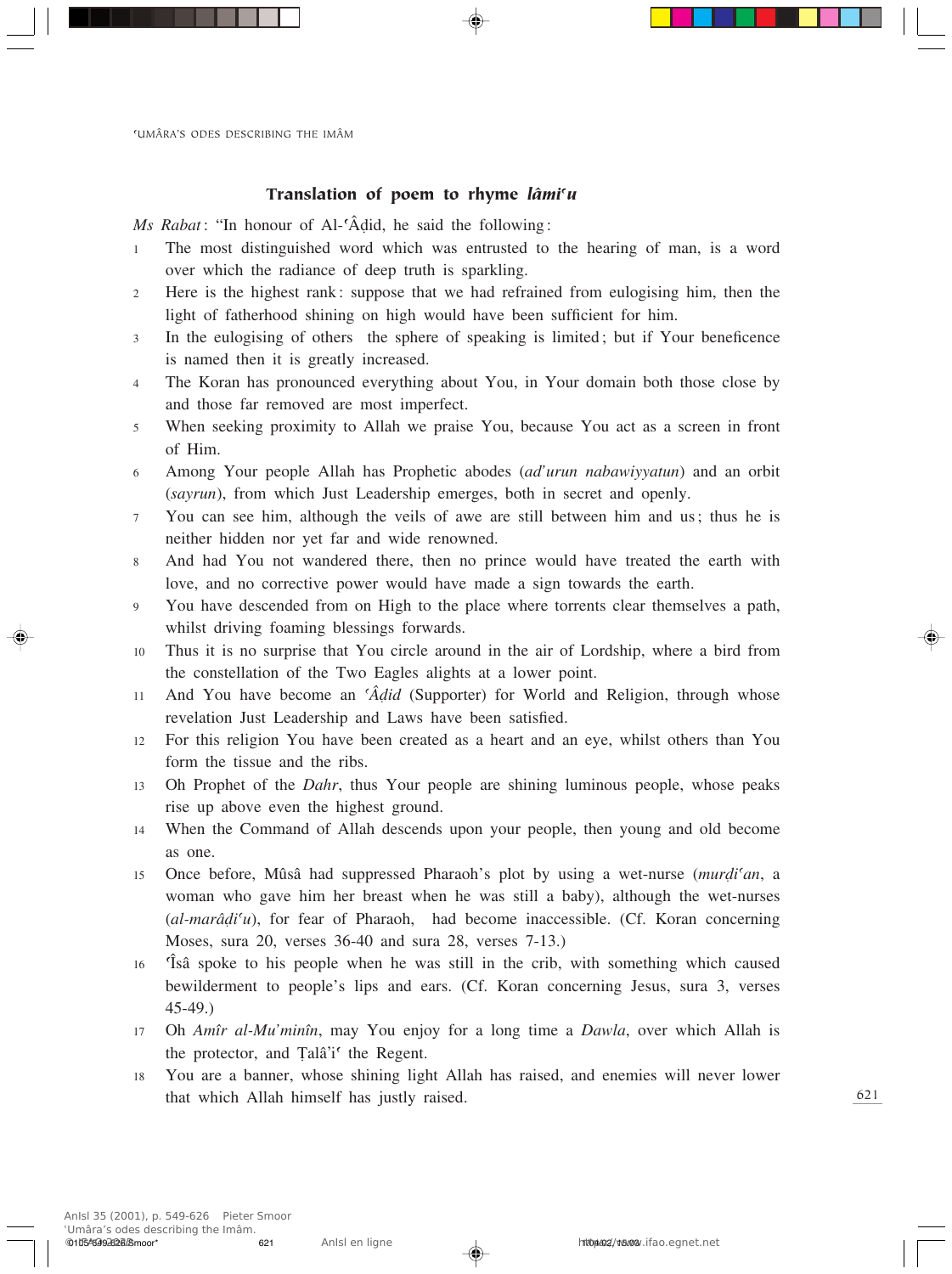### Translation of poem to rhyme *lâmiʿu*

*Ms Rabat*: "In honour of Al-ʿÂḍid, he said the following:

1. The most distinguished word which was entrusted to the hearing of man, is a word over which the radiance of deep truth is sparkling.
2. Here is the highest rank: suppose that we had refrained from eulogising him, then the light of fatherhood shining on high would have been sufficient for him.
3. In the eulogising of others the sphere of speaking is limited; but if Your beneficence is named then it is greatly increased.
4. The Koran has pronounced everything about You, in Your domain both those close by and those far removed are most imperfect.
5. When seeking proximity to Allah we praise You, because You act as a screen in front of Him.
6. Among Your people Allah has Prophetic abodes (*adʾurun nabawiyyatun*) and an orbit (*sayrun*), from which Just Leadership emerges, both in secret and openly.
7. You can see him, although the veils of awe are still between him and us; thus he is neither hidden nor yet far and wide renowned.
8. And had You not wandered there, then no prince would have treated the earth with love, and no corrective power would have made a sign towards the earth.
9. You have descended from on High to the place where torrents clear themselves a path, whilst driving foaming blessings forwards.
10. Thus it is no surprise that You circle around in the air of Lordship, where a bird from the constellation of the Two Eagles alights at a lower point.
11. And You have become an *ʿÂḍid* (Supporter) for World and Religion, through whose revelation Just Leadership and Laws have been satisfied.
12. For this religion You have been created as a heart and an eye, whilst others than You form the tissue and the ribs.
13. Oh Prophet of the *Dahr*, thus Your people are shining luminous people, whose peaks rise up above even the highest ground.
14. When the Command of Allah descends upon your people, then young and old become as one.
15. Once before, Mûsâ had suppressed Pharaoh's plot by using a wet-nurse (*murḍiʿan*, a woman who gave him her breast when he was still a baby), although the wet-nurses (*al-marâḍiʿu*), for fear of Pharaoh, had become inaccessible. (Cf. Koran concerning Moses, sura 20, verses 36-40 and sura 28, verses 7-13.)
16. ʿÎsâ spoke to his people when he was still in the crib, with something which caused bewilderment to people's lips and ears. (Cf. Koran concerning Jesus, sura 3, verses 45-49.)
17. Oh *Amîr al-Muʾminîn*, may You enjoy for a long time a *Dawla*, over which Allah is the protector, and Ṭalâʾiʿ the Regent.
18. You are a banner, whose shining light Allah has raised, and enemies will never lower that which Allah himself has justly raised.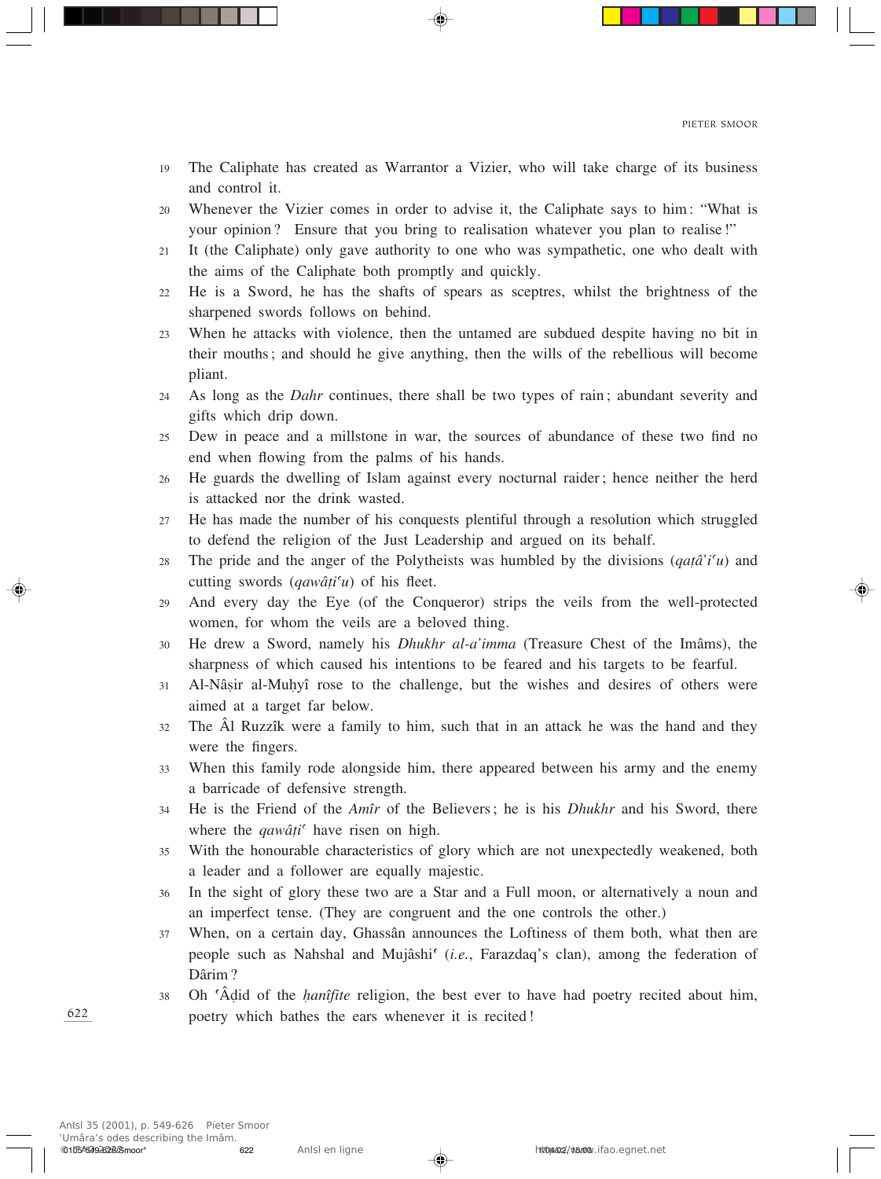19 The Caliphate has created as Warrantor a Vizier, who will take charge of its business and control it.

20 Whenever the Vizier comes in order to advise it, the Caliphate says to him: "What is your opinion? Ensure that you bring to realisation whatever you plan to realise!"

21 It (the Caliphate) only gave authority to one who was sympathetic, one who dealt with the aims of the Caliphate both promptly and quickly.

22 He is a Sword, he has the shafts of spears as sceptres, whilst the brightness of the sharpened swords follows on behind.

23 When he attacks with violence, then the untamed are subdued despite having no bit in their mouths; and should he give anything, then the wills of the rebellious will become pliant.

24 As long as the *Dahr* continues, there shall be two types of rain; abundant severity and gifts which drip down.

25 Dew in peace and a millstone in war, the sources of abundance of these two find no end when flowing from the palms of his hands.

26 He guards the dwelling of Islam against every nocturnal raider; hence neither the herd is attacked nor the drink wasted.

27 He has made the number of his conquests plentiful through a resolution which struggled to defend the religion of the Just Leadership and argued on its behalf.

28 The pride and the anger of the Polytheists was humbled by the divisions (*qaṭâ'iʿu*) and cutting swords (*qawâṭiʿu*) of his fleet.

29 And every day the Eye (of the Conqueror) strips the veils from the well-protected women, for whom the veils are a beloved thing.

30 He drew a Sword, namely his *Dhukhr al-a'imma* (Treasure Chest of the Imâms), the sharpness of which caused his intentions to be feared and his targets to be fearful.

31 Al-Nâṣir al-Muḥyî rose to the challenge, but the wishes and desires of others were aimed at a target far below.

32 The Âl Ruzzîk were a family to him, such that in an attack he was the hand and they were the fingers.

33 When this family rode alongside him, there appeared between his army and the enemy a barricade of defensive strength.

34 He is the Friend of the *Amîr* of the Believers; he is his *Dhukhr* and his Sword, there where the *qawâṭiʿ* have risen on high.

35 With the honourable characteristics of glory which are not unexpectedly weakened, both a leader and a follower are equally majestic.

36 In the sight of glory these two are a Star and a Full moon, or alternatively a noun and an imperfect tense. (They are congruent and the one controls the other.)

37 When, on a certain day, Ghassân announces the Loftiness of them both, what then are people such as Nahshal and Mujâshiʿ (*i.e.*, Farazdaq's clan), among the federation of Dârim?

38 Oh ʿÂḍid of the *ḥanîfite* religion, the best ever to have had poetry recited about him, poetry which bathes the ears whenever it is recited!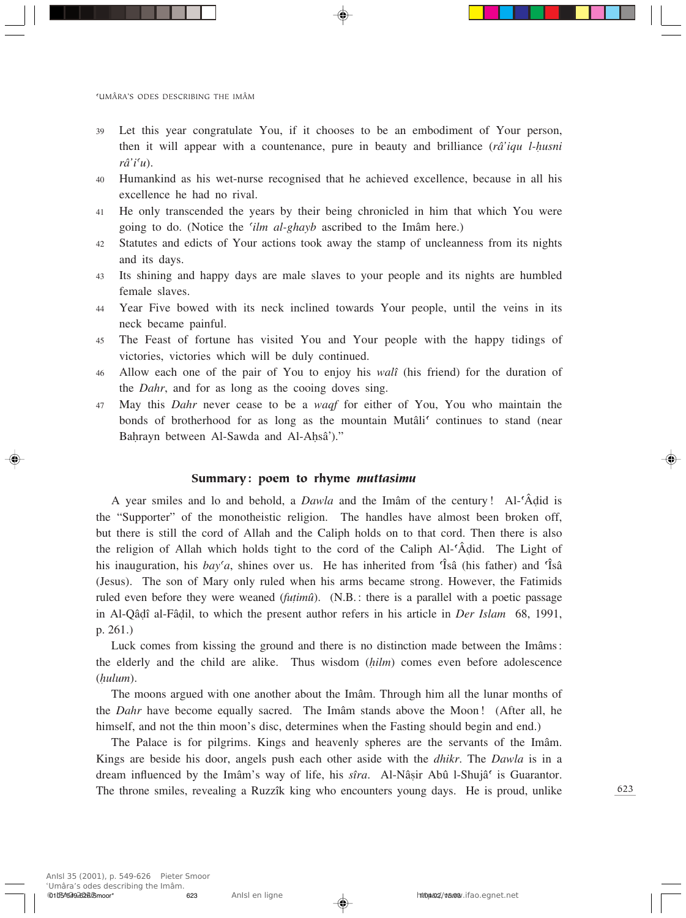39 Let this year congratulate You, if it chooses to be an embodiment of Your person, then it will appear with a countenance, pure in beauty and brilliance (*râ'iqu l-ḥusni râ'iʿu*).

40 Humankind as his wet-nurse recognised that he achieved excellence, because in all his excellence he had no rival.

41 He only transcended the years by their being chronicled in him that which You were going to do. (Notice the *ʿilm al-ghayb* ascribed to the Imâm here.)

42 Statutes and edicts of Your actions took away the stamp of uncleanness from its nights and its days.

43 Its shining and happy days are male slaves to your people and its nights are humbled female slaves.

44 Year Five bowed with its neck inclined towards Your people, until the veins in its neck became painful.

45 The Feast of fortune has visited You and Your people with the happy tidings of victories, victories which will be duly continued.

46 Allow each one of the pair of You to enjoy his *walî* (his friend) for the duration of the *Dahr*, and for as long as the cooing doves sing.

47 May this *Dahr* never cease to be a *waqf* for either of You, You who maintain the bonds of brotherhood for as long as the mountain Mutâliʿ continues to stand (near Baḥrayn between Al-Sawda and Al-Aḥsâ')."

### Summary: poem to rhyme *muttasimu*

A year smiles and lo and behold, a *Dawla* and the Imâm of the century! Al-ʿÂḍid is the "Supporter" of the monotheistic religion. The handles have almost been broken off, but there is still the cord of Allah and the Caliph holds on to that cord. Then there is also the religion of Allah which holds tight to the cord of the Caliph Al-ʿÂḍid. The Light of his inauguration, his *bayʿa*, shines over us. He has inherited from ʿÎsâ (his father) and ʿÎsâ (Jesus). The son of Mary only ruled when his arms became strong. However, the Fatimids ruled even before they were weaned (*fuṭimû*). (N.B.: there is a parallel with a poetic passage in Al-Qâḍî al-Fâḍil, to which the present author refers in his article in *Der Islam* 68, 1991, p. 261.)

Luck comes from kissing the ground and there is no distinction made between the Imâms: the elderly and the child are alike. Thus wisdom (*ḥilm*) comes even before adolescence (*ḥulum*).

The moons argued with one another about the Imâm. Through him all the lunar months of the *Dahr* have become equally sacred. The Imâm stands above the Moon! (After all, he himself, and not the thin moon's disc, determines when the Fasting should begin and end.)

The Palace is for pilgrims. Kings and heavenly spheres are the servants of the Imâm. Kings are beside his door, angels push each other aside with the *dhikr*. The *Dawla* is in a dream influenced by the Imâm's way of life, his *sîra*. Al-Nâṣir Abû l-Shujâʿ is Guarantor. The throne smiles, revealing a Ruzzîk king who encounters young days. He is proud, unlike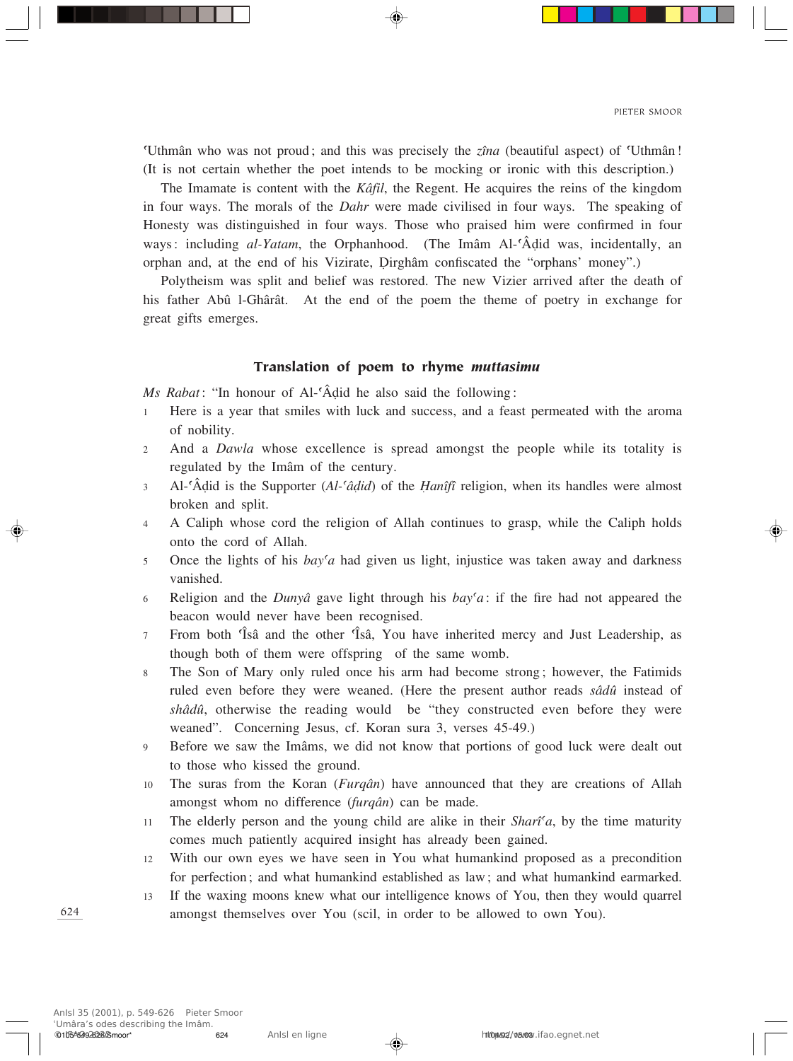ʿUthmân who was not proud; and this was precisely the *zîna* (beautiful aspect) of ʿUthmân! (It is not certain whether the poet intends to be mocking or ironic with this description.)

The Imamate is content with the *Kâfil*, the Regent. He acquires the reins of the kingdom in four ways. The morals of the *Dahr* were made civilised in four ways. The speaking of Honesty was distinguished in four ways. Those who praised him were confirmed in four ways: including *al-Yatam*, the Orphanhood. (The Imâm Al-ʿÂḍid was, incidentally, an orphan and, at the end of his Vizirate, Ḍirghâm confiscated the "orphans' money".)

Polytheism was split and belief was restored. The new Vizier arrived after the death of his father Abû l-Ghârât. At the end of the poem the theme of poetry in exchange for great gifts emerges.

### Translation of poem to rhyme *muttasimu*

*Ms Rabat*: "In honour of Al-ʿÂḍid he also said the following:

1. Here is a year that smiles with luck and success, and a feast permeated with the aroma of nobility.
2. And a *Dawla* whose excellence is spread amongst the people while its totality is regulated by the Imâm of the century.
3. Al-ʿÂḍid is the Supporter (*Al-ʿâḍid*) of the *Ḥanîfî* religion, when its handles were almost broken and split.
4. A Caliph whose cord the religion of Allah continues to grasp, while the Caliph holds onto the cord of Allah.
5. Once the lights of his *bayʿa* had given us light, injustice was taken away and darkness vanished.
6. Religion and the *Dunyâ* gave light through his *bayʿa*: if the fire had not appeared the beacon would never have been recognised.
7. From both ʿÎsâ and the other ʿÎsâ, You have inherited mercy and Just Leadership, as though both of them were offspring of the same womb.
8. The Son of Mary only ruled once his arm had become strong; however, the Fatimids ruled even before they were weaned. (Here the present author reads *sâdû* instead of *shâdû*, otherwise the reading would be "they constructed even before they were weaned". Concerning Jesus, cf. Koran sura 3, verses 45-49.)
9. Before we saw the Imâms, we did not know that portions of good luck were dealt out to those who kissed the ground.
10. The suras from the Koran (*Furqân*) have announced that they are creations of Allah amongst whom no difference (*furqân*) can be made.
11. The elderly person and the young child are alike in their *Sharîʿa*, by the time maturity comes much patiently acquired insight has already been gained.
12. With our own eyes we have seen in You what humankind proposed as a precondition for perfection; and what humankind established as law; and what humankind earmarked.
13. If the waxing moons knew what our intelligence knows of You, then they would quarrel amongst themselves over You (scil, in order to be allowed to own You).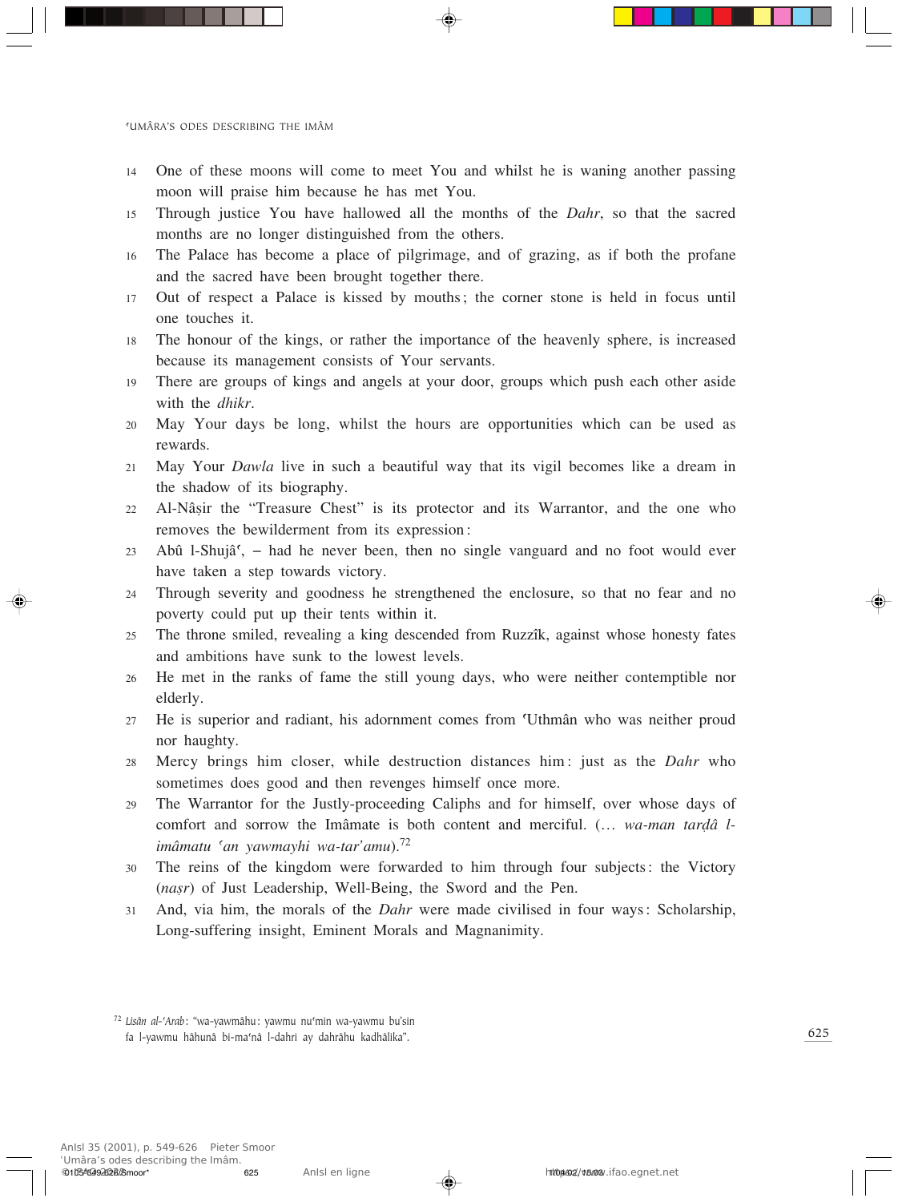14 One of these moons will come to meet You and whilst he is waning another passing moon will praise him because he has met You.

15 Through justice You have hallowed all the months of the *Dahr*, so that the sacred months are no longer distinguished from the others.

16 The Palace has become a place of pilgrimage, and of grazing, as if both the profane and the sacred have been brought together there.

17 Out of respect a Palace is kissed by mouths; the corner stone is held in focus until one touches it.

18 The honour of the kings, or rather the importance of the heavenly sphere, is increased because its management consists of Your servants.

19 There are groups of kings and angels at your door, groups which push each other aside with the *dhikr*.

20 May Your days be long, whilst the hours are opportunities which can be used as rewards.

21 May Your *Dawla* live in such a beautiful way that its vigil becomes like a dream in the shadow of its biography.

22 Al-Nâṣir the "Treasure Chest" is its protector and its Warrantor, and the one who removes the bewilderment from its expression:

23 Abû l-Shujâʿ, – had he never been, then no single vanguard and no foot would ever have taken a step towards victory.

24 Through severity and goodness he strengthened the enclosure, so that no fear and no poverty could put up their tents within it.

25 The throne smiled, revealing a king descended from Ruzzîk, against whose honesty fates and ambitions have sunk to the lowest levels.

26 He met in the ranks of fame the still young days, who were neither contemptible nor elderly.

27 He is superior and radiant, his adornment comes from ʿUthmân who was neither proud nor haughty.

28 Mercy brings him closer, while destruction distances him: just as the *Dahr* who sometimes does good and then revenges himself once more.

29 The Warrantor for the Justly-proceeding Caliphs and for himself, over whose days of comfort and sorrow the Imâmate is both content and merciful. (... *wa-man tarḍâ l-imâmatu ʿan yawmayhi wa-tarʾamu*).[72]

30 The reins of the kingdom were forwarded to him through four subjects: the Victory (*naṣr*) of Just Leadership, Well-Being, the Sword and the Pen.

31 And, via him, the morals of the *Dahr* were made civilised in four ways: Scholarship, Long-suffering insight, Eminent Morals and Magnanimity.

---

[72] *Lisân al-ʿArab*: "wa-yawmâhu: yawmu nuʿmin wa-yawmu buʾsin fa l-yawmu hâhunâ bi-maʿnâ l-dahri ay dahrâhu kadhâlika".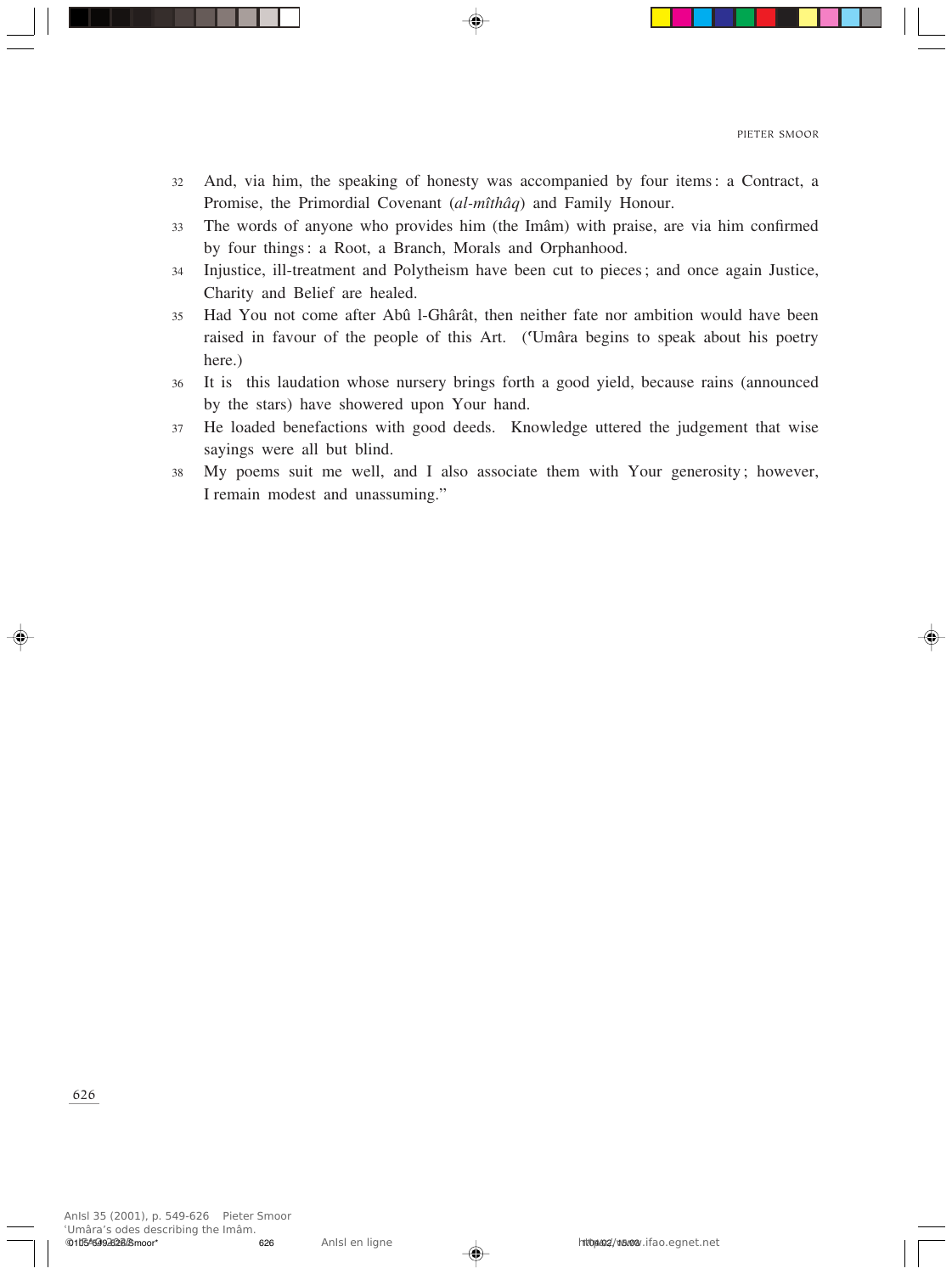32 And, via him, the speaking of honesty was accompanied by four items: a Contract, a Promise, the Primordial Covenant (*al-mîthâq*) and Family Honour.

33 The words of anyone who provides him (the Imâm) with praise, are via him confirmed by four things: a Root, a Branch, Morals and Orphanhood.

34 Injustice, ill-treatment and Polytheism have been cut to pieces; and once again Justice, Charity and Belief are healed.

35 Had You not come after Abû l-Ghârât, then neither fate nor ambition would have been raised in favour of the people of this Art. (ʿUmâra begins to speak about his poetry here.)

36 It is this laudation whose nursery brings forth a good yield, because rains (announced by the stars) have showered upon Your hand.

37 He loaded benefactions with good deeds. Knowledge uttered the judgement that wise sayings were all but blind.

38 My poems suit me well, and I also associate them with Your generosity; however, I remain modest and unassuming."